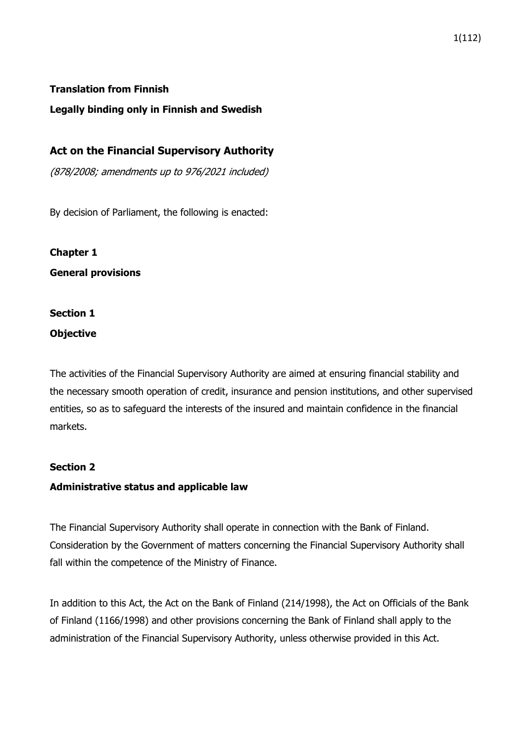**Translation from Finnish**

**Legally binding only in Finnish and Swedish**

# Act on the Financial Supervisory Authority

*(878/2008; amendments up to 976/2021 included)*

By decision of Parliament, the following is enacted:

## Chapter 1

## General provisions

### Section 1

### Objective

The activities of the Financial Supervisory Authority are aimed at ensuring financial stability and the necessary smooth operation of credit, insurance and pension institutions, and other supervised entities, so as to safeguard the interests of the insured and maintain confidence in the financial markets.

### Section 2

### Administrative status and applicable law

The Financial Supervisory Authority shall operate in connection with the Bank of Finland. Consideration by the Government of matters concerning the Financial Supervisory Authority shall fall within the competence of the Ministry of Finance.

In addition to this Act, the Act on the Bank of Finland (214/1998), the Act on Officials of the Bank of Finland (1166/1998) and other provisions concerning the Bank of Finland shall apply to the administration of the Financial Supervisory Authority, unless otherwise provided in this Act.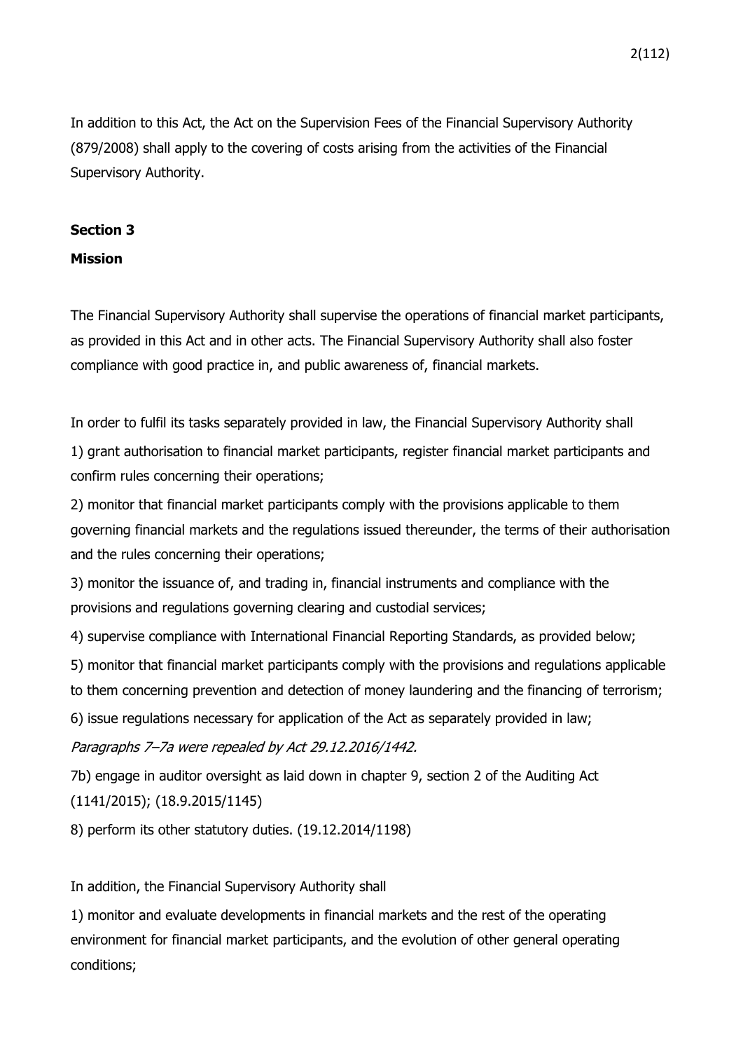In addition to this Act, the Act on the Supervision Fees of the Financial Supervisory Authority (879/2008) shall apply to the covering of costs arising from the activities of the Financial Supervisory Authority.

**Section 3**

**Mission**

The Financial Supervisory Authority shall supervise the operations of financial market participants, as provided in this Act and in other acts. The Financial Supervisory Authority shall also foster compliance with good practice in, and public awareness of, financial markets.

In order to fulfil its tasks separately provided in law, the Financial Supervisory Authority shall

1) grant authorisation to financial market participants, register financial market participants and confirm rules concerning their operations;

2) monitor that financial market participants comply with the provisions applicable to them governing financial markets and the regulations issued thereunder, the terms of their authorisation and the rules concerning their operations;

3) monitor the issuance of, and trading in, financial instruments and compliance with the provisions and regulations governing clearing and custodial services;

4) supervise compliance with International Financial Reporting Standards, as provided below;

5) monitor that financial market participants comply with the provisions and regulations applicable to them concerning prevention and detection of money laundering and the financing of terrorism;

6) issue regulations necessary for application of the Act as separately provided in law;

*Paragraphs 7–7a were repealed by Act 29.12.2016/1442.*

7b) engage in auditor oversight as laid down in chapter 9, section 2 of the Auditing Act (1141/2015); (18.9.2015/1145)

8) perform its other statutory duties. (19.12.2014/1198)

In addition, the Financial Supervisory Authority shall

1) monitor and evaluate developments in financial markets and the rest of the operating environment for financial market participants, and the evolution of other general operating conditions;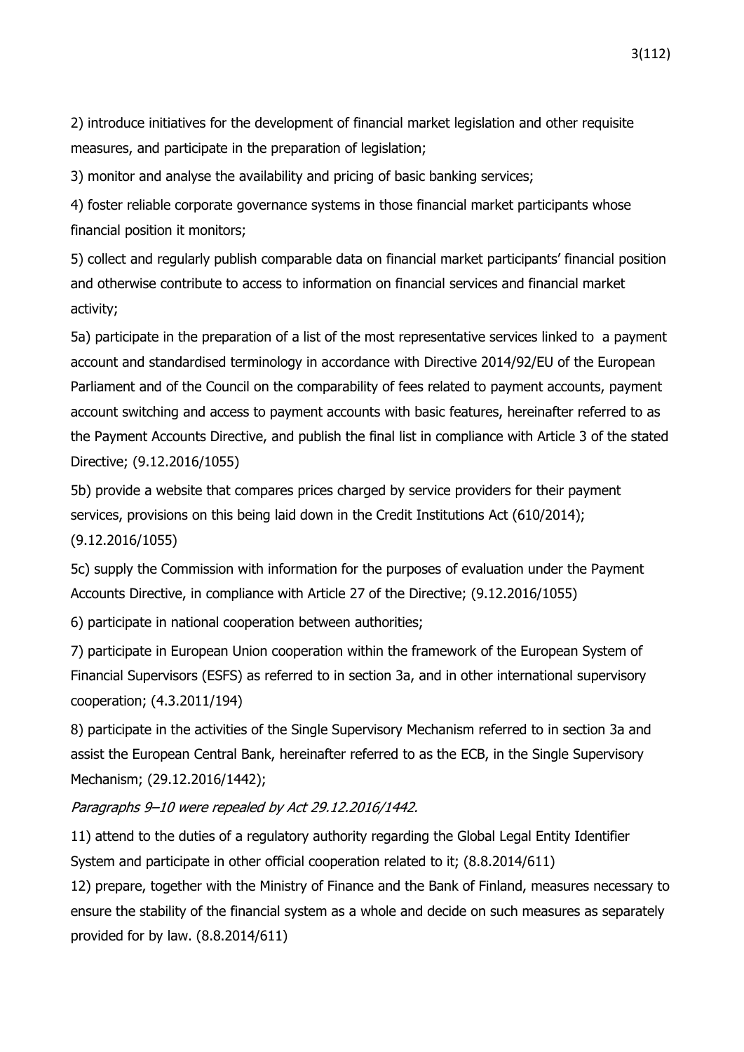2) introduce initiatives for the development of financial market legislation and other requisite measures, and participate in the preparation of legislation;

3) monitor and analyse the availability and pricing of basic banking services;

4) foster reliable corporate governance systems in those financial market participants whose financial position it monitors;

5) collect and regularly publish comparable data on financial market participants' financial position and otherwise contribute to access to information on financial services and financial market activity;

5a) participate in the preparation of a list of the most representative services linked to a payment account and standardised terminology in accordance with Directive 2014/92/EU of the European Parliament and of the Council on the comparability of fees related to payment accounts, payment account switching and access to payment accounts with basic features, hereinafter referred to as the Payment Accounts Directive, and publish the final list in compliance with Article 3 of the stated Directive; (9.12.2016/1055)

5b) provide a website that compares prices charged by service providers for their payment services, provisions on this being laid down in the Credit Institutions Act (610/2014); (9.12.2016/1055)

5c) supply the Commission with information for the purposes of evaluation under the Payment Accounts Directive, in compliance with Article 27 of the Directive; (9.12.2016/1055)

6) participate in national cooperation between authorities;

7) participate in European Union cooperation within the framework of the European System of Financial Supervisors (ESFS) as referred to in section 3a, and in other international supervisory cooperation; (4.3.2011/194)

8) participate in the activities of the Single Supervisory Mechanism referred to in section 3a and assist the European Central Bank, hereinafter referred to as the ECB, in the Single Supervisory Mechanism; (29.12.2016/1442);

*Paragraphs 9–10 were repealed by Act 29.12.2016/1442.*

11) attend to the duties of a regulatory authority regarding the Global Legal Entity Identifier System and participate in other official cooperation related to it; (8.8.2014/611)

12) prepare, together with the Ministry of Finance and the Bank of Finland, measures necessary to ensure the stability of the financial system as a whole and decide on such measures as separately provided for by law. (8.8.2014/611)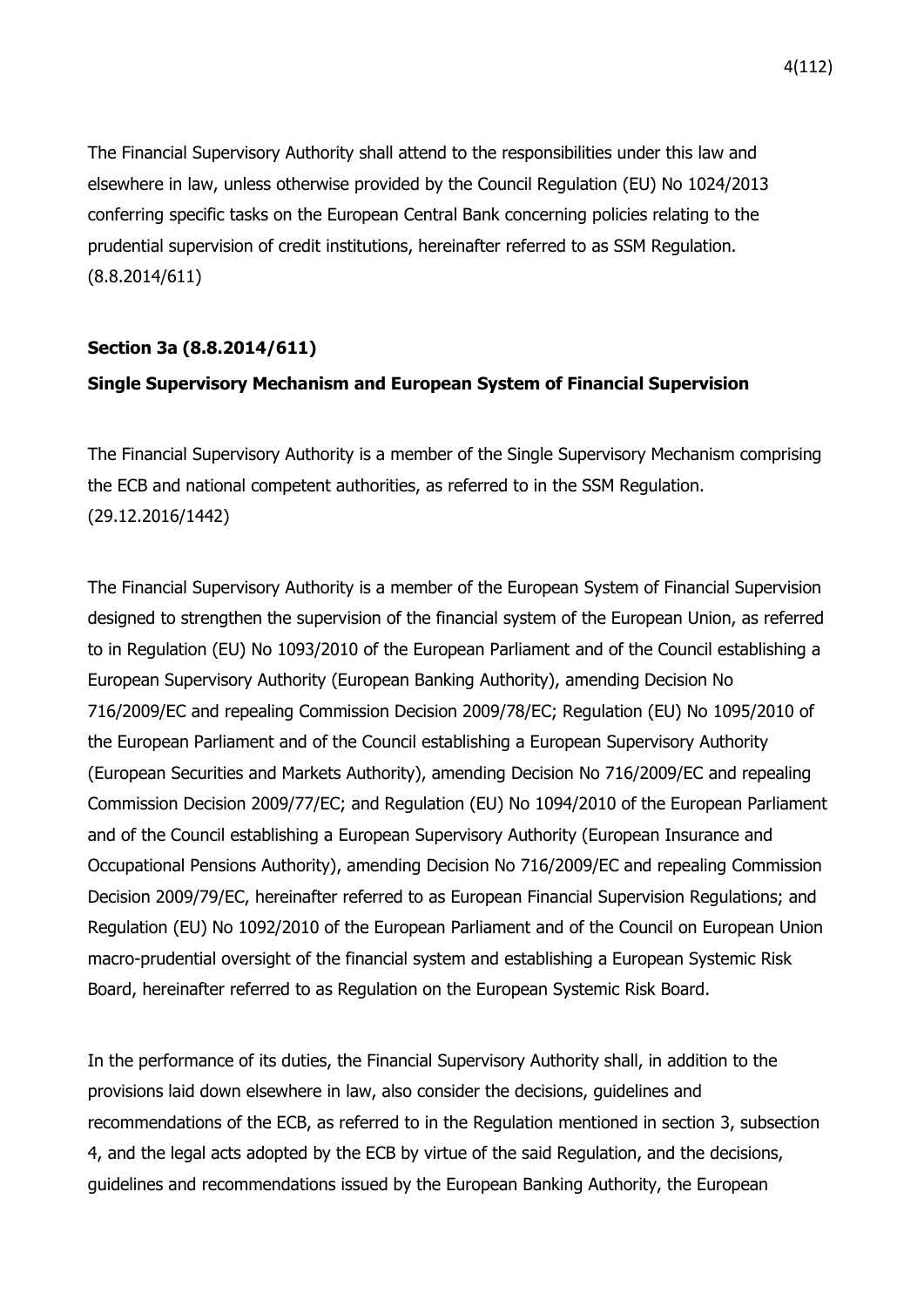The Financial Supervisory Authority shall attend to the responsibilities under this law and elsewhere in law, unless otherwise provided by the Council Regulation (EU) No 1024/2013 conferring specific tasks on the European Central Bank concerning policies relating to the prudential supervision of credit institutions, hereinafter referred to as SSM Regulation. (8.8.2014/611)

**Section 3a (8.8.2014/611)**

**Single Supervisory Mechanism and European System of Financial Supervision**

The Financial Supervisory Authority is a member of the Single Supervisory Mechanism comprising the ECB and national competent authorities, as referred to in the SSM Regulation. (29.12.2016/1442)

The Financial Supervisory Authority is a member of the European System of Financial Supervision designed to strengthen the supervision of the financial system of the European Union, as referred to in Regulation (EU) No 1093/2010 of the European Parliament and of the Council establishing a European Supervisory Authority (European Banking Authority), amending Decision No 716/2009/EC and repealing Commission Decision 2009/78/EC; Regulation (EU) No 1095/2010 of the European Parliament and of the Council establishing a European Supervisory Authority (European Securities and Markets Authority), amending Decision No 716/2009/EC and repealing Commission Decision 2009/77/EC; and Regulation (EU) No 1094/2010 of the European Parliament and of the Council establishing a European Supervisory Authority (European Insurance and Occupational Pensions Authority), amending Decision No 716/2009/EC and repealing Commission Decision 2009/79/EC, hereinafter referred to as European Financial Supervision Regulations; and Regulation (EU) No 1092/2010 of the European Parliament and of the Council on European Union macro-prudential oversight of the financial system and establishing a European Systemic Risk Board, hereinafter referred to as Regulation on the European Systemic Risk Board.

In the performance of its duties, the Financial Supervisory Authority shall, in addition to the provisions laid down elsewhere in law, also consider the decisions, guidelines and recommendations of the ECB, as referred to in the Regulation mentioned in section 3, subsection 4, and the legal acts adopted by the ECB by virtue of the said Regulation, and the decisions, guidelines and recommendations issued by the European Banking Authority, the European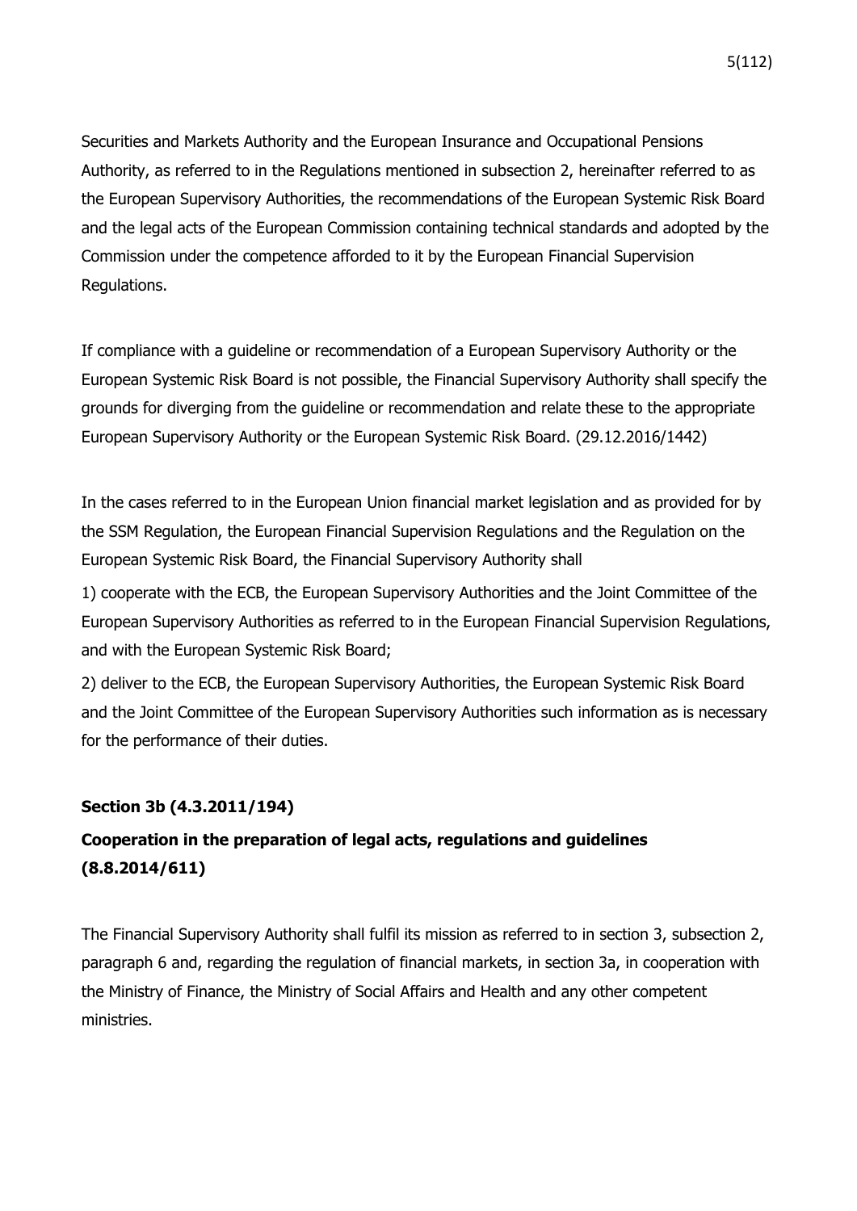Securities and Markets Authority and the European Insurance and Occupational Pensions Authority, as referred to in the Regulations mentioned in subsection 2, hereinafter referred to as the European Supervisory Authorities, the recommendations of the European Systemic Risk Board and the legal acts of the European Commission containing technical standards and adopted by the Commission under the competence afforded to it by the European Financial Supervision Regulations.

If compliance with a guideline or recommendation of a European Supervisory Authority or the European Systemic Risk Board is not possible, the Financial Supervisory Authority shall specify the grounds for diverging from the guideline or recommendation and relate these to the appropriate European Supervisory Authority or the European Systemic Risk Board. (29.12.2016/1442)

In the cases referred to in the European Union financial market legislation and as provided for by the SSM Regulation, the European Financial Supervision Regulations and the Regulation on the European Systemic Risk Board, the Financial Supervisory Authority shall

1) cooperate with the ECB, the European Supervisory Authorities and the Joint Committee of the European Supervisory Authorities as referred to in the European Financial Supervision Regulations, and with the European Systemic Risk Board;

2) deliver to the ECB, the European Supervisory Authorities, the European Systemic Risk Board and the Joint Committee of the European Supervisory Authorities such information as is necessary for the performance of their duties.

### Section 3b (4.3.2011/194)

### Cooperation in the preparation of legal acts, regulations and guidelines (8.8.2014/611)

The Financial Supervisory Authority shall fulfil its mission as referred to in section 3, subsection 2, paragraph 6 and, regarding the regulation of financial markets, in section 3a, in cooperation with the Ministry of Finance, the Ministry of Social Affairs and Health and any other competent ministries.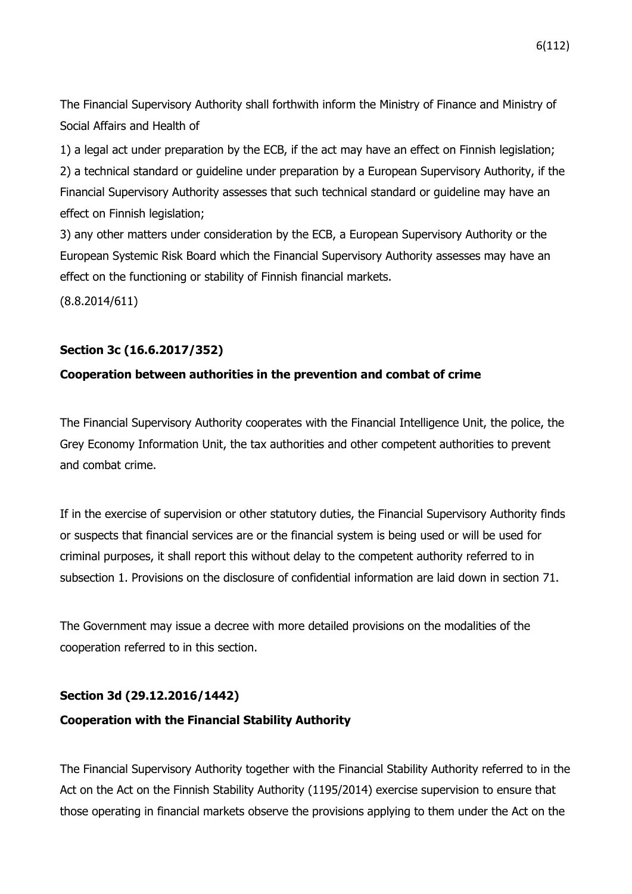The Financial Supervisory Authority shall forthwith inform the Ministry of Finance and Ministry of Social Affairs and Health of

1) a legal act under preparation by the ECB, if the act may have an effect on Finnish legislation;
2) a technical standard or guideline under preparation by a European Supervisory Authority, if the Financial Supervisory Authority assesses that such technical standard or guideline may have an effect on Finnish legislation;
3) any other matters under consideration by the ECB, a European Supervisory Authority or the European Systemic Risk Board which the Financial Supervisory Authority assesses may have an effect on the functioning or stability of Finnish financial markets.

(8.8.2014/611)

**Section 3c (16.6.2017/352)**

**Cooperation between authorities in the prevention and combat of crime**

The Financial Supervisory Authority cooperates with the Financial Intelligence Unit, the police, the Grey Economy Information Unit, the tax authorities and other competent authorities to prevent and combat crime.

If in the exercise of supervision or other statutory duties, the Financial Supervisory Authority finds or suspects that financial services are or the financial system is being used or will be used for criminal purposes, it shall report this without delay to the competent authority referred to in subsection 1. Provisions on the disclosure of confidential information are laid down in section 71.

The Government may issue a decree with more detailed provisions on the modalities of the cooperation referred to in this section.

**Section 3d (29.12.2016/1442)**

**Cooperation with the Financial Stability Authority**

The Financial Supervisory Authority together with the Financial Stability Authority referred to in the Act on the Act on the Finnish Stability Authority (1195/2014) exercise supervision to ensure that those operating in financial markets observe the provisions applying to them under the Act on the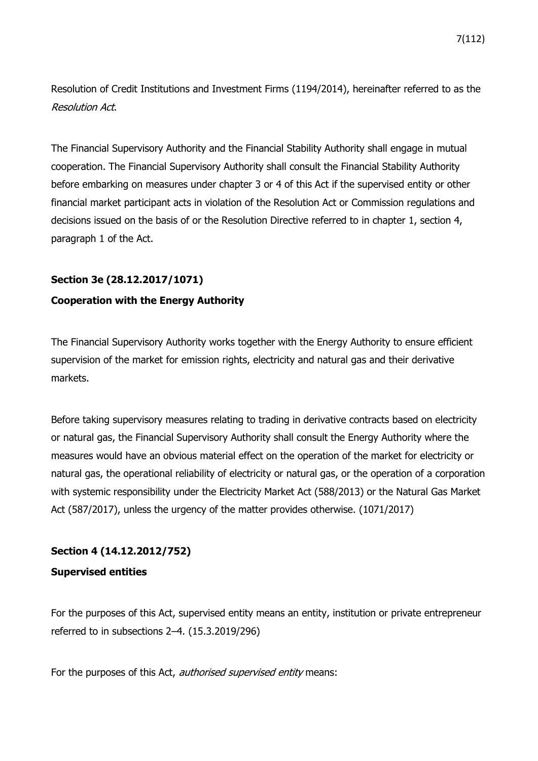Resolution of Credit Institutions and Investment Firms (1194/2014), hereinafter referred to as the *Resolution Act*.

The Financial Supervisory Authority and the Financial Stability Authority shall engage in mutual cooperation. The Financial Supervisory Authority shall consult the Financial Stability Authority before embarking on measures under chapter 3 or 4 of this Act if the supervised entity or other financial market participant acts in violation of the Resolution Act or Commission regulations and decisions issued on the basis of or the Resolution Directive referred to in chapter 1, section 4, paragraph 1 of the Act.

**Section 3e (28.12.2017/1071)**

**Cooperation with the Energy Authority**

The Financial Supervisory Authority works together with the Energy Authority to ensure efficient supervision of the market for emission rights, electricity and natural gas and their derivative markets.

Before taking supervisory measures relating to trading in derivative contracts based on electricity or natural gas, the Financial Supervisory Authority shall consult the Energy Authority where the measures would have an obvious material effect on the operation of the market for electricity or natural gas, the operational reliability of electricity or natural gas, or the operation of a corporation with systemic responsibility under the Electricity Market Act (588/2013) or the Natural Gas Market Act (587/2017), unless the urgency of the matter provides otherwise. (1071/2017)

**Section 4 (14.12.2012/752)**

**Supervised entities**

For the purposes of this Act, supervised entity means an entity, institution or private entrepreneur referred to in subsections 2–4. (15.3.2019/296)

For the purposes of this Act, *authorised supervised entity* means: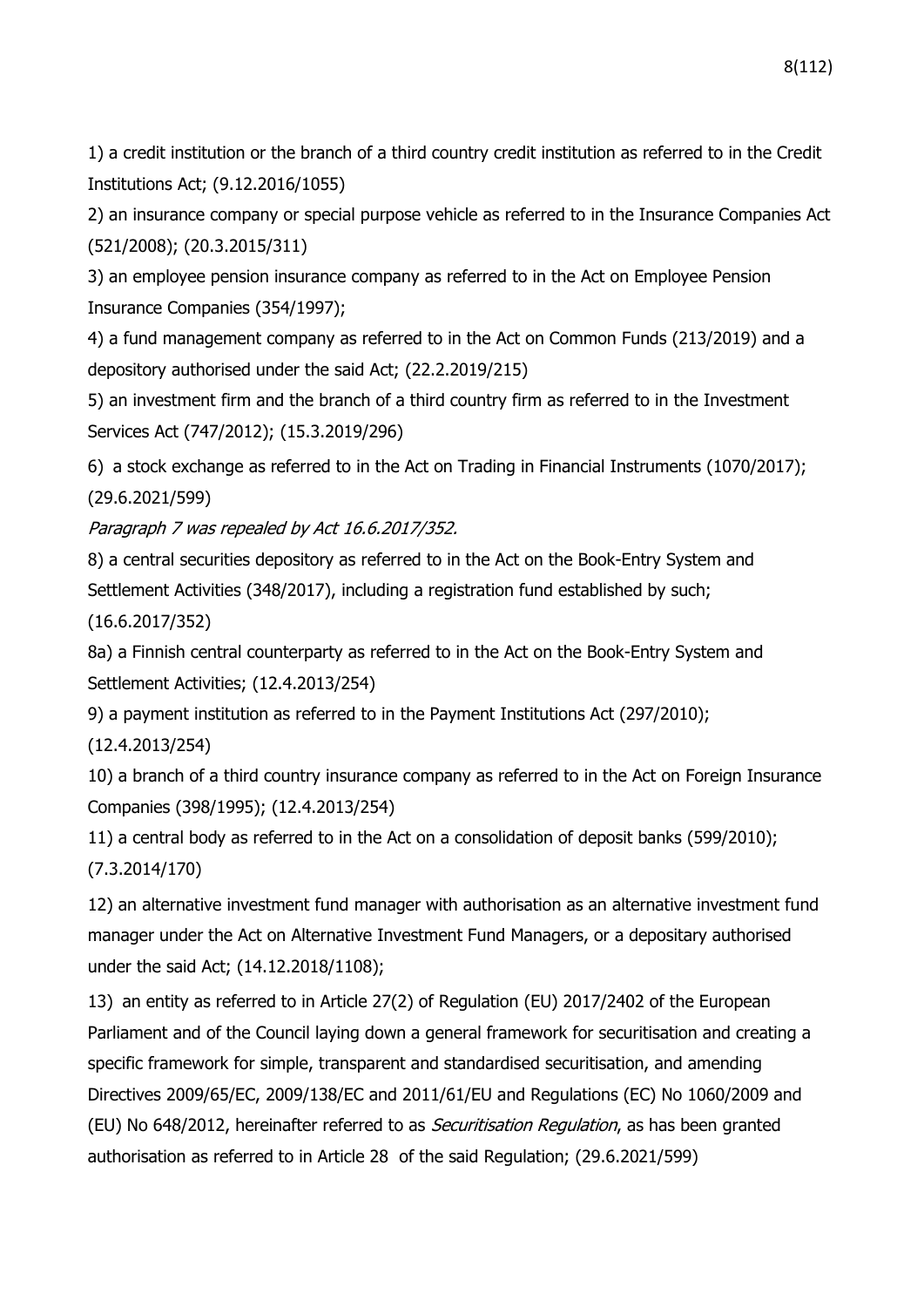1) a credit institution or the branch of a third country credit institution as referred to in the Credit Institutions Act; (9.12.2016/1055)

2) an insurance company or special purpose vehicle as referred to in the Insurance Companies Act (521/2008); (20.3.2015/311)

3) an employee pension insurance company as referred to in the Act on Employee Pension Insurance Companies (354/1997);

4) a fund management company as referred to in the Act on Common Funds (213/2019) and a depository authorised under the said Act; (22.2.2019/215)

5) an investment firm and the branch of a third country firm as referred to in the Investment Services Act (747/2012); (15.3.2019/296)

6) a stock exchange as referred to in the Act on Trading in Financial Instruments (1070/2017); (29.6.2021/599)

*Paragraph 7 was repealed by Act 16.6.2017/352.*

8) a central securities depository as referred to in the Act on the Book-Entry System and Settlement Activities (348/2017), including a registration fund established by such; (16.6.2017/352)

8a) a Finnish central counterparty as referred to in the Act on the Book-Entry System and Settlement Activities; (12.4.2013/254)

9) a payment institution as referred to in the Payment Institutions Act (297/2010); (12.4.2013/254)

10) a branch of a third country insurance company as referred to in the Act on Foreign Insurance Companies (398/1995); (12.4.2013/254)

11) a central body as referred to in the Act on a consolidation of deposit banks (599/2010); (7.3.2014/170)

12) an alternative investment fund manager with authorisation as an alternative investment fund manager under the Act on Alternative Investment Fund Managers, or a depositary authorised under the said Act; (14.12.2018/1108);

13) an entity as referred to in Article 27(2) of Regulation (EU) 2017/2402 of the European Parliament and of the Council laying down a general framework for securitisation and creating a specific framework for simple, transparent and standardised securitisation, and amending Directives 2009/65/EC, 2009/138/EC and 2011/61/EU and Regulations (EC) No 1060/2009 and (EU) No 648/2012, hereinafter referred to as *Securitisation Regulation*, as has been granted authorisation as referred to in Article 28 of the said Regulation; (29.6.2021/599)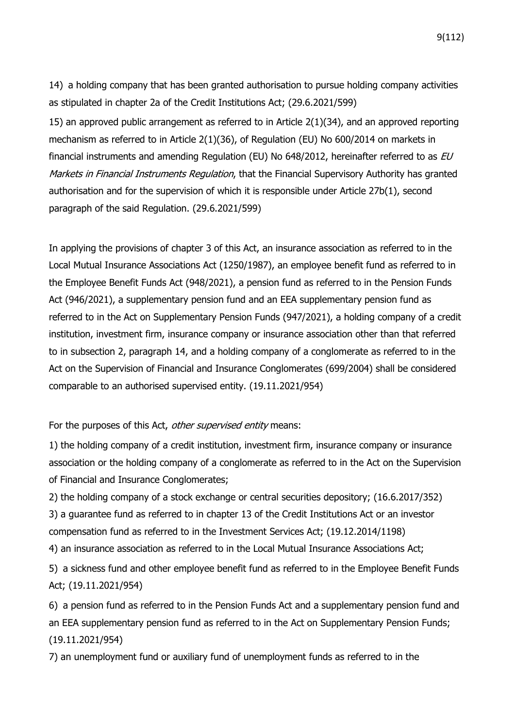14) a holding company that has been granted authorisation to pursue holding company activities as stipulated in chapter 2a of the Credit Institutions Act; (29.6.2021/599)

15) an approved public arrangement as referred to in Article 2(1)(34), and an approved reporting mechanism as referred to in Article 2(1)(36), of Regulation (EU) No 600/2014 on markets in financial instruments and amending Regulation (EU) No 648/2012, hereinafter referred to as *EU Markets in Financial Instruments Regulation*, that the Financial Supervisory Authority has granted authorisation and for the supervision of which it is responsible under Article 27b(1), second paragraph of the said Regulation. (29.6.2021/599)

In applying the provisions of chapter 3 of this Act, an insurance association as referred to in the Local Mutual Insurance Associations Act (1250/1987), an employee benefit fund as referred to in the Employee Benefit Funds Act (948/2021), a pension fund as referred to in the Pension Funds Act (946/2021), a supplementary pension fund and an EEA supplementary pension fund as referred to in the Act on Supplementary Pension Funds (947/2021), a holding company of a credit institution, investment firm, insurance company or insurance association other than that referred to in subsection 2, paragraph 14, and a holding company of a conglomerate as referred to in the Act on the Supervision of Financial and Insurance Conglomerates (699/2004) shall be considered comparable to an authorised supervised entity. (19.11.2021/954)

For the purposes of this Act, *other supervised entity* means:

1) the holding company of a credit institution, investment firm, insurance company or insurance association or the holding company of a conglomerate as referred to in the Act on the Supervision of Financial and Insurance Conglomerates;

2) the holding company of a stock exchange or central securities depository; (16.6.2017/352)

3) a guarantee fund as referred to in chapter 13 of the Credit Institutions Act or an investor compensation fund as referred to in the Investment Services Act; (19.12.2014/1198)

4) an insurance association as referred to in the Local Mutual Insurance Associations Act;

5) a sickness fund and other employee benefit fund as referred to in the Employee Benefit Funds Act; (19.11.2021/954)

6) a pension fund as referred to in the Pension Funds Act and a supplementary pension fund and an EEA supplementary pension fund as referred to in the Act on Supplementary Pension Funds; (19.11.2021/954)

7) an unemployment fund or auxiliary fund of unemployment funds as referred to in the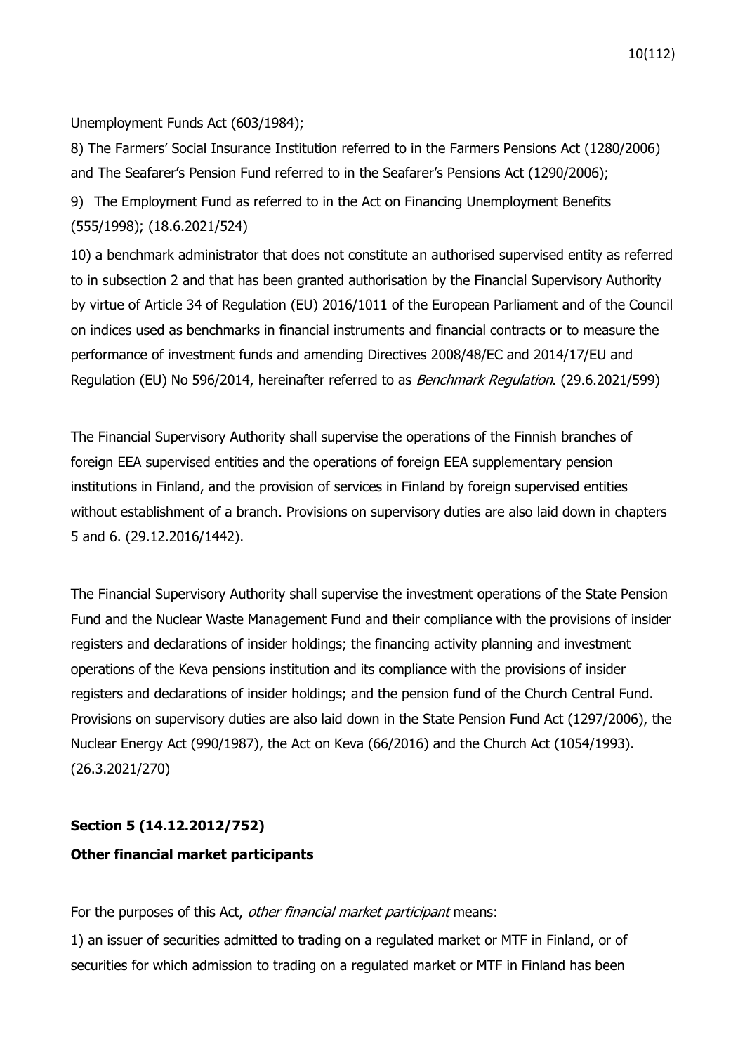Unemployment Funds Act (603/1984);

8) The Farmers' Social Insurance Institution referred to in the Farmers Pensions Act (1280/2006) and The Seafarer's Pension Fund referred to in the Seafarer's Pensions Act (1290/2006);

9) The Employment Fund as referred to in the Act on Financing Unemployment Benefits (555/1998); (18.6.2021/524)

10) a benchmark administrator that does not constitute an authorised supervised entity as referred to in subsection 2 and that has been granted authorisation by the Financial Supervisory Authority by virtue of Article 34 of Regulation (EU) 2016/1011 of the European Parliament and of the Council on indices used as benchmarks in financial instruments and financial contracts or to measure the performance of investment funds and amending Directives 2008/48/EC and 2014/17/EU and Regulation (EU) No 596/2014, hereinafter referred to as *Benchmark Regulation*. (29.6.2021/599)

The Financial Supervisory Authority shall supervise the operations of the Finnish branches of foreign EEA supervised entities and the operations of foreign EEA supplementary pension institutions in Finland, and the provision of services in Finland by foreign supervised entities without establishment of a branch. Provisions on supervisory duties are also laid down in chapters 5 and 6. (29.12.2016/1442).

The Financial Supervisory Authority shall supervise the investment operations of the State Pension Fund and the Nuclear Waste Management Fund and their compliance with the provisions of insider registers and declarations of insider holdings; the financing activity planning and investment operations of the Keva pensions institution and its compliance with the provisions of insider registers and declarations of insider holdings; and the pension fund of the Church Central Fund. Provisions on supervisory duties are also laid down in the State Pension Fund Act (1297/2006), the Nuclear Energy Act (990/1987), the Act on Keva (66/2016) and the Church Act (1054/1993). (26.3.2021/270)

**Section 5 (14.12.2012/752)**

**Other financial market participants**

For the purposes of this Act, *other financial market participant* means:

1) an issuer of securities admitted to trading on a regulated market or MTF in Finland, or of securities for which admission to trading on a regulated market or MTF in Finland has been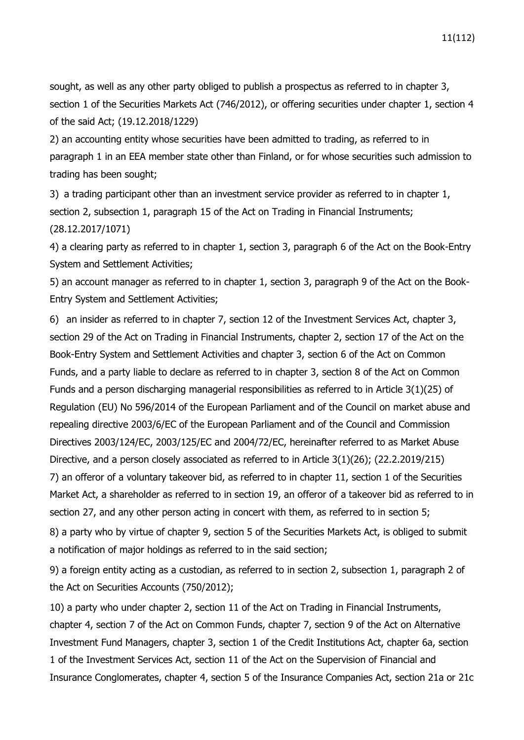sought, as well as any other party obliged to publish a prospectus as referred to in chapter 3, section 1 of the Securities Markets Act (746/2012), or offering securities under chapter 1, section 4 of the said Act; (19.12.2018/1229)

2) an accounting entity whose securities have been admitted to trading, as referred to in paragraph 1 in an EEA member state other than Finland, or for whose securities such admission to trading has been sought;

3) a trading participant other than an investment service provider as referred to in chapter 1, section 2, subsection 1, paragraph 15 of the Act on Trading in Financial Instruments; (28.12.2017/1071)

4) a clearing party as referred to in chapter 1, section 3, paragraph 6 of the Act on the Book-Entry System and Settlement Activities;

5) an account manager as referred to in chapter 1, section 3, paragraph 9 of the Act on the Book-Entry System and Settlement Activities;

6) an insider as referred to in chapter 7, section 12 of the Investment Services Act, chapter 3, section 29 of the Act on Trading in Financial Instruments, chapter 2, section 17 of the Act on the Book-Entry System and Settlement Activities and chapter 3, section 6 of the Act on Common Funds, and a party liable to declare as referred to in chapter 3, section 8 of the Act on Common Funds and a person discharging managerial responsibilities as referred to in Article 3(1)(25) of Regulation (EU) No 596/2014 of the European Parliament and of the Council on market abuse and repealing directive 2003/6/EC of the European Parliament and of the Council and Commission Directives 2003/124/EC, 2003/125/EC and 2004/72/EC, hereinafter referred to as Market Abuse Directive, and a person closely associated as referred to in Article 3(1)(26); (22.2.2019/215)

7) an offeror of a voluntary takeover bid, as referred to in chapter 11, section 1 of the Securities Market Act, a shareholder as referred to in section 19, an offeror of a takeover bid as referred to in section 27, and any other person acting in concert with them, as referred to in section 5;

8) a party who by virtue of chapter 9, section 5 of the Securities Markets Act, is obliged to submit a notification of major holdings as referred to in the said section;

9) a foreign entity acting as a custodian, as referred to in section 2, subsection 1, paragraph 2 of the Act on Securities Accounts (750/2012);

10) a party who under chapter 2, section 11 of the Act on Trading in Financial Instruments, chapter 4, section 7 of the Act on Common Funds, chapter 7, section 9 of the Act on Alternative Investment Fund Managers, chapter 3, section 1 of the Credit Institutions Act, chapter 6a, section 1 of the Investment Services Act, section 11 of the Act on the Supervision of Financial and Insurance Conglomerates, chapter 4, section 5 of the Insurance Companies Act, section 21a or 21c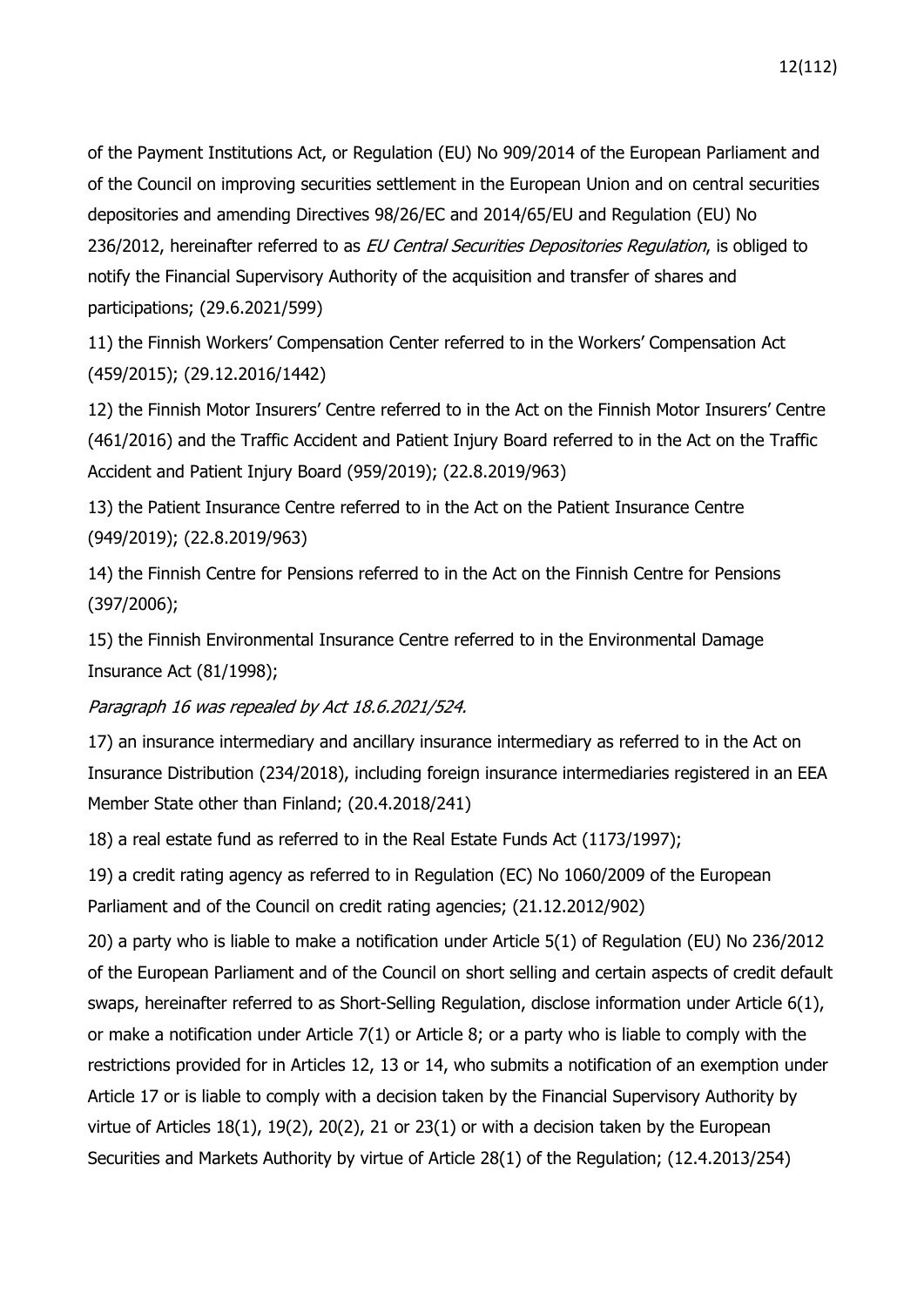of the Payment Institutions Act, or Regulation (EU) No 909/2014 of the European Parliament and of the Council on improving securities settlement in the European Union and on central securities depositories and amending Directives 98/26/EC and 2014/65/EU and Regulation (EU) No 236/2012, hereinafter referred to as *EU Central Securities Depositories Regulation*, is obliged to notify the Financial Supervisory Authority of the acquisition and transfer of shares and participations; (29.6.2021/599)

11) the Finnish Workers' Compensation Center referred to in the Workers' Compensation Act (459/2015); (29.12.2016/1442)

12) the Finnish Motor Insurers' Centre referred to in the Act on the Finnish Motor Insurers' Centre (461/2016) and the Traffic Accident and Patient Injury Board referred to in the Act on the Traffic Accident and Patient Injury Board (959/2019); (22.8.2019/963)

13) the Patient Insurance Centre referred to in the Act on the Patient Insurance Centre (949/2019); (22.8.2019/963)

14) the Finnish Centre for Pensions referred to in the Act on the Finnish Centre for Pensions (397/2006);

15) the Finnish Environmental Insurance Centre referred to in the Environmental Damage Insurance Act (81/1998);

*Paragraph 16 was repealed by Act 18.6.2021/524.*

17) an insurance intermediary and ancillary insurance intermediary as referred to in the Act on Insurance Distribution (234/2018), including foreign insurance intermediaries registered in an EEA Member State other than Finland; (20.4.2018/241)

18) a real estate fund as referred to in the Real Estate Funds Act (1173/1997);

19) a credit rating agency as referred to in Regulation (EC) No 1060/2009 of the European Parliament and of the Council on credit rating agencies; (21.12.2012/902)

20) a party who is liable to make a notification under Article 5(1) of Regulation (EU) No 236/2012 of the European Parliament and of the Council on short selling and certain aspects of credit default swaps, hereinafter referred to as Short-Selling Regulation, disclose information under Article 6(1), or make a notification under Article 7(1) or Article 8; or a party who is liable to comply with the restrictions provided for in Articles 12, 13 or 14, who submits a notification of an exemption under Article 17 or is liable to comply with a decision taken by the Financial Supervisory Authority by virtue of Articles 18(1), 19(2), 20(2), 21 or 23(1) or with a decision taken by the European Securities and Markets Authority by virtue of Article 28(1) of the Regulation; (12.4.2013/254)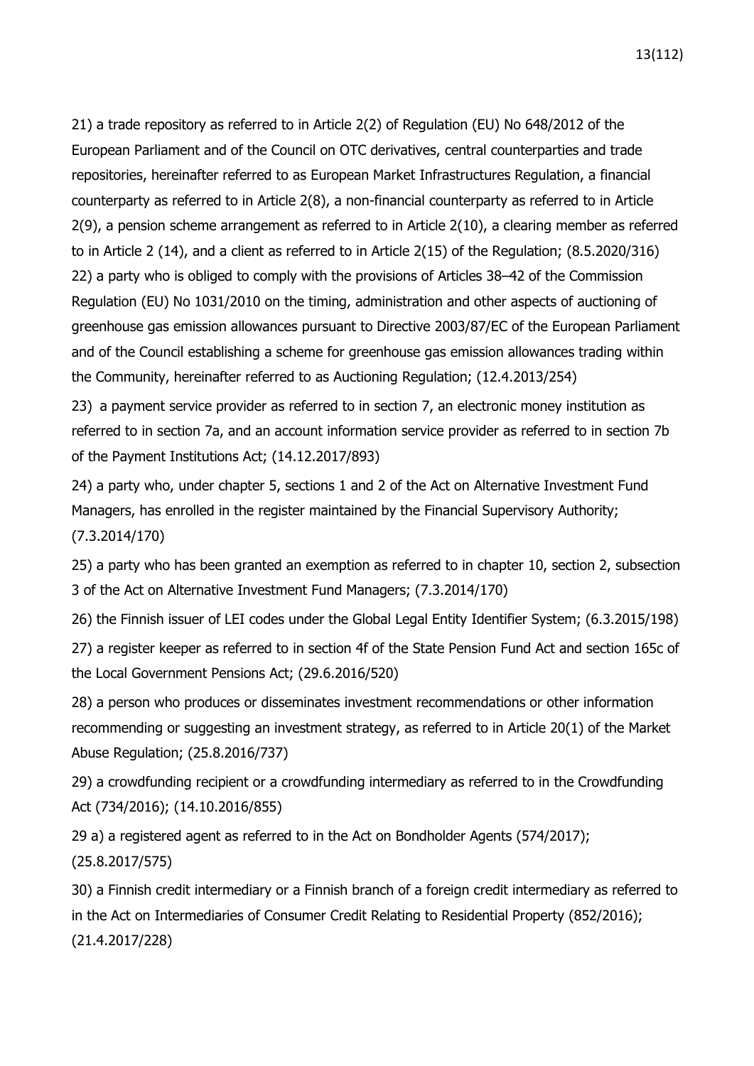21) a trade repository as referred to in Article 2(2) of Regulation (EU) No 648/2012 of the European Parliament and of the Council on OTC derivatives, central counterparties and trade repositories, hereinafter referred to as European Market Infrastructures Regulation, a financial counterparty as referred to in Article 2(8), a non-financial counterparty as referred to in Article 2(9), a pension scheme arrangement as referred to in Article 2(10), a clearing member as referred to in Article 2 (14), and a client as referred to in Article 2(15) of the Regulation; (8.5.2020/316)

22) a party who is obliged to comply with the provisions of Articles 38–42 of the Commission Regulation (EU) No 1031/2010 on the timing, administration and other aspects of auctioning of greenhouse gas emission allowances pursuant to Directive 2003/87/EC of the European Parliament and of the Council establishing a scheme for greenhouse gas emission allowances trading within the Community, hereinafter referred to as Auctioning Regulation; (12.4.2013/254)

23) a payment service provider as referred to in section 7, an electronic money institution as referred to in section 7a, and an account information service provider as referred to in section 7b of the Payment Institutions Act; (14.12.2017/893)

24) a party who, under chapter 5, sections 1 and 2 of the Act on Alternative Investment Fund Managers, has enrolled in the register maintained by the Financial Supervisory Authority; (7.3.2014/170)

25) a party who has been granted an exemption as referred to in chapter 10, section 2, subsection 3 of the Act on Alternative Investment Fund Managers; (7.3.2014/170)

26) the Finnish issuer of LEI codes under the Global Legal Entity Identifier System; (6.3.2015/198)

27) a register keeper as referred to in section 4f of the State Pension Fund Act and section 165c of the Local Government Pensions Act; (29.6.2016/520)

28) a person who produces or disseminates investment recommendations or other information recommending or suggesting an investment strategy, as referred to in Article 20(1) of the Market Abuse Regulation; (25.8.2016/737)

29) a crowdfunding recipient or a crowdfunding intermediary as referred to in the Crowdfunding Act (734/2016); (14.10.2016/855)

29 a) a registered agent as referred to in the Act on Bondholder Agents (574/2017); (25.8.2017/575)

30) a Finnish credit intermediary or a Finnish branch of a foreign credit intermediary as referred to in the Act on Intermediaries of Consumer Credit Relating to Residential Property (852/2016); (21.4.2017/228)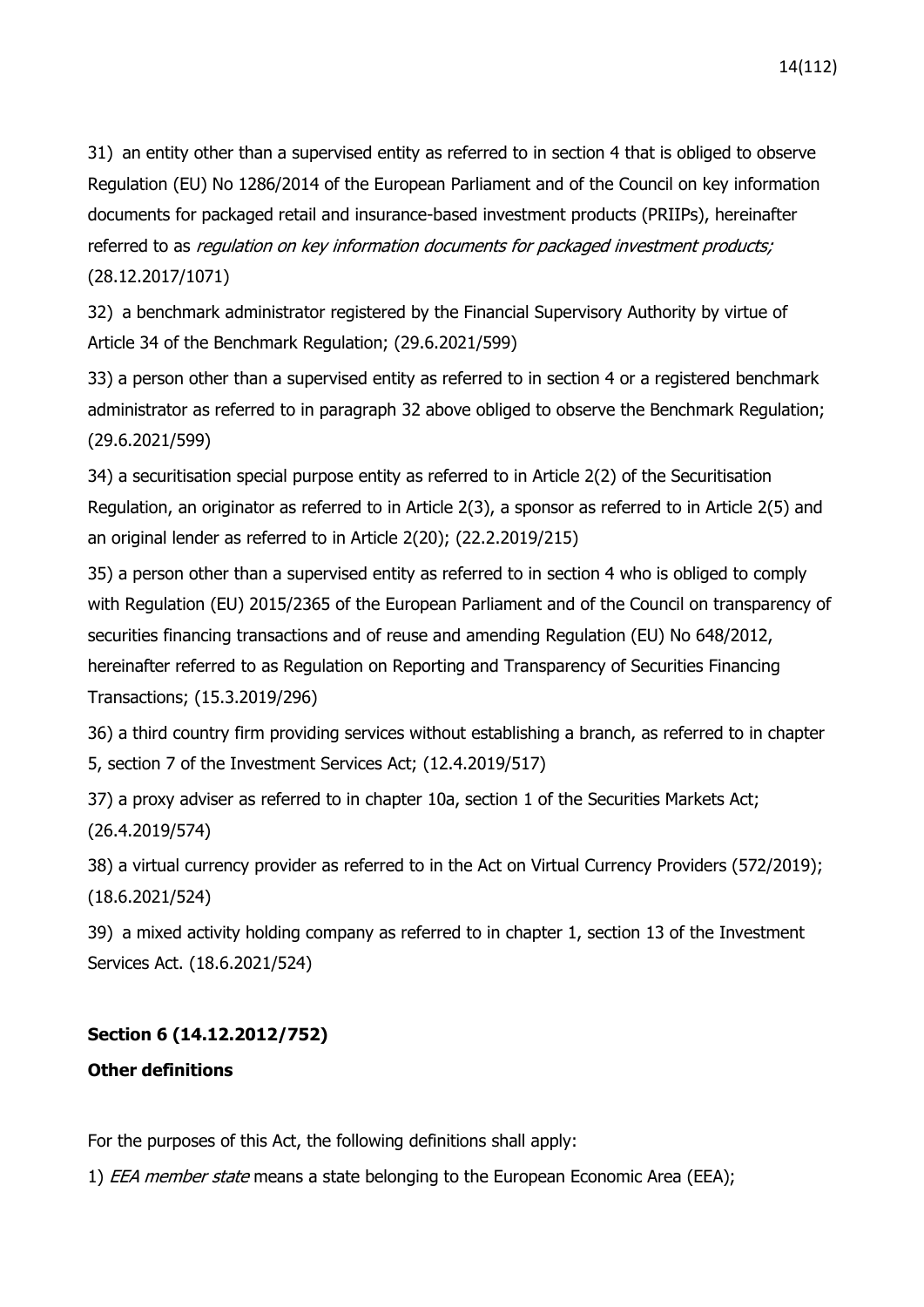31) an entity other than a supervised entity as referred to in section 4 that is obliged to observe Regulation (EU) No 1286/2014 of the European Parliament and of the Council on key information documents for packaged retail and insurance-based investment products (PRIIPs), hereinafter referred to as *regulation on key information documents for packaged investment products;* (28.12.2017/1071)

32) a benchmark administrator registered by the Financial Supervisory Authority by virtue of Article 34 of the Benchmark Regulation; (29.6.2021/599)

33) a person other than a supervised entity as referred to in section 4 or a registered benchmark administrator as referred to in paragraph 32 above obliged to observe the Benchmark Regulation; (29.6.2021/599)

34) a securitisation special purpose entity as referred to in Article 2(2) of the Securitisation Regulation, an originator as referred to in Article 2(3), a sponsor as referred to in Article 2(5) and an original lender as referred to in Article 2(20); (22.2.2019/215)

35) a person other than a supervised entity as referred to in section 4 who is obliged to comply with Regulation (EU) 2015/2365 of the European Parliament and of the Council on transparency of securities financing transactions and of reuse and amending Regulation (EU) No 648/2012, hereinafter referred to as Regulation on Reporting and Transparency of Securities Financing Transactions; (15.3.2019/296)

36) a third country firm providing services without establishing a branch, as referred to in chapter 5, section 7 of the Investment Services Act; (12.4.2019/517)

37) a proxy adviser as referred to in chapter 10a, section 1 of the Securities Markets Act; (26.4.2019/574)

38) a virtual currency provider as referred to in the Act on Virtual Currency Providers (572/2019); (18.6.2021/524)

39) a mixed activity holding company as referred to in chapter 1, section 13 of the Investment Services Act. (18.6.2021/524)

**Section 6 (14.12.2012/752)**

**Other definitions**

For the purposes of this Act, the following definitions shall apply:

1) *EEA member state* means a state belonging to the European Economic Area (EEA);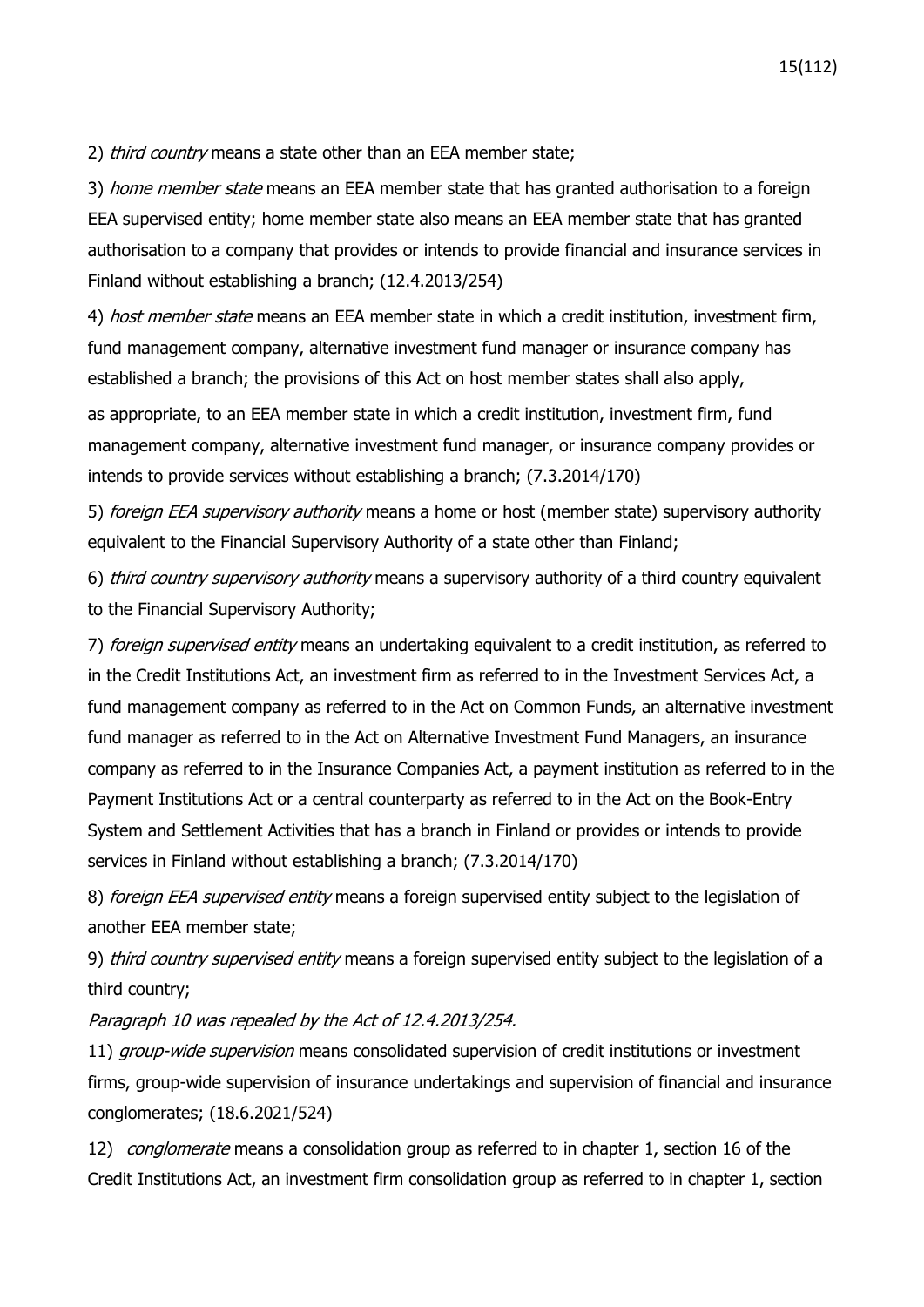2) *third country* means a state other than an EEA member state;

3) *home member state* means an EEA member state that has granted authorisation to a foreign EEA supervised entity; home member state also means an EEA member state that has granted authorisation to a company that provides or intends to provide financial and insurance services in Finland without establishing a branch; (12.4.2013/254)

4) *host member state* means an EEA member state in which a credit institution, investment firm, fund management company, alternative investment fund manager or insurance company has established a branch; the provisions of this Act on host member states shall also apply,

as appropriate, to an EEA member state in which a credit institution, investment firm, fund management company, alternative investment fund manager, or insurance company provides or intends to provide services without establishing a branch; (7.3.2014/170)

5) *foreign EEA supervisory authority* means a home or host (member state) supervisory authority equivalent to the Financial Supervisory Authority of a state other than Finland;

6) *third country supervisory authority* means a supervisory authority of a third country equivalent to the Financial Supervisory Authority;

7) *foreign supervised entity* means an undertaking equivalent to a credit institution, as referred to in the Credit Institutions Act, an investment firm as referred to in the Investment Services Act, a fund management company as referred to in the Act on Common Funds, an alternative investment fund manager as referred to in the Act on Alternative Investment Fund Managers, an insurance company as referred to in the Insurance Companies Act, a payment institution as referred to in the Payment Institutions Act or a central counterparty as referred to in the Act on the Book-Entry System and Settlement Activities that has a branch in Finland or provides or intends to provide services in Finland without establishing a branch; (7.3.2014/170)

8) *foreign EEA supervised entity* means a foreign supervised entity subject to the legislation of another EEA member state;

9) *third country supervised entity* means a foreign supervised entity subject to the legislation of a third country;

*Paragraph 10 was repealed by the Act of 12.4.2013/254.*

11) *group-wide supervision* means consolidated supervision of credit institutions or investment firms, group-wide supervision of insurance undertakings and supervision of financial and insurance conglomerates; (18.6.2021/524)

12) *conglomerate* means a consolidation group as referred to in chapter 1, section 16 of the Credit Institutions Act, an investment firm consolidation group as referred to in chapter 1, section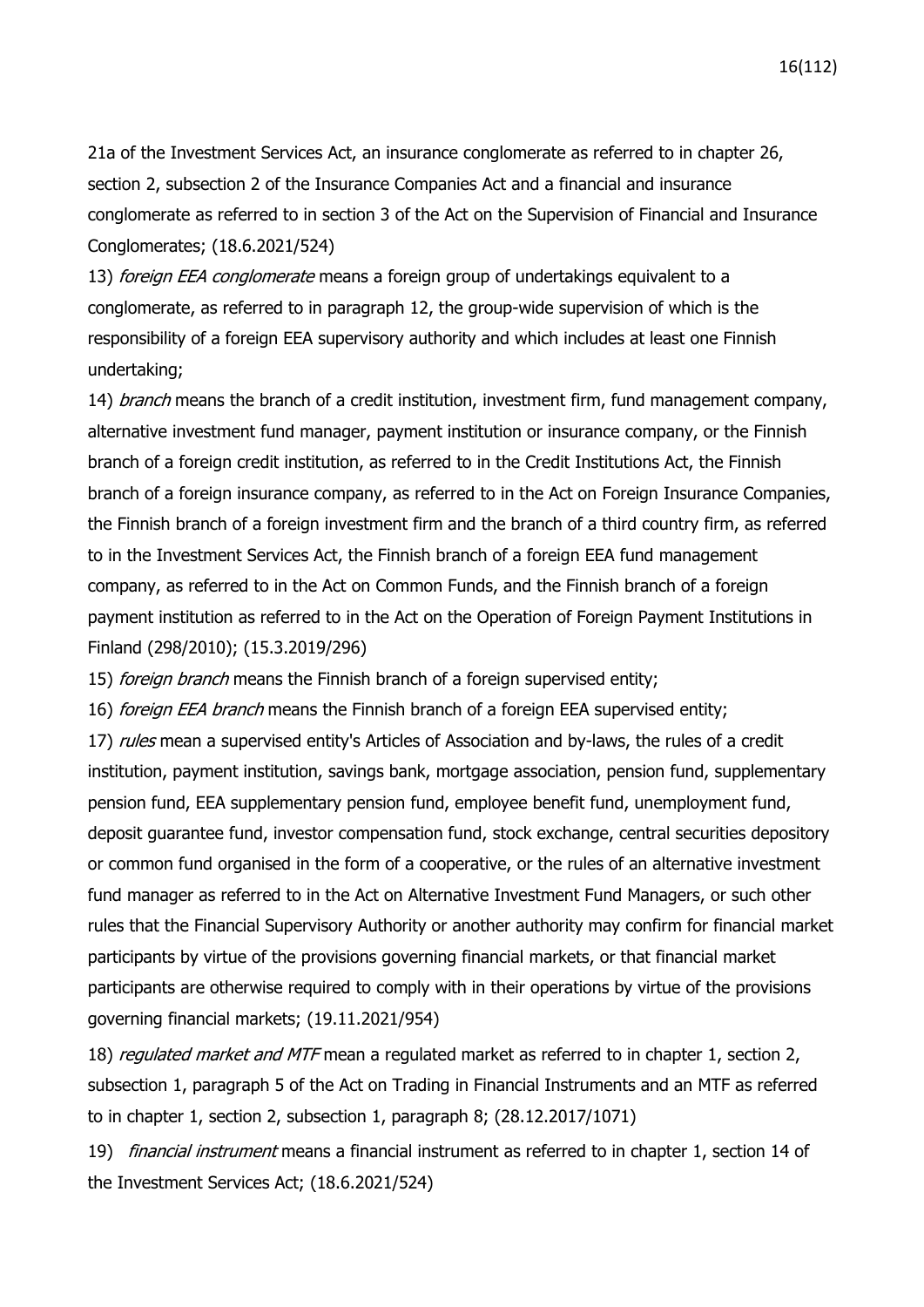21a of the Investment Services Act, an insurance conglomerate as referred to in chapter 26, section 2, subsection 2 of the Insurance Companies Act and a financial and insurance conglomerate as referred to in section 3 of the Act on the Supervision of Financial and Insurance Conglomerates; (18.6.2021/524)

13) *foreign EEA conglomerate* means a foreign group of undertakings equivalent to a conglomerate, as referred to in paragraph 12, the group-wide supervision of which is the responsibility of a foreign EEA supervisory authority and which includes at least one Finnish undertaking;

14) *branch* means the branch of a credit institution, investment firm, fund management company, alternative investment fund manager, payment institution or insurance company, or the Finnish branch of a foreign credit institution, as referred to in the Credit Institutions Act, the Finnish branch of a foreign insurance company, as referred to in the Act on Foreign Insurance Companies, the Finnish branch of a foreign investment firm and the branch of a third country firm, as referred to in the Investment Services Act, the Finnish branch of a foreign EEA fund management company, as referred to in the Act on Common Funds, and the Finnish branch of a foreign payment institution as referred to in the Act on the Operation of Foreign Payment Institutions in Finland (298/2010); (15.3.2019/296)

15) *foreign branch* means the Finnish branch of a foreign supervised entity;

16) *foreign EEA branch* means the Finnish branch of a foreign EEA supervised entity;

17) *rules* mean a supervised entity's Articles of Association and by-laws, the rules of a credit institution, payment institution, savings bank, mortgage association, pension fund, supplementary pension fund, EEA supplementary pension fund, employee benefit fund, unemployment fund, deposit guarantee fund, investor compensation fund, stock exchange, central securities depository or common fund organised in the form of a cooperative, or the rules of an alternative investment fund manager as referred to in the Act on Alternative Investment Fund Managers, or such other rules that the Financial Supervisory Authority or another authority may confirm for financial market participants by virtue of the provisions governing financial markets, or that financial market participants are otherwise required to comply with in their operations by virtue of the provisions governing financial markets; (19.11.2021/954)

18) *regulated market and MTF* mean a regulated market as referred to in chapter 1, section 2, subsection 1, paragraph 5 of the Act on Trading in Financial Instruments and an MTF as referred to in chapter 1, section 2, subsection 1, paragraph 8; (28.12.2017/1071)

19) *financial instrument* means a financial instrument as referred to in chapter 1, section 14 of the Investment Services Act; (18.6.2021/524)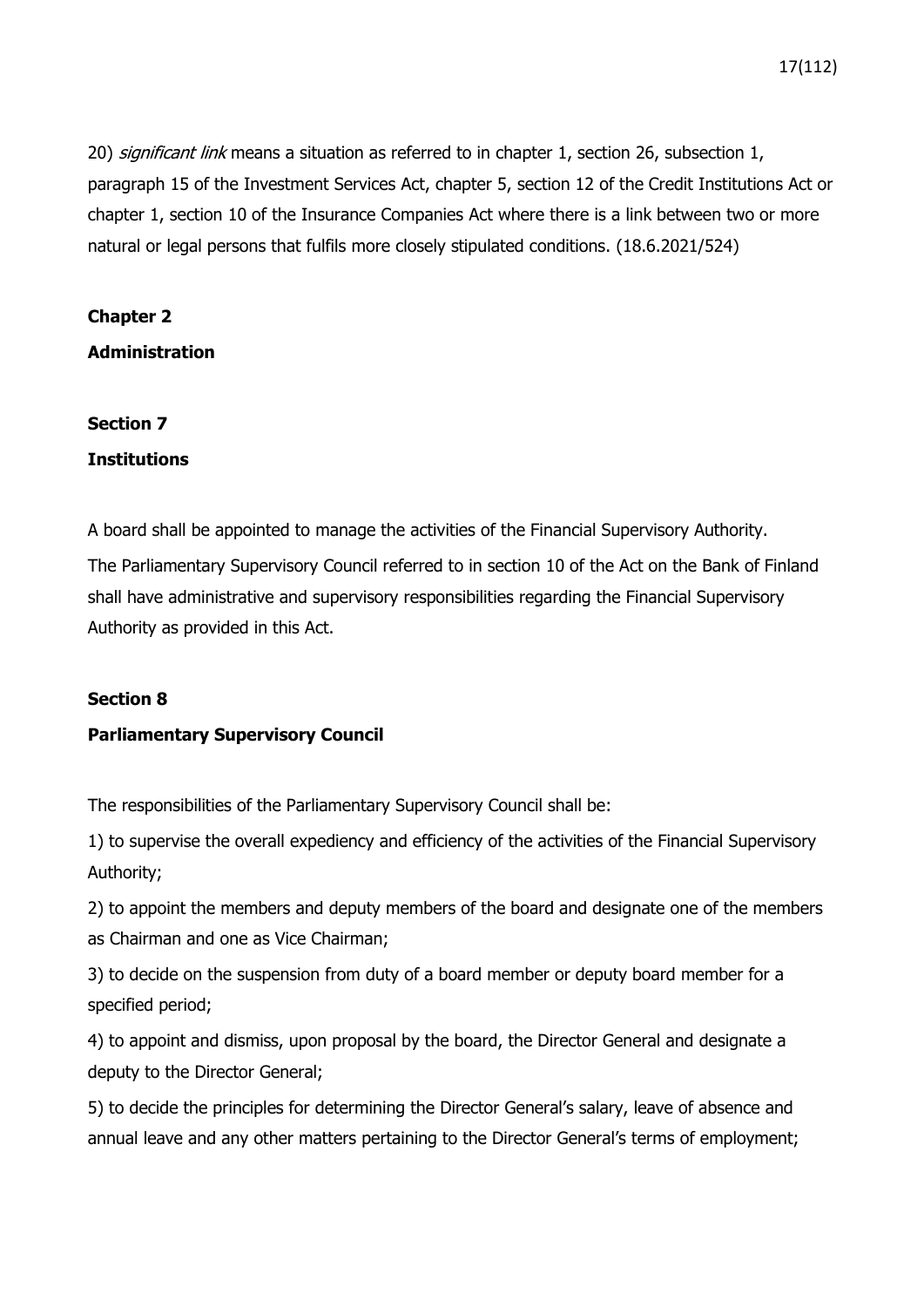20) *significant link* means a situation as referred to in chapter 1, section 26, subsection 1, paragraph 15 of the Investment Services Act, chapter 5, section 12 of the Credit Institutions Act or chapter 1, section 10 of the Insurance Companies Act where there is a link between two or more natural or legal persons that fulfils more closely stipulated conditions. (18.6.2021/524)

## Chapter 2

## Administration

### Section 7

### Institutions

A board shall be appointed to manage the activities of the Financial Supervisory Authority.

The Parliamentary Supervisory Council referred to in section 10 of the Act on the Bank of Finland shall have administrative and supervisory responsibilities regarding the Financial Supervisory Authority as provided in this Act.

### Section 8

### Parliamentary Supervisory Council

The responsibilities of the Parliamentary Supervisory Council shall be:

1) to supervise the overall expediency and efficiency of the activities of the Financial Supervisory Authority;

2) to appoint the members and deputy members of the board and designate one of the members as Chairman and one as Vice Chairman;

3) to decide on the suspension from duty of a board member or deputy board member for a specified period;

4) to appoint and dismiss, upon proposal by the board, the Director General and designate a deputy to the Director General;

5) to decide the principles for determining the Director General's salary, leave of absence and annual leave and any other matters pertaining to the Director General's terms of employment;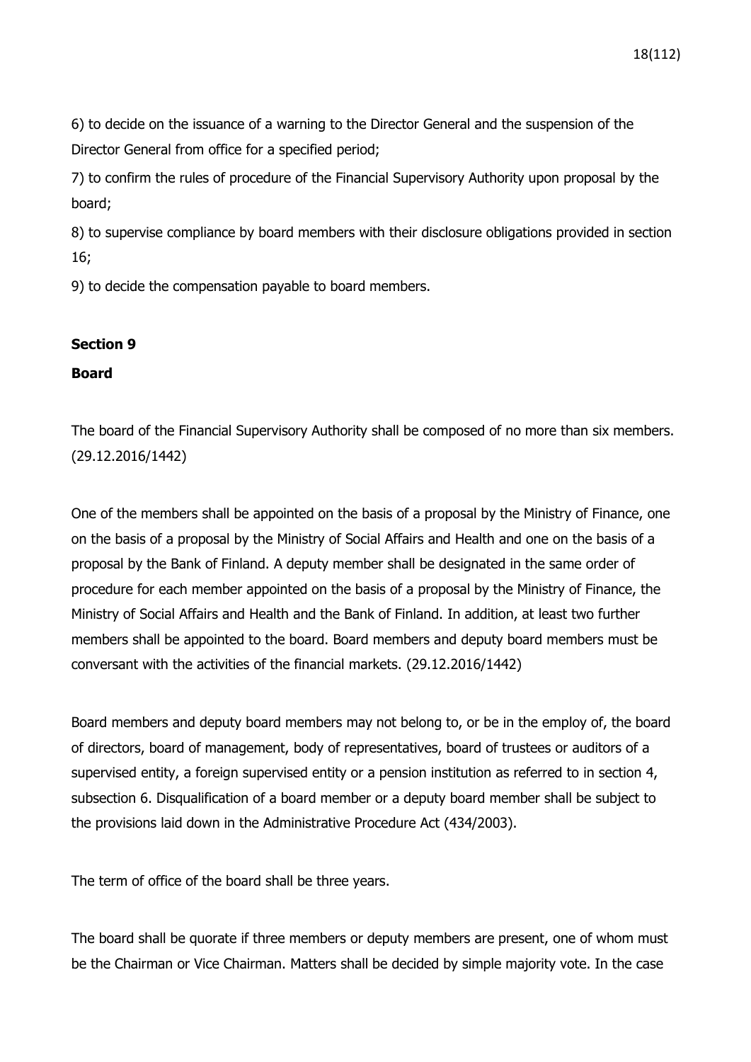6) to decide on the issuance of a warning to the Director General and the suspension of the Director General from office for a specified period;

7) to confirm the rules of procedure of the Financial Supervisory Authority upon proposal by the board;

8) to supervise compliance by board members with their disclosure obligations provided in section 16;

9) to decide the compensation payable to board members.

**Section 9**

**Board**

The board of the Financial Supervisory Authority shall be composed of no more than six members. (29.12.2016/1442)

One of the members shall be appointed on the basis of a proposal by the Ministry of Finance, one on the basis of a proposal by the Ministry of Social Affairs and Health and one on the basis of a proposal by the Bank of Finland. A deputy member shall be designated in the same order of procedure for each member appointed on the basis of a proposal by the Ministry of Finance, the Ministry of Social Affairs and Health and the Bank of Finland. In addition, at least two further members shall be appointed to the board. Board members and deputy board members must be conversant with the activities of the financial markets. (29.12.2016/1442)

Board members and deputy board members may not belong to, or be in the employ of, the board of directors, board of management, body of representatives, board of trustees or auditors of a supervised entity, a foreign supervised entity or a pension institution as referred to in section 4, subsection 6. Disqualification of a board member or a deputy board member shall be subject to the provisions laid down in the Administrative Procedure Act (434/2003).

The term of office of the board shall be three years.

The board shall be quorate if three members or deputy members are present, one of whom must be the Chairman or Vice Chairman. Matters shall be decided by simple majority vote. In the case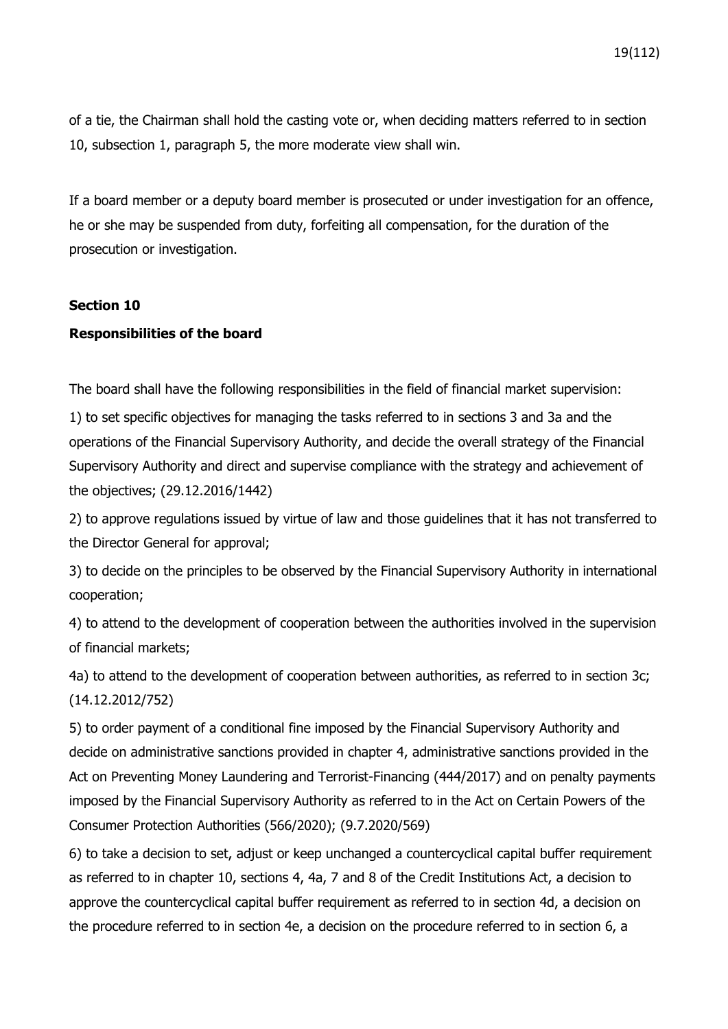of a tie, the Chairman shall hold the casting vote or, when deciding matters referred to in section 10, subsection 1, paragraph 5, the more moderate view shall win.

If a board member or a deputy board member is prosecuted or under investigation for an offence, he or she may be suspended from duty, forfeiting all compensation, for the duration of the prosecution or investigation.

**Section 10**

**Responsibilities of the board**

The board shall have the following responsibilities in the field of financial market supervision:

1) to set specific objectives for managing the tasks referred to in sections 3 and 3a and the operations of the Financial Supervisory Authority, and decide the overall strategy of the Financial Supervisory Authority and direct and supervise compliance with the strategy and achievement of the objectives; (29.12.2016/1442)

2) to approve regulations issued by virtue of law and those guidelines that it has not transferred to the Director General for approval;

3) to decide on the principles to be observed by the Financial Supervisory Authority in international cooperation;

4) to attend to the development of cooperation between the authorities involved in the supervision of financial markets;

4a) to attend to the development of cooperation between authorities, as referred to in section 3c; (14.12.2012/752)

5) to order payment of a conditional fine imposed by the Financial Supervisory Authority and decide on administrative sanctions provided in chapter 4, administrative sanctions provided in the Act on Preventing Money Laundering and Terrorist-Financing (444/2017) and on penalty payments imposed by the Financial Supervisory Authority as referred to in the Act on Certain Powers of the Consumer Protection Authorities (566/2020); (9.7.2020/569)

6) to take a decision to set, adjust or keep unchanged a countercyclical capital buffer requirement as referred to in chapter 10, sections 4, 4a, 7 and 8 of the Credit Institutions Act, a decision to approve the countercyclical capital buffer requirement as referred to in section 4d, a decision on the procedure referred to in section 4e, a decision on the procedure referred to in section 6, a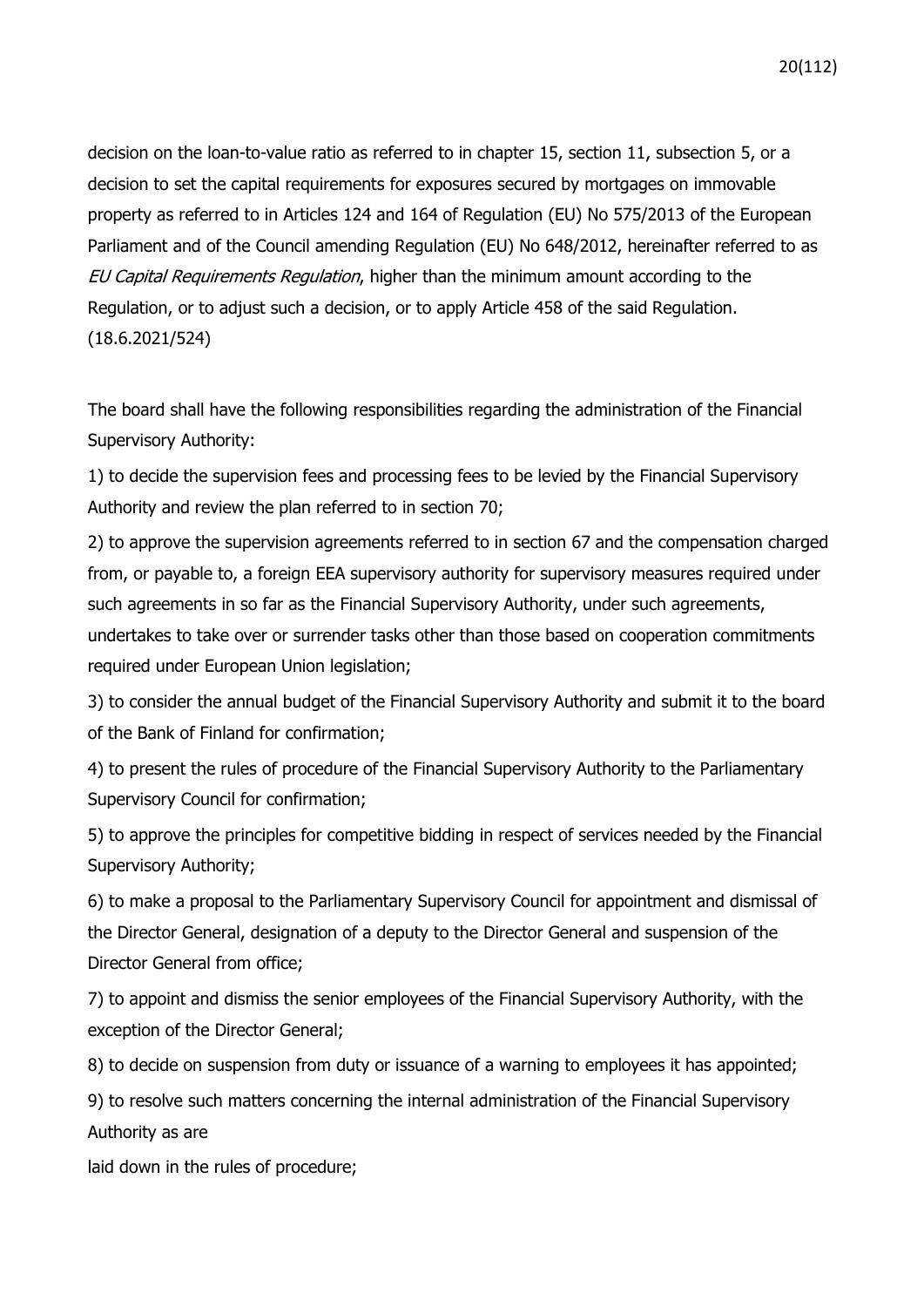decision on the loan-to-value ratio as referred to in chapter 15, section 11, subsection 5, or a decision to set the capital requirements for exposures secured by mortgages on immovable property as referred to in Articles 124 and 164 of Regulation (EU) No 575/2013 of the European Parliament and of the Council amending Regulation (EU) No 648/2012, hereinafter referred to as *EU Capital Requirements Regulation*, higher than the minimum amount according to the Regulation, or to adjust such a decision, or to apply Article 458 of the said Regulation. (18.6.2021/524)

The board shall have the following responsibilities regarding the administration of the Financial Supervisory Authority:

1) to decide the supervision fees and processing fees to be levied by the Financial Supervisory Authority and review the plan referred to in section 70;

2) to approve the supervision agreements referred to in section 67 and the compensation charged from, or payable to, a foreign EEA supervisory authority for supervisory measures required under such agreements in so far as the Financial Supervisory Authority, under such agreements, undertakes to take over or surrender tasks other than those based on cooperation commitments required under European Union legislation;

3) to consider the annual budget of the Financial Supervisory Authority and submit it to the board of the Bank of Finland for confirmation;

4) to present the rules of procedure of the Financial Supervisory Authority to the Parliamentary Supervisory Council for confirmation;

5) to approve the principles for competitive bidding in respect of services needed by the Financial Supervisory Authority;

6) to make a proposal to the Parliamentary Supervisory Council for appointment and dismissal of the Director General, designation of a deputy to the Director General and suspension of the Director General from office;

7) to appoint and dismiss the senior employees of the Financial Supervisory Authority, with the exception of the Director General;

8) to decide on suspension from duty or issuance of a warning to employees it has appointed;

9) to resolve such matters concerning the internal administration of the Financial Supervisory Authority as are laid down in the rules of procedure;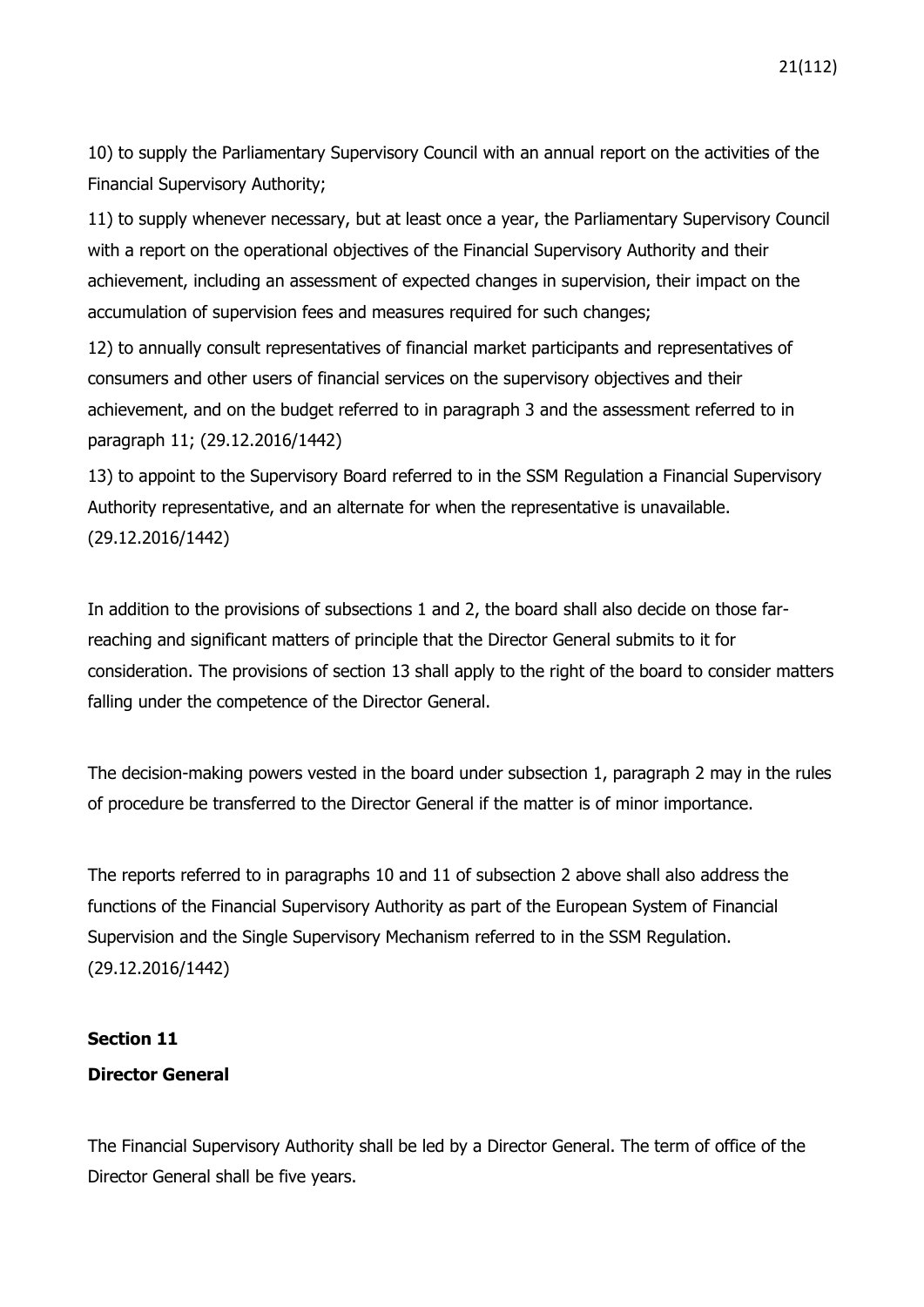10) to supply the Parliamentary Supervisory Council with an annual report on the activities of the Financial Supervisory Authority;

11) to supply whenever necessary, but at least once a year, the Parliamentary Supervisory Council with a report on the operational objectives of the Financial Supervisory Authority and their achievement, including an assessment of expected changes in supervision, their impact on the accumulation of supervision fees and measures required for such changes;

12) to annually consult representatives of financial market participants and representatives of consumers and other users of financial services on the supervisory objectives and their achievement, and on the budget referred to in paragraph 3 and the assessment referred to in paragraph 11; (29.12.2016/1442)

13) to appoint to the Supervisory Board referred to in the SSM Regulation a Financial Supervisory Authority representative, and an alternate for when the representative is unavailable. (29.12.2016/1442)

In addition to the provisions of subsections 1 and 2, the board shall also decide on those far-reaching and significant matters of principle that the Director General submits to it for consideration. The provisions of section 13 shall apply to the right of the board to consider matters falling under the competence of the Director General.

The decision-making powers vested in the board under subsection 1, paragraph 2 may in the rules of procedure be transferred to the Director General if the matter is of minor importance.

The reports referred to in paragraphs 10 and 11 of subsection 2 above shall also address the functions of the Financial Supervisory Authority as part of the European System of Financial Supervision and the Single Supervisory Mechanism referred to in the SSM Regulation. (29.12.2016/1442)

## Section 11

## Director General

The Financial Supervisory Authority shall be led by a Director General. The term of office of the Director General shall be five years.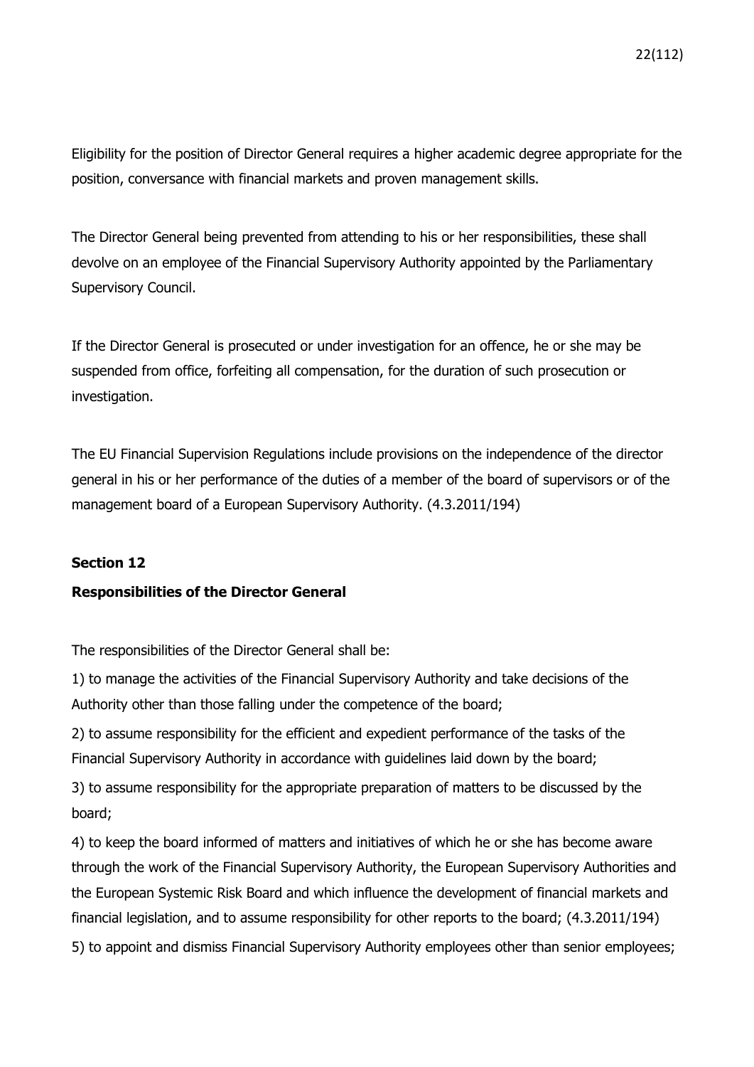Eligibility for the position of Director General requires a higher academic degree appropriate for the position, conversance with financial markets and proven management skills.

The Director General being prevented from attending to his or her responsibilities, these shall devolve on an employee of the Financial Supervisory Authority appointed by the Parliamentary Supervisory Council.

If the Director General is prosecuted or under investigation for an offence, he or she may be suspended from office, forfeiting all compensation, for the duration of such prosecution or investigation.

The EU Financial Supervision Regulations include provisions on the independence of the director general in his or her performance of the duties of a member of the board of supervisors or of the management board of a European Supervisory Authority. (4.3.2011/194)

**Section 12**

**Responsibilities of the Director General**

The responsibilities of the Director General shall be:

1) to manage the activities of the Financial Supervisory Authority and take decisions of the Authority other than those falling under the competence of the board;

2) to assume responsibility for the efficient and expedient performance of the tasks of the Financial Supervisory Authority in accordance with guidelines laid down by the board;

3) to assume responsibility for the appropriate preparation of matters to be discussed by the board;

4) to keep the board informed of matters and initiatives of which he or she has become aware through the work of the Financial Supervisory Authority, the European Supervisory Authorities and the European Systemic Risk Board and which influence the development of financial markets and financial legislation, and to assume responsibility for other reports to the board; (4.3.2011/194)

5) to appoint and dismiss Financial Supervisory Authority employees other than senior employees;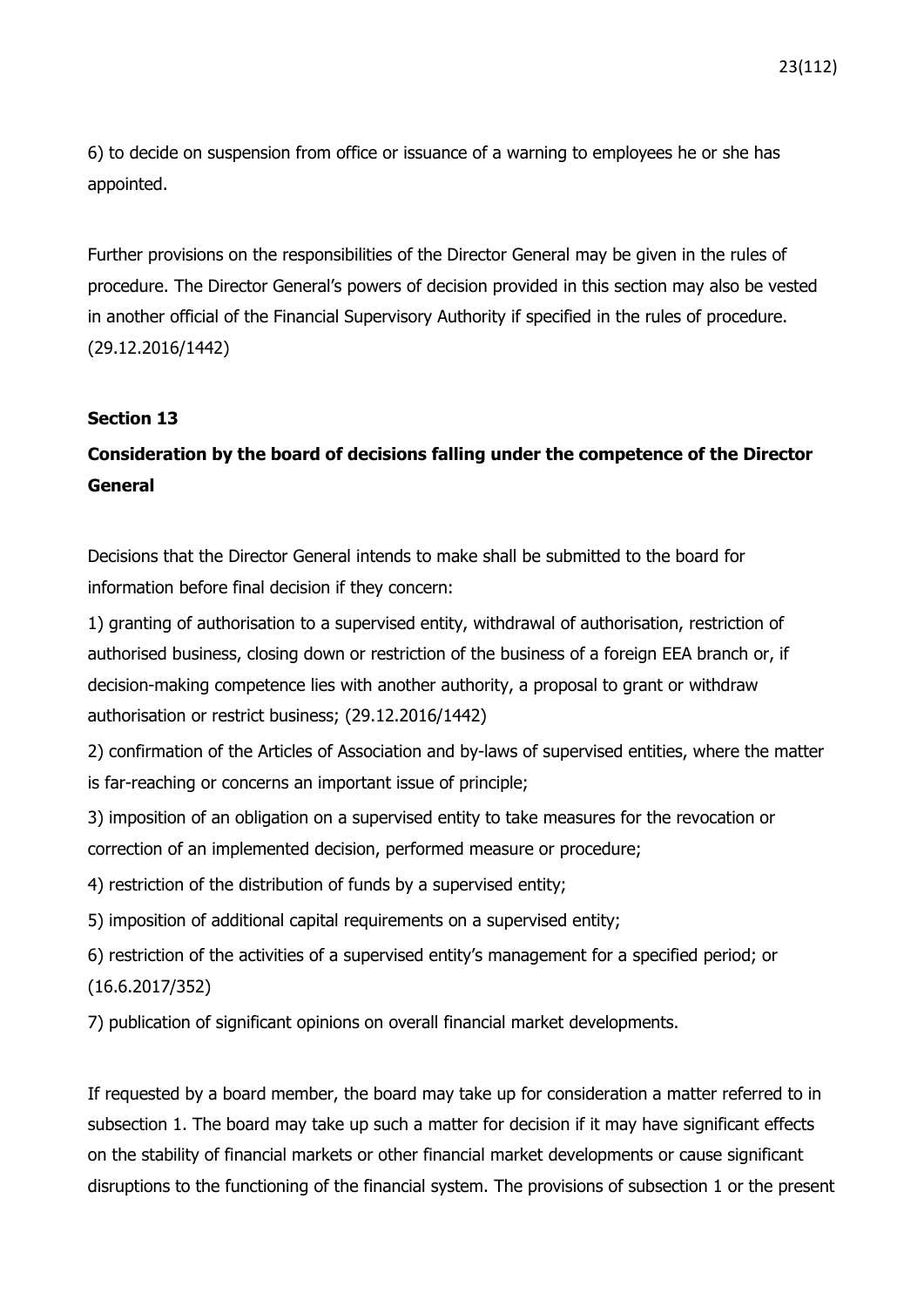6) to decide on suspension from office or issuance of a warning to employees he or she has appointed.

Further provisions on the responsibilities of the Director General may be given in the rules of procedure. The Director General's powers of decision provided in this section may also be vested in another official of the Financial Supervisory Authority if specified in the rules of procedure. (29.12.2016/1442)

**Section 13**

**Consideration by the board of decisions falling under the competence of the Director General**

Decisions that the Director General intends to make shall be submitted to the board for information before final decision if they concern:

1) granting of authorisation to a supervised entity, withdrawal of authorisation, restriction of authorised business, closing down or restriction of the business of a foreign EEA branch or, if decision-making competence lies with another authority, a proposal to grant or withdraw authorisation or restrict business; (29.12.2016/1442)

2) confirmation of the Articles of Association and by-laws of supervised entities, where the matter is far-reaching or concerns an important issue of principle;

3) imposition of an obligation on a supervised entity to take measures for the revocation or correction of an implemented decision, performed measure or procedure;

4) restriction of the distribution of funds by a supervised entity;

5) imposition of additional capital requirements on a supervised entity;

6) restriction of the activities of a supervised entity's management for a specified period; or (16.6.2017/352)

7) publication of significant opinions on overall financial market developments.

If requested by a board member, the board may take up for consideration a matter referred to in subsection 1. The board may take up such a matter for decision if it may have significant effects on the stability of financial markets or other financial market developments or cause significant disruptions to the functioning of the financial system. The provisions of subsection 1 or the present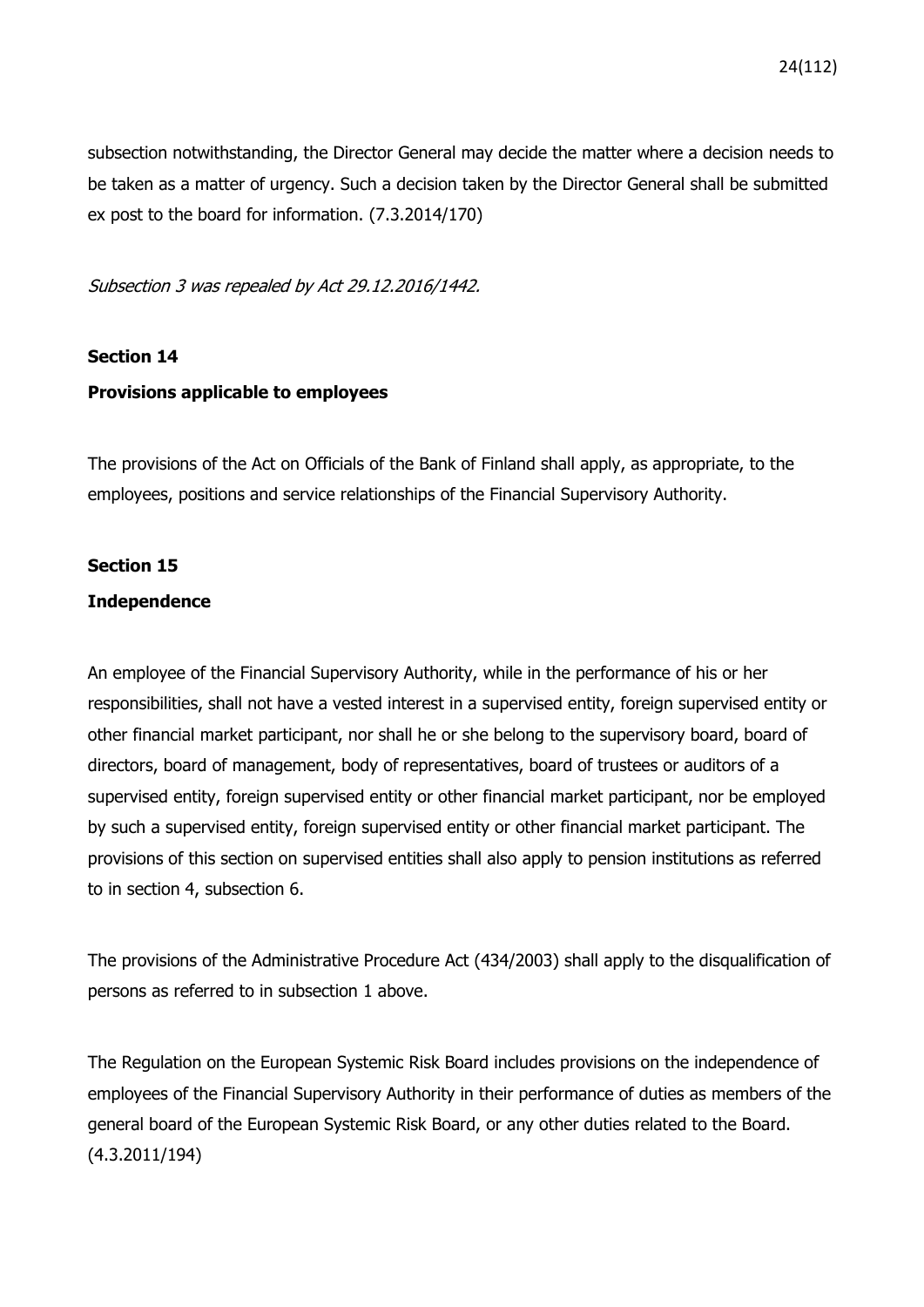subsection notwithstanding, the Director General may decide the matter where a decision needs to be taken as a matter of urgency. Such a decision taken by the Director General shall be submitted ex post to the board for information. (7.3.2014/170)

*Subsection 3 was repealed by Act 29.12.2016/1442.*

**Section 14**

**Provisions applicable to employees**

The provisions of the Act on Officials of the Bank of Finland shall apply, as appropriate, to the employees, positions and service relationships of the Financial Supervisory Authority.

**Section 15**

**Independence**

An employee of the Financial Supervisory Authority, while in the performance of his or her responsibilities, shall not have a vested interest in a supervised entity, foreign supervised entity or other financial market participant, nor shall he or she belong to the supervisory board, board of directors, board of management, body of representatives, board of trustees or auditors of a supervised entity, foreign supervised entity or other financial market participant, nor be employed by such a supervised entity, foreign supervised entity or other financial market participant. The provisions of this section on supervised entities shall also apply to pension institutions as referred to in section 4, subsection 6.

The provisions of the Administrative Procedure Act (434/2003) shall apply to the disqualification of persons as referred to in subsection 1 above.

The Regulation on the European Systemic Risk Board includes provisions on the independence of employees of the Financial Supervisory Authority in their performance of duties as members of the general board of the European Systemic Risk Board, or any other duties related to the Board. (4.3.2011/194)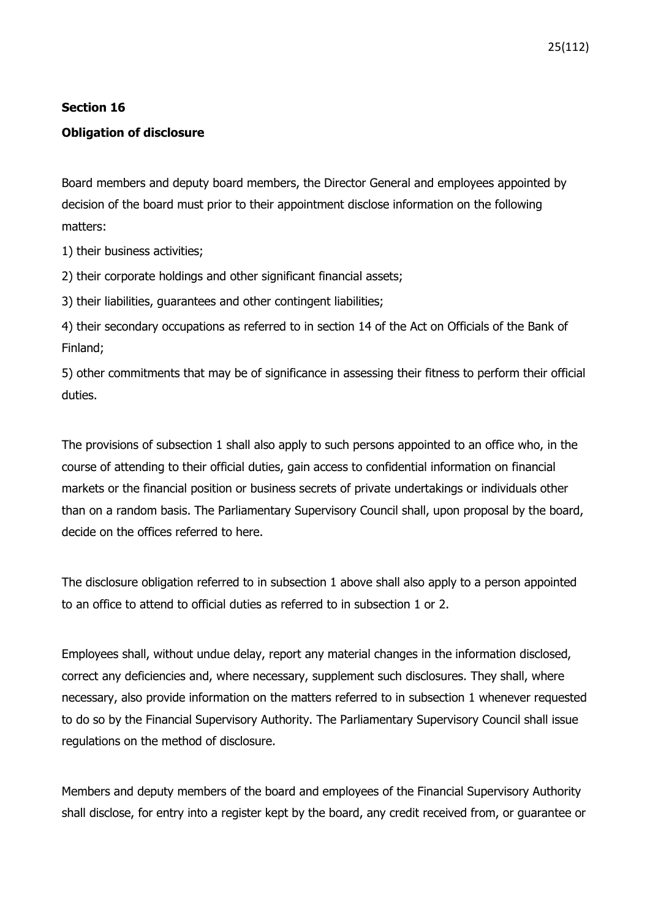**Section 16**

**Obligation of disclosure**

Board members and deputy board members, the Director General and employees appointed by decision of the board must prior to their appointment disclose information on the following matters:

1) their business activities;

2) their corporate holdings and other significant financial assets;

3) their liabilities, guarantees and other contingent liabilities;

4) their secondary occupations as referred to in section 14 of the Act on Officials of the Bank of Finland;

5) other commitments that may be of significance in assessing their fitness to perform their official duties.

The provisions of subsection 1 shall also apply to such persons appointed to an office who, in the course of attending to their official duties, gain access to confidential information on financial markets or the financial position or business secrets of private undertakings or individuals other than on a random basis. The Parliamentary Supervisory Council shall, upon proposal by the board, decide on the offices referred to here.

The disclosure obligation referred to in subsection 1 above shall also apply to a person appointed to an office to attend to official duties as referred to in subsection 1 or 2.

Employees shall, without undue delay, report any material changes in the information disclosed, correct any deficiencies and, where necessary, supplement such disclosures. They shall, where necessary, also provide information on the matters referred to in subsection 1 whenever requested to do so by the Financial Supervisory Authority. The Parliamentary Supervisory Council shall issue regulations on the method of disclosure.

Members and deputy members of the board and employees of the Financial Supervisory Authority shall disclose, for entry into a register kept by the board, any credit received from, or guarantee or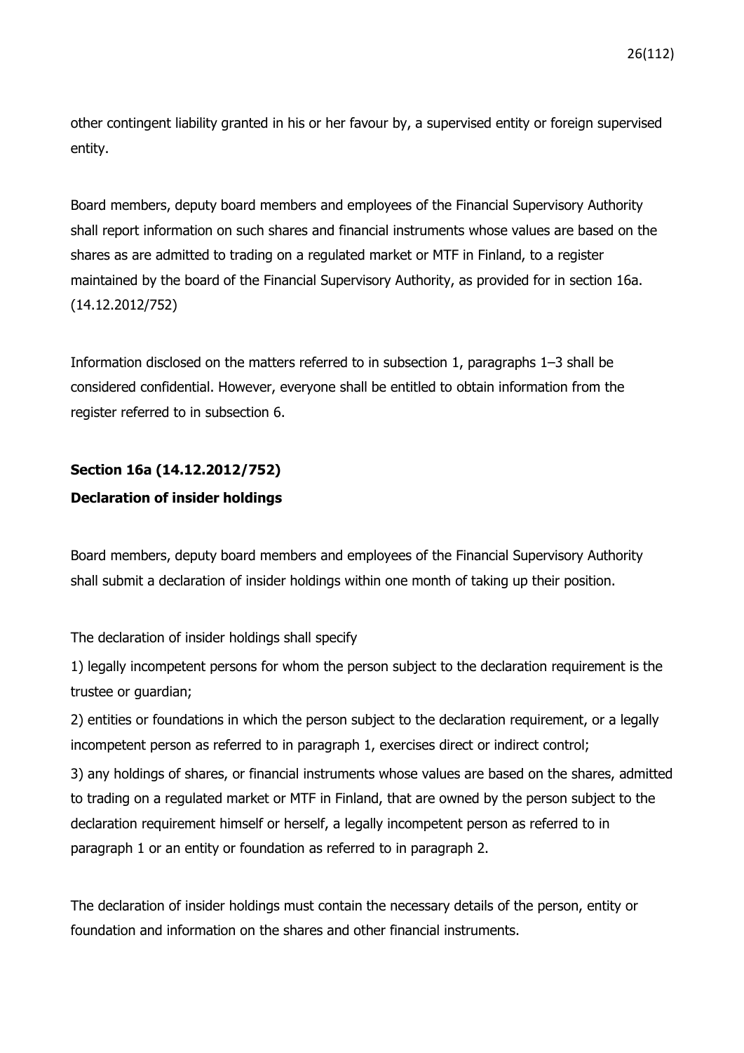other contingent liability granted in his or her favour by, a supervised entity or foreign supervised entity.

Board members, deputy board members and employees of the Financial Supervisory Authority shall report information on such shares and financial instruments whose values are based on the shares as are admitted to trading on a regulated market or MTF in Finland, to a register maintained by the board of the Financial Supervisory Authority, as provided for in section 16a. (14.12.2012/752)

Information disclosed on the matters referred to in subsection 1, paragraphs 1–3 shall be considered confidential. However, everyone shall be entitled to obtain information from the register referred to in subsection 6.

**Section 16a (14.12.2012/752)**

**Declaration of insider holdings**

Board members, deputy board members and employees of the Financial Supervisory Authority shall submit a declaration of insider holdings within one month of taking up their position.

The declaration of insider holdings shall specify

1) legally incompetent persons for whom the person subject to the declaration requirement is the trustee or guardian;

2) entities or foundations in which the person subject to the declaration requirement, or a legally incompetent person as referred to in paragraph 1, exercises direct or indirect control;

3) any holdings of shares, or financial instruments whose values are based on the shares, admitted to trading on a regulated market or MTF in Finland, that are owned by the person subject to the declaration requirement himself or herself, a legally incompetent person as referred to in paragraph 1 or an entity or foundation as referred to in paragraph 2.

The declaration of insider holdings must contain the necessary details of the person, entity or foundation and information on the shares and other financial instruments.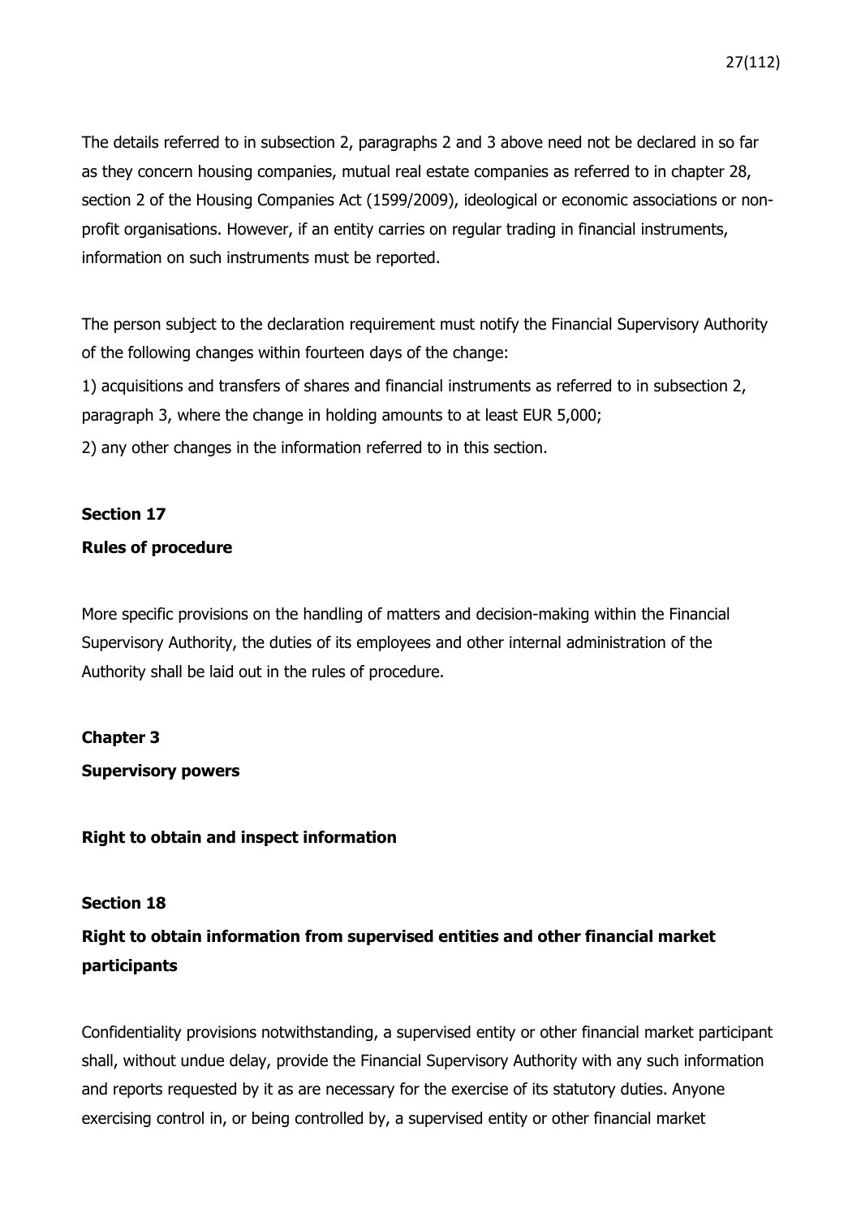The details referred to in subsection 2, paragraphs 2 and 3 above need not be declared in so far as they concern housing companies, mutual real estate companies as referred to in chapter 28, section 2 of the Housing Companies Act (1599/2009), ideological or economic associations or non-profit organisations. However, if an entity carries on regular trading in financial instruments, information on such instruments must be reported.

The person subject to the declaration requirement must notify the Financial Supervisory Authority of the following changes within fourteen days of the change:

1) acquisitions and transfers of shares and financial instruments as referred to in subsection 2, paragraph 3, where the change in holding amounts to at least EUR 5,000;

2) any other changes in the information referred to in this section.

### Section 17

### Rules of procedure

More specific provisions on the handling of matters and decision-making within the Financial Supervisory Authority, the duties of its employees and other internal administration of the Authority shall be laid out in the rules of procedure.

## Chapter 3

## Supervisory powers

### Right to obtain and inspect information

### Section 18

### Right to obtain information from supervised entities and other financial market participants

Confidentiality provisions notwithstanding, a supervised entity or other financial market participant shall, without undue delay, provide the Financial Supervisory Authority with any such information and reports requested by it as are necessary for the exercise of its statutory duties. Anyone exercising control in, or being controlled by, a supervised entity or other financial market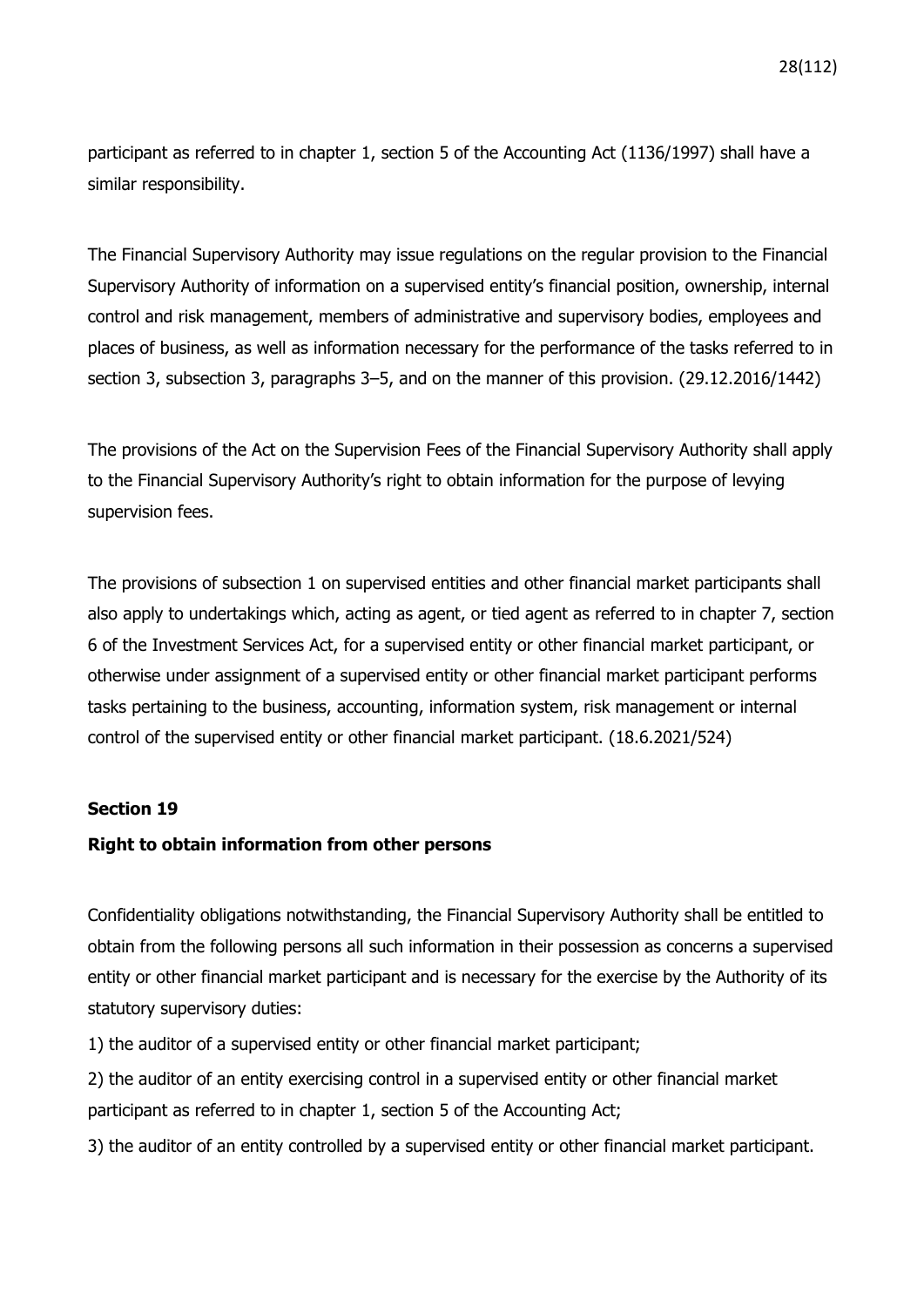participant as referred to in chapter 1, section 5 of the Accounting Act (1136/1997) shall have a similar responsibility.

The Financial Supervisory Authority may issue regulations on the regular provision to the Financial Supervisory Authority of information on a supervised entity's financial position, ownership, internal control and risk management, members of administrative and supervisory bodies, employees and places of business, as well as information necessary for the performance of the tasks referred to in section 3, subsection 3, paragraphs 3–5, and on the manner of this provision. (29.12.2016/1442)

The provisions of the Act on the Supervision Fees of the Financial Supervisory Authority shall apply to the Financial Supervisory Authority's right to obtain information for the purpose of levying supervision fees.

The provisions of subsection 1 on supervised entities and other financial market participants shall also apply to undertakings which, acting as agent, or tied agent as referred to in chapter 7, section 6 of the Investment Services Act, for a supervised entity or other financial market participant, or otherwise under assignment of a supervised entity or other financial market participant performs tasks pertaining to the business, accounting, information system, risk management or internal control of the supervised entity or other financial market participant. (18.6.2021/524)

**Section 19**

**Right to obtain information from other persons**

Confidentiality obligations notwithstanding, the Financial Supervisory Authority shall be entitled to obtain from the following persons all such information in their possession as concerns a supervised entity or other financial market participant and is necessary for the exercise by the Authority of its statutory supervisory duties:

1) the auditor of a supervised entity or other financial market participant;

2) the auditor of an entity exercising control in a supervised entity or other financial market participant as referred to in chapter 1, section 5 of the Accounting Act;

3) the auditor of an entity controlled by a supervised entity or other financial market participant.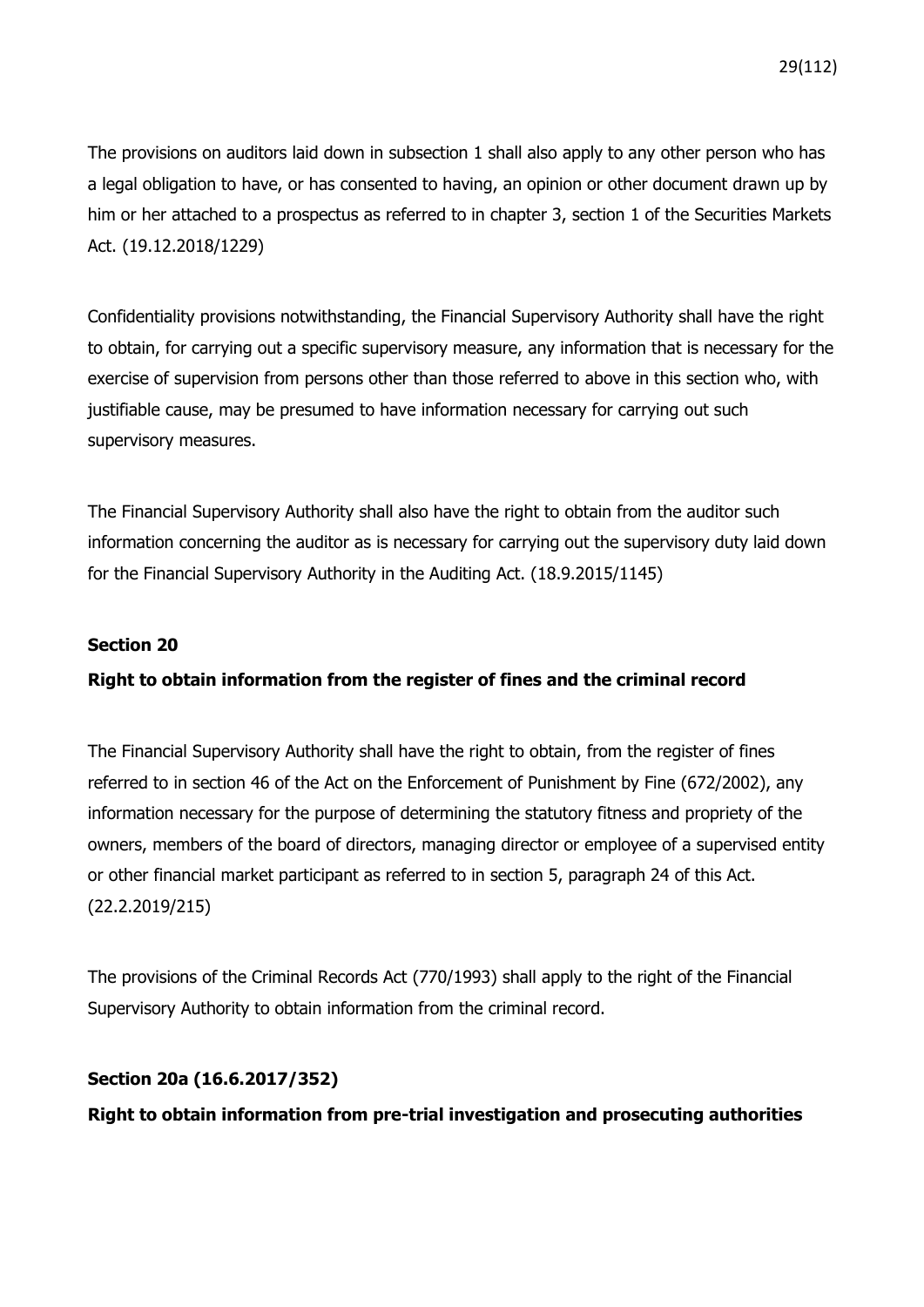The provisions on auditors laid down in subsection 1 shall also apply to any other person who has a legal obligation to have, or has consented to having, an opinion or other document drawn up by him or her attached to a prospectus as referred to in chapter 3, section 1 of the Securities Markets Act. (19.12.2018/1229)

Confidentiality provisions notwithstanding, the Financial Supervisory Authority shall have the right to obtain, for carrying out a specific supervisory measure, any information that is necessary for the exercise of supervision from persons other than those referred to above in this section who, with justifiable cause, may be presumed to have information necessary for carrying out such supervisory measures.

The Financial Supervisory Authority shall also have the right to obtain from the auditor such information concerning the auditor as is necessary for carrying out the supervisory duty laid down for the Financial Supervisory Authority in the Auditing Act. (18.9.2015/1145)

**Section 20**

**Right to obtain information from the register of fines and the criminal record**

The Financial Supervisory Authority shall have the right to obtain, from the register of fines referred to in section 46 of the Act on the Enforcement of Punishment by Fine (672/2002), any information necessary for the purpose of determining the statutory fitness and propriety of the owners, members of the board of directors, managing director or employee of a supervised entity or other financial market participant as referred to in section 5, paragraph 24 of this Act. (22.2.2019/215)

The provisions of the Criminal Records Act (770/1993) shall apply to the right of the Financial Supervisory Authority to obtain information from the criminal record.

**Section 20a (16.6.2017/352)**

**Right to obtain information from pre-trial investigation and prosecuting authorities**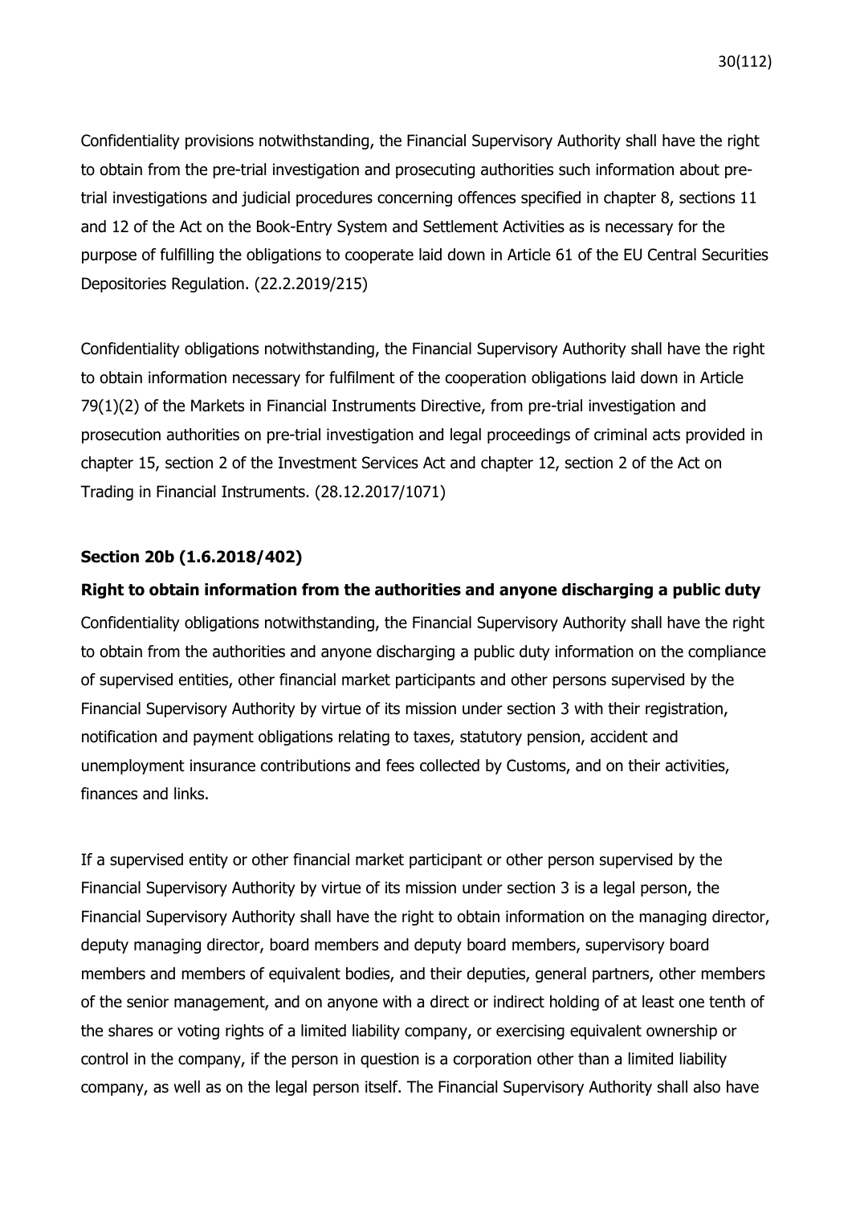Confidentiality provisions notwithstanding, the Financial Supervisory Authority shall have the right to obtain from the pre-trial investigation and prosecuting authorities such information about pre-trial investigations and judicial procedures concerning offences specified in chapter 8, sections 11 and 12 of the Act on the Book-Entry System and Settlement Activities as is necessary for the purpose of fulfilling the obligations to cooperate laid down in Article 61 of the EU Central Securities Depositories Regulation. (22.2.2019/215)

Confidentiality obligations notwithstanding, the Financial Supervisory Authority shall have the right to obtain information necessary for fulfilment of the cooperation obligations laid down in Article 79(1)(2) of the Markets in Financial Instruments Directive, from pre-trial investigation and prosecution authorities on pre-trial investigation and legal proceedings of criminal acts provided in chapter 15, section 2 of the Investment Services Act and chapter 12, section 2 of the Act on Trading in Financial Instruments. (28.12.2017/1071)

**Section 20b (1.6.2018/402)**

**Right to obtain information from the authorities and anyone discharging a public duty**

Confidentiality obligations notwithstanding, the Financial Supervisory Authority shall have the right to obtain from the authorities and anyone discharging a public duty information on the compliance of supervised entities, other financial market participants and other persons supervised by the Financial Supervisory Authority by virtue of its mission under section 3 with their registration, notification and payment obligations relating to taxes, statutory pension, accident and unemployment insurance contributions and fees collected by Customs, and on their activities, finances and links.

If a supervised entity or other financial market participant or other person supervised by the Financial Supervisory Authority by virtue of its mission under section 3 is a legal person, the Financial Supervisory Authority shall have the right to obtain information on the managing director, deputy managing director, board members and deputy board members, supervisory board members and members of equivalent bodies, and their deputies, general partners, other members of the senior management, and on anyone with a direct or indirect holding of at least one tenth of the shares or voting rights of a limited liability company, or exercising equivalent ownership or control in the company, if the person in question is a corporation other than a limited liability company, as well as on the legal person itself. The Financial Supervisory Authority shall also have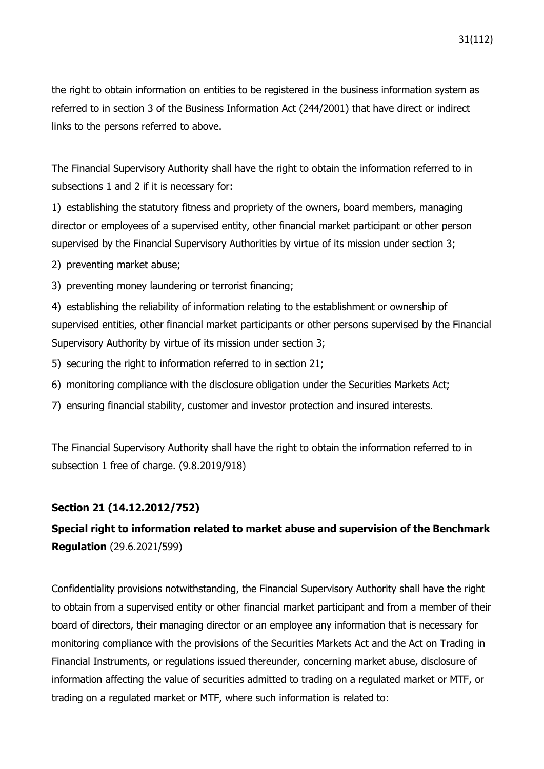the right to obtain information on entities to be registered in the business information system as referred to in section 3 of the Business Information Act (244/2001) that have direct or indirect links to the persons referred to above.

The Financial Supervisory Authority shall have the right to obtain the information referred to in subsections 1 and 2 if it is necessary for:

1) establishing the statutory fitness and propriety of the owners, board members, managing director or employees of a supervised entity, other financial market participant or other person supervised by the Financial Supervisory Authorities by virtue of its mission under section 3;

2) preventing market abuse;

3) preventing money laundering or terrorist financing;

4) establishing the reliability of information relating to the establishment or ownership of supervised entities, other financial market participants or other persons supervised by the Financial Supervisory Authority by virtue of its mission under section 3;

5) securing the right to information referred to in section 21;

6) monitoring compliance with the disclosure obligation under the Securities Markets Act;

7) ensuring financial stability, customer and investor protection and insured interests.

The Financial Supervisory Authority shall have the right to obtain the information referred to in subsection 1 free of charge. (9.8.2019/918)

### Section 21 (14.12.2012/752)

### Special right to information related to market abuse and supervision of the Benchmark Regulation (29.6.2021/599)

Confidentiality provisions notwithstanding, the Financial Supervisory Authority shall have the right to obtain from a supervised entity or other financial market participant and from a member of their board of directors, their managing director or an employee any information that is necessary for monitoring compliance with the provisions of the Securities Markets Act and the Act on Trading in Financial Instruments, or regulations issued thereunder, concerning market abuse, disclosure of information affecting the value of securities admitted to trading on a regulated market or MTF, or trading on a regulated market or MTF, where such information is related to: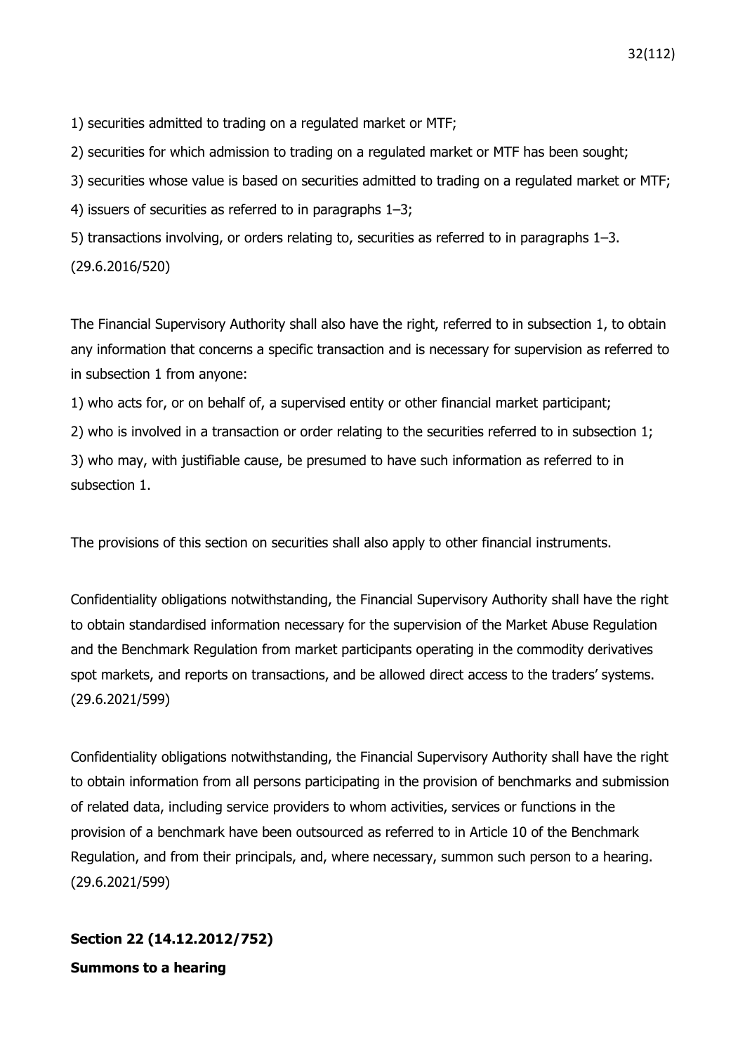1) securities admitted to trading on a regulated market or MTF;

2) securities for which admission to trading on a regulated market or MTF has been sought;

3) securities whose value is based on securities admitted to trading on a regulated market or MTF;

4) issuers of securities as referred to in paragraphs 1–3;

5) transactions involving, or orders relating to, securities as referred to in paragraphs 1–3.

(29.6.2016/520)

The Financial Supervisory Authority shall also have the right, referred to in subsection 1, to obtain any information that concerns a specific transaction and is necessary for supervision as referred to in subsection 1 from anyone:

1) who acts for, or on behalf of, a supervised entity or other financial market participant;

2) who is involved in a transaction or order relating to the securities referred to in subsection 1;

3) who may, with justifiable cause, be presumed to have such information as referred to in subsection 1.

The provisions of this section on securities shall also apply to other financial instruments.

Confidentiality obligations notwithstanding, the Financial Supervisory Authority shall have the right to obtain standardised information necessary for the supervision of the Market Abuse Regulation and the Benchmark Regulation from market participants operating in the commodity derivatives spot markets, and reports on transactions, and be allowed direct access to the traders' systems. (29.6.2021/599)

Confidentiality obligations notwithstanding, the Financial Supervisory Authority shall have the right to obtain information from all persons participating in the provision of benchmarks and submission of related data, including service providers to whom activities, services or functions in the provision of a benchmark have been outsourced as referred to in Article 10 of the Benchmark Regulation, and from their principals, and, where necessary, summon such person to a hearing. (29.6.2021/599)

**Section 22 (14.12.2012/752)**

**Summons to a hearing**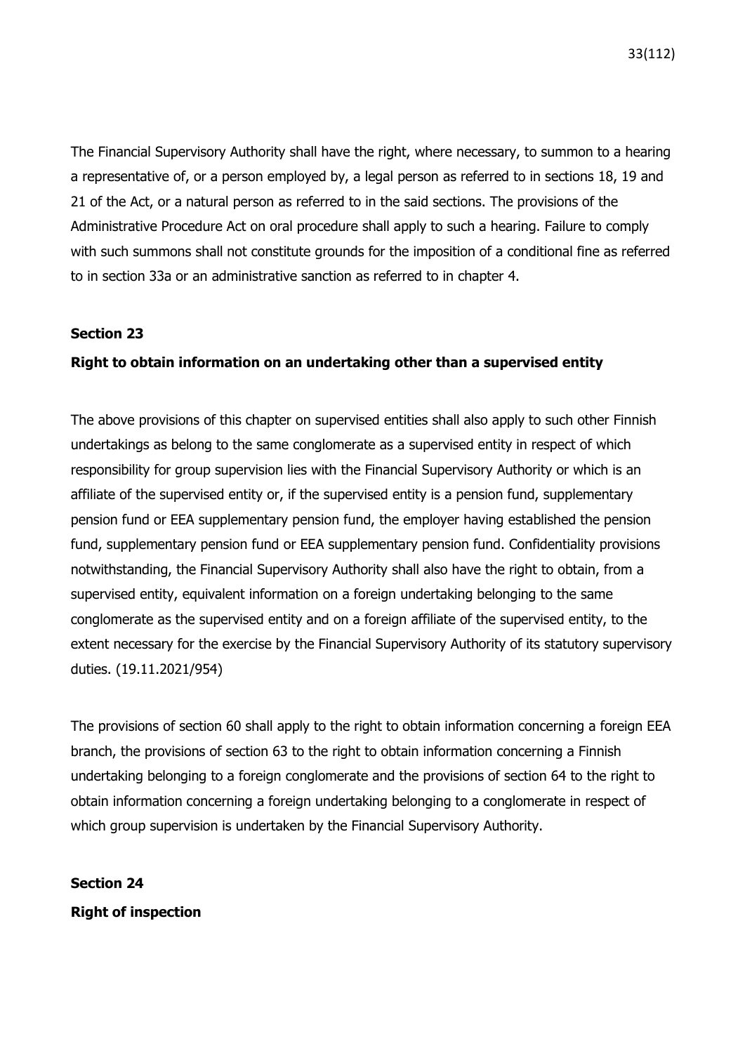The Financial Supervisory Authority shall have the right, where necessary, to summon to a hearing a representative of, or a person employed by, a legal person as referred to in sections 18, 19 and 21 of the Act, or a natural person as referred to in the said sections. The provisions of the Administrative Procedure Act on oral procedure shall apply to such a hearing. Failure to comply with such summons shall not constitute grounds for the imposition of a conditional fine as referred to in section 33a or an administrative sanction as referred to in chapter 4.

**Section 23**

**Right to obtain information on an undertaking other than a supervised entity**

The above provisions of this chapter on supervised entities shall also apply to such other Finnish undertakings as belong to the same conglomerate as a supervised entity in respect of which responsibility for group supervision lies with the Financial Supervisory Authority or which is an affiliate of the supervised entity or, if the supervised entity is a pension fund, supplementary pension fund or EEA supplementary pension fund, the employer having established the pension fund, supplementary pension fund or EEA supplementary pension fund. Confidentiality provisions notwithstanding, the Financial Supervisory Authority shall also have the right to obtain, from a supervised entity, equivalent information on a foreign undertaking belonging to the same conglomerate as the supervised entity and on a foreign affiliate of the supervised entity, to the extent necessary for the exercise by the Financial Supervisory Authority of its statutory supervisory duties. (19.11.2021/954)

The provisions of section 60 shall apply to the right to obtain information concerning a foreign EEA branch, the provisions of section 63 to the right to obtain information concerning a Finnish undertaking belonging to a foreign conglomerate and the provisions of section 64 to the right to obtain information concerning a foreign undertaking belonging to a conglomerate in respect of which group supervision is undertaken by the Financial Supervisory Authority.

**Section 24**

**Right of inspection**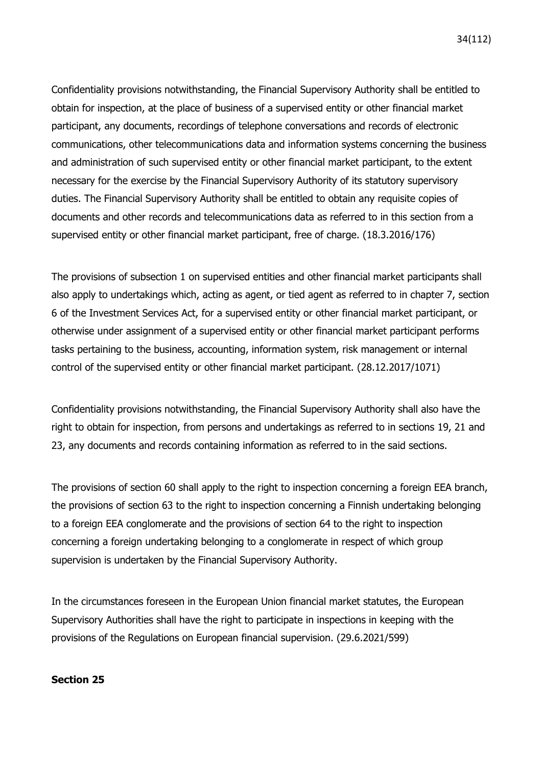Confidentiality provisions notwithstanding, the Financial Supervisory Authority shall be entitled to obtain for inspection, at the place of business of a supervised entity or other financial market participant, any documents, recordings of telephone conversations and records of electronic communications, other telecommunications data and information systems concerning the business and administration of such supervised entity or other financial market participant, to the extent necessary for the exercise by the Financial Supervisory Authority of its statutory supervisory duties. The Financial Supervisory Authority shall be entitled to obtain any requisite copies of documents and other records and telecommunications data as referred to in this section from a supervised entity or other financial market participant, free of charge. (18.3.2016/176)

The provisions of subsection 1 on supervised entities and other financial market participants shall also apply to undertakings which, acting as agent, or tied agent as referred to in chapter 7, section 6 of the Investment Services Act, for a supervised entity or other financial market participant, or otherwise under assignment of a supervised entity or other financial market participant performs tasks pertaining to the business, accounting, information system, risk management or internal control of the supervised entity or other financial market participant. (28.12.2017/1071)

Confidentiality provisions notwithstanding, the Financial Supervisory Authority shall also have the right to obtain for inspection, from persons and undertakings as referred to in sections 19, 21 and 23, any documents and records containing information as referred to in the said sections.

The provisions of section 60 shall apply to the right to inspection concerning a foreign EEA branch, the provisions of section 63 to the right to inspection concerning a Finnish undertaking belonging to a foreign EEA conglomerate and the provisions of section 64 to the right to inspection concerning a foreign undertaking belonging to a conglomerate in respect of which group supervision is undertaken by the Financial Supervisory Authority.

In the circumstances foreseen in the European Union financial market statutes, the European Supervisory Authorities shall have the right to participate in inspections in keeping with the provisions of the Regulations on European financial supervision. (29.6.2021/599)

**Section 25**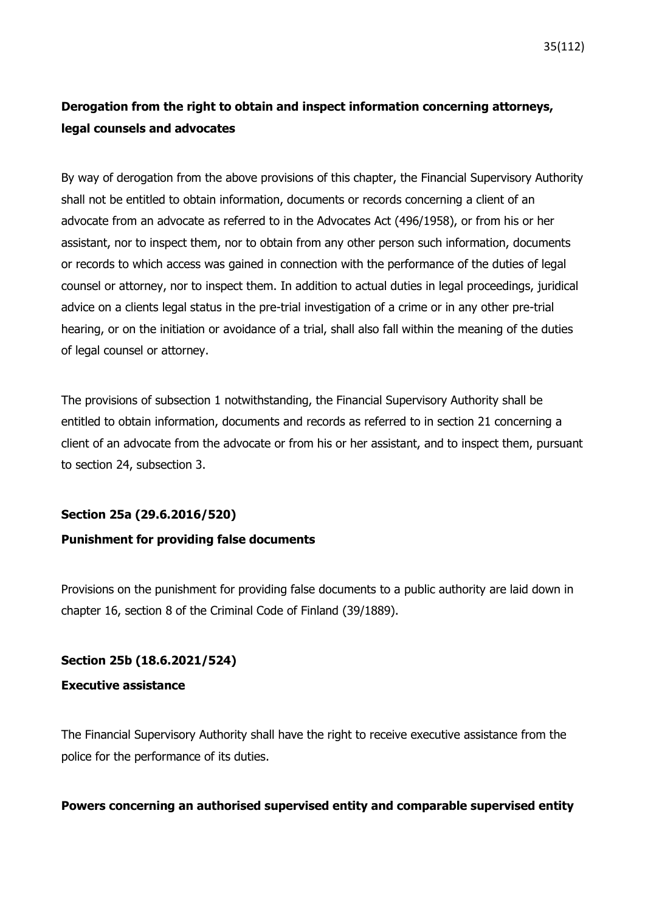### Derogation from the right to obtain and inspect information concerning attorneys, legal counsels and advocates

By way of derogation from the above provisions of this chapter, the Financial Supervisory Authority shall not be entitled to obtain information, documents or records concerning a client of an advocate from an advocate as referred to in the Advocates Act (496/1958), or from his or her assistant, nor to inspect them, nor to obtain from any other person such information, documents or records to which access was gained in connection with the performance of the duties of legal counsel or attorney, nor to inspect them. In addition to actual duties in legal proceedings, juridical advice on a clients legal status in the pre-trial investigation of a crime or in any other pre-trial hearing, or on the initiation or avoidance of a trial, shall also fall within the meaning of the duties of legal counsel or attorney.

The provisions of subsection 1 notwithstanding, the Financial Supervisory Authority shall be entitled to obtain information, documents and records as referred to in section 21 concerning a client of an advocate from the advocate or from his or her assistant, and to inspect them, pursuant to section 24, subsection 3.

### Section 25a (29.6.2016/520)

### Punishment for providing false documents

Provisions on the punishment for providing false documents to a public authority are laid down in chapter 16, section 8 of the Criminal Code of Finland (39/1889).

### Section 25b (18.6.2021/524)

### Executive assistance

The Financial Supervisory Authority shall have the right to receive executive assistance from the police for the performance of its duties.

### Powers concerning an authorised supervised entity and comparable supervised entity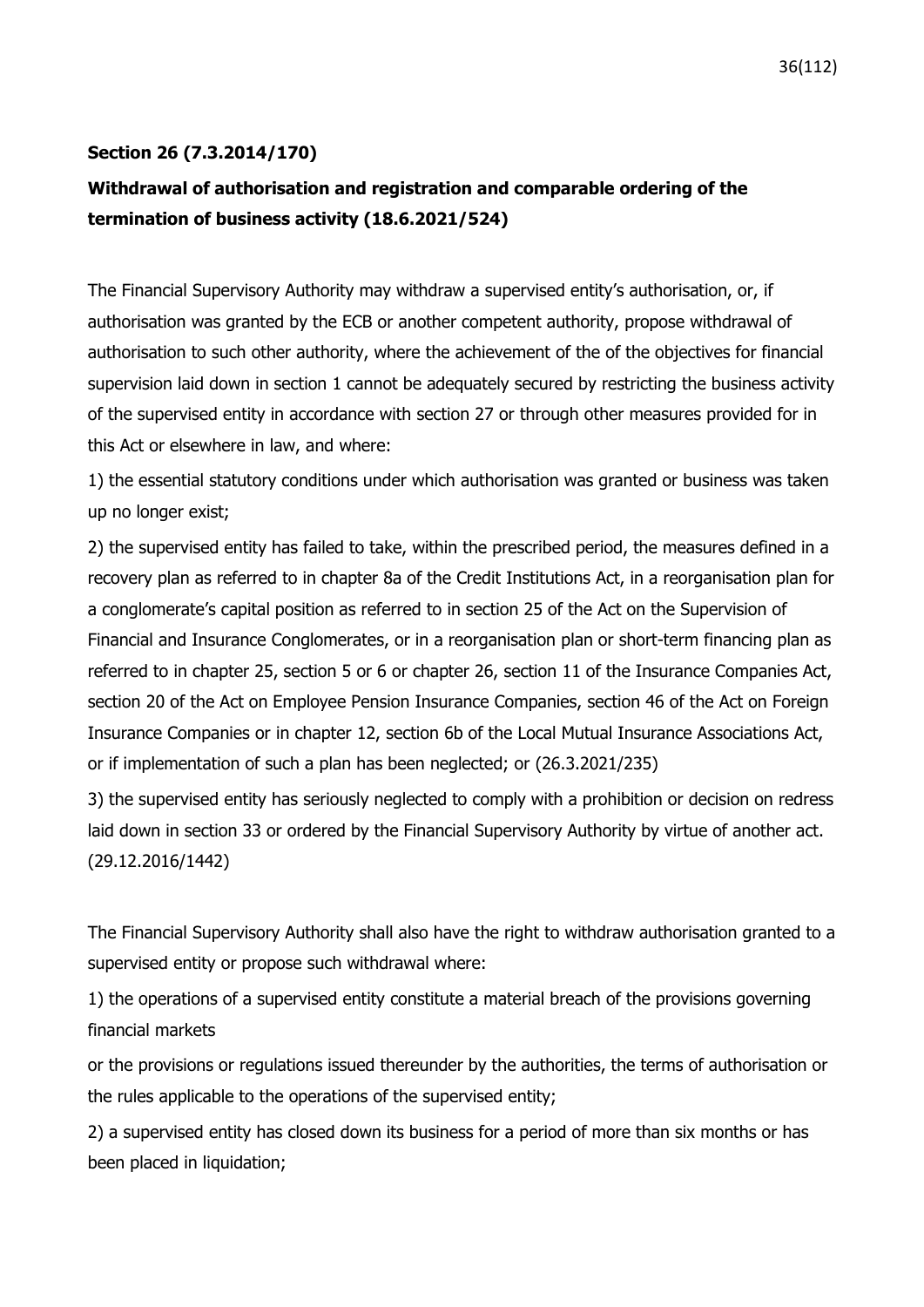**Section 26 (7.3.2014/170)**

**Withdrawal of authorisation and registration and comparable ordering of the termination of business activity (18.6.2021/524)**

The Financial Supervisory Authority may withdraw a supervised entity's authorisation, or, if authorisation was granted by the ECB or another competent authority, propose withdrawal of authorisation to such other authority, where the achievement of the of the objectives for financial supervision laid down in section 1 cannot be adequately secured by restricting the business activity of the supervised entity in accordance with section 27 or through other measures provided for in this Act or elsewhere in law, and where:

1) the essential statutory conditions under which authorisation was granted or business was taken up no longer exist;

2) the supervised entity has failed to take, within the prescribed period, the measures defined in a recovery plan as referred to in chapter 8a of the Credit Institutions Act, in a reorganisation plan for a conglomerate's capital position as referred to in section 25 of the Act on the Supervision of Financial and Insurance Conglomerates, or in a reorganisation plan or short-term financing plan as referred to in chapter 25, section 5 or 6 or chapter 26, section 11 of the Insurance Companies Act, section 20 of the Act on Employee Pension Insurance Companies, section 46 of the Act on Foreign Insurance Companies or in chapter 12, section 6b of the Local Mutual Insurance Associations Act, or if implementation of such a plan has been neglected; or (26.3.2021/235)

3) the supervised entity has seriously neglected to comply with a prohibition or decision on redress laid down in section 33 or ordered by the Financial Supervisory Authority by virtue of another act. (29.12.2016/1442)

The Financial Supervisory Authority shall also have the right to withdraw authorisation granted to a supervised entity or propose such withdrawal where:

1) the operations of a supervised entity constitute a material breach of the provisions governing financial markets

or the provisions or regulations issued thereunder by the authorities, the terms of authorisation or the rules applicable to the operations of the supervised entity;

2) a supervised entity has closed down its business for a period of more than six months or has been placed in liquidation;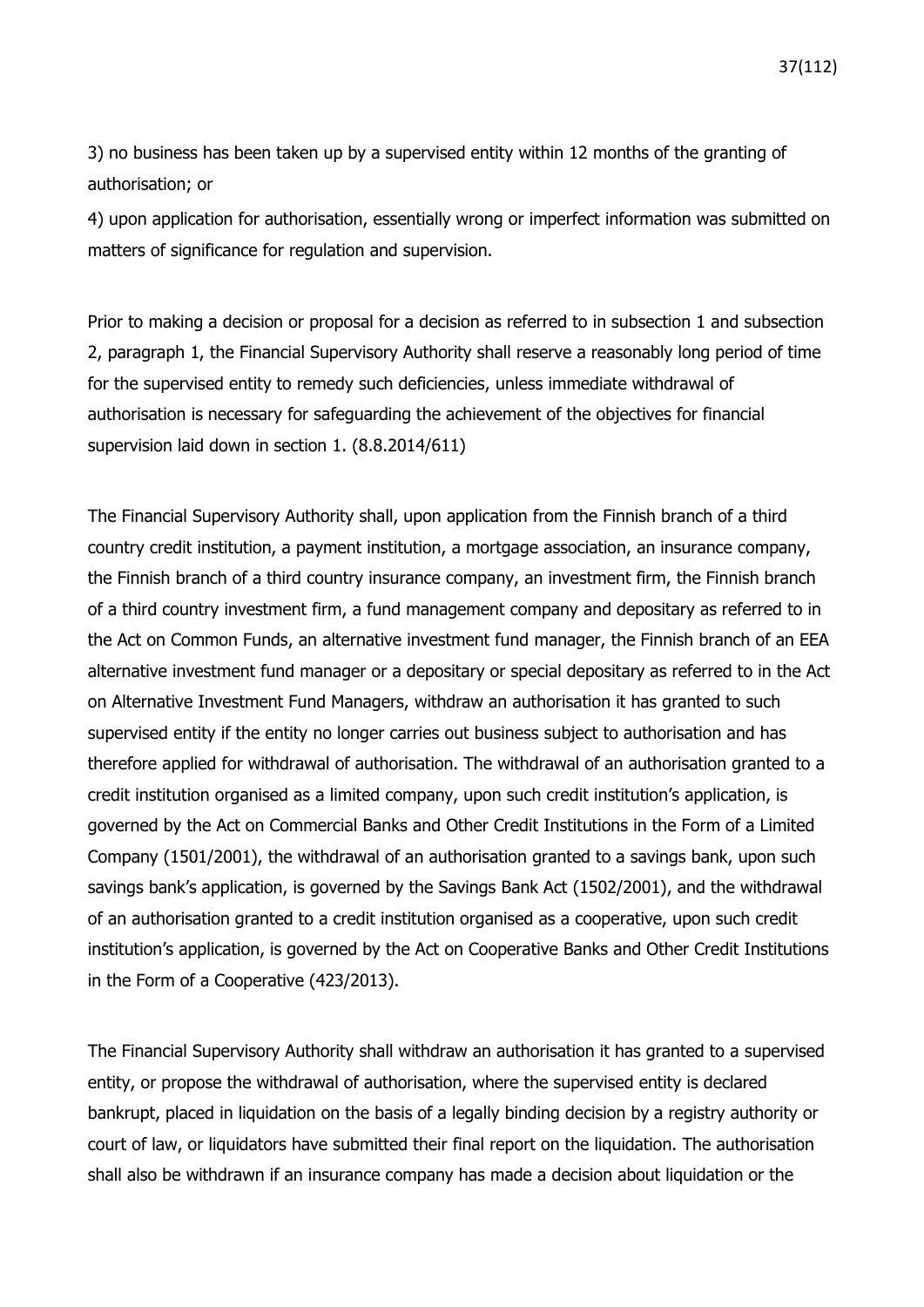3) no business has been taken up by a supervised entity within 12 months of the granting of authorisation; or

4) upon application for authorisation, essentially wrong or imperfect information was submitted on matters of significance for regulation and supervision.

Prior to making a decision or proposal for a decision as referred to in subsection 1 and subsection 2, paragraph 1, the Financial Supervisory Authority shall reserve a reasonably long period of time for the supervised entity to remedy such deficiencies, unless immediate withdrawal of authorisation is necessary for safeguarding the achievement of the objectives for financial supervision laid down in section 1. (8.8.2014/611)

The Financial Supervisory Authority shall, upon application from the Finnish branch of a third country credit institution, a payment institution, a mortgage association, an insurance company, the Finnish branch of a third country insurance company, an investment firm, the Finnish branch of a third country investment firm, a fund management company and depositary as referred to in the Act on Common Funds, an alternative investment fund manager, the Finnish branch of an EEA alternative investment fund manager or a depositary or special depositary as referred to in the Act on Alternative Investment Fund Managers, withdraw an authorisation it has granted to such supervised entity if the entity no longer carries out business subject to authorisation and has therefore applied for withdrawal of authorisation. The withdrawal of an authorisation granted to a credit institution organised as a limited company, upon such credit institution's application, is governed by the Act on Commercial Banks and Other Credit Institutions in the Form of a Limited Company (1501/2001), the withdrawal of an authorisation granted to a savings bank, upon such savings bank's application, is governed by the Savings Bank Act (1502/2001), and the withdrawal of an authorisation granted to a credit institution organised as a cooperative, upon such credit institution's application, is governed by the Act on Cooperative Banks and Other Credit Institutions in the Form of a Cooperative (423/2013).

The Financial Supervisory Authority shall withdraw an authorisation it has granted to a supervised entity, or propose the withdrawal of authorisation, where the supervised entity is declared bankrupt, placed in liquidation on the basis of a legally binding decision by a registry authority or court of law, or liquidators have submitted their final report on the liquidation. The authorisation shall also be withdrawn if an insurance company has made a decision about liquidation or the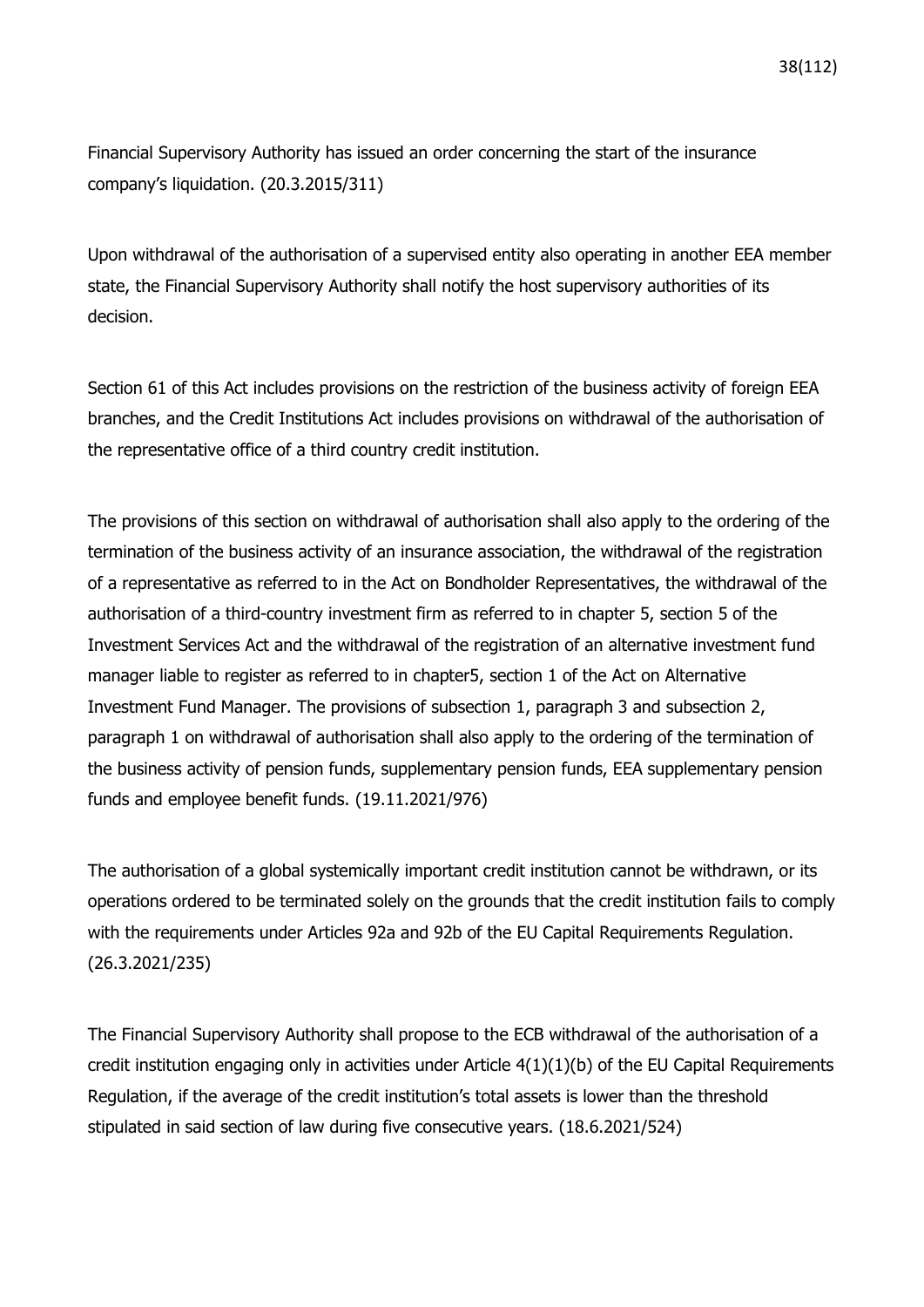Financial Supervisory Authority has issued an order concerning the start of the insurance company's liquidation. (20.3.2015/311)

Upon withdrawal of the authorisation of a supervised entity also operating in another EEA member state, the Financial Supervisory Authority shall notify the host supervisory authorities of its decision.

Section 61 of this Act includes provisions on the restriction of the business activity of foreign EEA branches, and the Credit Institutions Act includes provisions on withdrawal of the authorisation of the representative office of a third country credit institution.

The provisions of this section on withdrawal of authorisation shall also apply to the ordering of the termination of the business activity of an insurance association, the withdrawal of the registration of a representative as referred to in the Act on Bondholder Representatives, the withdrawal of the authorisation of a third-country investment firm as referred to in chapter 5, section 5 of the Investment Services Act and the withdrawal of the registration of an alternative investment fund manager liable to register as referred to in chapter5, section 1 of the Act on Alternative Investment Fund Manager. The provisions of subsection 1, paragraph 3 and subsection 2, paragraph 1 on withdrawal of authorisation shall also apply to the ordering of the termination of the business activity of pension funds, supplementary pension funds, EEA supplementary pension funds and employee benefit funds. (19.11.2021/976)

The authorisation of a global systemically important credit institution cannot be withdrawn, or its operations ordered to be terminated solely on the grounds that the credit institution fails to comply with the requirements under Articles 92a and 92b of the EU Capital Requirements Regulation. (26.3.2021/235)

The Financial Supervisory Authority shall propose to the ECB withdrawal of the authorisation of a credit institution engaging only in activities under Article 4(1)(1)(b) of the EU Capital Requirements Regulation, if the average of the credit institution's total assets is lower than the threshold stipulated in said section of law during five consecutive years. (18.6.2021/524)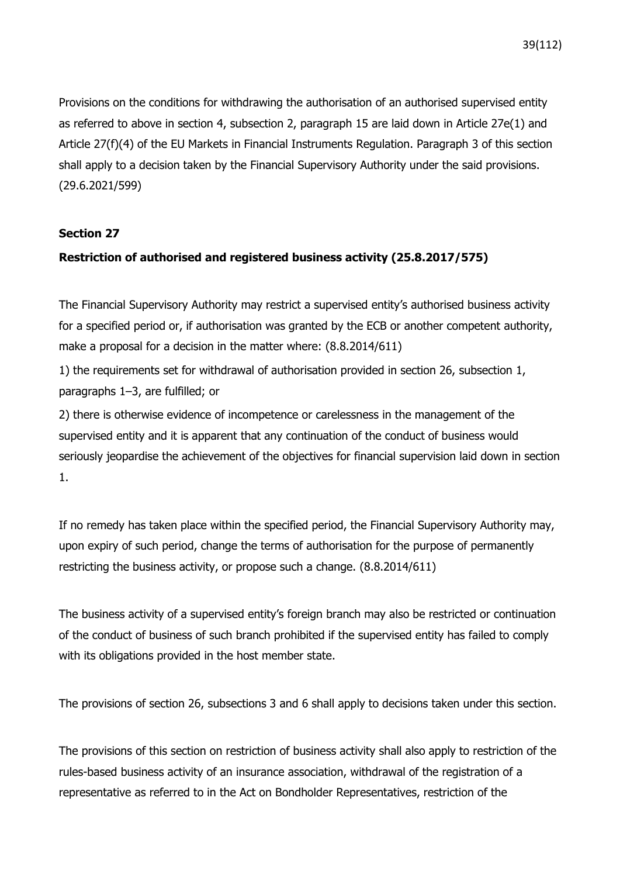Provisions on the conditions for withdrawing the authorisation of an authorised supervised entity as referred to above in section 4, subsection 2, paragraph 15 are laid down in Article 27e(1) and Article 27(f)(4) of the EU Markets in Financial Instruments Regulation. Paragraph 3 of this section shall apply to a decision taken by the Financial Supervisory Authority under the said provisions. (29.6.2021/599)

### Section 27

### Restriction of authorised and registered business activity (25.8.2017/575)

The Financial Supervisory Authority may restrict a supervised entity's authorised business activity for a specified period or, if authorisation was granted by the ECB or another competent authority, make a proposal for a decision in the matter where: (8.8.2014/611)

1) the requirements set for withdrawal of authorisation provided in section 26, subsection 1, paragraphs 1–3, are fulfilled; or

2) there is otherwise evidence of incompetence or carelessness in the management of the supervised entity and it is apparent that any continuation of the conduct of business would seriously jeopardise the achievement of the objectives for financial supervision laid down in section 1.

If no remedy has taken place within the specified period, the Financial Supervisory Authority may, upon expiry of such period, change the terms of authorisation for the purpose of permanently restricting the business activity, or propose such a change. (8.8.2014/611)

The business activity of a supervised entity's foreign branch may also be restricted or continuation of the conduct of business of such branch prohibited if the supervised entity has failed to comply with its obligations provided in the host member state.

The provisions of section 26, subsections 3 and 6 shall apply to decisions taken under this section.

The provisions of this section on restriction of business activity shall also apply to restriction of the rules-based business activity of an insurance association, withdrawal of the registration of a representative as referred to in the Act on Bondholder Representatives, restriction of the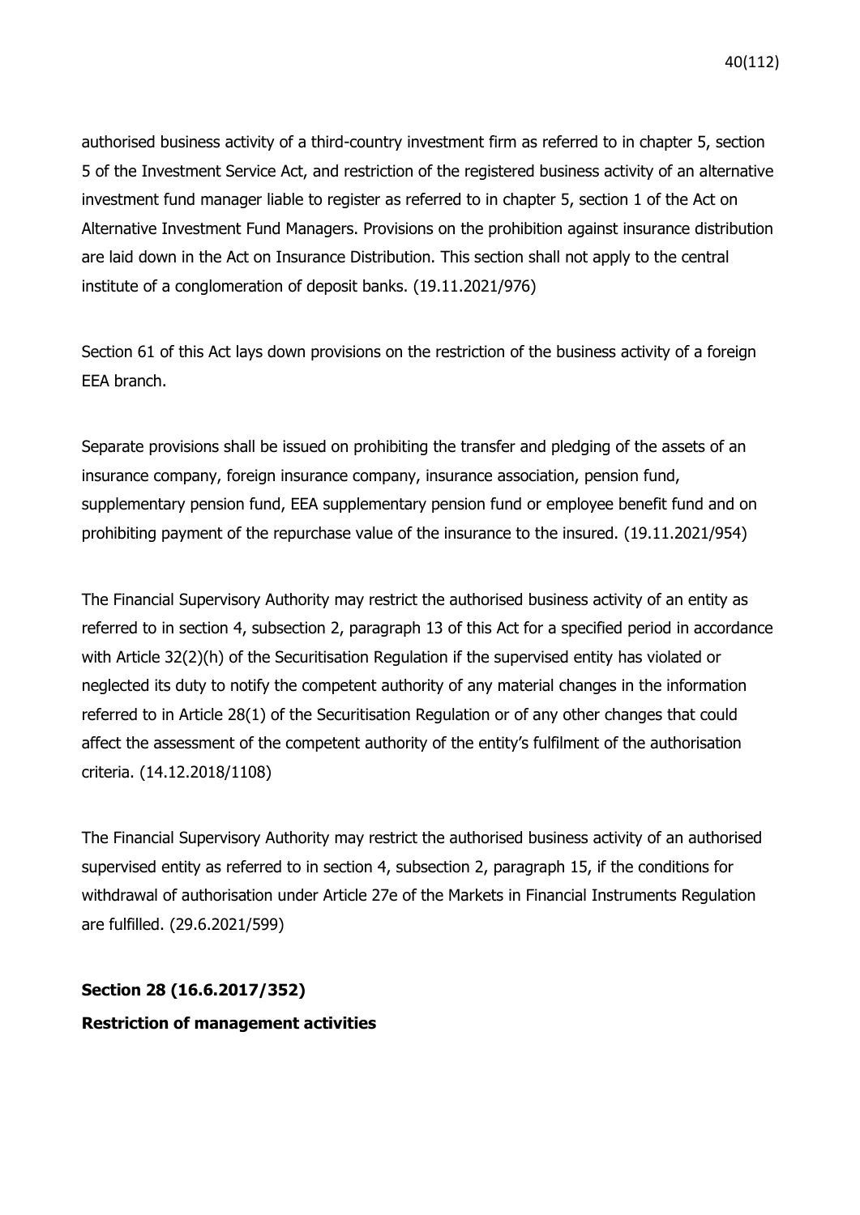authorised business activity of a third-country investment firm as referred to in chapter 5, section 5 of the Investment Service Act, and restriction of the registered business activity of an alternative investment fund manager liable to register as referred to in chapter 5, section 1 of the Act on Alternative Investment Fund Managers. Provisions on the prohibition against insurance distribution are laid down in the Act on Insurance Distribution. This section shall not apply to the central institute of a conglomeration of deposit banks. (19.11.2021/976)

Section 61 of this Act lays down provisions on the restriction of the business activity of a foreign EEA branch.

Separate provisions shall be issued on prohibiting the transfer and pledging of the assets of an insurance company, foreign insurance company, insurance association, pension fund, supplementary pension fund, EEA supplementary pension fund or employee benefit fund and on prohibiting payment of the repurchase value of the insurance to the insured. (19.11.2021/954)

The Financial Supervisory Authority may restrict the authorised business activity of an entity as referred to in section 4, subsection 2, paragraph 13 of this Act for a specified period in accordance with Article 32(2)(h) of the Securitisation Regulation if the supervised entity has violated or neglected its duty to notify the competent authority of any material changes in the information referred to in Article 28(1) of the Securitisation Regulation or of any other changes that could affect the assessment of the competent authority of the entity's fulfilment of the authorisation criteria. (14.12.2018/1108)

The Financial Supervisory Authority may restrict the authorised business activity of an authorised supervised entity as referred to in section 4, subsection 2, paragraph 15, if the conditions for withdrawal of authorisation under Article 27e of the Markets in Financial Instruments Regulation are fulfilled. (29.6.2021/599)

**Section 28 (16.6.2017/352)**

**Restriction of management activities**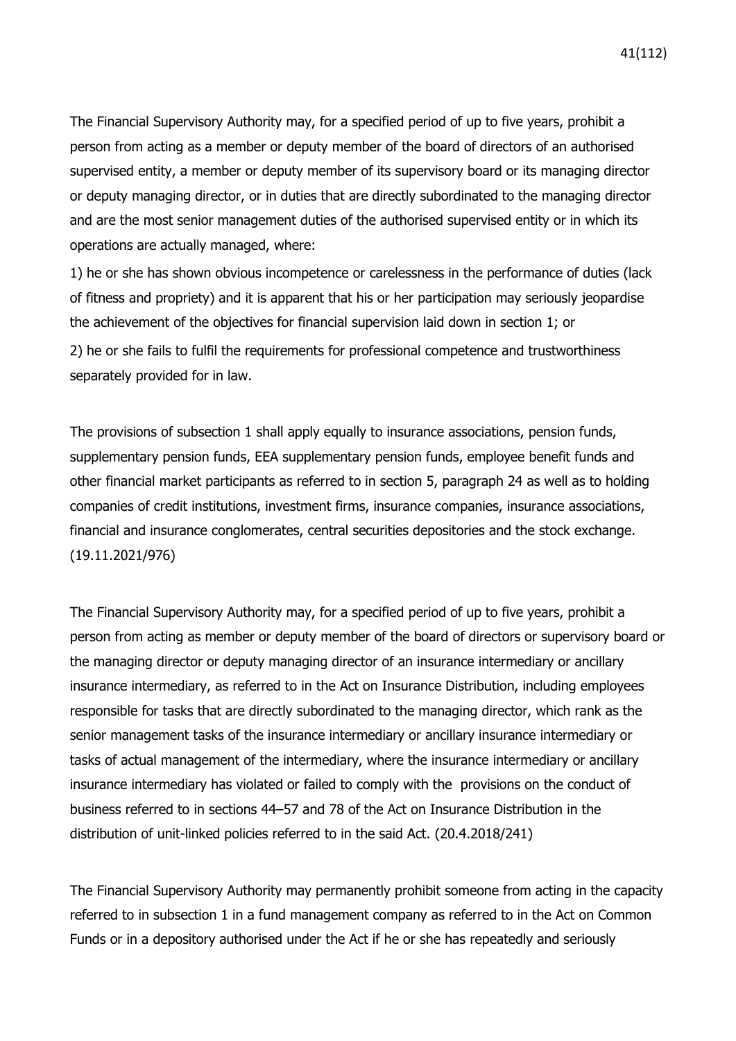The Financial Supervisory Authority may, for a specified period of up to five years, prohibit a person from acting as a member or deputy member of the board of directors of an authorised supervised entity, a member or deputy member of its supervisory board or its managing director or deputy managing director, or in duties that are directly subordinated to the managing director and are the most senior management duties of the authorised supervised entity or in which its operations are actually managed, where:

1) he or she has shown obvious incompetence or carelessness in the performance of duties (lack of fitness and propriety) and it is apparent that his or her participation may seriously jeopardise the achievement of the objectives for financial supervision laid down in section 1; or

2) he or she fails to fulfil the requirements for professional competence and trustworthiness separately provided for in law.

The provisions of subsection 1 shall apply equally to insurance associations, pension funds, supplementary pension funds, EEA supplementary pension funds, employee benefit funds and other financial market participants as referred to in section 5, paragraph 24 as well as to holding companies of credit institutions, investment firms, insurance companies, insurance associations, financial and insurance conglomerates, central securities depositories and the stock exchange. (19.11.2021/976)

The Financial Supervisory Authority may, for a specified period of up to five years, prohibit a person from acting as member or deputy member of the board of directors or supervisory board or the managing director or deputy managing director of an insurance intermediary or ancillary insurance intermediary, as referred to in the Act on Insurance Distribution, including employees responsible for tasks that are directly subordinated to the managing director, which rank as the senior management tasks of the insurance intermediary or ancillary insurance intermediary or tasks of actual management of the intermediary, where the insurance intermediary or ancillary insurance intermediary has violated or failed to comply with the provisions on the conduct of business referred to in sections 44–57 and 78 of the Act on Insurance Distribution in the distribution of unit-linked policies referred to in the said Act. (20.4.2018/241)

The Financial Supervisory Authority may permanently prohibit someone from acting in the capacity referred to in subsection 1 in a fund management company as referred to in the Act on Common Funds or in a depository authorised under the Act if he or she has repeatedly and seriously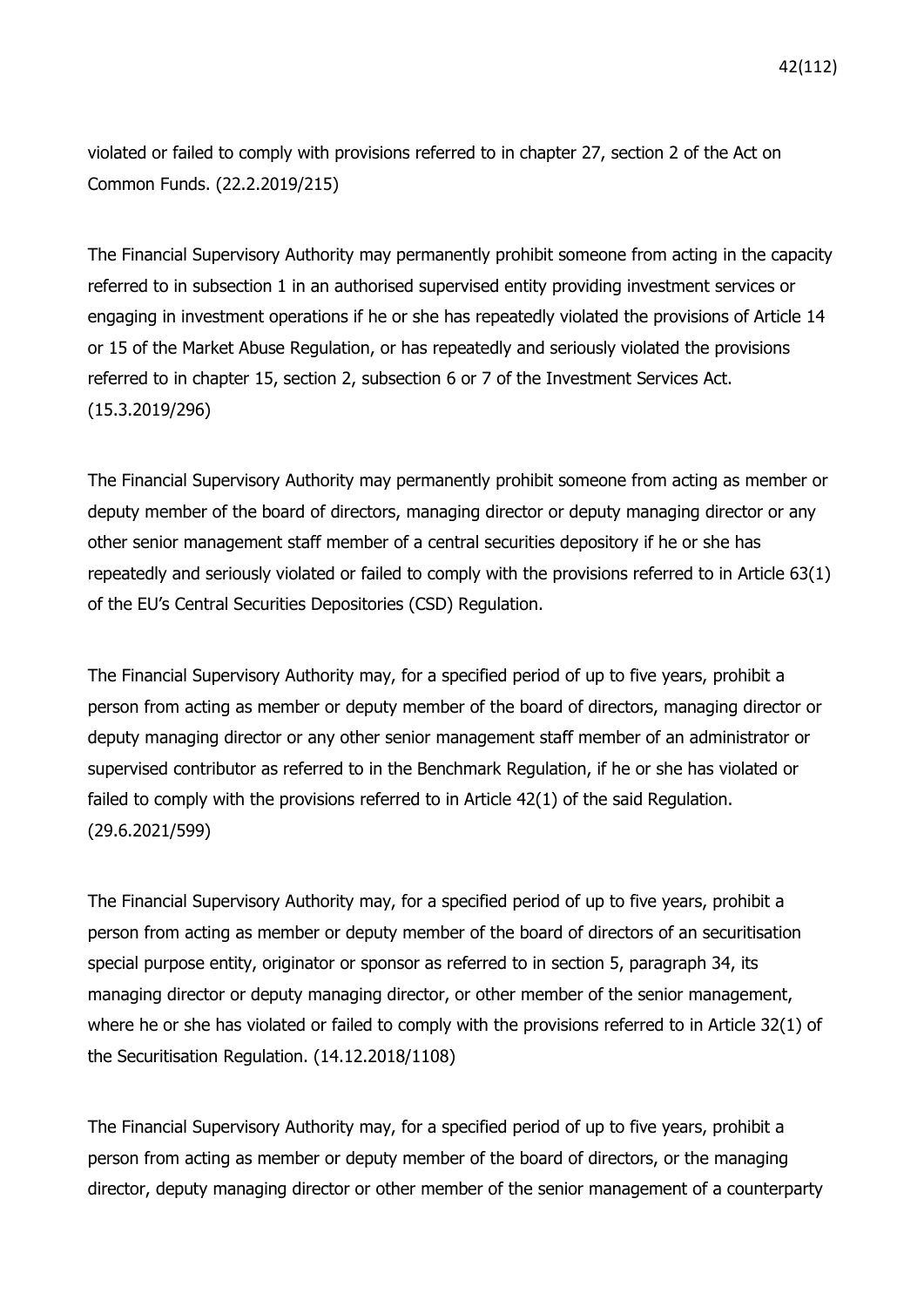violated or failed to comply with provisions referred to in chapter 27, section 2 of the Act on Common Funds. (22.2.2019/215)

The Financial Supervisory Authority may permanently prohibit someone from acting in the capacity referred to in subsection 1 in an authorised supervised entity providing investment services or engaging in investment operations if he or she has repeatedly violated the provisions of Article 14 or 15 of the Market Abuse Regulation, or has repeatedly and seriously violated the provisions referred to in chapter 15, section 2, subsection 6 or 7 of the Investment Services Act. (15.3.2019/296)

The Financial Supervisory Authority may permanently prohibit someone from acting as member or deputy member of the board of directors, managing director or deputy managing director or any other senior management staff member of a central securities depository if he or she has repeatedly and seriously violated or failed to comply with the provisions referred to in Article 63(1) of the EU's Central Securities Depositories (CSD) Regulation.

The Financial Supervisory Authority may, for a specified period of up to five years, prohibit a person from acting as member or deputy member of the board of directors, managing director or deputy managing director or any other senior management staff member of an administrator or supervised contributor as referred to in the Benchmark Regulation, if he or she has violated or failed to comply with the provisions referred to in Article 42(1) of the said Regulation. (29.6.2021/599)

The Financial Supervisory Authority may, for a specified period of up to five years, prohibit a person from acting as member or deputy member of the board of directors of an securitisation special purpose entity, originator or sponsor as referred to in section 5, paragraph 34, its managing director or deputy managing director, or other member of the senior management, where he or she has violated or failed to comply with the provisions referred to in Article 32(1) of the Securitisation Regulation. (14.12.2018/1108)

The Financial Supervisory Authority may, for a specified period of up to five years, prohibit a person from acting as member or deputy member of the board of directors, or the managing director, deputy managing director or other member of the senior management of a counterparty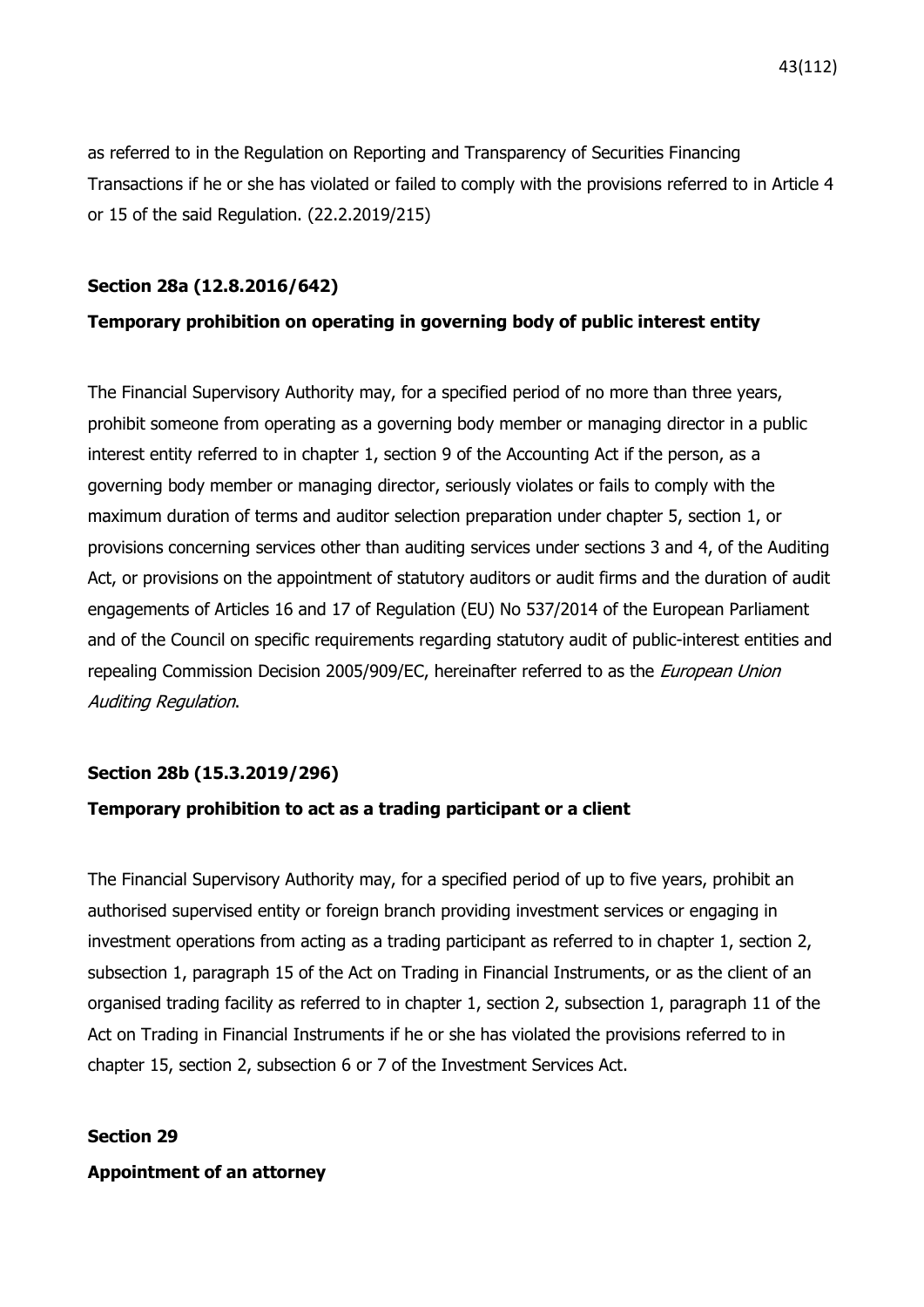as referred to in the Regulation on Reporting and Transparency of Securities Financing Transactions if he or she has violated or failed to comply with the provisions referred to in Article 4 or 15 of the said Regulation. (22.2.2019/215)

**Section 28a (12.8.2016/642)**

**Temporary prohibition on operating in governing body of public interest entity**

The Financial Supervisory Authority may, for a specified period of no more than three years, prohibit someone from operating as a governing body member or managing director in a public interest entity referred to in chapter 1, section 9 of the Accounting Act if the person, as a governing body member or managing director, seriously violates or fails to comply with the maximum duration of terms and auditor selection preparation under chapter 5, section 1, or provisions concerning services other than auditing services under sections 3 and 4, of the Auditing Act, or provisions on the appointment of statutory auditors or audit firms and the duration of audit engagements of Articles 16 and 17 of Regulation (EU) No 537/2014 of the European Parliament and of the Council on specific requirements regarding statutory audit of public-interest entities and repealing Commission Decision 2005/909/EC, hereinafter referred to as the *European Union Auditing Regulation*.

**Section 28b (15.3.2019/296)**

**Temporary prohibition to act as a trading participant or a client**

The Financial Supervisory Authority may, for a specified period of up to five years, prohibit an authorised supervised entity or foreign branch providing investment services or engaging in investment operations from acting as a trading participant as referred to in chapter 1, section 2, subsection 1, paragraph 15 of the Act on Trading in Financial Instruments, or as the client of an organised trading facility as referred to in chapter 1, section 2, subsection 1, paragraph 11 of the Act on Trading in Financial Instruments if he or she has violated the provisions referred to in chapter 15, section 2, subsection 6 or 7 of the Investment Services Act.

**Section 29**

**Appointment of an attorney**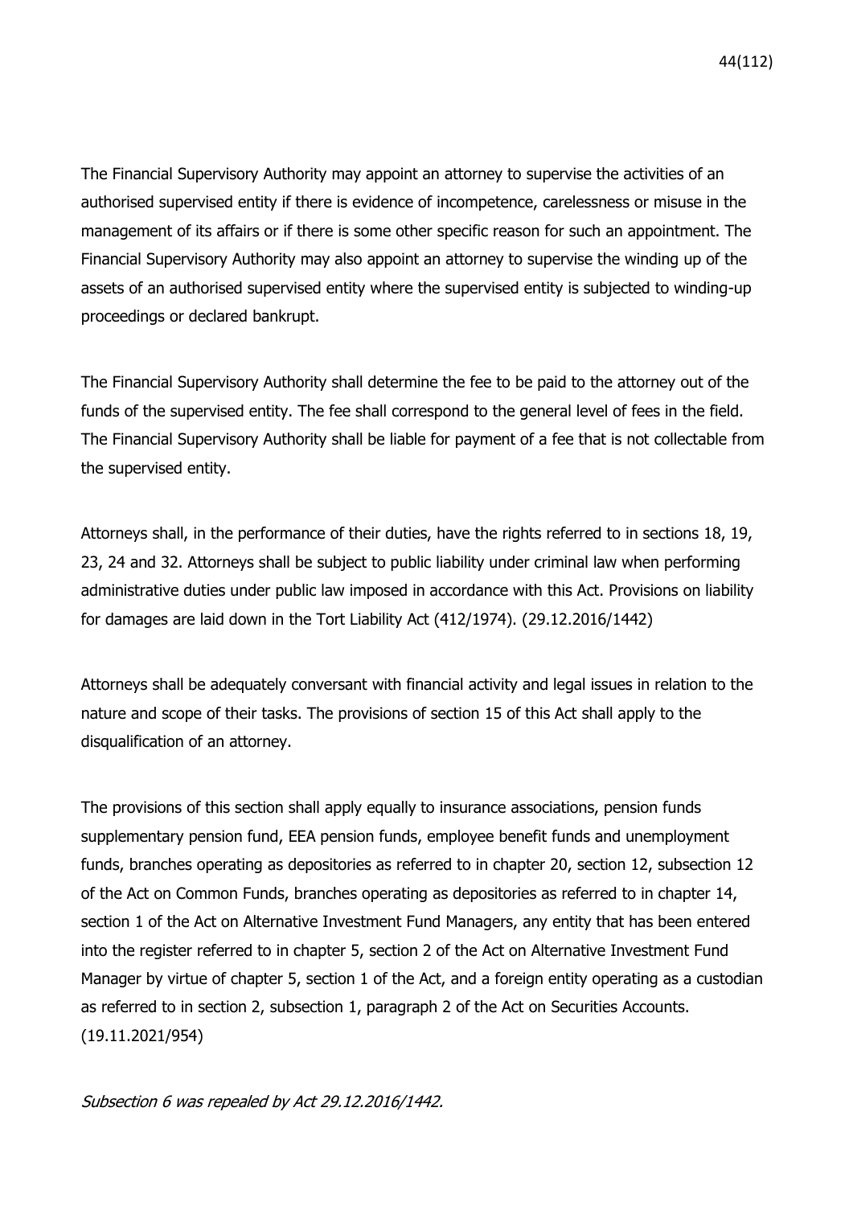The Financial Supervisory Authority may appoint an attorney to supervise the activities of an authorised supervised entity if there is evidence of incompetence, carelessness or misuse in the management of its affairs or if there is some other specific reason for such an appointment. The Financial Supervisory Authority may also appoint an attorney to supervise the winding up of the assets of an authorised supervised entity where the supervised entity is subjected to winding-up proceedings or declared bankrupt.

The Financial Supervisory Authority shall determine the fee to be paid to the attorney out of the funds of the supervised entity. The fee shall correspond to the general level of fees in the field. The Financial Supervisory Authority shall be liable for payment of a fee that is not collectable from the supervised entity.

Attorneys shall, in the performance of their duties, have the rights referred to in sections 18, 19, 23, 24 and 32. Attorneys shall be subject to public liability under criminal law when performing administrative duties under public law imposed in accordance with this Act. Provisions on liability for damages are laid down in the Tort Liability Act (412/1974). (29.12.2016/1442)

Attorneys shall be adequately conversant with financial activity and legal issues in relation to the nature and scope of their tasks. The provisions of section 15 of this Act shall apply to the disqualification of an attorney.

The provisions of this section shall apply equally to insurance associations, pension funds supplementary pension fund, EEA pension funds, employee benefit funds and unemployment funds, branches operating as depositories as referred to in chapter 20, section 12, subsection 12 of the Act on Common Funds, branches operating as depositories as referred to in chapter 14, section 1 of the Act on Alternative Investment Fund Managers, any entity that has been entered into the register referred to in chapter 5, section 2 of the Act on Alternative Investment Fund Manager by virtue of chapter 5, section 1 of the Act, and a foreign entity operating as a custodian as referred to in section 2, subsection 1, paragraph 2 of the Act on Securities Accounts. (19.11.2021/954)

*Subsection 6 was repealed by Act 29.12.2016/1442.*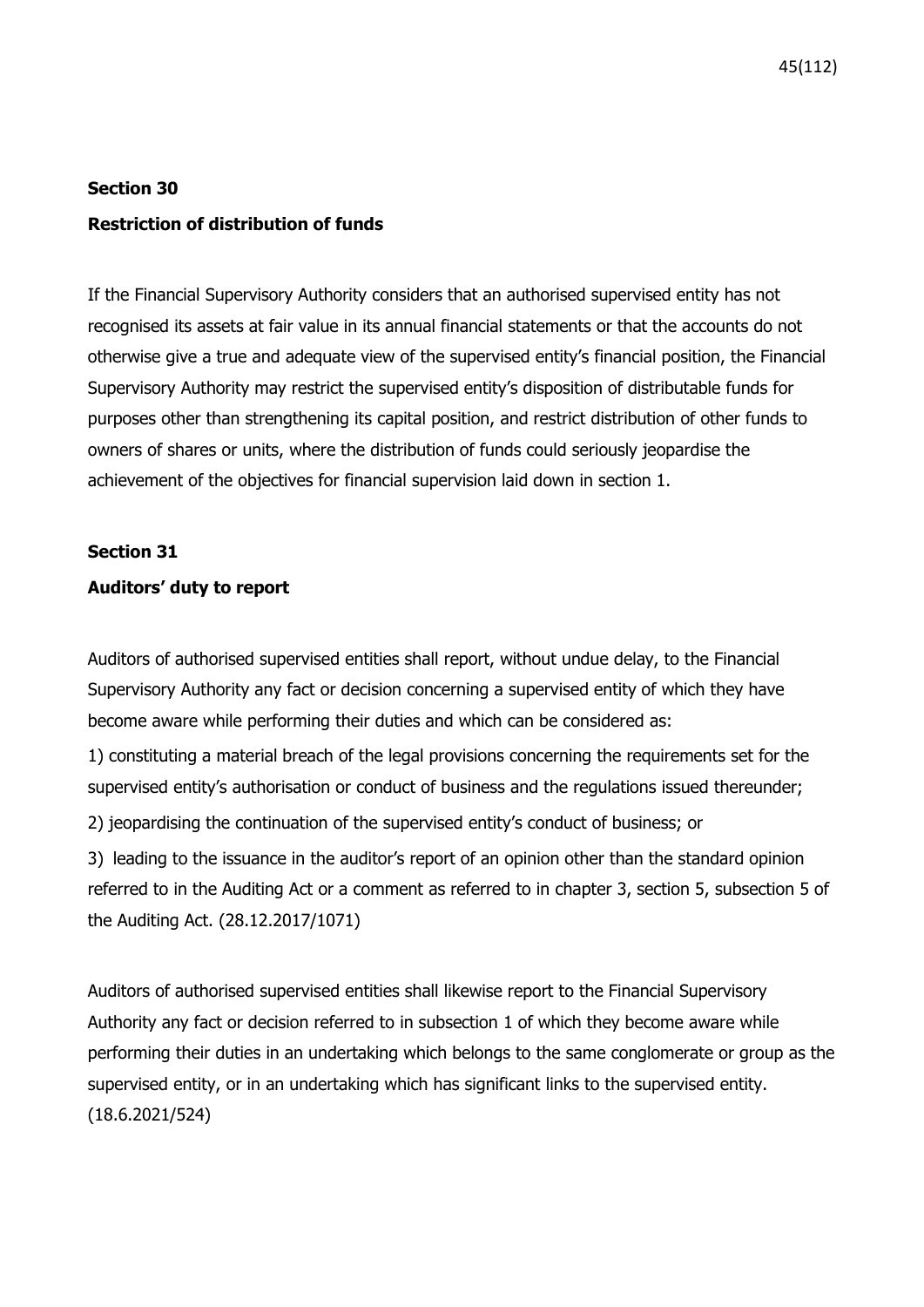**Section 30**

**Restriction of distribution of funds**

If the Financial Supervisory Authority considers that an authorised supervised entity has not recognised its assets at fair value in its annual financial statements or that the accounts do not otherwise give a true and adequate view of the supervised entity's financial position, the Financial Supervisory Authority may restrict the supervised entity's disposition of distributable funds for purposes other than strengthening its capital position, and restrict distribution of other funds to owners of shares or units, where the distribution of funds could seriously jeopardise the achievement of the objectives for financial supervision laid down in section 1.

**Section 31**

**Auditors' duty to report**

Auditors of authorised supervised entities shall report, without undue delay, to the Financial Supervisory Authority any fact or decision concerning a supervised entity of which they have become aware while performing their duties and which can be considered as:

1) constituting a material breach of the legal provisions concerning the requirements set for the supervised entity's authorisation or conduct of business and the regulations issued thereunder;

2) jeopardising the continuation of the supervised entity's conduct of business; or

3) leading to the issuance in the auditor's report of an opinion other than the standard opinion referred to in the Auditing Act or a comment as referred to in chapter 3, section 5, subsection 5 of the Auditing Act. (28.12.2017/1071)

Auditors of authorised supervised entities shall likewise report to the Financial Supervisory Authority any fact or decision referred to in subsection 1 of which they become aware while performing their duties in an undertaking which belongs to the same conglomerate or group as the supervised entity, or in an undertaking which has significant links to the supervised entity. (18.6.2021/524)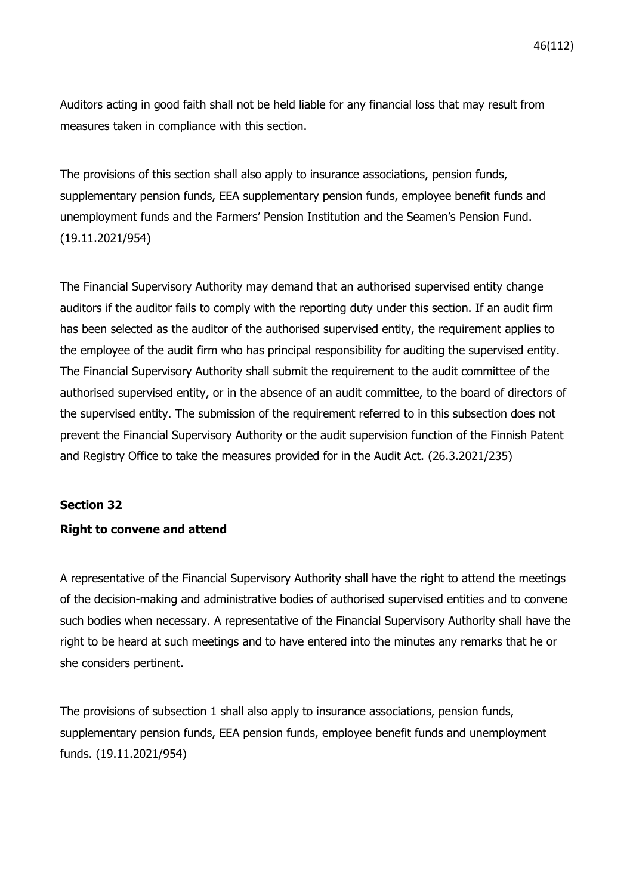Auditors acting in good faith shall not be held liable for any financial loss that may result from measures taken in compliance with this section.

The provisions of this section shall also apply to insurance associations, pension funds, supplementary pension funds, EEA supplementary pension funds, employee benefit funds and unemployment funds and the Farmers' Pension Institution and the Seamen's Pension Fund. (19.11.2021/954)

The Financial Supervisory Authority may demand that an authorised supervised entity change auditors if the auditor fails to comply with the reporting duty under this section. If an audit firm has been selected as the auditor of the authorised supervised entity, the requirement applies to the employee of the audit firm who has principal responsibility for auditing the supervised entity. The Financial Supervisory Authority shall submit the requirement to the audit committee of the authorised supervised entity, or in the absence of an audit committee, to the board of directors of the supervised entity. The submission of the requirement referred to in this subsection does not prevent the Financial Supervisory Authority or the audit supervision function of the Finnish Patent and Registry Office to take the measures provided for in the Audit Act. (26.3.2021/235)

**Section 32**

**Right to convene and attend**

A representative of the Financial Supervisory Authority shall have the right to attend the meetings of the decision-making and administrative bodies of authorised supervised entities and to convene such bodies when necessary. A representative of the Financial Supervisory Authority shall have the right to be heard at such meetings and to have entered into the minutes any remarks that he or she considers pertinent.

The provisions of subsection 1 shall also apply to insurance associations, pension funds, supplementary pension funds, EEA pension funds, employee benefit funds and unemployment funds. (19.11.2021/954)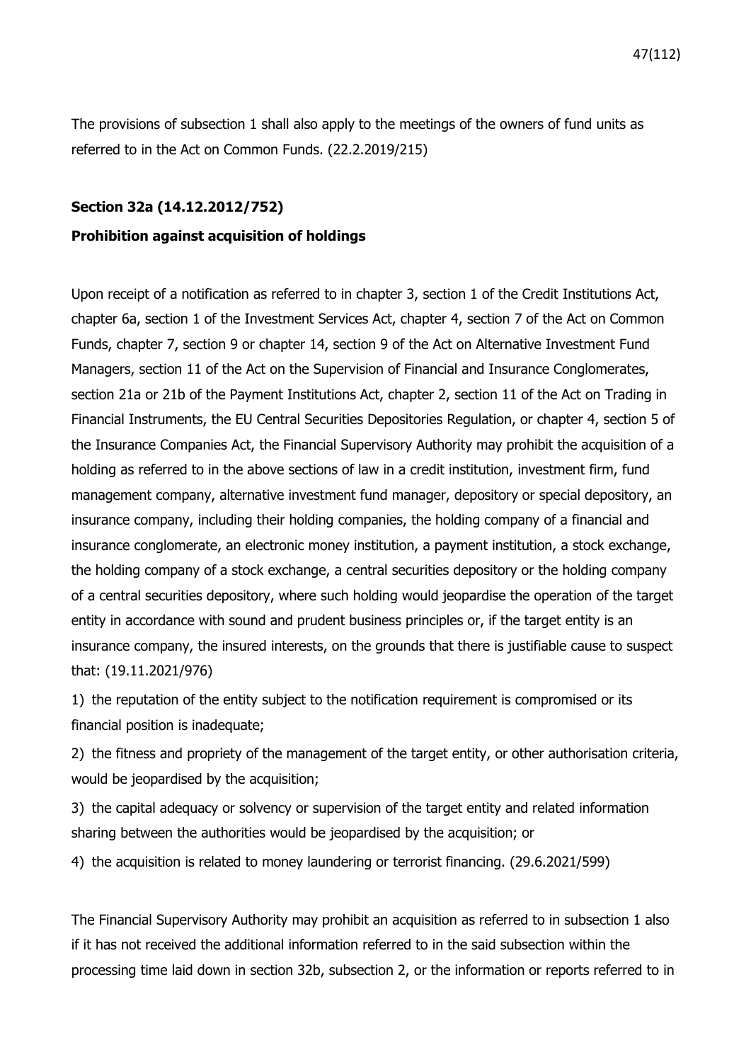The provisions of subsection 1 shall also apply to the meetings of the owners of fund units as referred to in the Act on Common Funds. (22.2.2019/215)

**Section 32a (14.12.2012/752)**

**Prohibition against acquisition of holdings**

Upon receipt of a notification as referred to in chapter 3, section 1 of the Credit Institutions Act, chapter 6a, section 1 of the Investment Services Act, chapter 4, section 7 of the Act on Common Funds, chapter 7, section 9 or chapter 14, section 9 of the Act on Alternative Investment Fund Managers, section 11 of the Act on the Supervision of Financial and Insurance Conglomerates, section 21a or 21b of the Payment Institutions Act, chapter 2, section 11 of the Act on Trading in Financial Instruments, the EU Central Securities Depositories Regulation, or chapter 4, section 5 of the Insurance Companies Act, the Financial Supervisory Authority may prohibit the acquisition of a holding as referred to in the above sections of law in a credit institution, investment firm, fund management company, alternative investment fund manager, depository or special depository, an insurance company, including their holding companies, the holding company of a financial and insurance conglomerate, an electronic money institution, a payment institution, a stock exchange, the holding company of a stock exchange, a central securities depository or the holding company of a central securities depository, where such holding would jeopardise the operation of the target entity in accordance with sound and prudent business principles or, if the target entity is an insurance company, the insured interests, on the grounds that there is justifiable cause to suspect that: (19.11.2021/976)

1) the reputation of the entity subject to the notification requirement is compromised or its financial position is inadequate;

2) the fitness and propriety of the management of the target entity, or other authorisation criteria, would be jeopardised by the acquisition;

3) the capital adequacy or solvency or supervision of the target entity and related information sharing between the authorities would be jeopardised by the acquisition; or

4) the acquisition is related to money laundering or terrorist financing. (29.6.2021/599)

The Financial Supervisory Authority may prohibit an acquisition as referred to in subsection 1 also if it has not received the additional information referred to in the said subsection within the processing time laid down in section 32b, subsection 2, or the information or reports referred to in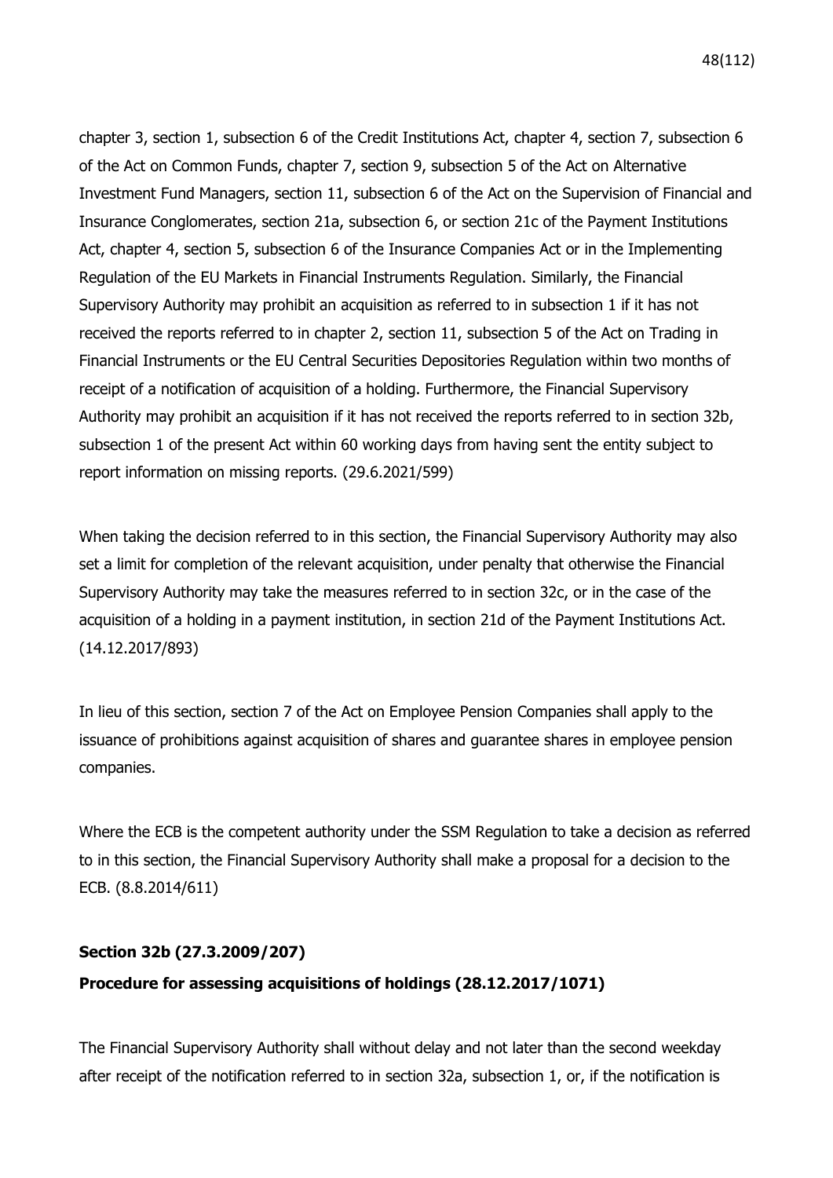chapter 3, section 1, subsection 6 of the Credit Institutions Act, chapter 4, section 7, subsection 6 of the Act on Common Funds, chapter 7, section 9, subsection 5 of the Act on Alternative Investment Fund Managers, section 11, subsection 6 of the Act on the Supervision of Financial and Insurance Conglomerates, section 21a, subsection 6, or section 21c of the Payment Institutions Act, chapter 4, section 5, subsection 6 of the Insurance Companies Act or in the Implementing Regulation of the EU Markets in Financial Instruments Regulation. Similarly, the Financial Supervisory Authority may prohibit an acquisition as referred to in subsection 1 if it has not received the reports referred to in chapter 2, section 11, subsection 5 of the Act on Trading in Financial Instruments or the EU Central Securities Depositories Regulation within two months of receipt of a notification of acquisition of a holding. Furthermore, the Financial Supervisory Authority may prohibit an acquisition if it has not received the reports referred to in section 32b, subsection 1 of the present Act within 60 working days from having sent the entity subject to report information on missing reports. (29.6.2021/599)

When taking the decision referred to in this section, the Financial Supervisory Authority may also set a limit for completion of the relevant acquisition, under penalty that otherwise the Financial Supervisory Authority may take the measures referred to in section 32c, or in the case of the acquisition of a holding in a payment institution, in section 21d of the Payment Institutions Act. (14.12.2017/893)

In lieu of this section, section 7 of the Act on Employee Pension Companies shall apply to the issuance of prohibitions against acquisition of shares and guarantee shares in employee pension companies.

Where the ECB is the competent authority under the SSM Regulation to take a decision as referred to in this section, the Financial Supervisory Authority shall make a proposal for a decision to the ECB. (8.8.2014/611)

**Section 32b (27.3.2009/207)**

**Procedure for assessing acquisitions of holdings (28.12.2017/1071)**

The Financial Supervisory Authority shall without delay and not later than the second weekday after receipt of the notification referred to in section 32a, subsection 1, or, if the notification is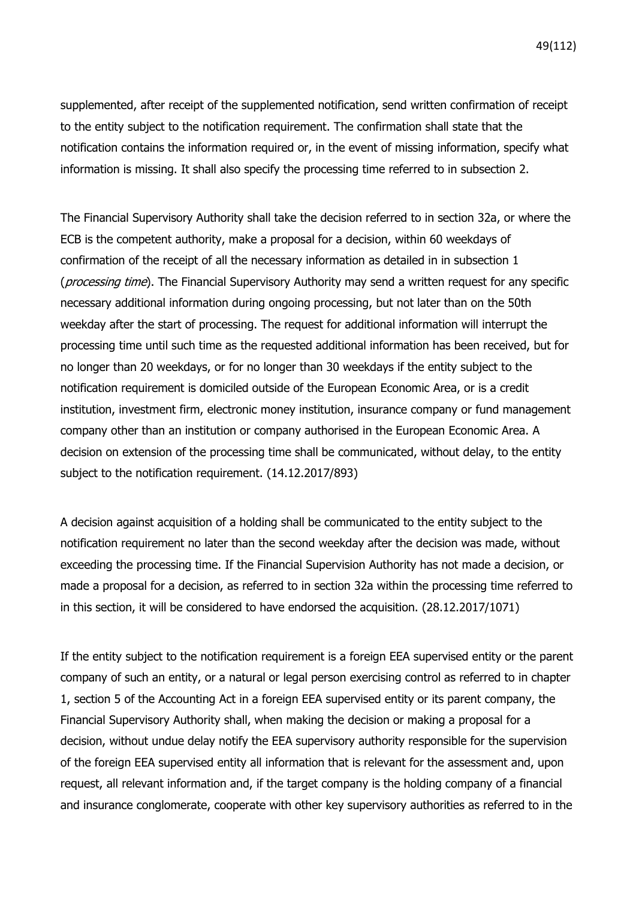supplemented, after receipt of the supplemented notification, send written confirmation of receipt to the entity subject to the notification requirement. The confirmation shall state that the notification contains the information required or, in the event of missing information, specify what information is missing. It shall also specify the processing time referred to in subsection 2.

The Financial Supervisory Authority shall take the decision referred to in section 32a, or where the ECB is the competent authority, make a proposal for a decision, within 60 weekdays of confirmation of the receipt of all the necessary information as detailed in in subsection 1 (*processing time*). The Financial Supervisory Authority may send a written request for any specific necessary additional information during ongoing processing, but not later than on the 50th weekday after the start of processing. The request for additional information will interrupt the processing time until such time as the requested additional information has been received, but for no longer than 20 weekdays, or for no longer than 30 weekdays if the entity subject to the notification requirement is domiciled outside of the European Economic Area, or is a credit institution, investment firm, electronic money institution, insurance company or fund management company other than an institution or company authorised in the European Economic Area. A decision on extension of the processing time shall be communicated, without delay, to the entity subject to the notification requirement. (14.12.2017/893)

A decision against acquisition of a holding shall be communicated to the entity subject to the notification requirement no later than the second weekday after the decision was made, without exceeding the processing time. If the Financial Supervision Authority has not made a decision, or made a proposal for a decision, as referred to in section 32a within the processing time referred to in this section, it will be considered to have endorsed the acquisition. (28.12.2017/1071)

If the entity subject to the notification requirement is a foreign EEA supervised entity or the parent company of such an entity, or a natural or legal person exercising control as referred to in chapter 1, section 5 of the Accounting Act in a foreign EEA supervised entity or its parent company, the Financial Supervisory Authority shall, when making the decision or making a proposal for a decision, without undue delay notify the EEA supervisory authority responsible for the supervision of the foreign EEA supervised entity all information that is relevant for the assessment and, upon request, all relevant information and, if the target company is the holding company of a financial and insurance conglomerate, cooperate with other key supervisory authorities as referred to in the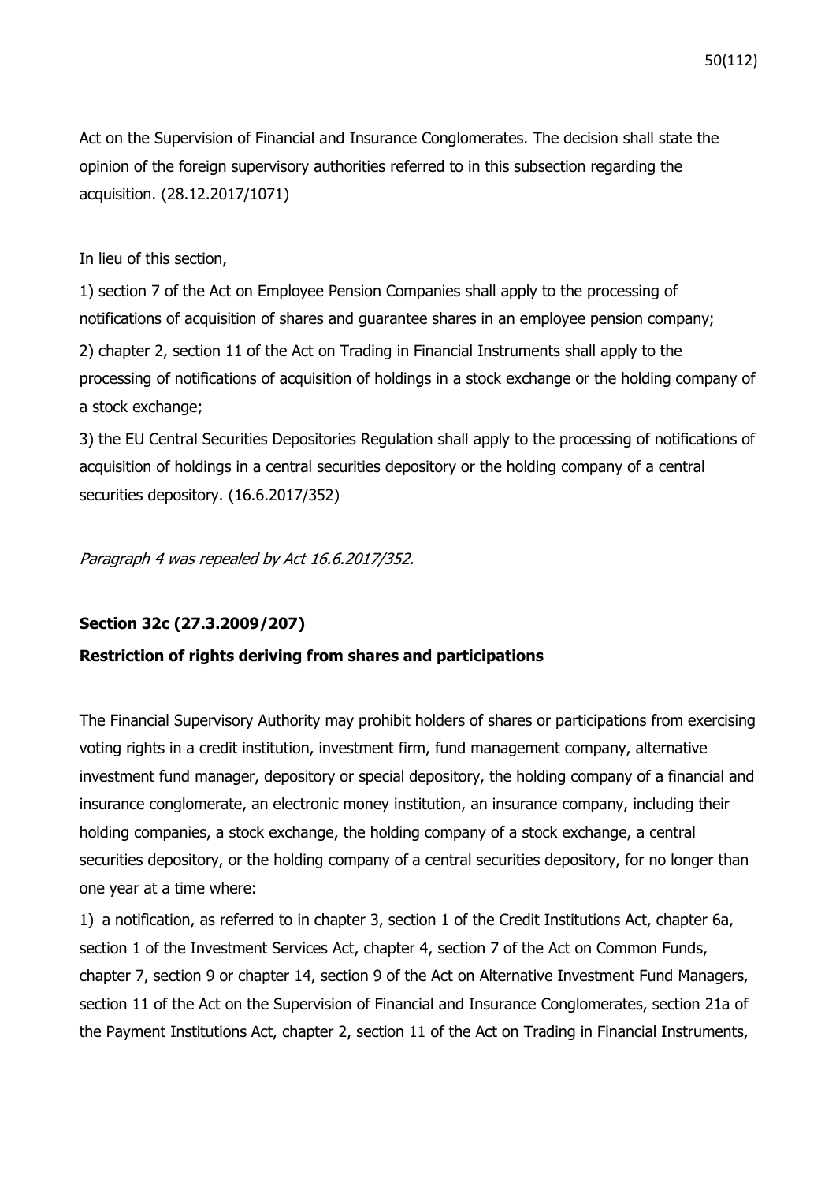Act on the Supervision of Financial and Insurance Conglomerates. The decision shall state the opinion of the foreign supervisory authorities referred to in this subsection regarding the acquisition. (28.12.2017/1071)

In lieu of this section,

1) section 7 of the Act on Employee Pension Companies shall apply to the processing of notifications of acquisition of shares and guarantee shares in an employee pension company;

2) chapter 2, section 11 of the Act on Trading in Financial Instruments shall apply to the processing of notifications of acquisition of holdings in a stock exchange or the holding company of a stock exchange;

3) the EU Central Securities Depositories Regulation shall apply to the processing of notifications of acquisition of holdings in a central securities depository or the holding company of a central securities depository. (16.6.2017/352)

*Paragraph 4 was repealed by Act 16.6.2017/352.*

**Section 32c (27.3.2009/207)**

**Restriction of rights deriving from shares and participations**

The Financial Supervisory Authority may prohibit holders of shares or participations from exercising voting rights in a credit institution, investment firm, fund management company, alternative investment fund manager, depository or special depository, the holding company of a financial and insurance conglomerate, an electronic money institution, an insurance company, including their holding companies, a stock exchange, the holding company of a stock exchange, a central securities depository, or the holding company of a central securities depository, for no longer than one year at a time where:

1) a notification, as referred to in chapter 3, section 1 of the Credit Institutions Act, chapter 6a, section 1 of the Investment Services Act, chapter 4, section 7 of the Act on Common Funds, chapter 7, section 9 or chapter 14, section 9 of the Act on Alternative Investment Fund Managers, section 11 of the Act on the Supervision of Financial and Insurance Conglomerates, section 21a of the Payment Institutions Act, chapter 2, section 11 of the Act on Trading in Financial Instruments,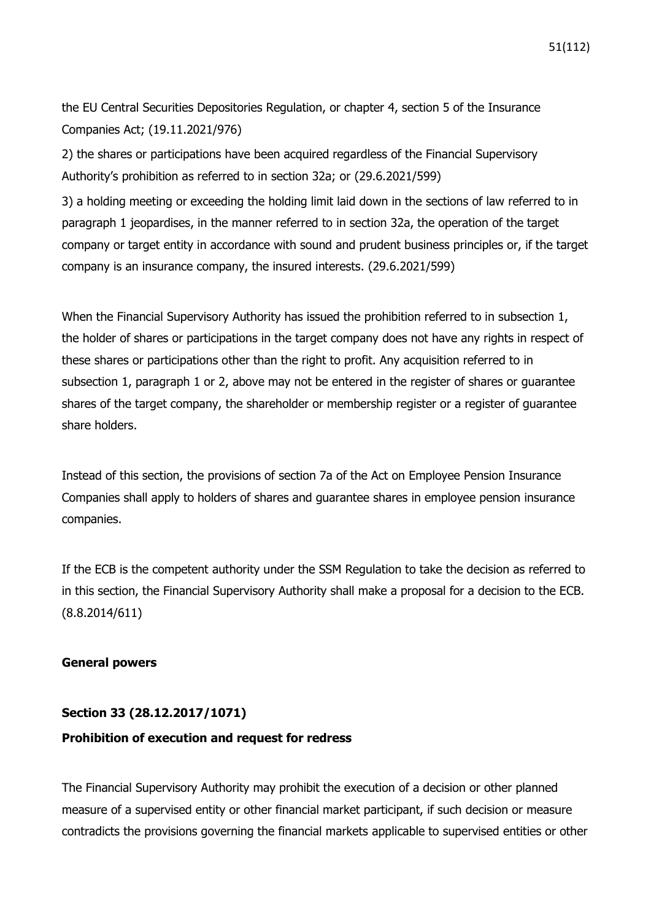the EU Central Securities Depositories Regulation, or chapter 4, section 5 of the Insurance Companies Act; (19.11.2021/976)

2) the shares or participations have been acquired regardless of the Financial Supervisory Authority's prohibition as referred to in section 32a; or (29.6.2021/599)

3) a holding meeting or exceeding the holding limit laid down in the sections of law referred to in paragraph 1 jeopardises, in the manner referred to in section 32a, the operation of the target company or target entity in accordance with sound and prudent business principles or, if the target company is an insurance company, the insured interests. (29.6.2021/599)

When the Financial Supervisory Authority has issued the prohibition referred to in subsection 1, the holder of shares or participations in the target company does not have any rights in respect of these shares or participations other than the right to profit. Any acquisition referred to in subsection 1, paragraph 1 or 2, above may not be entered in the register of shares or guarantee shares of the target company, the shareholder or membership register or a register of guarantee share holders.

Instead of this section, the provisions of section 7a of the Act on Employee Pension Insurance Companies shall apply to holders of shares and guarantee shares in employee pension insurance companies.

If the ECB is the competent authority under the SSM Regulation to take the decision as referred to in this section, the Financial Supervisory Authority shall make a proposal for a decision to the ECB. (8.8.2014/611)

**General powers**

**Section 33 (28.12.2017/1071)**

**Prohibition of execution and request for redress**

The Financial Supervisory Authority may prohibit the execution of a decision or other planned measure of a supervised entity or other financial market participant, if such decision or measure contradicts the provisions governing the financial markets applicable to supervised entities or other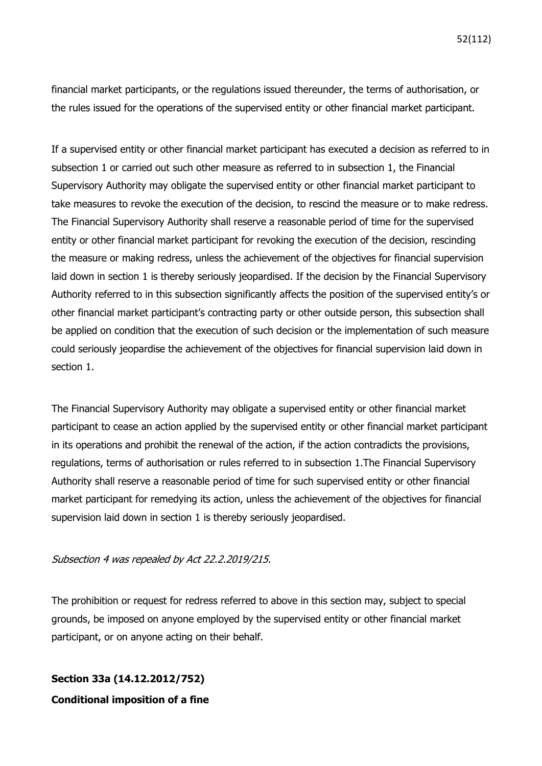financial market participants, or the regulations issued thereunder, the terms of authorisation, or the rules issued for the operations of the supervised entity or other financial market participant.

If a supervised entity or other financial market participant has executed a decision as referred to in subsection 1 or carried out such other measure as referred to in subsection 1, the Financial Supervisory Authority may obligate the supervised entity or other financial market participant to take measures to revoke the execution of the decision, to rescind the measure or to make redress. The Financial Supervisory Authority shall reserve a reasonable period of time for the supervised entity or other financial market participant for revoking the execution of the decision, rescinding the measure or making redress, unless the achievement of the objectives for financial supervision laid down in section 1 is thereby seriously jeopardised. If the decision by the Financial Supervisory Authority referred to in this subsection significantly affects the position of the supervised entity's or other financial market participant's contracting party or other outside person, this subsection shall be applied on condition that the execution of such decision or the implementation of such measure could seriously jeopardise the achievement of the objectives for financial supervision laid down in section 1.

The Financial Supervisory Authority may obligate a supervised entity or other financial market participant to cease an action applied by the supervised entity or other financial market participant in its operations and prohibit the renewal of the action, if the action contradicts the provisions, regulations, terms of authorisation or rules referred to in subsection 1.The Financial Supervisory Authority shall reserve a reasonable period of time for such supervised entity or other financial market participant for remedying its action, unless the achievement of the objectives for financial supervision laid down in section 1 is thereby seriously jeopardised.

*Subsection 4 was repealed by Act 22.2.2019/215.*

The prohibition or request for redress referred to above in this section may, subject to special grounds, be imposed on anyone employed by the supervised entity or other financial market participant, or on anyone acting on their behalf.

**Section 33a (14.12.2012/752)**

**Conditional imposition of a fine**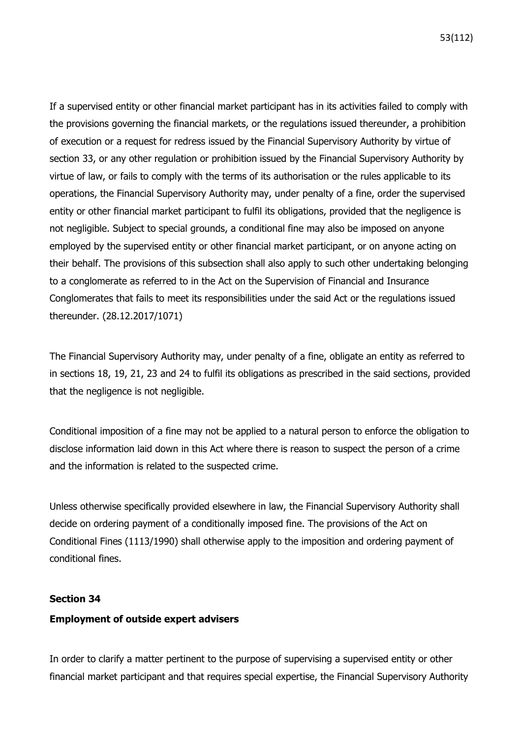If a supervised entity or other financial market participant has in its activities failed to comply with the provisions governing the financial markets, or the regulations issued thereunder, a prohibition of execution or a request for redress issued by the Financial Supervisory Authority by virtue of section 33, or any other regulation or prohibition issued by the Financial Supervisory Authority by virtue of law, or fails to comply with the terms of its authorisation or the rules applicable to its operations, the Financial Supervisory Authority may, under penalty of a fine, order the supervised entity or other financial market participant to fulfil its obligations, provided that the negligence is not negligible. Subject to special grounds, a conditional fine may also be imposed on anyone employed by the supervised entity or other financial market participant, or on anyone acting on their behalf. The provisions of this subsection shall also apply to such other undertaking belonging to a conglomerate as referred to in the Act on the Supervision of Financial and Insurance Conglomerates that fails to meet its responsibilities under the said Act or the regulations issued thereunder. (28.12.2017/1071)

The Financial Supervisory Authority may, under penalty of a fine, obligate an entity as referred to in sections 18, 19, 21, 23 and 24 to fulfil its obligations as prescribed in the said sections, provided that the negligence is not negligible.

Conditional imposition of a fine may not be applied to a natural person to enforce the obligation to disclose information laid down in this Act where there is reason to suspect the person of a crime and the information is related to the suspected crime.

Unless otherwise specifically provided elsewhere in law, the Financial Supervisory Authority shall decide on ordering payment of a conditionally imposed fine. The provisions of the Act on Conditional Fines (1113/1990) shall otherwise apply to the imposition and ordering payment of conditional fines.

**Section 34**

**Employment of outside expert advisers**

In order to clarify a matter pertinent to the purpose of supervising a supervised entity or other financial market participant and that requires special expertise, the Financial Supervisory Authority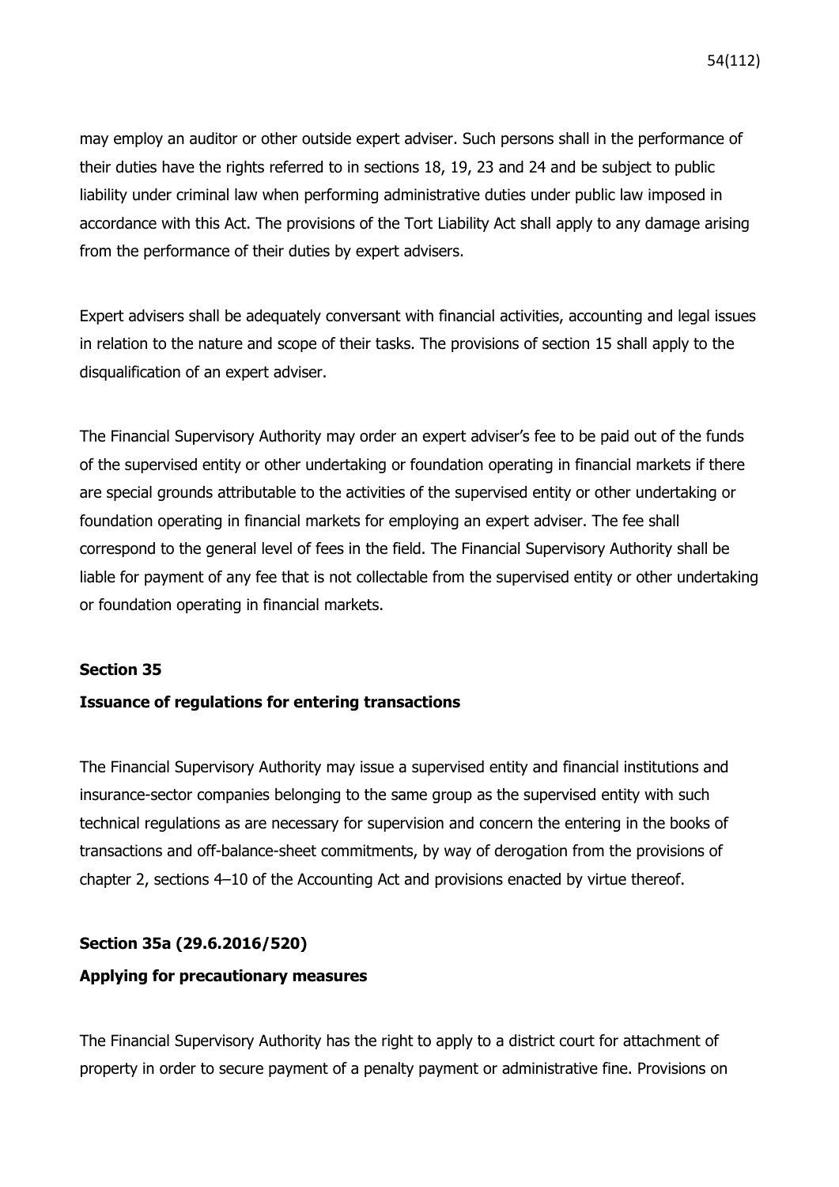may employ an auditor or other outside expert adviser. Such persons shall in the performance of their duties have the rights referred to in sections 18, 19, 23 and 24 and be subject to public liability under criminal law when performing administrative duties under public law imposed in accordance with this Act. The provisions of the Tort Liability Act shall apply to any damage arising from the performance of their duties by expert advisers.

Expert advisers shall be adequately conversant with financial activities, accounting and legal issues in relation to the nature and scope of their tasks. The provisions of section 15 shall apply to the disqualification of an expert adviser.

The Financial Supervisory Authority may order an expert adviser's fee to be paid out of the funds of the supervised entity or other undertaking or foundation operating in financial markets if there are special grounds attributable to the activities of the supervised entity or other undertaking or foundation operating in financial markets for employing an expert adviser. The fee shall correspond to the general level of fees in the field. The Financial Supervisory Authority shall be liable for payment of any fee that is not collectable from the supervised entity or other undertaking or foundation operating in financial markets.

**Section 35**

**Issuance of regulations for entering transactions**

The Financial Supervisory Authority may issue a supervised entity and financial institutions and insurance-sector companies belonging to the same group as the supervised entity with such technical regulations as are necessary for supervision and concern the entering in the books of transactions and off-balance-sheet commitments, by way of derogation from the provisions of chapter 2, sections 4–10 of the Accounting Act and provisions enacted by virtue thereof.

**Section 35a (29.6.2016/520)**

**Applying for precautionary measures**

The Financial Supervisory Authority has the right to apply to a district court for attachment of property in order to secure payment of a penalty payment or administrative fine. Provisions on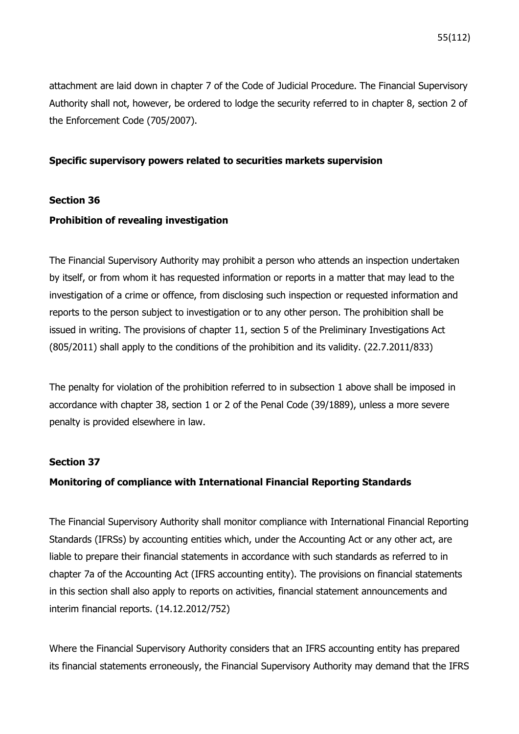attachment are laid down in chapter 7 of the Code of Judicial Procedure. The Financial Supervisory Authority shall not, however, be ordered to lodge the security referred to in chapter 8, section 2 of the Enforcement Code (705/2007).

## Specific supervisory powers related to securities markets supervision

### Section 36

### Prohibition of revealing investigation

The Financial Supervisory Authority may prohibit a person who attends an inspection undertaken by itself, or from whom it has requested information or reports in a matter that may lead to the investigation of a crime or offence, from disclosing such inspection or requested information and reports to the person subject to investigation or to any other person. The prohibition shall be issued in writing. The provisions of chapter 11, section 5 of the Preliminary Investigations Act (805/2011) shall apply to the conditions of the prohibition and its validity. (22.7.2011/833)

The penalty for violation of the prohibition referred to in subsection 1 above shall be imposed in accordance with chapter 38, section 1 or 2 of the Penal Code (39/1889), unless a more severe penalty is provided elsewhere in law.

### Section 37

### Monitoring of compliance with International Financial Reporting Standards

The Financial Supervisory Authority shall monitor compliance with International Financial Reporting Standards (IFRSs) by accounting entities which, under the Accounting Act or any other act, are liable to prepare their financial statements in accordance with such standards as referred to in chapter 7a of the Accounting Act (IFRS accounting entity). The provisions on financial statements in this section shall also apply to reports on activities, financial statement announcements and interim financial reports. (14.12.2012/752)

Where the Financial Supervisory Authority considers that an IFRS accounting entity has prepared its financial statements erroneously, the Financial Supervisory Authority may demand that the IFRS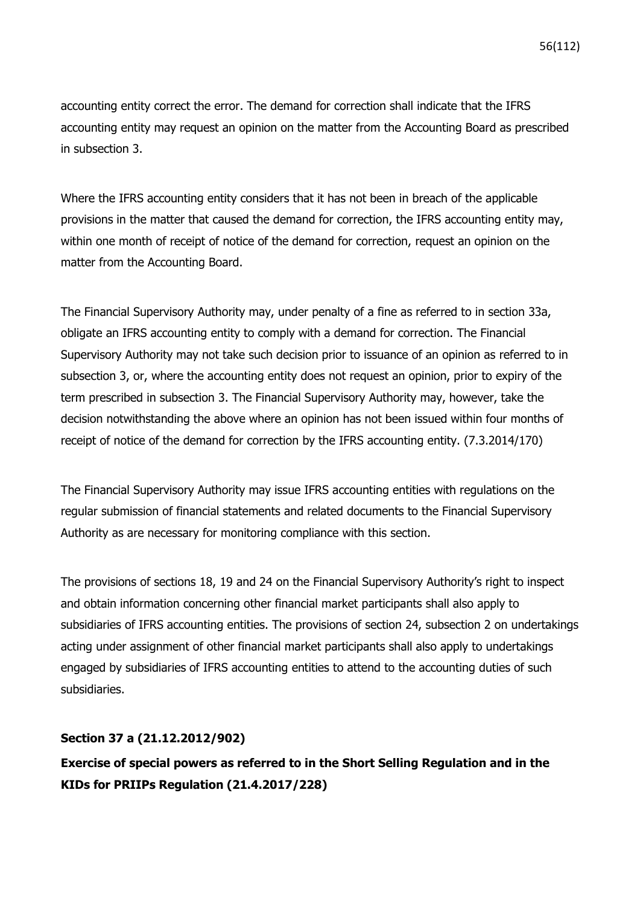accounting entity correct the error. The demand for correction shall indicate that the IFRS accounting entity may request an opinion on the matter from the Accounting Board as prescribed in subsection 3.

Where the IFRS accounting entity considers that it has not been in breach of the applicable provisions in the matter that caused the demand for correction, the IFRS accounting entity may, within one month of receipt of notice of the demand for correction, request an opinion on the matter from the Accounting Board.

The Financial Supervisory Authority may, under penalty of a fine as referred to in section 33a, obligate an IFRS accounting entity to comply with a demand for correction. The Financial Supervisory Authority may not take such decision prior to issuance of an opinion as referred to in subsection 3, or, where the accounting entity does not request an opinion, prior to expiry of the term prescribed in subsection 3. The Financial Supervisory Authority may, however, take the decision notwithstanding the above where an opinion has not been issued within four months of receipt of notice of the demand for correction by the IFRS accounting entity. (7.3.2014/170)

The Financial Supervisory Authority may issue IFRS accounting entities with regulations on the regular submission of financial statements and related documents to the Financial Supervisory Authority as are necessary for monitoring compliance with this section.

The provisions of sections 18, 19 and 24 on the Financial Supervisory Authority's right to inspect and obtain information concerning other financial market participants shall also apply to subsidiaries of IFRS accounting entities. The provisions of section 24, subsection 2 on undertakings acting under assignment of other financial market participants shall also apply to undertakings engaged by subsidiaries of IFRS accounting entities to attend to the accounting duties of such subsidiaries.

**Section 37 a (21.12.2012/902)**

**Exercise of special powers as referred to in the Short Selling Regulation and in the KIDs for PRIIPs Regulation (21.4.2017/228)**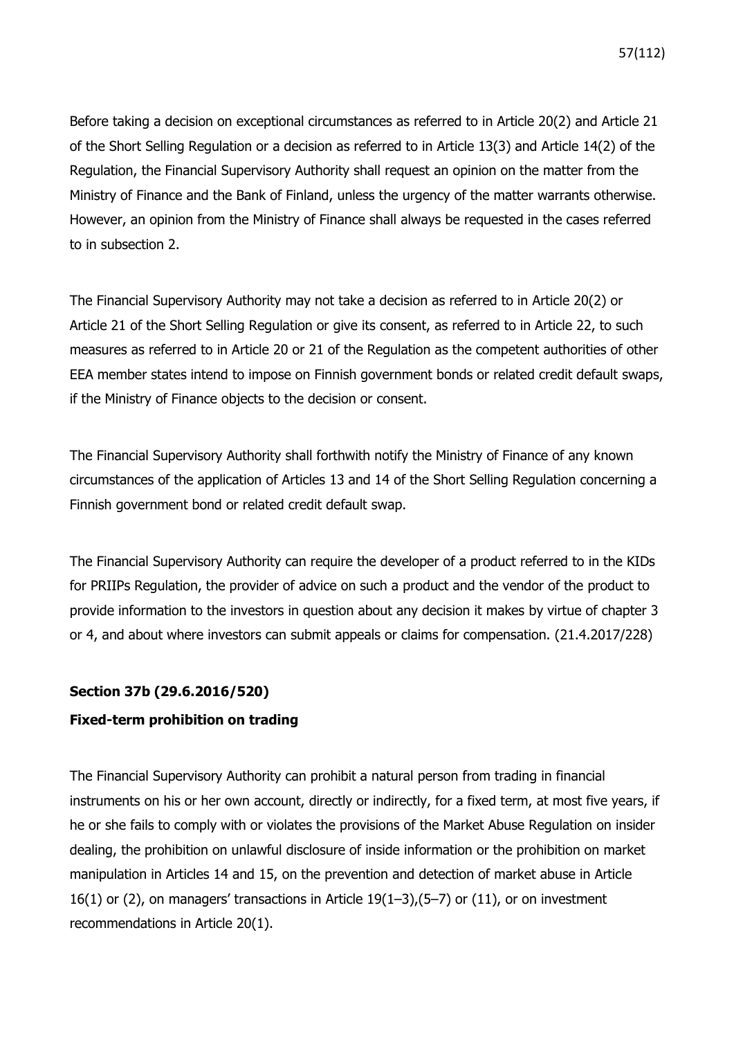Before taking a decision on exceptional circumstances as referred to in Article 20(2) and Article 21 of the Short Selling Regulation or a decision as referred to in Article 13(3) and Article 14(2) of the Regulation, the Financial Supervisory Authority shall request an opinion on the matter from the Ministry of Finance and the Bank of Finland, unless the urgency of the matter warrants otherwise. However, an opinion from the Ministry of Finance shall always be requested in the cases referred to in subsection 2.

The Financial Supervisory Authority may not take a decision as referred to in Article 20(2) or Article 21 of the Short Selling Regulation or give its consent, as referred to in Article 22, to such measures as referred to in Article 20 or 21 of the Regulation as the competent authorities of other EEA member states intend to impose on Finnish government bonds or related credit default swaps, if the Ministry of Finance objects to the decision or consent.

The Financial Supervisory Authority shall forthwith notify the Ministry of Finance of any known circumstances of the application of Articles 13 and 14 of the Short Selling Regulation concerning a Finnish government bond or related credit default swap.

The Financial Supervisory Authority can require the developer of a product referred to in the KIDs for PRIIPs Regulation, the provider of advice on such a product and the vendor of the product to provide information to the investors in question about any decision it makes by virtue of chapter 3 or 4, and about where investors can submit appeals or claims for compensation. (21.4.2017/228)

**Section 37b (29.6.2016/520)**

**Fixed-term prohibition on trading**

The Financial Supervisory Authority can prohibit a natural person from trading in financial instruments on his or her own account, directly or indirectly, for a fixed term, at most five years, if he or she fails to comply with or violates the provisions of the Market Abuse Regulation on insider dealing, the prohibition on unlawful disclosure of inside information or the prohibition on market manipulation in Articles 14 and 15, on the prevention and detection of market abuse in Article 16(1) or (2), on managers' transactions in Article 19(1–3),(5–7) or (11), or on investment recommendations in Article 20(1).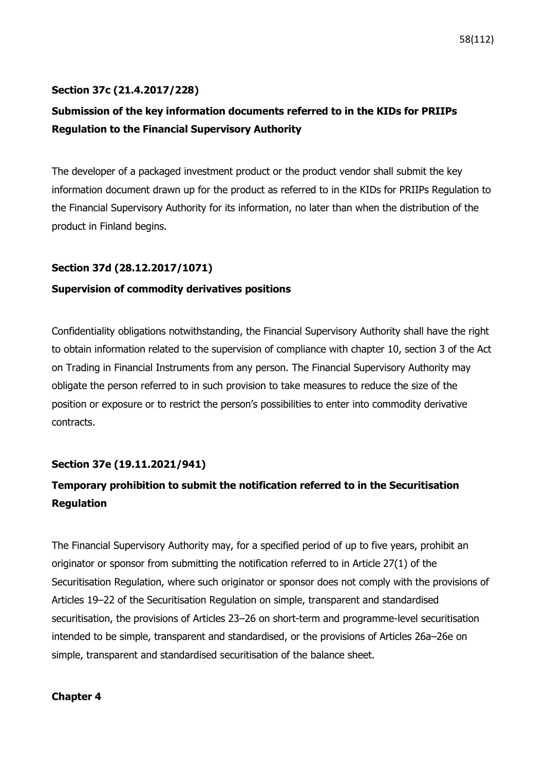**Section 37c (21.4.2017/228)**

**Submission of the key information documents referred to in the KIDs for PRIIPs Regulation to the Financial Supervisory Authority**

The developer of a packaged investment product or the product vendor shall submit the key information document drawn up for the product as referred to in the KIDs for PRIIPs Regulation to the Financial Supervisory Authority for its information, no later than when the distribution of the product in Finland begins.

**Section 37d (28.12.2017/1071)**

**Supervision of commodity derivatives positions**

Confidentiality obligations notwithstanding, the Financial Supervisory Authority shall have the right to obtain information related to the supervision of compliance with chapter 10, section 3 of the Act on Trading in Financial Instruments from any person. The Financial Supervisory Authority may obligate the person referred to in such provision to take measures to reduce the size of the position or exposure or to restrict the person's possibilities to enter into commodity derivative contracts.

**Section 37e (19.11.2021/941)**

**Temporary prohibition to submit the notification referred to in the Securitisation Regulation**

The Financial Supervisory Authority may, for a specified period of up to five years, prohibit an originator or sponsor from submitting the notification referred to in Article 27(1) of the Securitisation Regulation, where such originator or sponsor does not comply with the provisions of Articles 19–22 of the Securitisation Regulation on simple, transparent and standardised securitisation, the provisions of Articles 23–26 on short-term and programme-level securitisation intended to be simple, transparent and standardised, or the provisions of Articles 26a–26e on simple, transparent and standardised securitisation of the balance sheet.

**Chapter 4**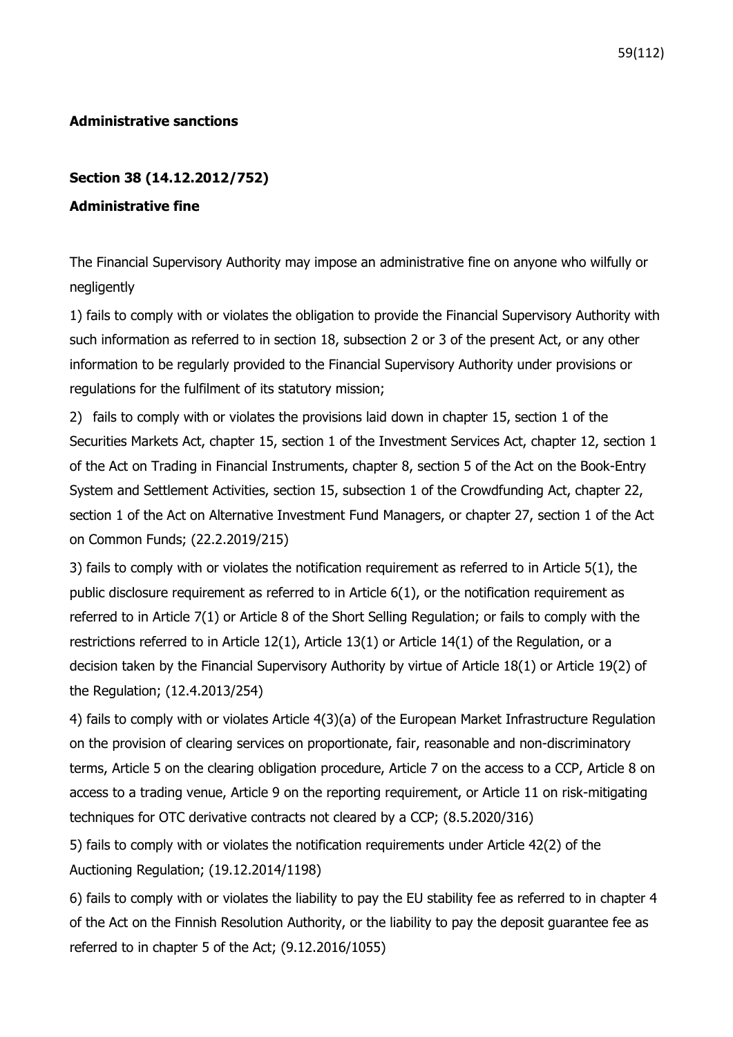**Administrative sanctions**

**Section 38 (14.12.2012/752)**

**Administrative fine**

The Financial Supervisory Authority may impose an administrative fine on anyone who wilfully or negligently

1) fails to comply with or violates the obligation to provide the Financial Supervisory Authority with such information as referred to in section 18, subsection 2 or 3 of the present Act, or any other information to be regularly provided to the Financial Supervisory Authority under provisions or regulations for the fulfilment of its statutory mission;

2) fails to comply with or violates the provisions laid down in chapter 15, section 1 of the Securities Markets Act, chapter 15, section 1 of the Investment Services Act, chapter 12, section 1 of the Act on Trading in Financial Instruments, chapter 8, section 5 of the Act on the Book-Entry System and Settlement Activities, section 15, subsection 1 of the Crowdfunding Act, chapter 22, section 1 of the Act on Alternative Investment Fund Managers, or chapter 27, section 1 of the Act on Common Funds; (22.2.2019/215)

3) fails to comply with or violates the notification requirement as referred to in Article 5(1), the public disclosure requirement as referred to in Article 6(1), or the notification requirement as referred to in Article 7(1) or Article 8 of the Short Selling Regulation; or fails to comply with the restrictions referred to in Article 12(1), Article 13(1) or Article 14(1) of the Regulation, or a decision taken by the Financial Supervisory Authority by virtue of Article 18(1) or Article 19(2) of the Regulation; (12.4.2013/254)

4) fails to comply with or violates Article 4(3)(a) of the European Market Infrastructure Regulation on the provision of clearing services on proportionate, fair, reasonable and non-discriminatory terms, Article 5 on the clearing obligation procedure, Article 7 on the access to a CCP, Article 8 on access to a trading venue, Article 9 on the reporting requirement, or Article 11 on risk-mitigating techniques for OTC derivative contracts not cleared by a CCP; (8.5.2020/316)

5) fails to comply with or violates the notification requirements under Article 42(2) of the Auctioning Regulation; (19.12.2014/1198)

6) fails to comply with or violates the liability to pay the EU stability fee as referred to in chapter 4 of the Act on the Finnish Resolution Authority, or the liability to pay the deposit guarantee fee as referred to in chapter 5 of the Act; (9.12.2016/1055)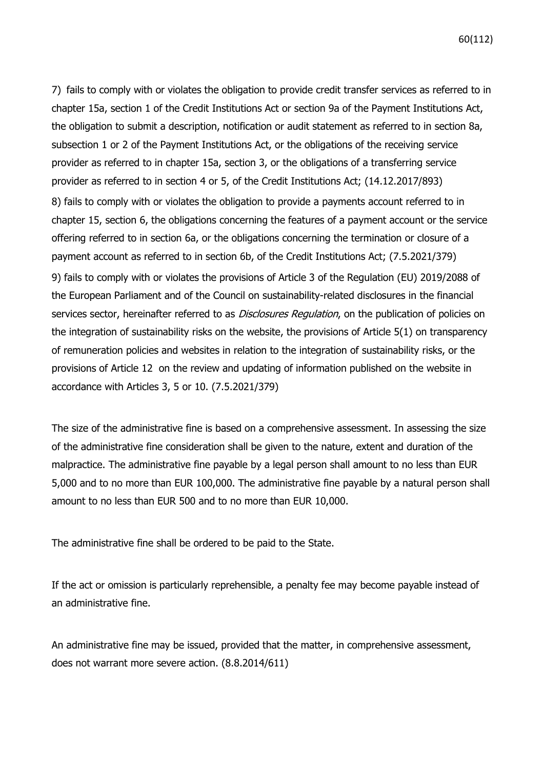7) fails to comply with or violates the obligation to provide credit transfer services as referred to in chapter 15a, section 1 of the Credit Institutions Act or section 9a of the Payment Institutions Act, the obligation to submit a description, notification or audit statement as referred to in section 8a, subsection 1 or 2 of the Payment Institutions Act, or the obligations of the receiving service provider as referred to in chapter 15a, section 3, or the obligations of a transferring service provider as referred to in section 4 or 5, of the Credit Institutions Act; (14.12.2017/893)

8) fails to comply with or violates the obligation to provide a payments account referred to in chapter 15, section 6, the obligations concerning the features of a payment account or the service offering referred to in section 6a, or the obligations concerning the termination or closure of a payment account as referred to in section 6b, of the Credit Institutions Act; (7.5.2021/379)

9) fails to comply with or violates the provisions of Article 3 of the Regulation (EU) 2019/2088 of the European Parliament and of the Council on sustainability-related disclosures in the financial services sector, hereinafter referred to as *Disclosures Regulation*, on the publication of policies on the integration of sustainability risks on the website, the provisions of Article 5(1) on transparency of remuneration policies and websites in relation to the integration of sustainability risks, or the provisions of Article 12 on the review and updating of information published on the website in accordance with Articles 3, 5 or 10. (7.5.2021/379)

The size of the administrative fine is based on a comprehensive assessment. In assessing the size of the administrative fine consideration shall be given to the nature, extent and duration of the malpractice. The administrative fine payable by a legal person shall amount to no less than EUR 5,000 and to no more than EUR 100,000. The administrative fine payable by a natural person shall amount to no less than EUR 500 and to no more than EUR 10,000.

The administrative fine shall be ordered to be paid to the State.

If the act or omission is particularly reprehensible, a penalty fee may become payable instead of an administrative fine.

An administrative fine may be issued, provided that the matter, in comprehensive assessment, does not warrant more severe action. (8.8.2014/611)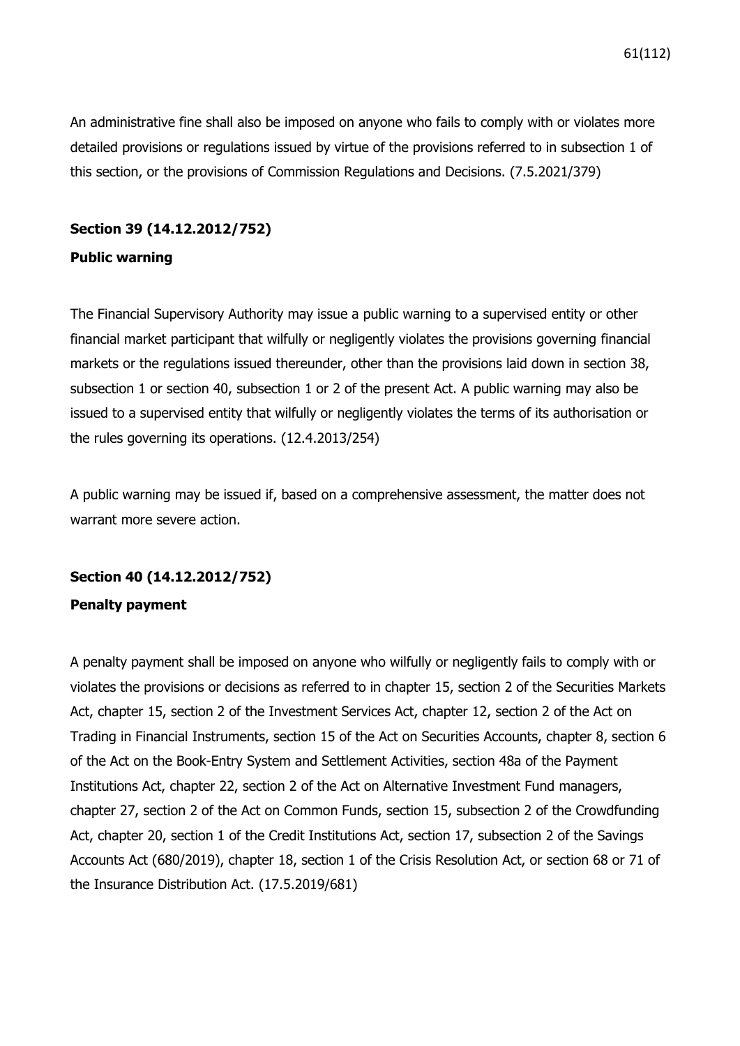An administrative fine shall also be imposed on anyone who fails to comply with or violates more detailed provisions or regulations issued by virtue of the provisions referred to in subsection 1 of this section, or the provisions of Commission Regulations and Decisions. (7.5.2021/379)

**Section 39 (14.12.2012/752)**

**Public warning**

The Financial Supervisory Authority may issue a public warning to a supervised entity or other financial market participant that wilfully or negligently violates the provisions governing financial markets or the regulations issued thereunder, other than the provisions laid down in section 38, subsection 1 or section 40, subsection 1 or 2 of the present Act. A public warning may also be issued to a supervised entity that wilfully or negligently violates the terms of its authorisation or the rules governing its operations. (12.4.2013/254)

A public warning may be issued if, based on a comprehensive assessment, the matter does not warrant more severe action.

**Section 40 (14.12.2012/752)**

**Penalty payment**

A penalty payment shall be imposed on anyone who wilfully or negligently fails to comply with or violates the provisions or decisions as referred to in chapter 15, section 2 of the Securities Markets Act, chapter 15, section 2 of the Investment Services Act, chapter 12, section 2 of the Act on Trading in Financial Instruments, section 15 of the Act on Securities Accounts, chapter 8, section 6 of the Act on the Book-Entry System and Settlement Activities, section 48a of the Payment Institutions Act, chapter 22, section 2 of the Act on Alternative Investment Fund managers, chapter 27, section 2 of the Act on Common Funds, section 15, subsection 2 of the Crowdfunding Act, chapter 20, section 1 of the Credit Institutions Act, section 17, subsection 2 of the Savings Accounts Act (680/2019), chapter 18, section 1 of the Crisis Resolution Act, or section 68 or 71 of the Insurance Distribution Act. (17.5.2019/681)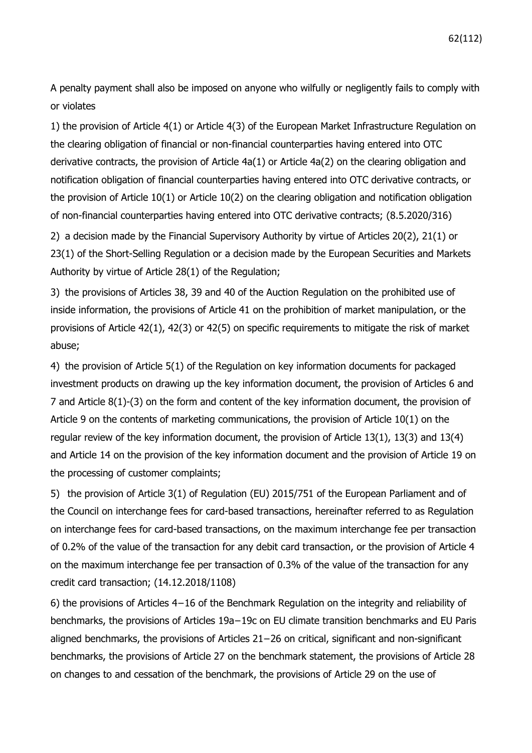A penalty payment shall also be imposed on anyone who wilfully or negligently fails to comply with or violates

1) the provision of Article 4(1) or Article 4(3) of the European Market Infrastructure Regulation on the clearing obligation of financial or non-financial counterparties having entered into OTC derivative contracts, the provision of Article 4a(1) or Article 4a(2) on the clearing obligation and notification obligation of financial counterparties having entered into OTC derivative contracts, or the provision of Article 10(1) or Article 10(2) on the clearing obligation and notification obligation of non-financial counterparties having entered into OTC derivative contracts; (8.5.2020/316)

2) a decision made by the Financial Supervisory Authority by virtue of Articles 20(2), 21(1) or 23(1) of the Short-Selling Regulation or a decision made by the European Securities and Markets Authority by virtue of Article 28(1) of the Regulation;

3) the provisions of Articles 38, 39 and 40 of the Auction Regulation on the prohibited use of inside information, the provisions of Article 41 on the prohibition of market manipulation, or the provisions of Article 42(1), 42(3) or 42(5) on specific requirements to mitigate the risk of market abuse;

4) the provision of Article 5(1) of the Regulation on key information documents for packaged investment products on drawing up the key information document, the provision of Articles 6 and 7 and Article 8(1)-(3) on the form and content of the key information document, the provision of Article 9 on the contents of marketing communications, the provision of Article 10(1) on the regular review of the key information document, the provision of Article 13(1), 13(3) and 13(4) and Article 14 on the provision of the key information document and the provision of Article 19 on the processing of customer complaints;

5) the provision of Article 3(1) of Regulation (EU) 2015/751 of the European Parliament and of the Council on interchange fees for card-based transactions, hereinafter referred to as Regulation on interchange fees for card-based transactions, on the maximum interchange fee per transaction of 0.2% of the value of the transaction for any debit card transaction, or the provision of Article 4 on the maximum interchange fee per transaction of 0.3% of the value of the transaction for any credit card transaction; (14.12.2018/1108)

6) the provisions of Articles 4−16 of the Benchmark Regulation on the integrity and reliability of benchmarks, the provisions of Articles 19a−19c on EU climate transition benchmarks and EU Paris aligned benchmarks, the provisions of Articles 21−26 on critical, significant and non-significant benchmarks, the provisions of Article 27 on the benchmark statement, the provisions of Article 28 on changes to and cessation of the benchmark, the provisions of Article 29 on the use of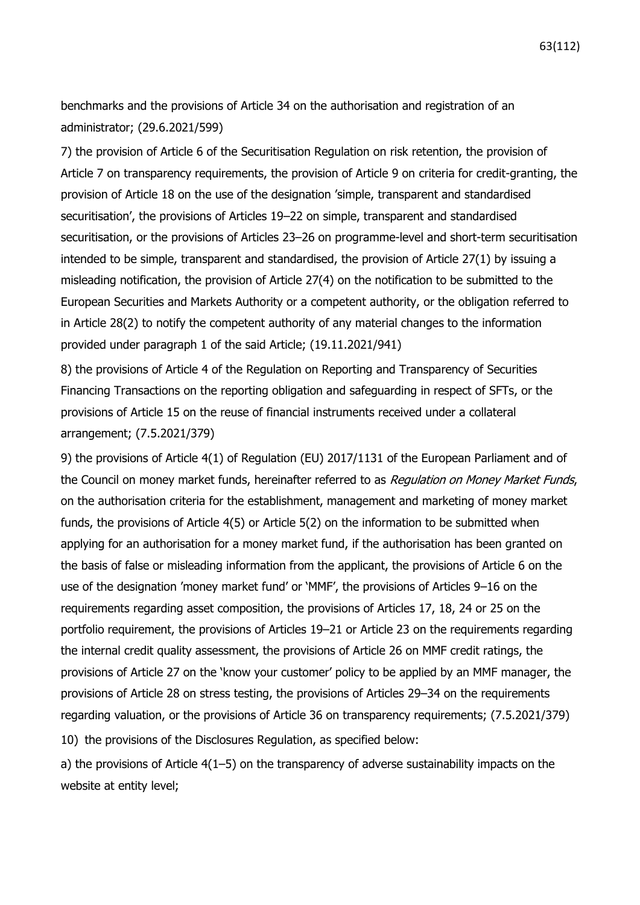benchmarks and the provisions of Article 34 on the authorisation and registration of an administrator; (29.6.2021/599)

7) the provision of Article 6 of the Securitisation Regulation on risk retention, the provision of Article 7 on transparency requirements, the provision of Article 9 on criteria for credit-granting, the provision of Article 18 on the use of the designation 'simple, transparent and standardised securitisation', the provisions of Articles 19–22 on simple, transparent and standardised securitisation, or the provisions of Articles 23–26 on programme-level and short-term securitisation intended to be simple, transparent and standardised, the provision of Article 27(1) by issuing a misleading notification, the provision of Article 27(4) on the notification to be submitted to the European Securities and Markets Authority or a competent authority, or the obligation referred to in Article 28(2) to notify the competent authority of any material changes to the information provided under paragraph 1 of the said Article; (19.11.2021/941)

8) the provisions of Article 4 of the Regulation on Reporting and Transparency of Securities Financing Transactions on the reporting obligation and safeguarding in respect of SFTs, or the provisions of Article 15 on the reuse of financial instruments received under a collateral arrangement; (7.5.2021/379)

9) the provisions of Article 4(1) of Regulation (EU) 2017/1131 of the European Parliament and of the Council on money market funds, hereinafter referred to as *Regulation on Money Market Funds*, on the authorisation criteria for the establishment, management and marketing of money market funds, the provisions of Article 4(5) or Article 5(2) on the information to be submitted when applying for an authorisation for a money market fund, if the authorisation has been granted on the basis of false or misleading information from the applicant, the provisions of Article 6 on the use of the designation 'money market fund' or 'MMF', the provisions of Articles 9–16 on the requirements regarding asset composition, the provisions of Articles 17, 18, 24 or 25 on the portfolio requirement, the provisions of Articles 19–21 or Article 23 on the requirements regarding the internal credit quality assessment, the provisions of Article 26 on MMF credit ratings, the provisions of Article 27 on the 'know your customer' policy to be applied by an MMF manager, the provisions of Article 28 on stress testing, the provisions of Articles 29–34 on the requirements regarding valuation, or the provisions of Article 36 on transparency requirements; (7.5.2021/379)

10) the provisions of the Disclosures Regulation, as specified below:

a) the provisions of Article 4(1–5) on the transparency of adverse sustainability impacts on the website at entity level;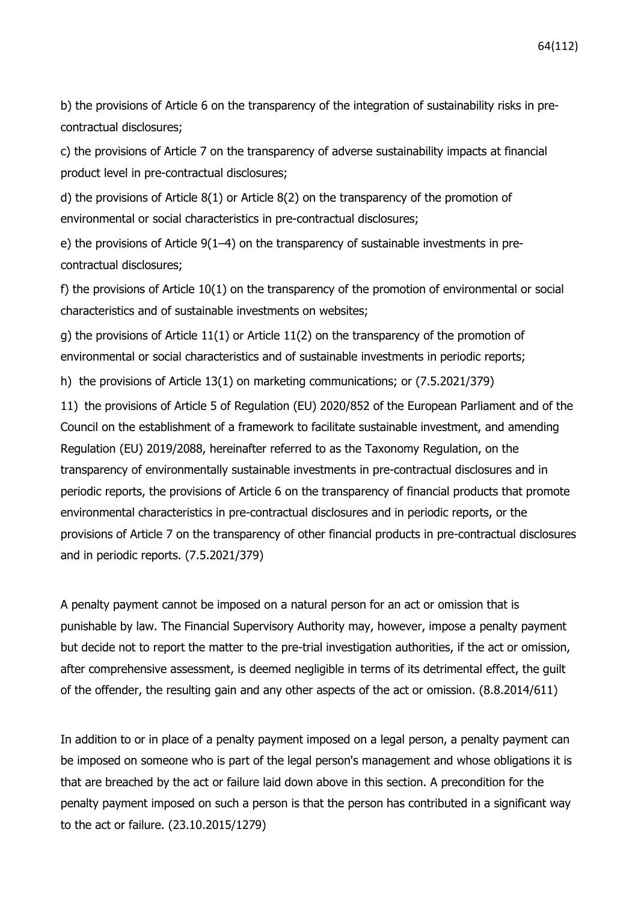b) the provisions of Article 6 on the transparency of the integration of sustainability risks in pre-contractual disclosures;

c) the provisions of Article 7 on the transparency of adverse sustainability impacts at financial product level in pre-contractual disclosures;

d) the provisions of Article 8(1) or Article 8(2) on the transparency of the promotion of environmental or social characteristics in pre-contractual disclosures;

e) the provisions of Article 9(1–4) on the transparency of sustainable investments in pre-contractual disclosures;

f) the provisions of Article 10(1) on the transparency of the promotion of environmental or social characteristics and of sustainable investments on websites;

g) the provisions of Article 11(1) or Article 11(2) on the transparency of the promotion of environmental or social characteristics and of sustainable investments in periodic reports;

h) the provisions of Article 13(1) on marketing communications; or (7.5.2021/379)

11) the provisions of Article 5 of Regulation (EU) 2020/852 of the European Parliament and of the Council on the establishment of a framework to facilitate sustainable investment, and amending Regulation (EU) 2019/2088, hereinafter referred to as the Taxonomy Regulation, on the transparency of environmentally sustainable investments in pre-contractual disclosures and in periodic reports, the provisions of Article 6 on the transparency of financial products that promote environmental characteristics in pre-contractual disclosures and in periodic reports, or the provisions of Article 7 on the transparency of other financial products in pre-contractual disclosures and in periodic reports. (7.5.2021/379)

A penalty payment cannot be imposed on a natural person for an act or omission that is punishable by law. The Financial Supervisory Authority may, however, impose a penalty payment but decide not to report the matter to the pre-trial investigation authorities, if the act or omission, after comprehensive assessment, is deemed negligible in terms of its detrimental effect, the guilt of the offender, the resulting gain and any other aspects of the act or omission. (8.8.2014/611)

In addition to or in place of a penalty payment imposed on a legal person, a penalty payment can be imposed on someone who is part of the legal person's management and whose obligations it is that are breached by the act or failure laid down above in this section. A precondition for the penalty payment imposed on such a person is that the person has contributed in a significant way to the act or failure. (23.10.2015/1279)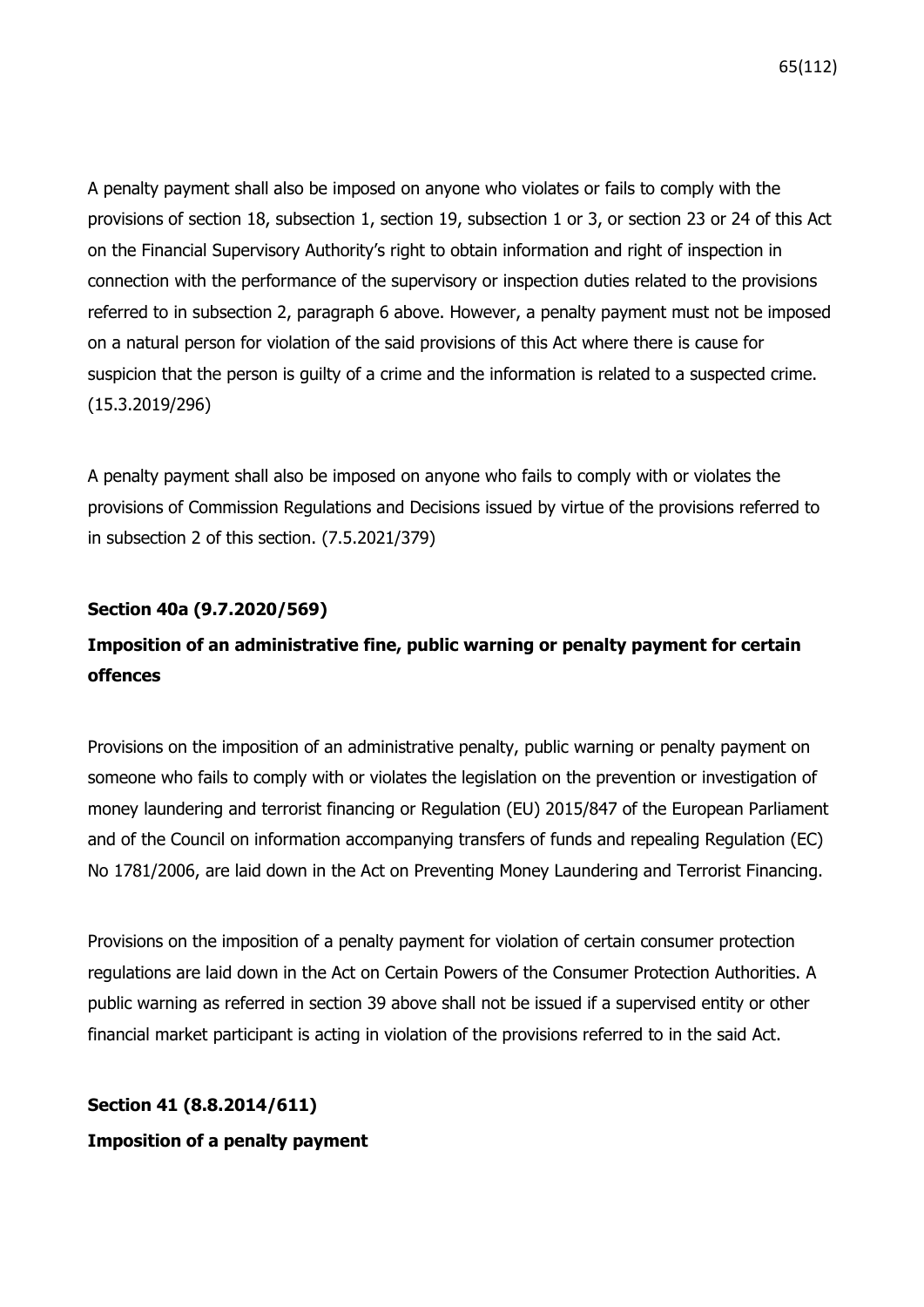A penalty payment shall also be imposed on anyone who violates or fails to comply with the provisions of section 18, subsection 1, section 19, subsection 1 or 3, or section 23 or 24 of this Act on the Financial Supervisory Authority's right to obtain information and right of inspection in connection with the performance of the supervisory or inspection duties related to the provisions referred to in subsection 2, paragraph 6 above. However, a penalty payment must not be imposed on a natural person for violation of the said provisions of this Act where there is cause for suspicion that the person is guilty of a crime and the information is related to a suspected crime. (15.3.2019/296)

A penalty payment shall also be imposed on anyone who fails to comply with or violates the provisions of Commission Regulations and Decisions issued by virtue of the provisions referred to in subsection 2 of this section. (7.5.2021/379)

**Section 40a (9.7.2020/569)**

## Imposition of an administrative fine, public warning or penalty payment for certain offences

Provisions on the imposition of an administrative penalty, public warning or penalty payment on someone who fails to comply with or violates the legislation on the prevention or investigation of money laundering and terrorist financing or Regulation (EU) 2015/847 of the European Parliament and of the Council on information accompanying transfers of funds and repealing Regulation (EC) No 1781/2006, are laid down in the Act on Preventing Money Laundering and Terrorist Financing.

Provisions on the imposition of a penalty payment for violation of certain consumer protection regulations are laid down in the Act on Certain Powers of the Consumer Protection Authorities. A public warning as referred in section 39 above shall not be issued if a supervised entity or other financial market participant is acting in violation of the provisions referred to in the said Act.

**Section 41 (8.8.2014/611)**

## Imposition of a penalty payment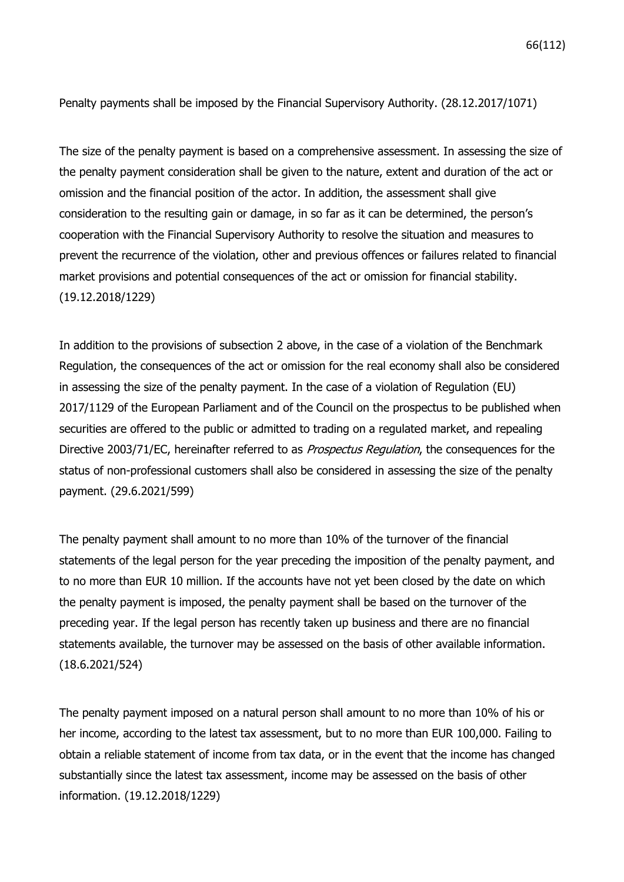Penalty payments shall be imposed by the Financial Supervisory Authority. (28.12.2017/1071)

The size of the penalty payment is based on a comprehensive assessment. In assessing the size of the penalty payment consideration shall be given to the nature, extent and duration of the act or omission and the financial position of the actor. In addition, the assessment shall give consideration to the resulting gain or damage, in so far as it can be determined, the person's cooperation with the Financial Supervisory Authority to resolve the situation and measures to prevent the recurrence of the violation, other and previous offences or failures related to financial market provisions and potential consequences of the act or omission for financial stability. (19.12.2018/1229)

In addition to the provisions of subsection 2 above, in the case of a violation of the Benchmark Regulation, the consequences of the act or omission for the real economy shall also be considered in assessing the size of the penalty payment. In the case of a violation of Regulation (EU) 2017/1129 of the European Parliament and of the Council on the prospectus to be published when securities are offered to the public or admitted to trading on a regulated market, and repealing Directive 2003/71/EC, hereinafter referred to as *Prospectus Regulation*, the consequences for the status of non-professional customers shall also be considered in assessing the size of the penalty payment. (29.6.2021/599)

The penalty payment shall amount to no more than 10% of the turnover of the financial statements of the legal person for the year preceding the imposition of the penalty payment, and to no more than EUR 10 million. If the accounts have not yet been closed by the date on which the penalty payment is imposed, the penalty payment shall be based on the turnover of the preceding year. If the legal person has recently taken up business and there are no financial statements available, the turnover may be assessed on the basis of other available information. (18.6.2021/524)

The penalty payment imposed on a natural person shall amount to no more than 10% of his or her income, according to the latest tax assessment, but to no more than EUR 100,000. Failing to obtain a reliable statement of income from tax data, or in the event that the income has changed substantially since the latest tax assessment, income may be assessed on the basis of other information. (19.12.2018/1229)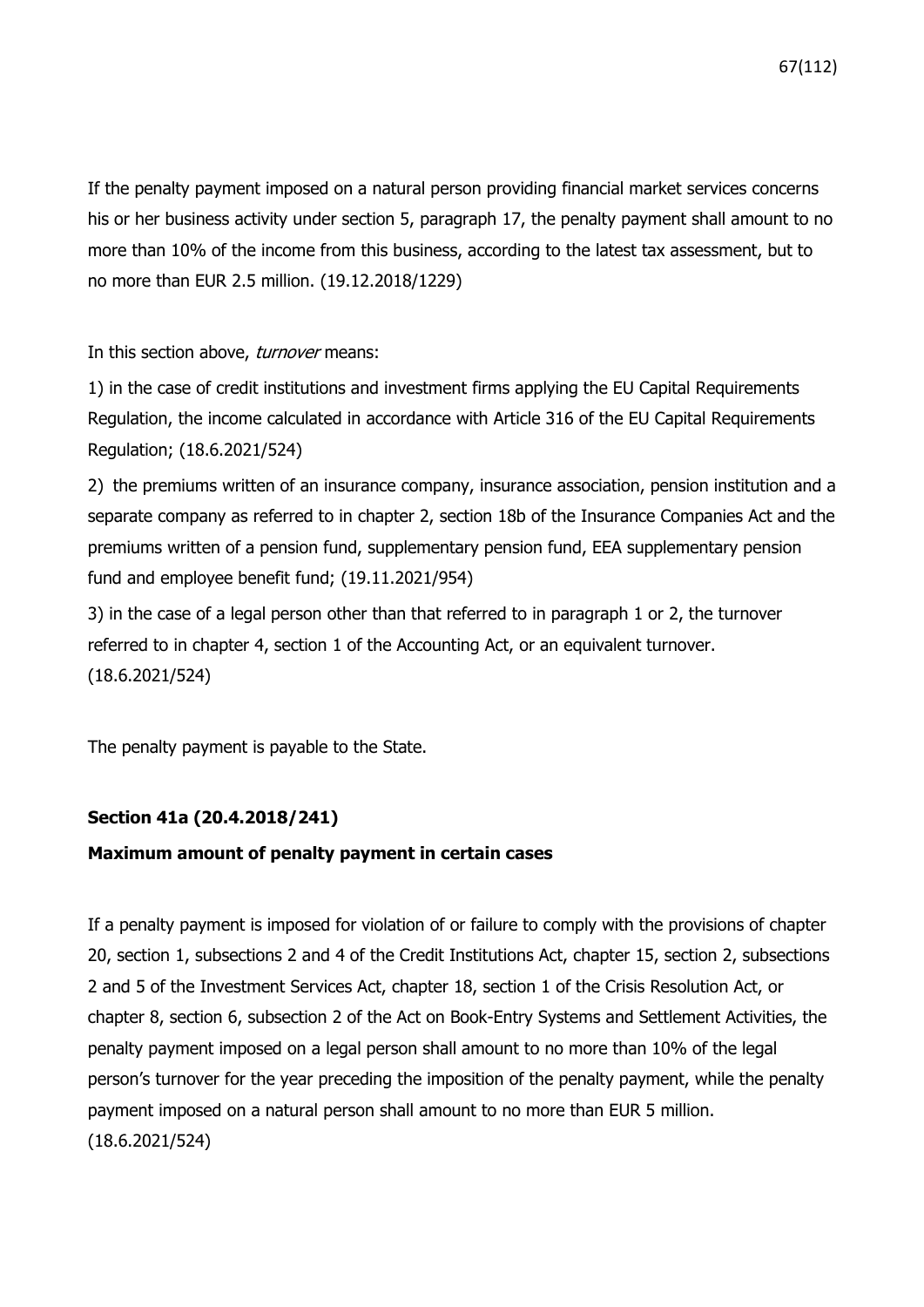If the penalty payment imposed on a natural person providing financial market services concerns his or her business activity under section 5, paragraph 17, the penalty payment shall amount to no more than 10% of the income from this business, according to the latest tax assessment, but to no more than EUR 2.5 million. (19.12.2018/1229)

In this section above, *turnover* means:

1) in the case of credit institutions and investment firms applying the EU Capital Requirements Regulation, the income calculated in accordance with Article 316 of the EU Capital Requirements Regulation; (18.6.2021/524)

2) the premiums written of an insurance company, insurance association, pension institution and a separate company as referred to in chapter 2, section 18b of the Insurance Companies Act and the premiums written of a pension fund, supplementary pension fund, EEA supplementary pension fund and employee benefit fund; (19.11.2021/954)

3) in the case of a legal person other than that referred to in paragraph 1 or 2, the turnover referred to in chapter 4, section 1 of the Accounting Act, or an equivalent turnover. (18.6.2021/524)

The penalty payment is payable to the State.

**Section 41a (20.4.2018/241)**

**Maximum amount of penalty payment in certain cases**

If a penalty payment is imposed for violation of or failure to comply with the provisions of chapter 20, section 1, subsections 2 and 4 of the Credit Institutions Act, chapter 15, section 2, subsections 2 and 5 of the Investment Services Act, chapter 18, section 1 of the Crisis Resolution Act, or chapter 8, section 6, subsection 2 of the Act on Book-Entry Systems and Settlement Activities, the penalty payment imposed on a legal person shall amount to no more than 10% of the legal person's turnover for the year preceding the imposition of the penalty payment, while the penalty payment imposed on a natural person shall amount to no more than EUR 5 million. (18.6.2021/524)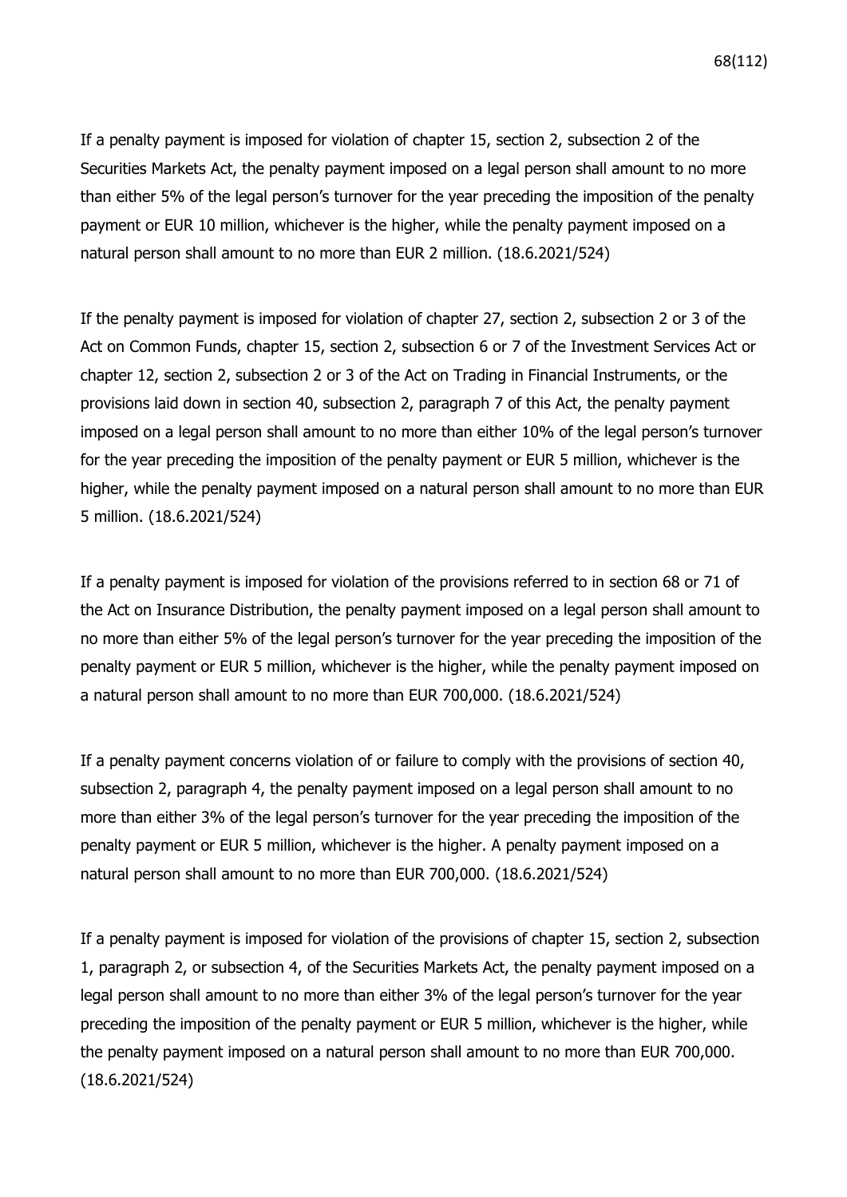If a penalty payment is imposed for violation of chapter 15, section 2, subsection 2 of the Securities Markets Act, the penalty payment imposed on a legal person shall amount to no more than either 5% of the legal person's turnover for the year preceding the imposition of the penalty payment or EUR 10 million, whichever is the higher, while the penalty payment imposed on a natural person shall amount to no more than EUR 2 million. (18.6.2021/524)

If the penalty payment is imposed for violation of chapter 27, section 2, subsection 2 or 3 of the Act on Common Funds, chapter 15, section 2, subsection 6 or 7 of the Investment Services Act or chapter 12, section 2, subsection 2 or 3 of the Act on Trading in Financial Instruments, or the provisions laid down in section 40, subsection 2, paragraph 7 of this Act, the penalty payment imposed on a legal person shall amount to no more than either 10% of the legal person's turnover for the year preceding the imposition of the penalty payment or EUR 5 million, whichever is the higher, while the penalty payment imposed on a natural person shall amount to no more than EUR 5 million. (18.6.2021/524)

If a penalty payment is imposed for violation of the provisions referred to in section 68 or 71 of the Act on Insurance Distribution, the penalty payment imposed on a legal person shall amount to no more than either 5% of the legal person's turnover for the year preceding the imposition of the penalty payment or EUR 5 million, whichever is the higher, while the penalty payment imposed on a natural person shall amount to no more than EUR 700,000. (18.6.2021/524)

If a penalty payment concerns violation of or failure to comply with the provisions of section 40, subsection 2, paragraph 4, the penalty payment imposed on a legal person shall amount to no more than either 3% of the legal person's turnover for the year preceding the imposition of the penalty payment or EUR 5 million, whichever is the higher. A penalty payment imposed on a natural person shall amount to no more than EUR 700,000. (18.6.2021/524)

If a penalty payment is imposed for violation of the provisions of chapter 15, section 2, subsection 1, paragraph 2, or subsection 4, of the Securities Markets Act, the penalty payment imposed on a legal person shall amount to no more than either 3% of the legal person's turnover for the year preceding the imposition of the penalty payment or EUR 5 million, whichever is the higher, while the penalty payment imposed on a natural person shall amount to no more than EUR 700,000. (18.6.2021/524)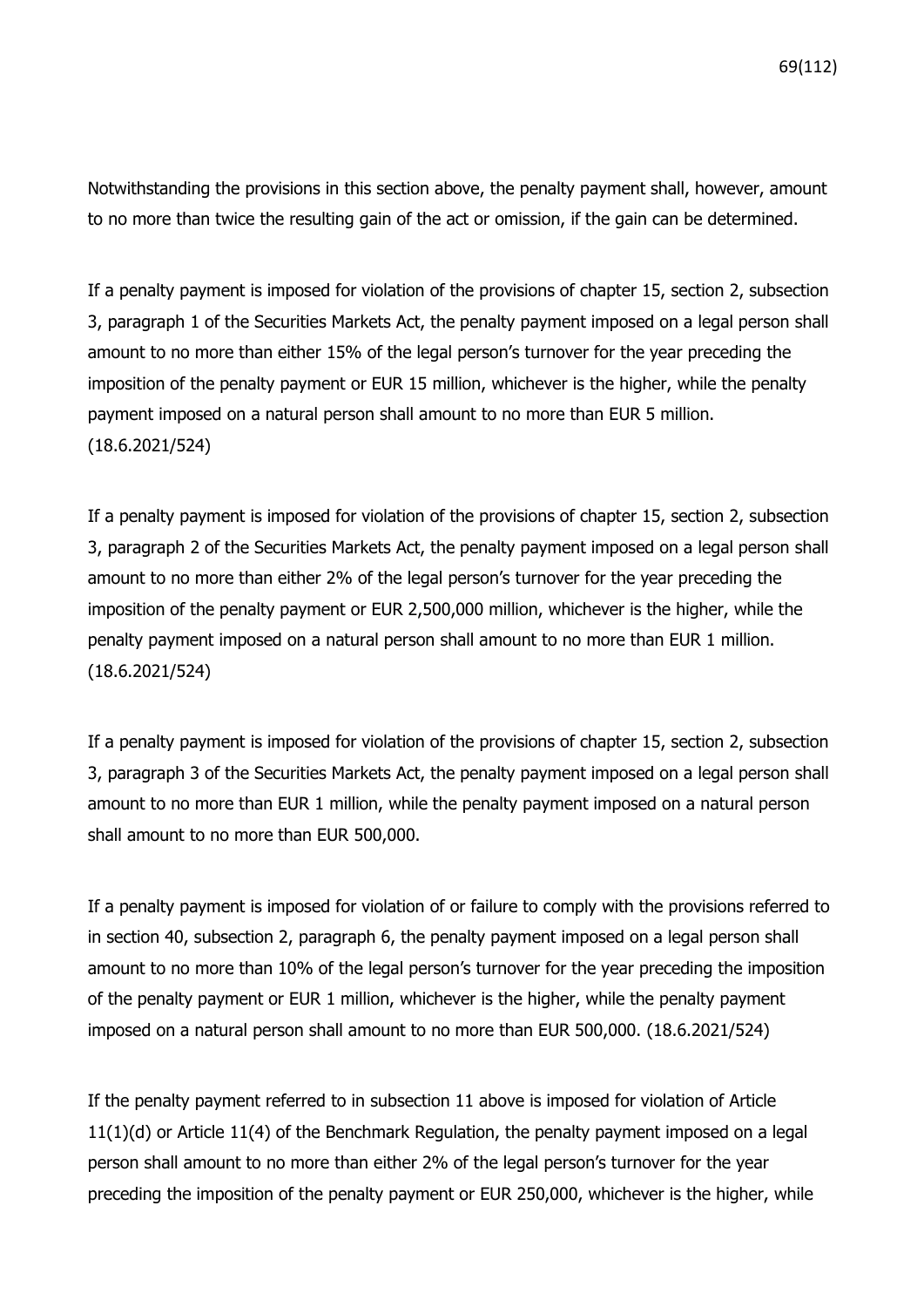Notwithstanding the provisions in this section above, the penalty payment shall, however, amount to no more than twice the resulting gain of the act or omission, if the gain can be determined.

If a penalty payment is imposed for violation of the provisions of chapter 15, section 2, subsection 3, paragraph 1 of the Securities Markets Act, the penalty payment imposed on a legal person shall amount to no more than either 15% of the legal person's turnover for the year preceding the imposition of the penalty payment or EUR 15 million, whichever is the higher, while the penalty payment imposed on a natural person shall amount to no more than EUR 5 million. (18.6.2021/524)

If a penalty payment is imposed for violation of the provisions of chapter 15, section 2, subsection 3, paragraph 2 of the Securities Markets Act, the penalty payment imposed on a legal person shall amount to no more than either 2% of the legal person's turnover for the year preceding the imposition of the penalty payment or EUR 2,500,000 million, whichever is the higher, while the penalty payment imposed on a natural person shall amount to no more than EUR 1 million. (18.6.2021/524)

If a penalty payment is imposed for violation of the provisions of chapter 15, section 2, subsection 3, paragraph 3 of the Securities Markets Act, the penalty payment imposed on a legal person shall amount to no more than EUR 1 million, while the penalty payment imposed on a natural person shall amount to no more than EUR 500,000.

If a penalty payment is imposed for violation of or failure to comply with the provisions referred to in section 40, subsection 2, paragraph 6, the penalty payment imposed on a legal person shall amount to no more than 10% of the legal person's turnover for the year preceding the imposition of the penalty payment or EUR 1 million, whichever is the higher, while the penalty payment imposed on a natural person shall amount to no more than EUR 500,000. (18.6.2021/524)

If the penalty payment referred to in subsection 11 above is imposed for violation of Article 11(1)(d) or Article 11(4) of the Benchmark Regulation, the penalty payment imposed on a legal person shall amount to no more than either 2% of the legal person's turnover for the year preceding the imposition of the penalty payment or EUR 250,000, whichever is the higher, while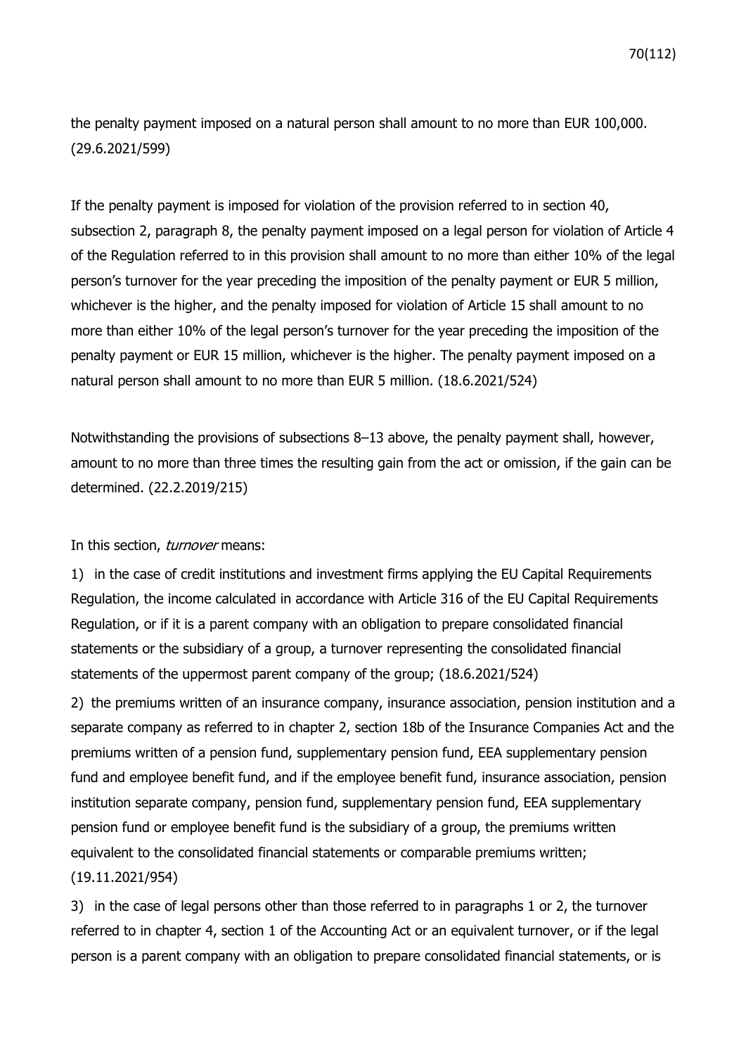the penalty payment imposed on a natural person shall amount to no more than EUR 100,000. (29.6.2021/599)

If the penalty payment is imposed for violation of the provision referred to in section 40, subsection 2, paragraph 8, the penalty payment imposed on a legal person for violation of Article 4 of the Regulation referred to in this provision shall amount to no more than either 10% of the legal person's turnover for the year preceding the imposition of the penalty payment or EUR 5 million, whichever is the higher, and the penalty imposed for violation of Article 15 shall amount to no more than either 10% of the legal person's turnover for the year preceding the imposition of the penalty payment or EUR 15 million, whichever is the higher. The penalty payment imposed on a natural person shall amount to no more than EUR 5 million. (18.6.2021/524)

Notwithstanding the provisions of subsections 8–13 above, the penalty payment shall, however, amount to no more than three times the resulting gain from the act or omission, if the gain can be determined. (22.2.2019/215)

In this section, *turnover* means:

1) in the case of credit institutions and investment firms applying the EU Capital Requirements Regulation, the income calculated in accordance with Article 316 of the EU Capital Requirements Regulation, or if it is a parent company with an obligation to prepare consolidated financial statements or the subsidiary of a group, a turnover representing the consolidated financial statements of the uppermost parent company of the group; (18.6.2021/524)

2) the premiums written of an insurance company, insurance association, pension institution and a separate company as referred to in chapter 2, section 18b of the Insurance Companies Act and the premiums written of a pension fund, supplementary pension fund, EEA supplementary pension fund and employee benefit fund, and if the employee benefit fund, insurance association, pension institution separate company, pension fund, supplementary pension fund, EEA supplementary pension fund or employee benefit fund is the subsidiary of a group, the premiums written equivalent to the consolidated financial statements or comparable premiums written; (19.11.2021/954)

3) in the case of legal persons other than those referred to in paragraphs 1 or 2, the turnover referred to in chapter 4, section 1 of the Accounting Act or an equivalent turnover, or if the legal person is a parent company with an obligation to prepare consolidated financial statements, or is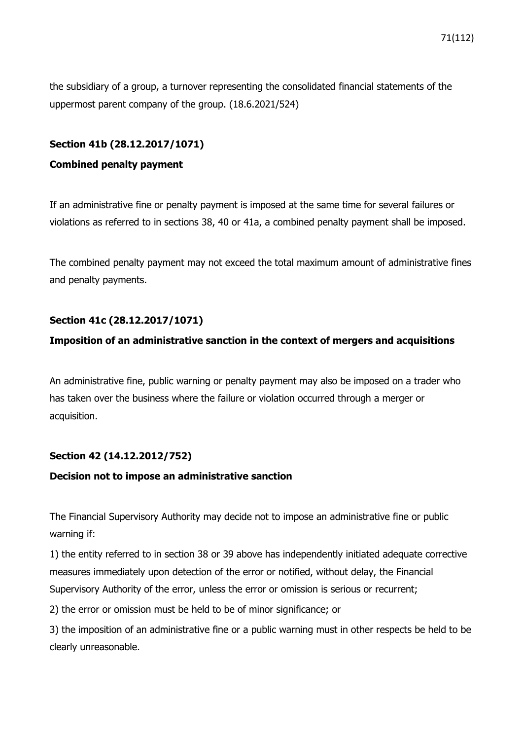the subsidiary of a group, a turnover representing the consolidated financial statements of the uppermost parent company of the group. (18.6.2021/524)

**Section 41b (28.12.2017/1071)**

**Combined penalty payment**

If an administrative fine or penalty payment is imposed at the same time for several failures or violations as referred to in sections 38, 40 or 41a, a combined penalty payment shall be imposed.

The combined penalty payment may not exceed the total maximum amount of administrative fines and penalty payments.

**Section 41c (28.12.2017/1071)**

**Imposition of an administrative sanction in the context of mergers and acquisitions**

An administrative fine, public warning or penalty payment may also be imposed on a trader who has taken over the business where the failure or violation occurred through a merger or acquisition.

**Section 42 (14.12.2012/752)**

**Decision not to impose an administrative sanction**

The Financial Supervisory Authority may decide not to impose an administrative fine or public warning if:

1) the entity referred to in section 38 or 39 above has independently initiated adequate corrective measures immediately upon detection of the error or notified, without delay, the Financial Supervisory Authority of the error, unless the error or omission is serious or recurrent;

2) the error or omission must be held to be of minor significance; or

3) the imposition of an administrative fine or a public warning must in other respects be held to be clearly unreasonable.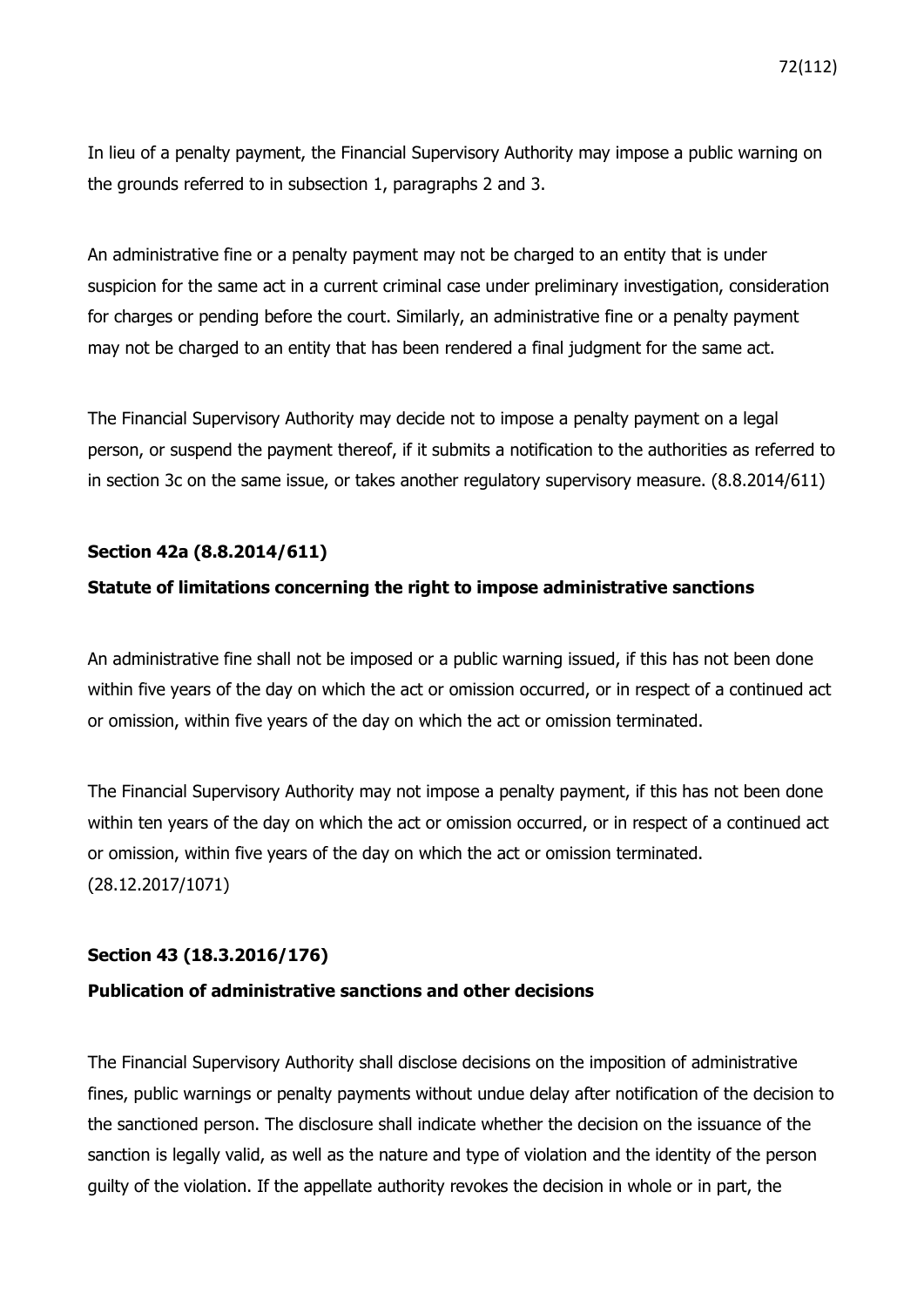In lieu of a penalty payment, the Financial Supervisory Authority may impose a public warning on the grounds referred to in subsection 1, paragraphs 2 and 3.

An administrative fine or a penalty payment may not be charged to an entity that is under suspicion for the same act in a current criminal case under preliminary investigation, consideration for charges or pending before the court. Similarly, an administrative fine or a penalty payment may not be charged to an entity that has been rendered a final judgment for the same act.

The Financial Supervisory Authority may decide not to impose a penalty payment on a legal person, or suspend the payment thereof, if it submits a notification to the authorities as referred to in section 3c on the same issue, or takes another regulatory supervisory measure. (8.8.2014/611)

**Section 42a (8.8.2014/611)**

**Statute of limitations concerning the right to impose administrative sanctions**

An administrative fine shall not be imposed or a public warning issued, if this has not been done within five years of the day on which the act or omission occurred, or in respect of a continued act or omission, within five years of the day on which the act or omission terminated.

The Financial Supervisory Authority may not impose a penalty payment, if this has not been done within ten years of the day on which the act or omission occurred, or in respect of a continued act or omission, within five years of the day on which the act or omission terminated. (28.12.2017/1071)

**Section 43 (18.3.2016/176)**

**Publication of administrative sanctions and other decisions**

The Financial Supervisory Authority shall disclose decisions on the imposition of administrative fines, public warnings or penalty payments without undue delay after notification of the decision to the sanctioned person. The disclosure shall indicate whether the decision on the issuance of the sanction is legally valid, as well as the nature and type of violation and the identity of the person guilty of the violation. If the appellate authority revokes the decision in whole or in part, the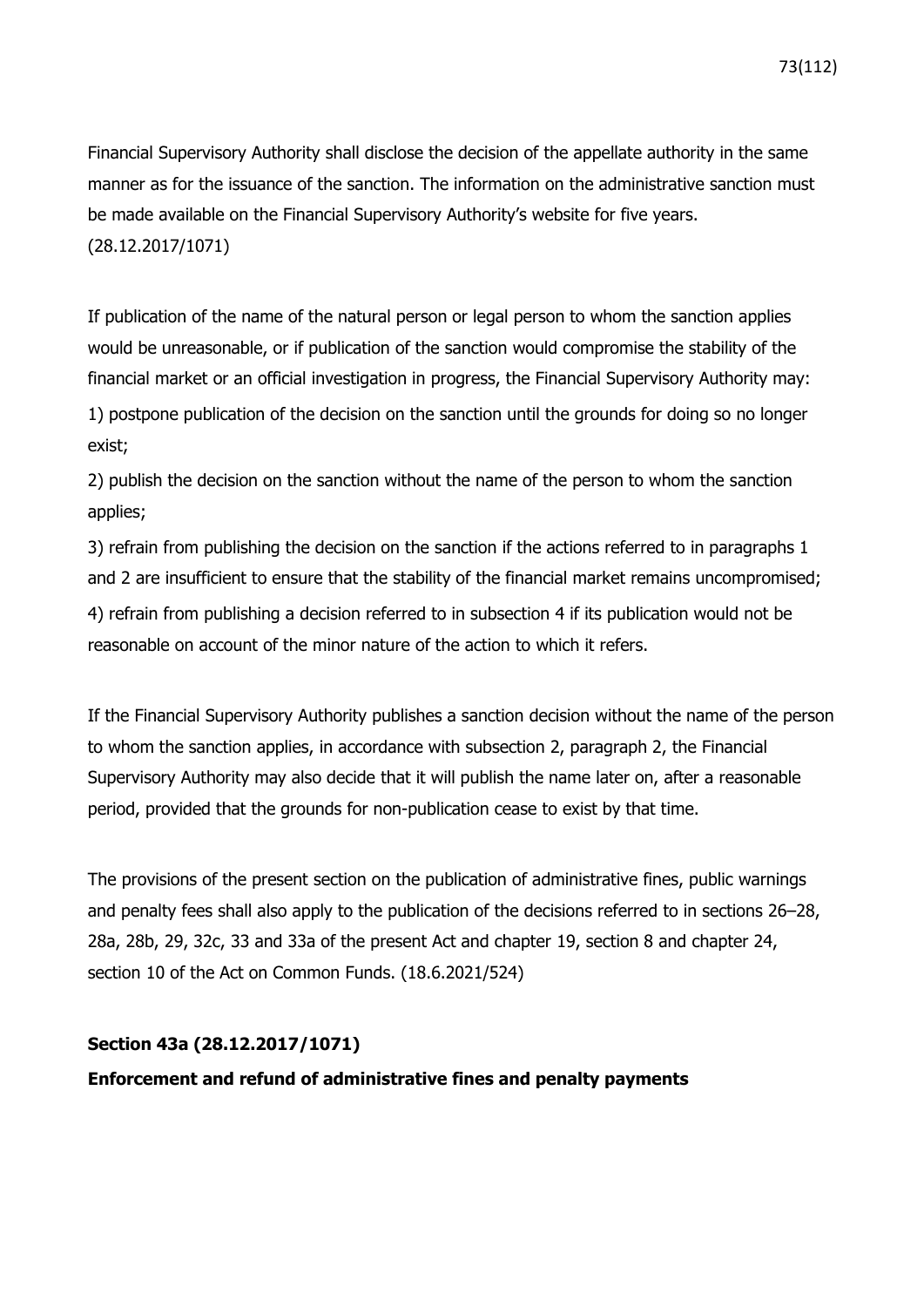Financial Supervisory Authority shall disclose the decision of the appellate authority in the same manner as for the issuance of the sanction. The information on the administrative sanction must be made available on the Financial Supervisory Authority's website for five years. (28.12.2017/1071)

If publication of the name of the natural person or legal person to whom the sanction applies would be unreasonable, or if publication of the sanction would compromise the stability of the financial market or an official investigation in progress, the Financial Supervisory Authority may:

1) postpone publication of the decision on the sanction until the grounds for doing so no longer exist;

2) publish the decision on the sanction without the name of the person to whom the sanction applies;

3) refrain from publishing the decision on the sanction if the actions referred to in paragraphs 1 and 2 are insufficient to ensure that the stability of the financial market remains uncompromised;

4) refrain from publishing a decision referred to in subsection 4 if its publication would not be reasonable on account of the minor nature of the action to which it refers.

If the Financial Supervisory Authority publishes a sanction decision without the name of the person to whom the sanction applies, in accordance with subsection 2, paragraph 2, the Financial Supervisory Authority may also decide that it will publish the name later on, after a reasonable period, provided that the grounds for non-publication cease to exist by that time.

The provisions of the present section on the publication of administrative fines, public warnings and penalty fees shall also apply to the publication of the decisions referred to in sections 26–28, 28a, 28b, 29, 32c, 33 and 33a of the present Act and chapter 19, section 8 and chapter 24, section 10 of the Act on Common Funds. (18.6.2021/524)

**Section 43a (28.12.2017/1071)**

**Enforcement and refund of administrative fines and penalty payments**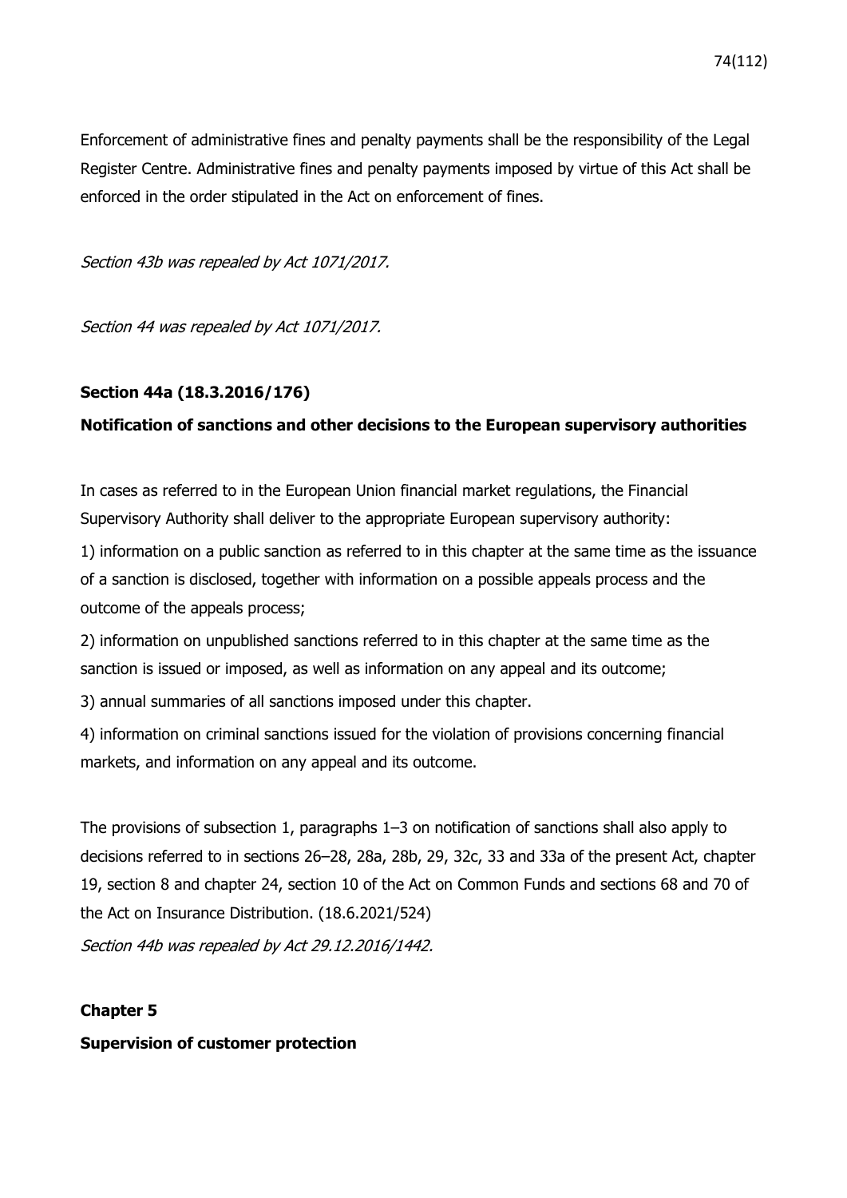Enforcement of administrative fines and penalty payments shall be the responsibility of the Legal Register Centre. Administrative fines and penalty payments imposed by virtue of this Act shall be enforced in the order stipulated in the Act on enforcement of fines.

*Section 43b was repealed by Act 1071/2017.*

*Section 44 was repealed by Act 1071/2017.*

**Section 44a (18.3.2016/176)**

**Notification of sanctions and other decisions to the European supervisory authorities**

In cases as referred to in the European Union financial market regulations, the Financial Supervisory Authority shall deliver to the appropriate European supervisory authority:

1) information on a public sanction as referred to in this chapter at the same time as the issuance of a sanction is disclosed, together with information on a possible appeals process and the outcome of the appeals process;

2) information on unpublished sanctions referred to in this chapter at the same time as the sanction is issued or imposed, as well as information on any appeal and its outcome;

3) annual summaries of all sanctions imposed under this chapter.

4) information on criminal sanctions issued for the violation of provisions concerning financial markets, and information on any appeal and its outcome.

The provisions of subsection 1, paragraphs 1–3 on notification of sanctions shall also apply to decisions referred to in sections 26–28, 28a, 28b, 29, 32c, 33 and 33a of the present Act, chapter 19, section 8 and chapter 24, section 10 of the Act on Common Funds and sections 68 and 70 of the Act on Insurance Distribution. (18.6.2021/524)

*Section 44b was repealed by Act 29.12.2016/1442.*

## Chapter 5

## Supervision of customer protection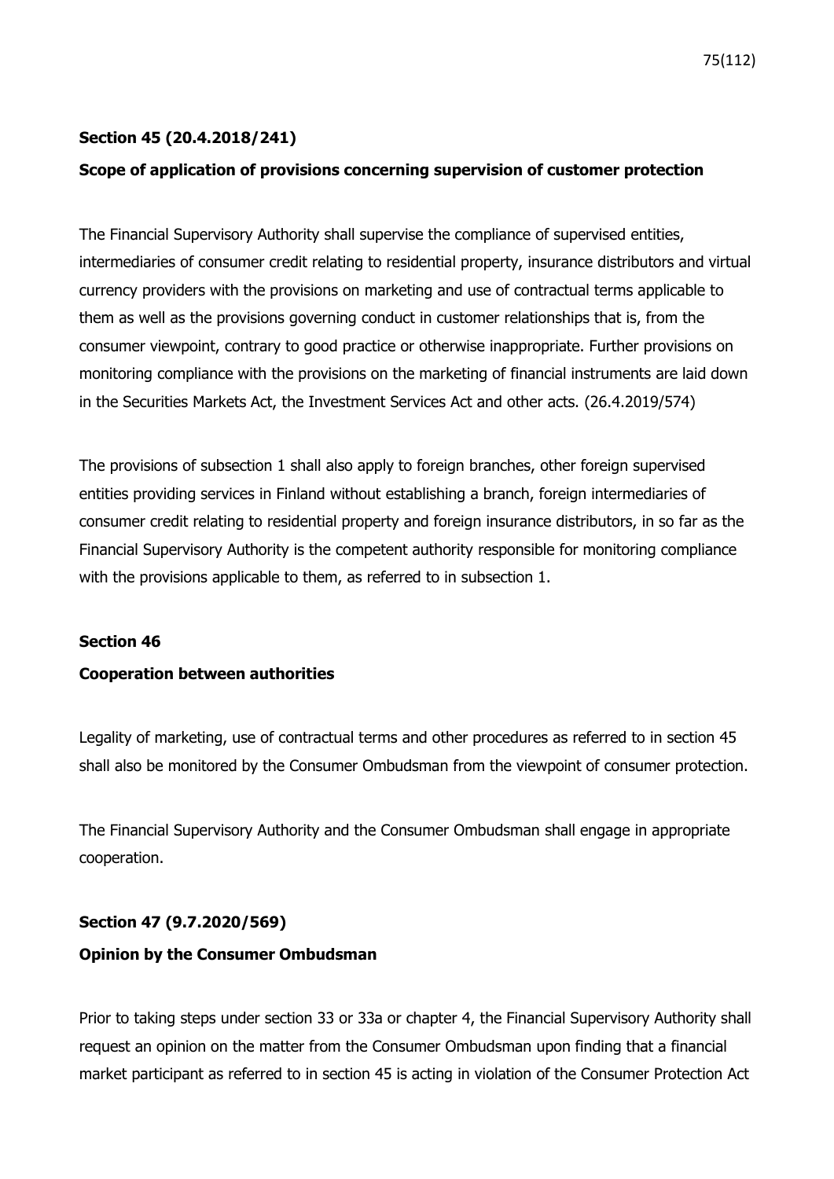**Section 45 (20.4.2018/241)**

**Scope of application of provisions concerning supervision of customer protection**

The Financial Supervisory Authority shall supervise the compliance of supervised entities, intermediaries of consumer credit relating to residential property, insurance distributors and virtual currency providers with the provisions on marketing and use of contractual terms applicable to them as well as the provisions governing conduct in customer relationships that is, from the consumer viewpoint, contrary to good practice or otherwise inappropriate. Further provisions on monitoring compliance with the provisions on the marketing of financial instruments are laid down in the Securities Markets Act, the Investment Services Act and other acts. (26.4.2019/574)

The provisions of subsection 1 shall also apply to foreign branches, other foreign supervised entities providing services in Finland without establishing a branch, foreign intermediaries of consumer credit relating to residential property and foreign insurance distributors, in so far as the Financial Supervisory Authority is the competent authority responsible for monitoring compliance with the provisions applicable to them, as referred to in subsection 1.

**Section 46**

**Cooperation between authorities**

Legality of marketing, use of contractual terms and other procedures as referred to in section 45 shall also be monitored by the Consumer Ombudsman from the viewpoint of consumer protection.

The Financial Supervisory Authority and the Consumer Ombudsman shall engage in appropriate cooperation.

**Section 47 (9.7.2020/569)**

**Opinion by the Consumer Ombudsman**

Prior to taking steps under section 33 or 33a or chapter 4, the Financial Supervisory Authority shall request an opinion on the matter from the Consumer Ombudsman upon finding that a financial market participant as referred to in section 45 is acting in violation of the Consumer Protection Act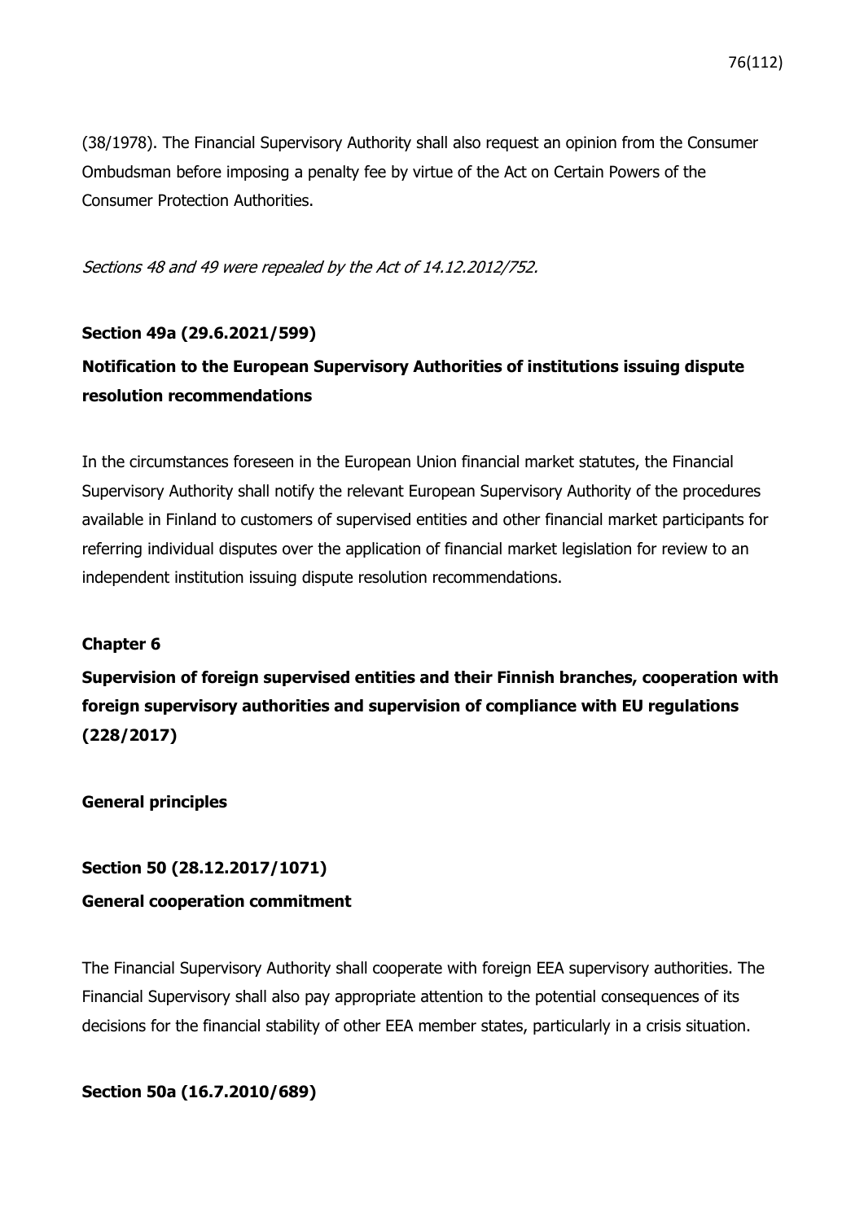(38/1978). The Financial Supervisory Authority shall also request an opinion from the Consumer Ombudsman before imposing a penalty fee by virtue of the Act on Certain Powers of the Consumer Protection Authorities.

*Sections 48 and 49 were repealed by the Act of 14.12.2012/752.*

**Section 49a (29.6.2021/599)**

**Notification to the European Supervisory Authorities of institutions issuing dispute resolution recommendations**

In the circumstances foreseen in the European Union financial market statutes, the Financial Supervisory Authority shall notify the relevant European Supervisory Authority of the procedures available in Finland to customers of supervised entities and other financial market participants for referring individual disputes over the application of financial market legislation for review to an independent institution issuing dispute resolution recommendations.

## Chapter 6

## Supervision of foreign supervised entities and their Finnish branches, cooperation with foreign supervisory authorities and supervision of compliance with EU regulations (228/2017)

### General principles

**Section 50 (28.12.2017/1071)**

**General cooperation commitment**

The Financial Supervisory Authority shall cooperate with foreign EEA supervisory authorities. The Financial Supervisory shall also pay appropriate attention to the potential consequences of its decisions for the financial stability of other EEA member states, particularly in a crisis situation.

**Section 50a (16.7.2010/689)**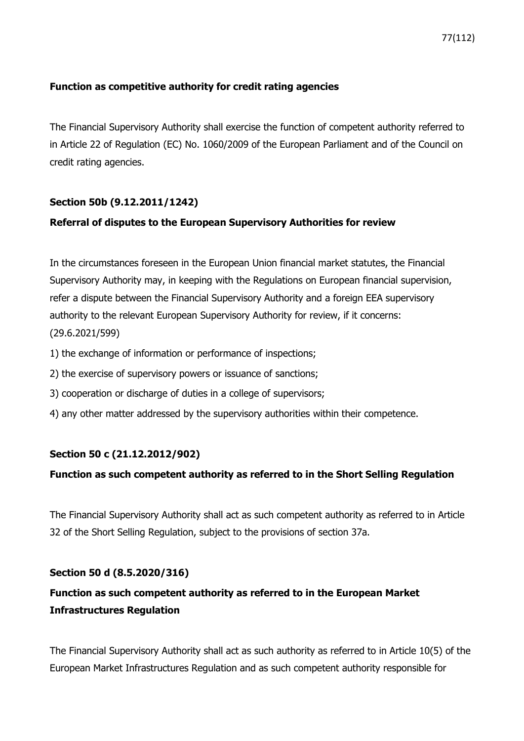**Function as competitive authority for credit rating agencies**

The Financial Supervisory Authority shall exercise the function of competent authority referred to in Article 22 of Regulation (EC) No. 1060/2009 of the European Parliament and of the Council on credit rating agencies.

**Section 50b (9.12.2011/1242)**

**Referral of disputes to the European Supervisory Authorities for review**

In the circumstances foreseen in the European Union financial market statutes, the Financial Supervisory Authority may, in keeping with the Regulations on European financial supervision, refer a dispute between the Financial Supervisory Authority and a foreign EEA supervisory authority to the relevant European Supervisory Authority for review, if it concerns: (29.6.2021/599)

1) the exchange of information or performance of inspections;
2) the exercise of supervisory powers or issuance of sanctions;
3) cooperation or discharge of duties in a college of supervisors;
4) any other matter addressed by the supervisory authorities within their competence.

**Section 50 c (21.12.2012/902)**

**Function as such competent authority as referred to in the Short Selling Regulation**

The Financial Supervisory Authority shall act as such competent authority as referred to in Article 32 of the Short Selling Regulation, subject to the provisions of section 37a.

**Section 50 d (8.5.2020/316)**

**Function as such competent authority as referred to in the European Market Infrastructures Regulation**

The Financial Supervisory Authority shall act as such authority as referred to in Article 10(5) of the European Market Infrastructures Regulation and as such competent authority responsible for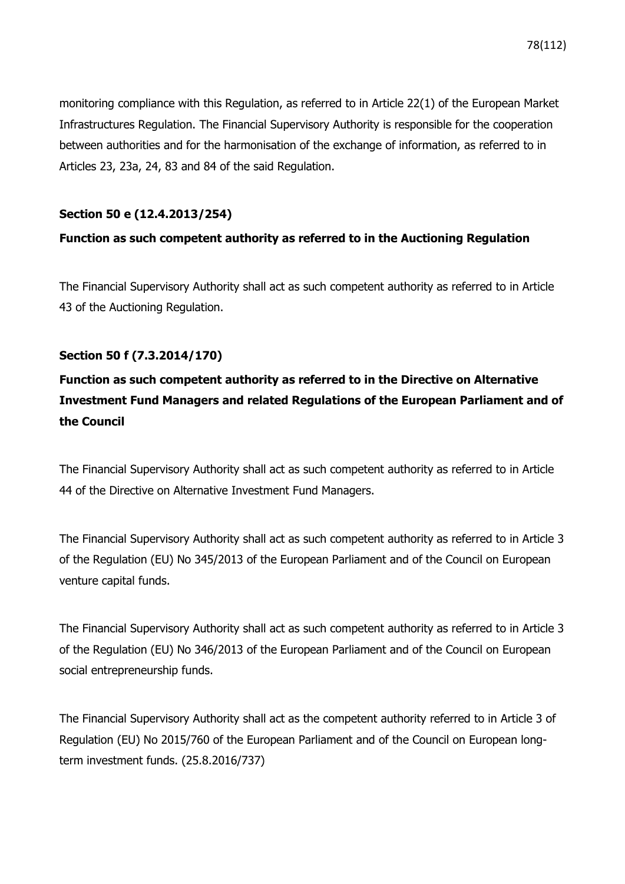monitoring compliance with this Regulation, as referred to in Article 22(1) of the European Market Infrastructures Regulation. The Financial Supervisory Authority is responsible for the cooperation between authorities and for the harmonisation of the exchange of information, as referred to in Articles 23, 23a, 24, 83 and 84 of the said Regulation.

**Section 50 e (12.4.2013/254)**

**Function as such competent authority as referred to in the Auctioning Regulation**

The Financial Supervisory Authority shall act as such competent authority as referred to in Article 43 of the Auctioning Regulation.

**Section 50 f (7.3.2014/170)**

**Function as such competent authority as referred to in the Directive on Alternative Investment Fund Managers and related Regulations of the European Parliament and of the Council**

The Financial Supervisory Authority shall act as such competent authority as referred to in Article 44 of the Directive on Alternative Investment Fund Managers.

The Financial Supervisory Authority shall act as such competent authority as referred to in Article 3 of the Regulation (EU) No 345/2013 of the European Parliament and of the Council on European venture capital funds.

The Financial Supervisory Authority shall act as such competent authority as referred to in Article 3 of the Regulation (EU) No 346/2013 of the European Parliament and of the Council on European social entrepreneurship funds.

The Financial Supervisory Authority shall act as the competent authority referred to in Article 3 of Regulation (EU) No 2015/760 of the European Parliament and of the Council on European long-term investment funds. (25.8.2016/737)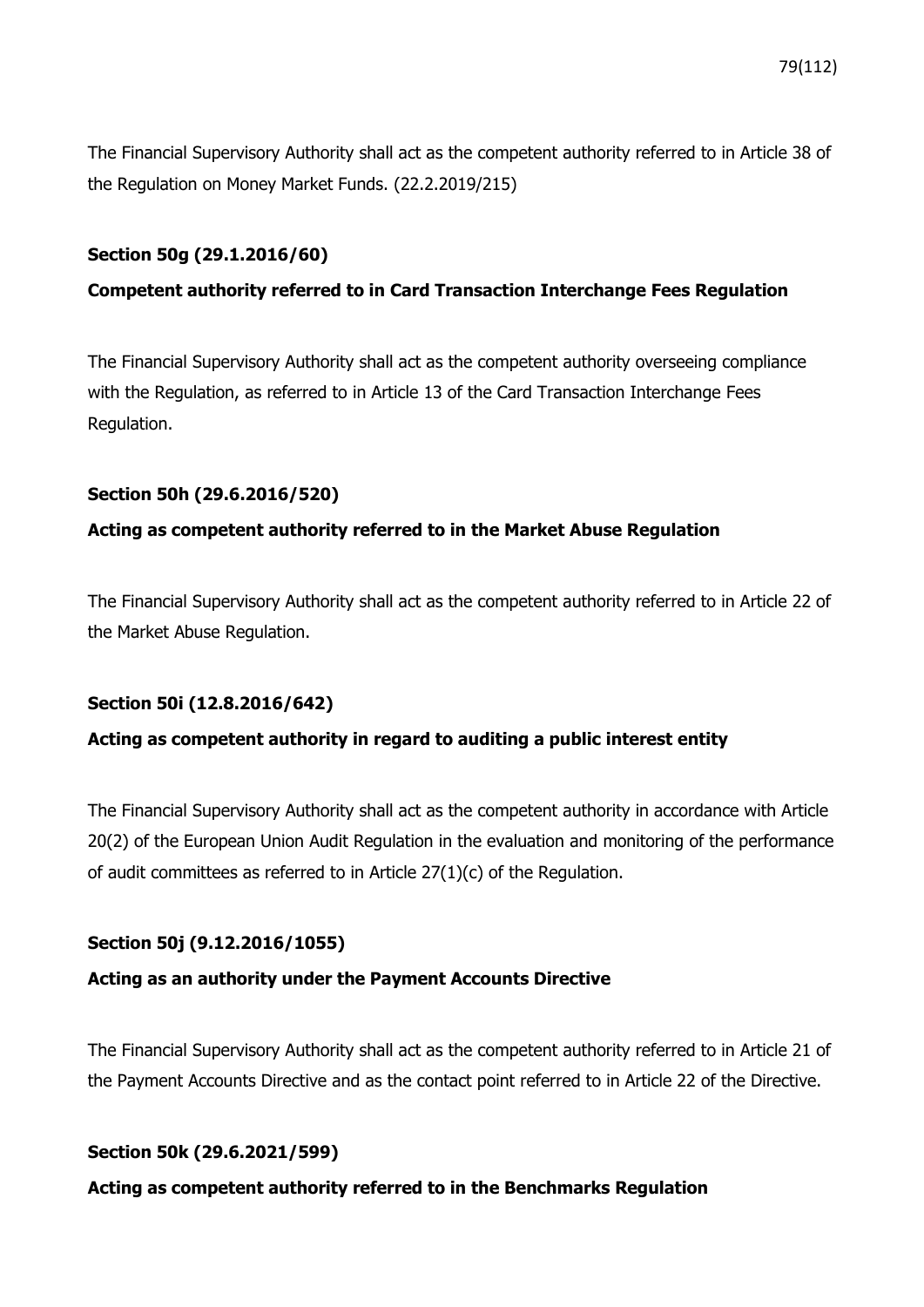The Financial Supervisory Authority shall act as the competent authority referred to in Article 38 of the Regulation on Money Market Funds. (22.2.2019/215)

**Section 50g (29.1.2016/60)**

**Competent authority referred to in Card Transaction Interchange Fees Regulation**

The Financial Supervisory Authority shall act as the competent authority overseeing compliance with the Regulation, as referred to in Article 13 of the Card Transaction Interchange Fees Regulation.

**Section 50h (29.6.2016/520)**

**Acting as competent authority referred to in the Market Abuse Regulation**

The Financial Supervisory Authority shall act as the competent authority referred to in Article 22 of the Market Abuse Regulation.

**Section 50i (12.8.2016/642)**

**Acting as competent authority in regard to auditing a public interest entity**

The Financial Supervisory Authority shall act as the competent authority in accordance with Article 20(2) of the European Union Audit Regulation in the evaluation and monitoring of the performance of audit committees as referred to in Article 27(1)(c) of the Regulation.

**Section 50j (9.12.2016/1055)**

**Acting as an authority under the Payment Accounts Directive**

The Financial Supervisory Authority shall act as the competent authority referred to in Article 21 of the Payment Accounts Directive and as the contact point referred to in Article 22 of the Directive.

**Section 50k (29.6.2021/599)**

**Acting as competent authority referred to in the Benchmarks Regulation**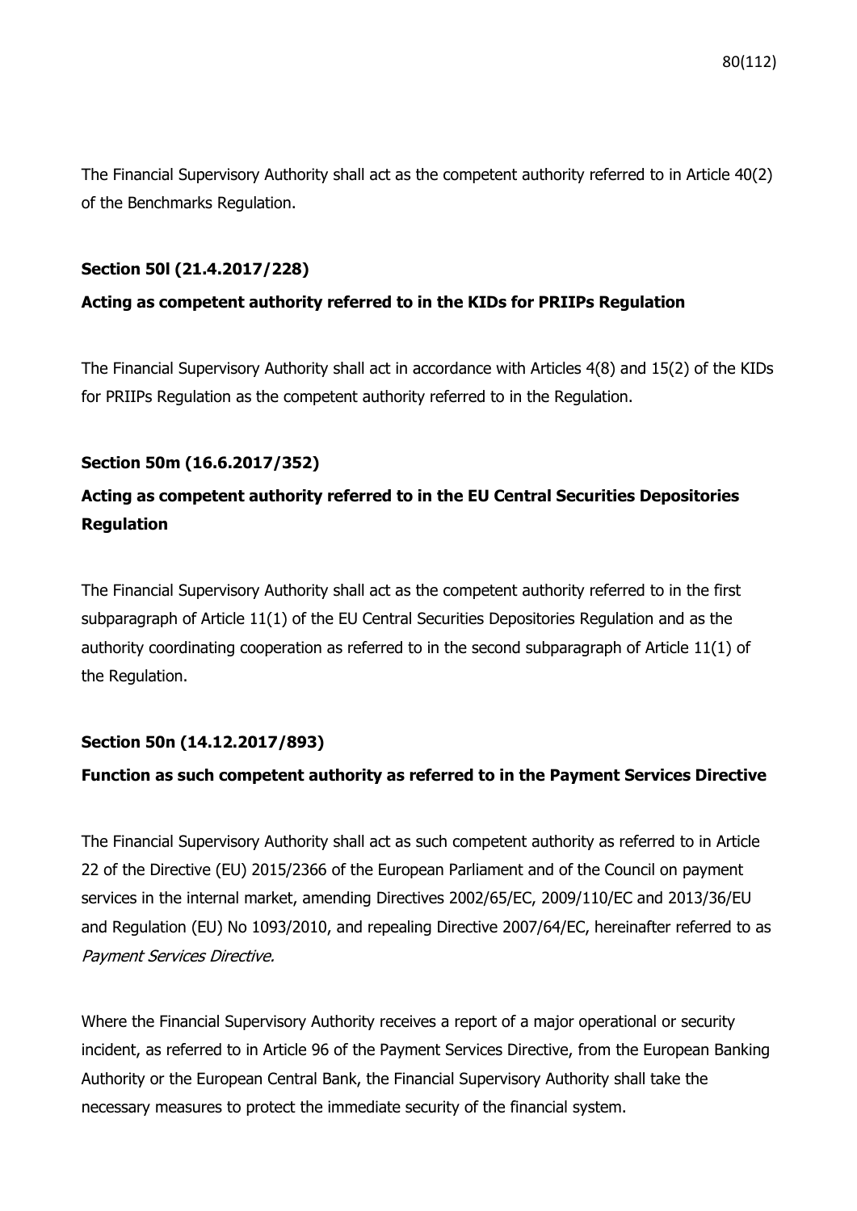The Financial Supervisory Authority shall act as the competent authority referred to in Article 40(2) of the Benchmarks Regulation.

**Section 50l (21.4.2017/228)**

**Acting as competent authority referred to in the KIDs for PRIIPs Regulation**

The Financial Supervisory Authority shall act in accordance with Articles 4(8) and 15(2) of the KIDs for PRIIPs Regulation as the competent authority referred to in the Regulation.

**Section 50m (16.6.2017/352)**

**Acting as competent authority referred to in the EU Central Securities Depositories Regulation**

The Financial Supervisory Authority shall act as the competent authority referred to in the first subparagraph of Article 11(1) of the EU Central Securities Depositories Regulation and as the authority coordinating cooperation as referred to in the second subparagraph of Article 11(1) of the Regulation.

**Section 50n (14.12.2017/893)**

**Function as such competent authority as referred to in the Payment Services Directive**

The Financial Supervisory Authority shall act as such competent authority as referred to in Article 22 of the Directive (EU) 2015/2366 of the European Parliament and of the Council on payment services in the internal market, amending Directives 2002/65/EC, 2009/110/EC and 2013/36/EU and Regulation (EU) No 1093/2010, and repealing Directive 2007/64/EC, hereinafter referred to as *Payment Services Directive.*

Where the Financial Supervisory Authority receives a report of a major operational or security incident, as referred to in Article 96 of the Payment Services Directive, from the European Banking Authority or the European Central Bank, the Financial Supervisory Authority shall take the necessary measures to protect the immediate security of the financial system.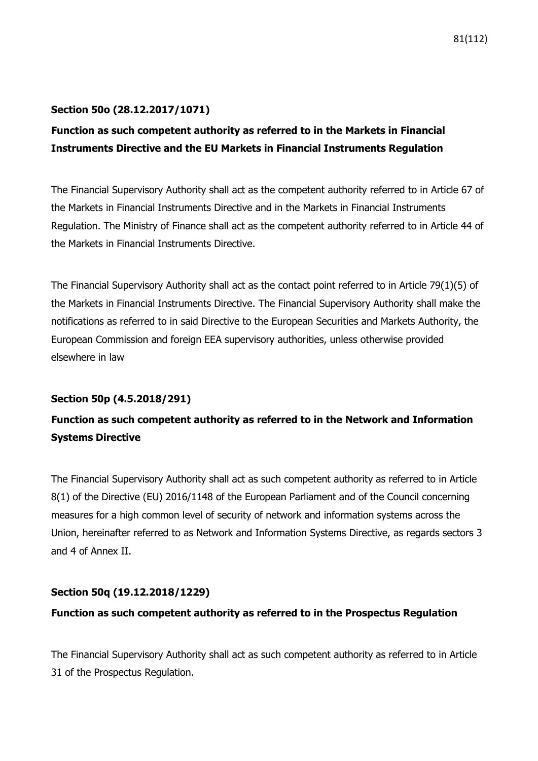**Section 50o (28.12.2017/1071)**

**Function as such competent authority as referred to in the Markets in Financial Instruments Directive and the EU Markets in Financial Instruments Regulation**

The Financial Supervisory Authority shall act as the competent authority referred to in Article 67 of the Markets in Financial Instruments Directive and in the Markets in Financial Instruments Regulation. The Ministry of Finance shall act as the competent authority referred to in Article 44 of the Markets in Financial Instruments Directive.

The Financial Supervisory Authority shall act as the contact point referred to in Article 79(1)(5) of the Markets in Financial Instruments Directive. The Financial Supervisory Authority shall make the notifications as referred to in said Directive to the European Securities and Markets Authority, the European Commission and foreign EEA supervisory authorities, unless otherwise provided elsewhere in law

**Section 50p (4.5.2018/291)**

**Function as such competent authority as referred to in the Network and Information Systems Directive**

The Financial Supervisory Authority shall act as such competent authority as referred to in Article 8(1) of the Directive (EU) 2016/1148 of the European Parliament and of the Council concerning measures for a high common level of security of network and information systems across the Union, hereinafter referred to as Network and Information Systems Directive, as regards sectors 3 and 4 of Annex II.

**Section 50q (19.12.2018/1229)**

**Function as such competent authority as referred to in the Prospectus Regulation**

The Financial Supervisory Authority shall act as such competent authority as referred to in Article 31 of the Prospectus Regulation.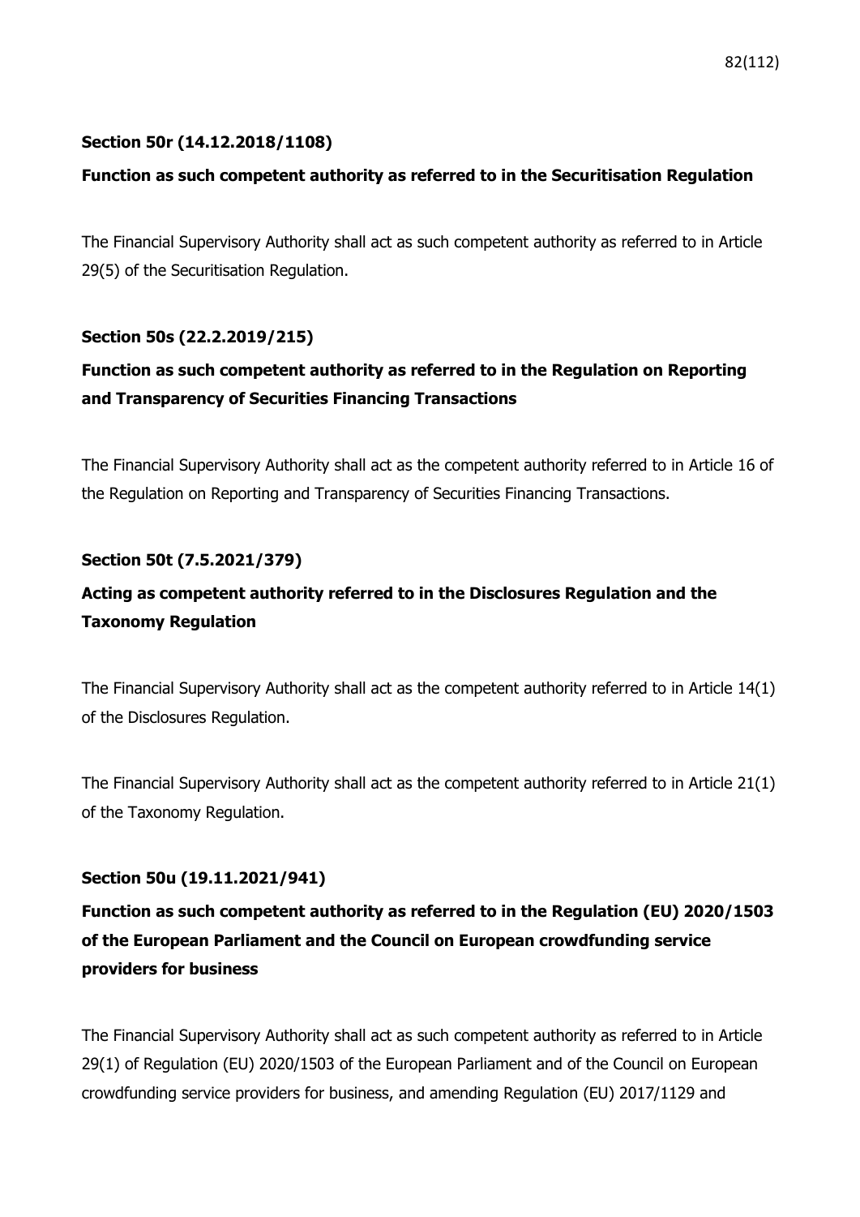**Section 50r (14.12.2018/1108)**

**Function as such competent authority as referred to in the Securitisation Regulation**

The Financial Supervisory Authority shall act as such competent authority as referred to in Article 29(5) of the Securitisation Regulation.

**Section 50s (22.2.2019/215)**

**Function as such competent authority as referred to in the Regulation on Reporting and Transparency of Securities Financing Transactions**

The Financial Supervisory Authority shall act as the competent authority referred to in Article 16 of the Regulation on Reporting and Transparency of Securities Financing Transactions.

**Section 50t (7.5.2021/379)**

**Acting as competent authority referred to in the Disclosures Regulation and the Taxonomy Regulation**

The Financial Supervisory Authority shall act as the competent authority referred to in Article 14(1) of the Disclosures Regulation.

The Financial Supervisory Authority shall act as the competent authority referred to in Article 21(1) of the Taxonomy Regulation.

**Section 50u (19.11.2021/941)**

**Function as such competent authority as referred to in the Regulation (EU) 2020/1503 of the European Parliament and the Council on European crowdfunding service providers for business**

The Financial Supervisory Authority shall act as such competent authority as referred to in Article 29(1) of Regulation (EU) 2020/1503 of the European Parliament and of the Council on European crowdfunding service providers for business, and amending Regulation (EU) 2017/1129 and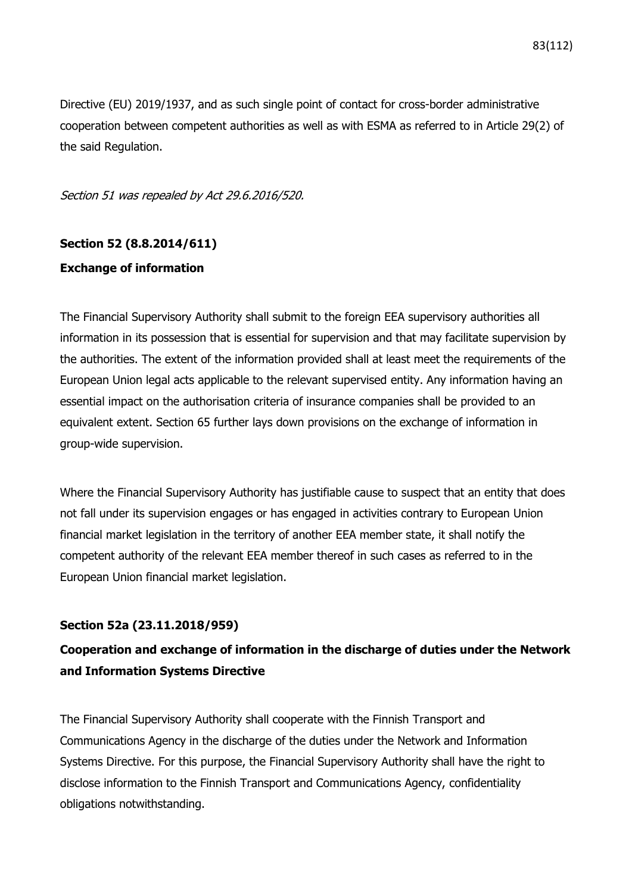Directive (EU) 2019/1937, and as such single point of contact for cross-border administrative cooperation between competent authorities as well as with ESMA as referred to in Article 29(2) of the said Regulation.

*Section 51 was repealed by Act 29.6.2016/520.*

**Section 52 (8.8.2014/611)**

**Exchange of information**

The Financial Supervisory Authority shall submit to the foreign EEA supervisory authorities all information in its possession that is essential for supervision and that may facilitate supervision by the authorities. The extent of the information provided shall at least meet the requirements of the European Union legal acts applicable to the relevant supervised entity. Any information having an essential impact on the authorisation criteria of insurance companies shall be provided to an equivalent extent. Section 65 further lays down provisions on the exchange of information in group-wide supervision.

Where the Financial Supervisory Authority has justifiable cause to suspect that an entity that does not fall under its supervision engages or has engaged in activities contrary to European Union financial market legislation in the territory of another EEA member state, it shall notify the competent authority of the relevant EEA member thereof in such cases as referred to in the European Union financial market legislation.

**Section 52a (23.11.2018/959)**

**Cooperation and exchange of information in the discharge of duties under the Network and Information Systems Directive**

The Financial Supervisory Authority shall cooperate with the Finnish Transport and Communications Agency in the discharge of the duties under the Network and Information Systems Directive. For this purpose, the Financial Supervisory Authority shall have the right to disclose information to the Finnish Transport and Communications Agency, confidentiality obligations notwithstanding.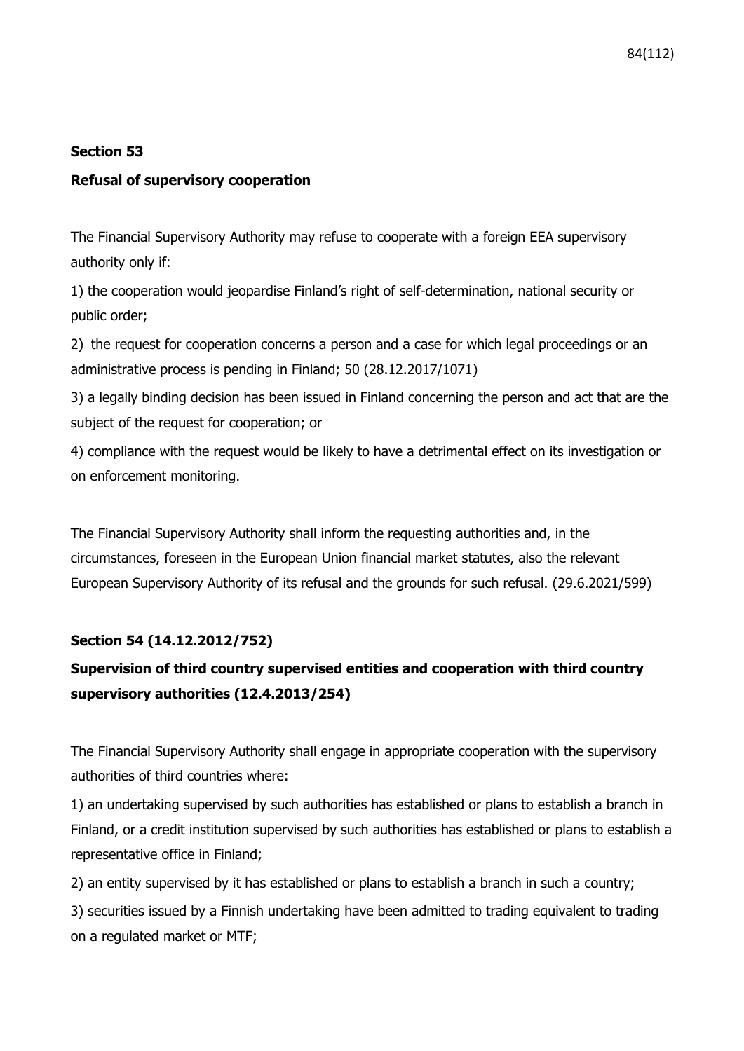**Section 53**

**Refusal of supervisory cooperation**

The Financial Supervisory Authority may refuse to cooperate with a foreign EEA supervisory authority only if:

1) the cooperation would jeopardise Finland's right of self-determination, national security or public order;

2) the request for cooperation concerns a person and a case for which legal proceedings or an administrative process is pending in Finland; 50 (28.12.2017/1071)

3) a legally binding decision has been issued in Finland concerning the person and act that are the subject of the request for cooperation; or

4) compliance with the request would be likely to have a detrimental effect on its investigation or on enforcement monitoring.

The Financial Supervisory Authority shall inform the requesting authorities and, in the circumstances, foreseen in the European Union financial market statutes, also the relevant European Supervisory Authority of its refusal and the grounds for such refusal. (29.6.2021/599)

**Section 54 (14.12.2012/752)**

**Supervision of third country supervised entities and cooperation with third country supervisory authorities (12.4.2013/254)**

The Financial Supervisory Authority shall engage in appropriate cooperation with the supervisory authorities of third countries where:

1) an undertaking supervised by such authorities has established or plans to establish a branch in Finland, or a credit institution supervised by such authorities has established or plans to establish a representative office in Finland;

2) an entity supervised by it has established or plans to establish a branch in such a country;

3) securities issued by a Finnish undertaking have been admitted to trading equivalent to trading on a regulated market or MTF;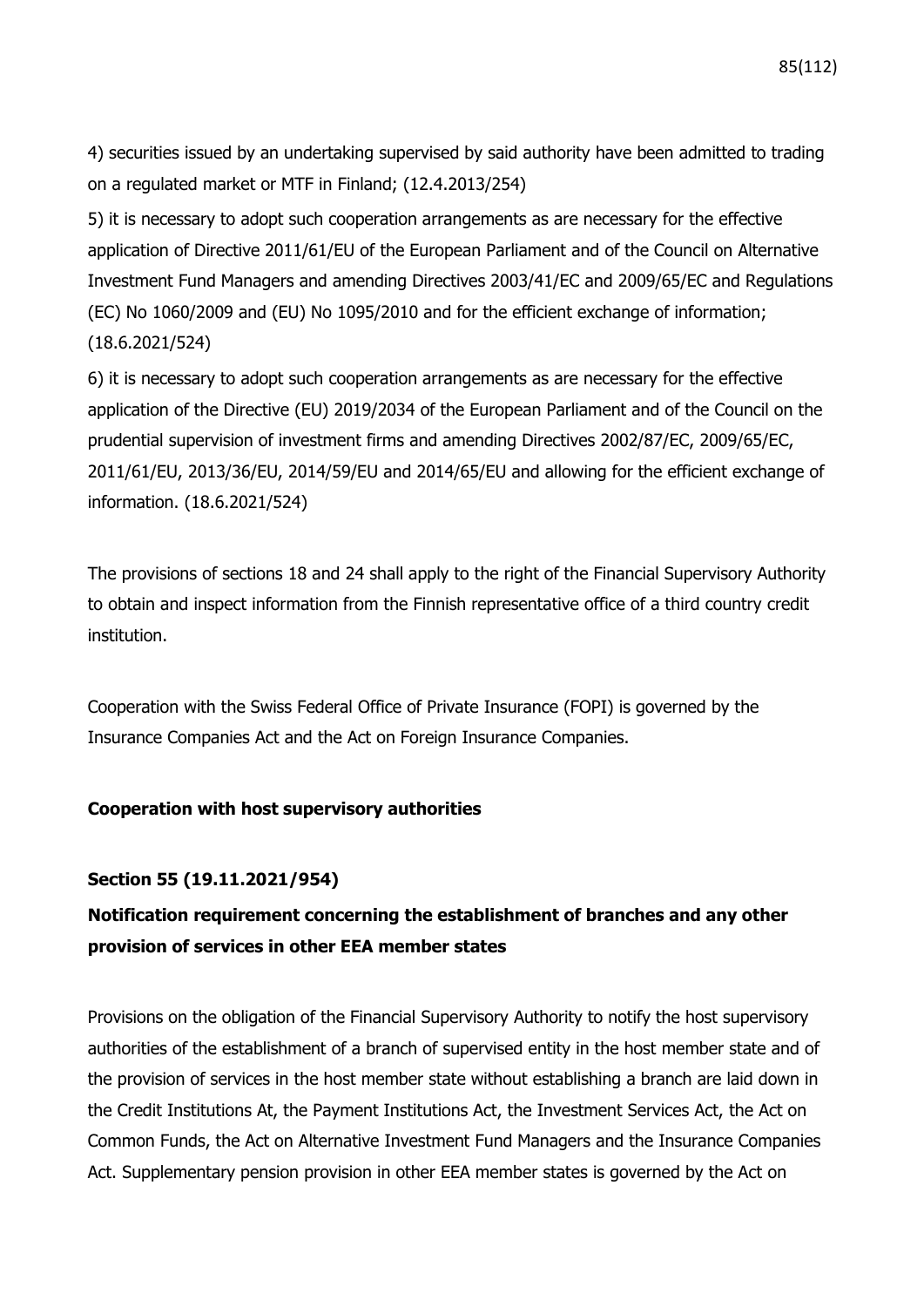4) securities issued by an undertaking supervised by said authority have been admitted to trading on a regulated market or MTF in Finland; (12.4.2013/254)

5) it is necessary to adopt such cooperation arrangements as are necessary for the effective application of Directive 2011/61/EU of the European Parliament and of the Council on Alternative Investment Fund Managers and amending Directives 2003/41/EC and 2009/65/EC and Regulations (EC) No 1060/2009 and (EU) No 1095/2010 and for the efficient exchange of information; (18.6.2021/524)

6) it is necessary to adopt such cooperation arrangements as are necessary for the effective application of the Directive (EU) 2019/2034 of the European Parliament and of the Council on the prudential supervision of investment firms and amending Directives 2002/87/EC, 2009/65/EC, 2011/61/EU, 2013/36/EU, 2014/59/EU and 2014/65/EU and allowing for the efficient exchange of information. (18.6.2021/524)

The provisions of sections 18 and 24 shall apply to the right of the Financial Supervisory Authority to obtain and inspect information from the Finnish representative office of a third country credit institution.

Cooperation with the Swiss Federal Office of Private Insurance (FOPI) is governed by the Insurance Companies Act and the Act on Foreign Insurance Companies.

**Cooperation with host supervisory authorities**

**Section 55 (19.11.2021/954)**

**Notification requirement concerning the establishment of branches and any other provision of services in other EEA member states**

Provisions on the obligation of the Financial Supervisory Authority to notify the host supervisory authorities of the establishment of a branch of supervised entity in the host member state and of the provision of services in the host member state without establishing a branch are laid down in the Credit Institutions At, the Payment Institutions Act, the Investment Services Act, the Act on Common Funds, the Act on Alternative Investment Fund Managers and the Insurance Companies Act. Supplementary pension provision in other EEA member states is governed by the Act on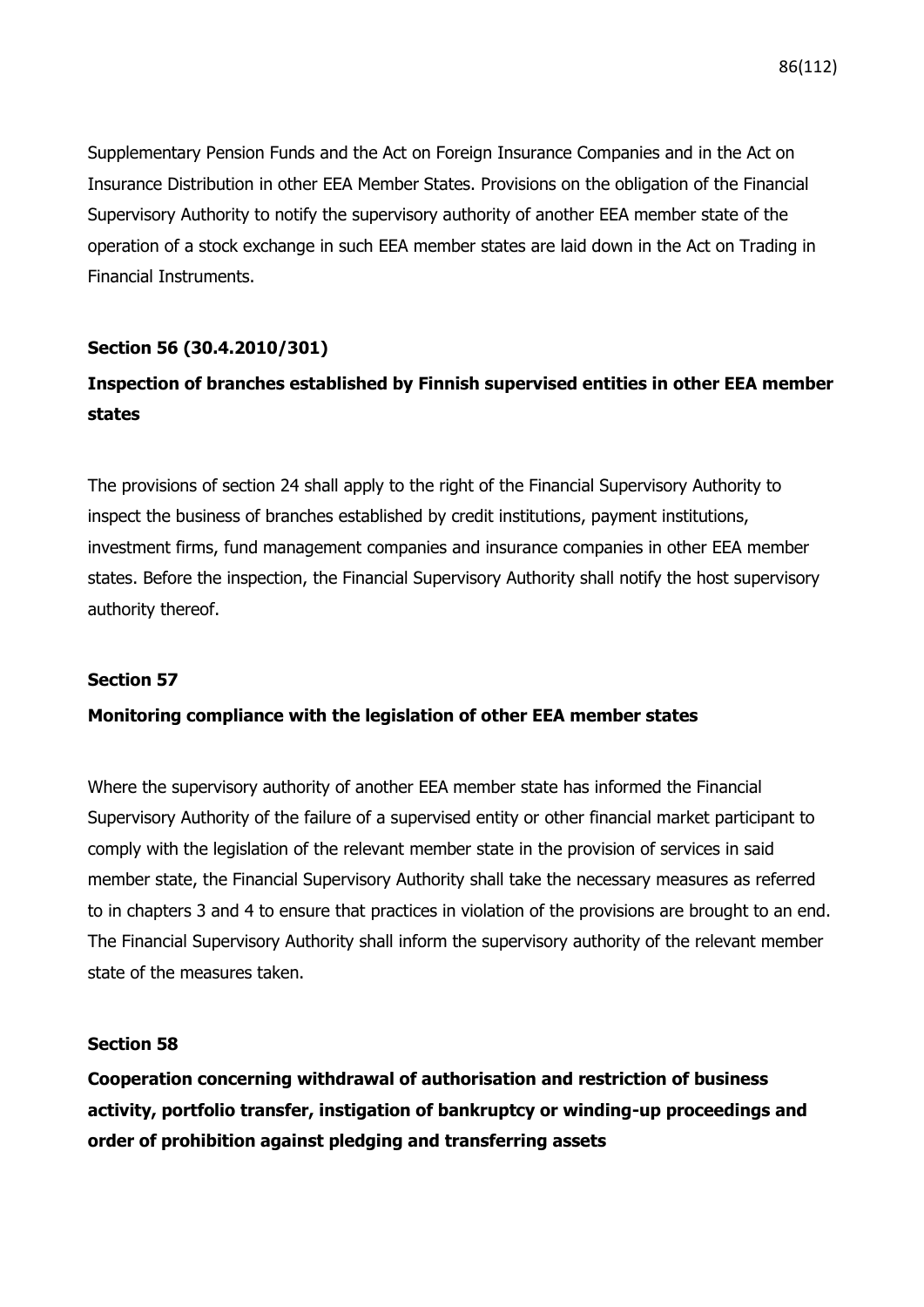Supplementary Pension Funds and the Act on Foreign Insurance Companies and in the Act on Insurance Distribution in other EEA Member States. Provisions on the obligation of the Financial Supervisory Authority to notify the supervisory authority of another EEA member state of the operation of a stock exchange in such EEA member states are laid down in the Act on Trading in Financial Instruments.

**Section 56 (30.4.2010/301)**

**Inspection of branches established by Finnish supervised entities in other EEA member states**

The provisions of section 24 shall apply to the right of the Financial Supervisory Authority to inspect the business of branches established by credit institutions, payment institutions, investment firms, fund management companies and insurance companies in other EEA member states. Before the inspection, the Financial Supervisory Authority shall notify the host supervisory authority thereof.

**Section 57**

**Monitoring compliance with the legislation of other EEA member states**

Where the supervisory authority of another EEA member state has informed the Financial Supervisory Authority of the failure of a supervised entity or other financial market participant to comply with the legislation of the relevant member state in the provision of services in said member state, the Financial Supervisory Authority shall take the necessary measures as referred to in chapters 3 and 4 to ensure that practices in violation of the provisions are brought to an end. The Financial Supervisory Authority shall inform the supervisory authority of the relevant member state of the measures taken.

**Section 58**

**Cooperation concerning withdrawal of authorisation and restriction of business activity, portfolio transfer, instigation of bankruptcy or winding-up proceedings and order of prohibition against pledging and transferring assets**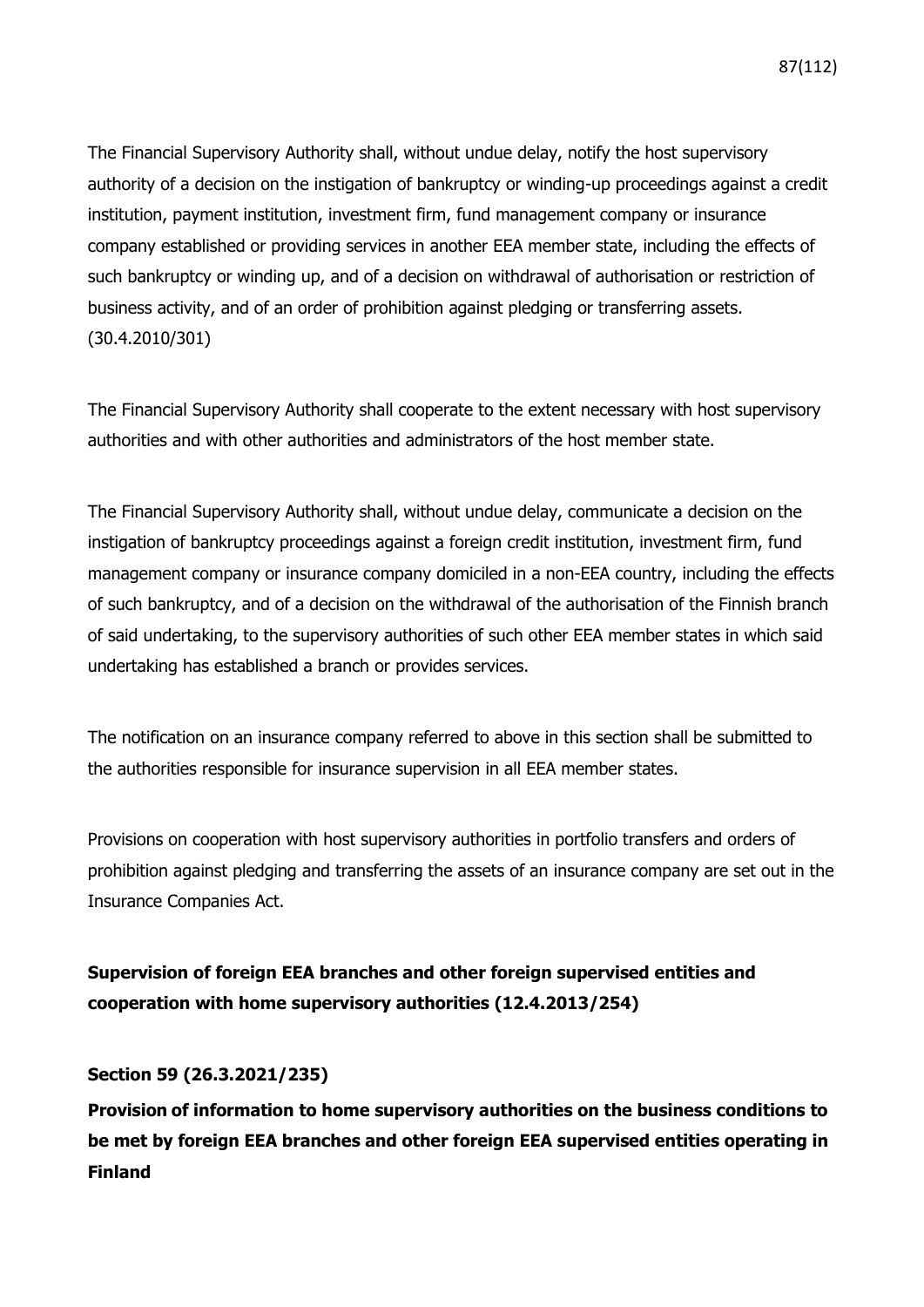The Financial Supervisory Authority shall, without undue delay, notify the host supervisory authority of a decision on the instigation of bankruptcy or winding-up proceedings against a credit institution, payment institution, investment firm, fund management company or insurance company established or providing services in another EEA member state, including the effects of such bankruptcy or winding up, and of a decision on withdrawal of authorisation or restriction of business activity, and of an order of prohibition against pledging or transferring assets. (30.4.2010/301)

The Financial Supervisory Authority shall cooperate to the extent necessary with host supervisory authorities and with other authorities and administrators of the host member state.

The Financial Supervisory Authority shall, without undue delay, communicate a decision on the instigation of bankruptcy proceedings against a foreign credit institution, investment firm, fund management company or insurance company domiciled in a non-EEA country, including the effects of such bankruptcy, and of a decision on the withdrawal of the authorisation of the Finnish branch of said undertaking, to the supervisory authorities of such other EEA member states in which said undertaking has established a branch or provides services.

The notification on an insurance company referred to above in this section shall be submitted to the authorities responsible for insurance supervision in all EEA member states.

Provisions on cooperation with host supervisory authorities in portfolio transfers and orders of prohibition against pledging and transferring the assets of an insurance company are set out in the Insurance Companies Act.

**Supervision of foreign EEA branches and other foreign supervised entities and cooperation with home supervisory authorities (12.4.2013/254)**

**Section 59 (26.3.2021/235)**

**Provision of information to home supervisory authorities on the business conditions to be met by foreign EEA branches and other foreign EEA supervised entities operating in Finland**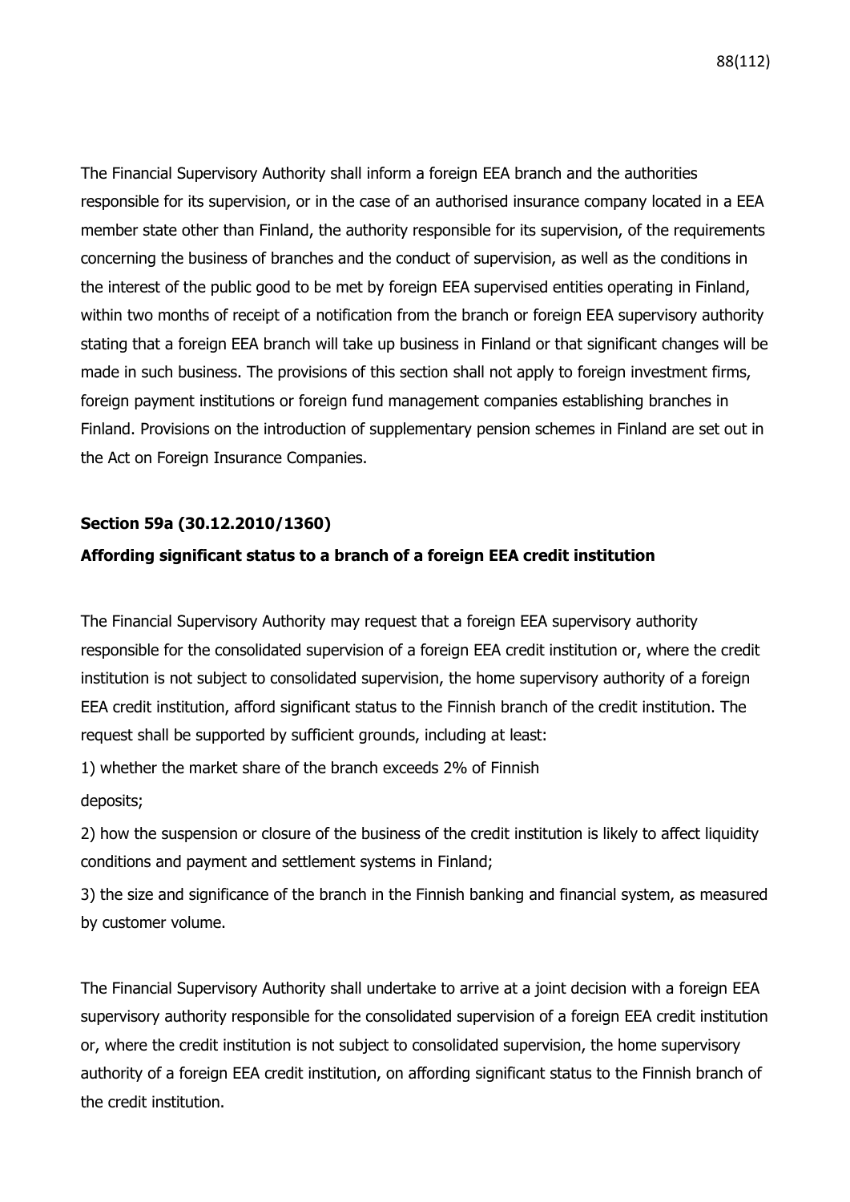The Financial Supervisory Authority shall inform a foreign EEA branch and the authorities responsible for its supervision, or in the case of an authorised insurance company located in a EEA member state other than Finland, the authority responsible for its supervision, of the requirements concerning the business of branches and the conduct of supervision, as well as the conditions in the interest of the public good to be met by foreign EEA supervised entities operating in Finland, within two months of receipt of a notification from the branch or foreign EEA supervisory authority stating that a foreign EEA branch will take up business in Finland or that significant changes will be made in such business. The provisions of this section shall not apply to foreign investment firms, foreign payment institutions or foreign fund management companies establishing branches in Finland. Provisions on the introduction of supplementary pension schemes in Finland are set out in the Act on Foreign Insurance Companies.

**Section 59a (30.12.2010/1360)**

**Affording significant status to a branch of a foreign EEA credit institution**

The Financial Supervisory Authority may request that a foreign EEA supervisory authority responsible for the consolidated supervision of a foreign EEA credit institution or, where the credit institution is not subject to consolidated supervision, the home supervisory authority of a foreign EEA credit institution, afford significant status to the Finnish branch of the credit institution. The request shall be supported by sufficient grounds, including at least:

1) whether the market share of the branch exceeds 2% of Finnish deposits;

2) how the suspension or closure of the business of the credit institution is likely to affect liquidity conditions and payment and settlement systems in Finland;

3) the size and significance of the branch in the Finnish banking and financial system, as measured by customer volume.

The Financial Supervisory Authority shall undertake to arrive at a joint decision with a foreign EEA supervisory authority responsible for the consolidated supervision of a foreign EEA credit institution or, where the credit institution is not subject to consolidated supervision, the home supervisory authority of a foreign EEA credit institution, on affording significant status to the Finnish branch of the credit institution.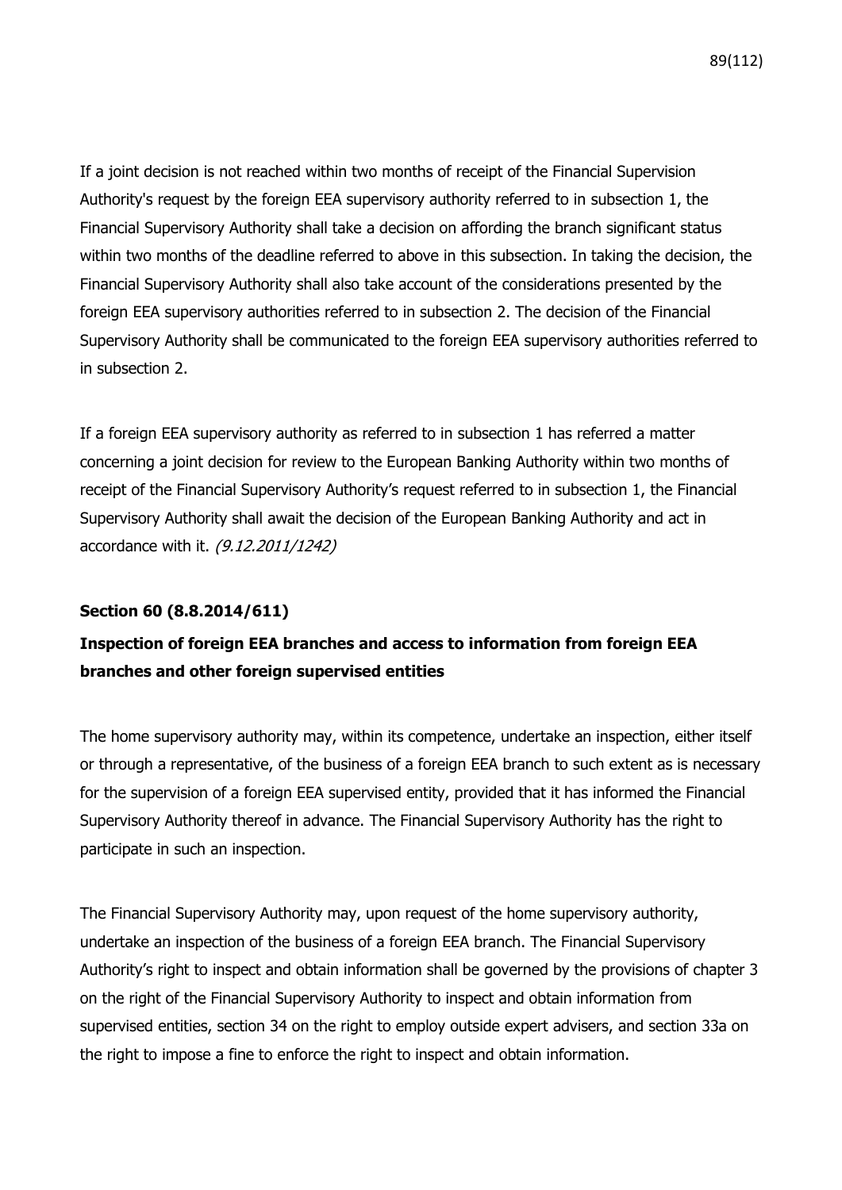If a joint decision is not reached within two months of receipt of the Financial Supervision Authority's request by the foreign EEA supervisory authority referred to in subsection 1, the Financial Supervisory Authority shall take a decision on affording the branch significant status within two months of the deadline referred to above in this subsection. In taking the decision, the Financial Supervisory Authority shall also take account of the considerations presented by the foreign EEA supervisory authorities referred to in subsection 2. The decision of the Financial Supervisory Authority shall be communicated to the foreign EEA supervisory authorities referred to in subsection 2.

If a foreign EEA supervisory authority as referred to in subsection 1 has referred a matter concerning a joint decision for review to the European Banking Authority within two months of receipt of the Financial Supervisory Authority's request referred to in subsection 1, the Financial Supervisory Authority shall await the decision of the European Banking Authority and act in accordance with it. *(9.12.2011/1242)*

**Section 60 (8.8.2014/611)**

**Inspection of foreign EEA branches and access to information from foreign EEA branches and other foreign supervised entities**

The home supervisory authority may, within its competence, undertake an inspection, either itself or through a representative, of the business of a foreign EEA branch to such extent as is necessary for the supervision of a foreign EEA supervised entity, provided that it has informed the Financial Supervisory Authority thereof in advance. The Financial Supervisory Authority has the right to participate in such an inspection.

The Financial Supervisory Authority may, upon request of the home supervisory authority, undertake an inspection of the business of a foreign EEA branch. The Financial Supervisory Authority's right to inspect and obtain information shall be governed by the provisions of chapter 3 on the right of the Financial Supervisory Authority to inspect and obtain information from supervised entities, section 34 on the right to employ outside expert advisers, and section 33a on the right to impose a fine to enforce the right to inspect and obtain information.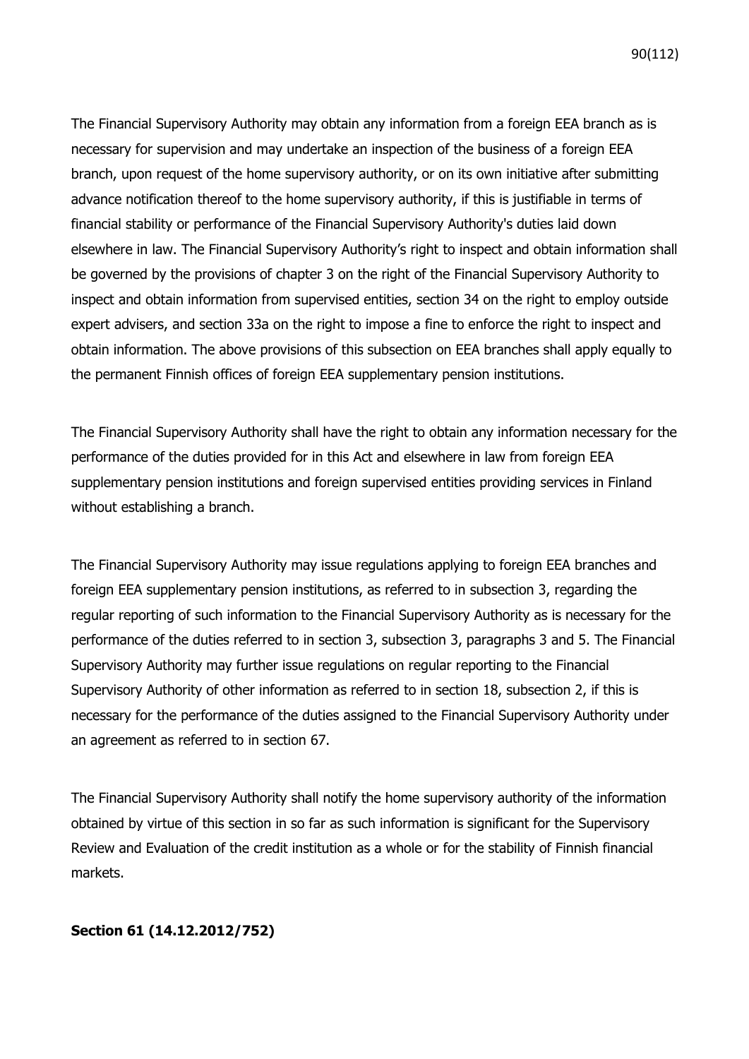The Financial Supervisory Authority may obtain any information from a foreign EEA branch as is necessary for supervision and may undertake an inspection of the business of a foreign EEA branch, upon request of the home supervisory authority, or on its own initiative after submitting advance notification thereof to the home supervisory authority, if this is justifiable in terms of financial stability or performance of the Financial Supervisory Authority's duties laid down elsewhere in law. The Financial Supervisory Authority's right to inspect and obtain information shall be governed by the provisions of chapter 3 on the right of the Financial Supervisory Authority to inspect and obtain information from supervised entities, section 34 on the right to employ outside expert advisers, and section 33a on the right to impose a fine to enforce the right to inspect and obtain information. The above provisions of this subsection on EEA branches shall apply equally to the permanent Finnish offices of foreign EEA supplementary pension institutions.

The Financial Supervisory Authority shall have the right to obtain any information necessary for the performance of the duties provided for in this Act and elsewhere in law from foreign EEA supplementary pension institutions and foreign supervised entities providing services in Finland without establishing a branch.

The Financial Supervisory Authority may issue regulations applying to foreign EEA branches and foreign EEA supplementary pension institutions, as referred to in subsection 3, regarding the regular reporting of such information to the Financial Supervisory Authority as is necessary for the performance of the duties referred to in section 3, subsection 3, paragraphs 3 and 5. The Financial Supervisory Authority may further issue regulations on regular reporting to the Financial Supervisory Authority of other information as referred to in section 18, subsection 2, if this is necessary for the performance of the duties assigned to the Financial Supervisory Authority under an agreement as referred to in section 67.

The Financial Supervisory Authority shall notify the home supervisory authority of the information obtained by virtue of this section in so far as such information is significant for the Supervisory Review and Evaluation of the credit institution as a whole or for the stability of Finnish financial markets.

**Section 61 (14.12.2012/752)**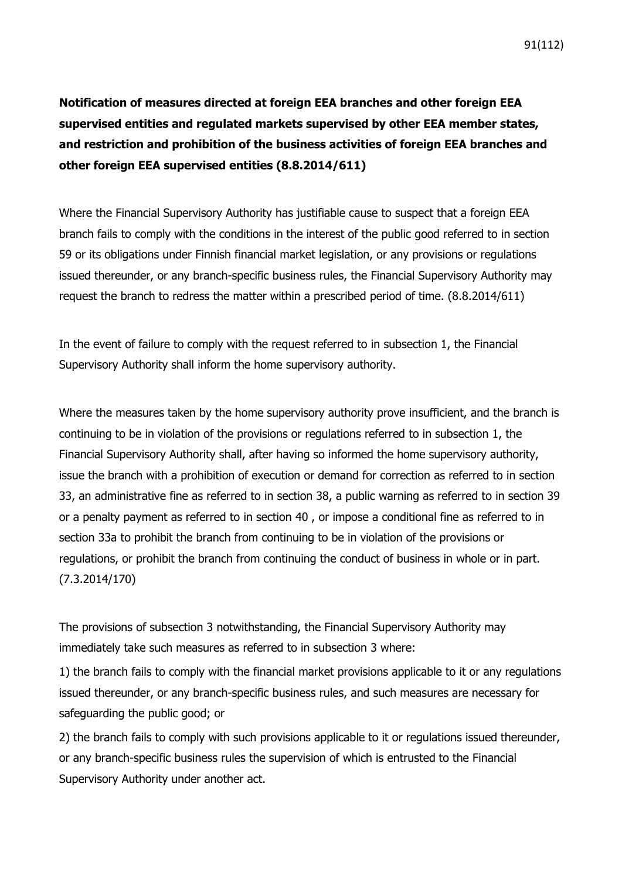**Notification of measures directed at foreign EEA branches and other foreign EEA supervised entities and regulated markets supervised by other EEA member states, and restriction and prohibition of the business activities of foreign EEA branches and other foreign EEA supervised entities (8.8.2014/611)**

Where the Financial Supervisory Authority has justifiable cause to suspect that a foreign EEA branch fails to comply with the conditions in the interest of the public good referred to in section 59 or its obligations under Finnish financial market legislation, or any provisions or regulations issued thereunder, or any branch-specific business rules, the Financial Supervisory Authority may request the branch to redress the matter within a prescribed period of time. (8.8.2014/611)

In the event of failure to comply with the request referred to in subsection 1, the Financial Supervisory Authority shall inform the home supervisory authority.

Where the measures taken by the home supervisory authority prove insufficient, and the branch is continuing to be in violation of the provisions or regulations referred to in subsection 1, the Financial Supervisory Authority shall, after having so informed the home supervisory authority, issue the branch with a prohibition of execution or demand for correction as referred to in section 33, an administrative fine as referred to in section 38, a public warning as referred to in section 39 or a penalty payment as referred to in section 40 , or impose a conditional fine as referred to in section 33a to prohibit the branch from continuing to be in violation of the provisions or regulations, or prohibit the branch from continuing the conduct of business in whole or in part. (7.3.2014/170)

The provisions of subsection 3 notwithstanding, the Financial Supervisory Authority may immediately take such measures as referred to in subsection 3 where:

1) the branch fails to comply with the financial market provisions applicable to it or any regulations issued thereunder, or any branch-specific business rules, and such measures are necessary for safeguarding the public good; or

2) the branch fails to comply with such provisions applicable to it or regulations issued thereunder, or any branch-specific business rules the supervision of which is entrusted to the Financial Supervisory Authority under another act.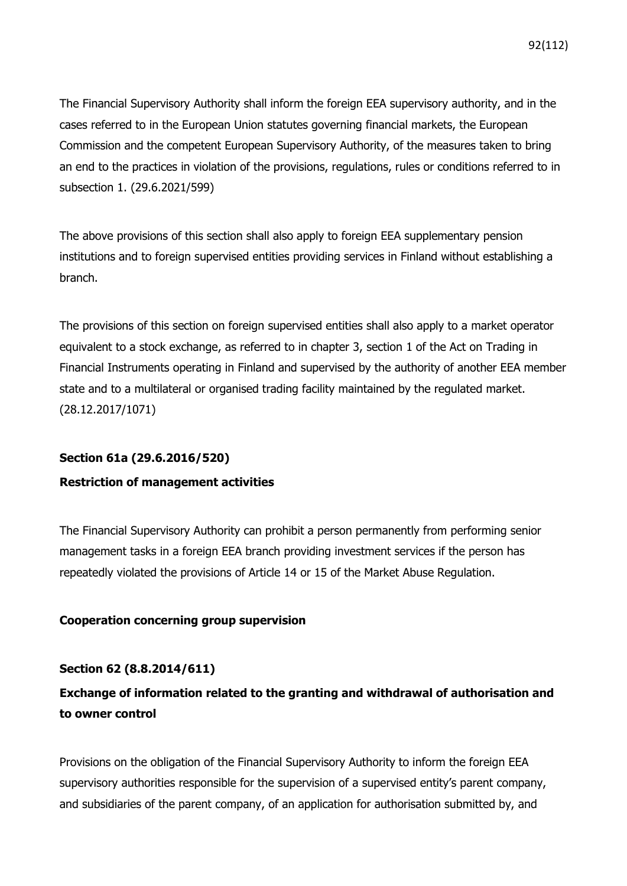The Financial Supervisory Authority shall inform the foreign EEA supervisory authority, and in the cases referred to in the European Union statutes governing financial markets, the European Commission and the competent European Supervisory Authority, of the measures taken to bring an end to the practices in violation of the provisions, regulations, rules or conditions referred to in subsection 1. (29.6.2021/599)

The above provisions of this section shall also apply to foreign EEA supplementary pension institutions and to foreign supervised entities providing services in Finland without establishing a branch.

The provisions of this section on foreign supervised entities shall also apply to a market operator equivalent to a stock exchange, as referred to in chapter 3, section 1 of the Act on Trading in Financial Instruments operating in Finland and supervised by the authority of another EEA member state and to a multilateral or organised trading facility maintained by the regulated market. (28.12.2017/1071)

**Section 61a (29.6.2016/520)**

**Restriction of management activities**

The Financial Supervisory Authority can prohibit a person permanently from performing senior management tasks in a foreign EEA branch providing investment services if the person has repeatedly violated the provisions of Article 14 or 15 of the Market Abuse Regulation.

**Cooperation concerning group supervision**

**Section 62 (8.8.2014/611)**

**Exchange of information related to the granting and withdrawal of authorisation and to owner control**

Provisions on the obligation of the Financial Supervisory Authority to inform the foreign EEA supervisory authorities responsible for the supervision of a supervised entity's parent company, and subsidiaries of the parent company, of an application for authorisation submitted by, and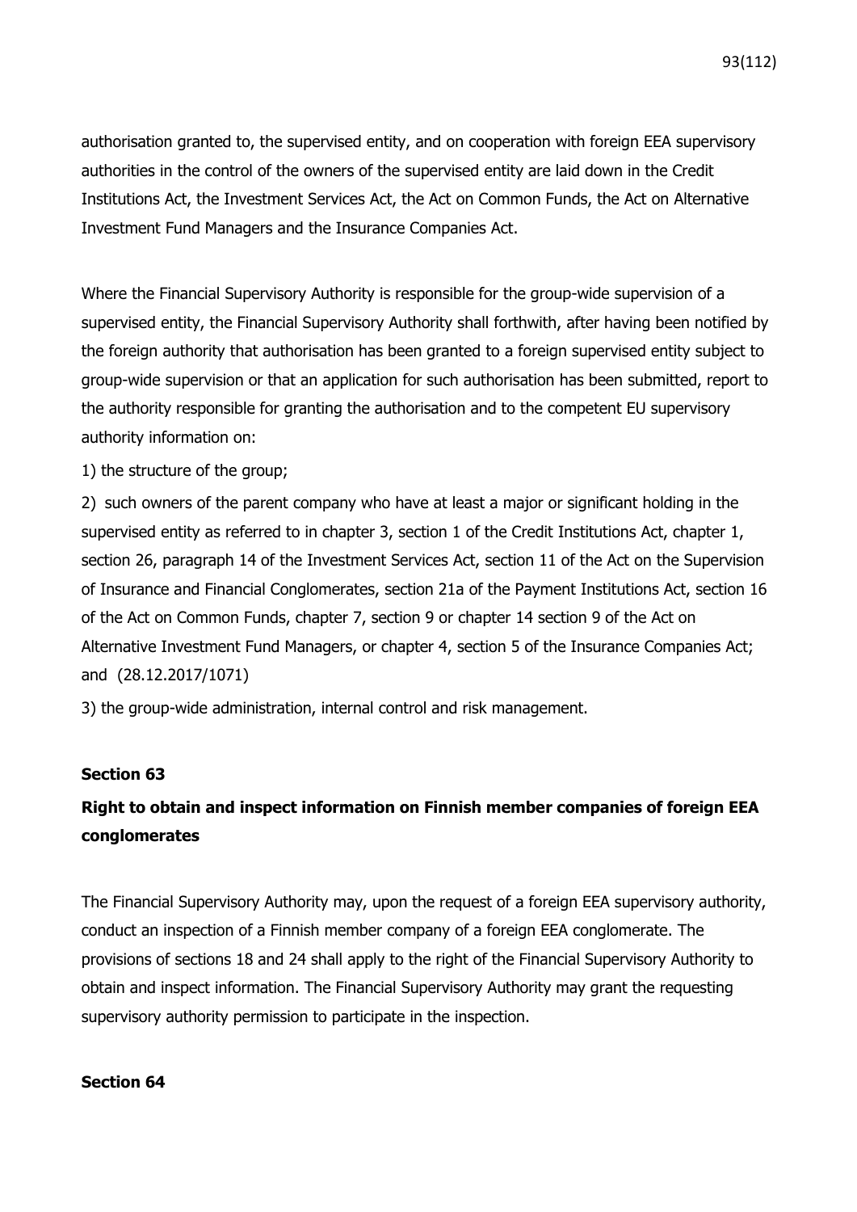authorisation granted to, the supervised entity, and on cooperation with foreign EEA supervisory authorities in the control of the owners of the supervised entity are laid down in the Credit Institutions Act, the Investment Services Act, the Act on Common Funds, the Act on Alternative Investment Fund Managers and the Insurance Companies Act.

Where the Financial Supervisory Authority is responsible for the group-wide supervision of a supervised entity, the Financial Supervisory Authority shall forthwith, after having been notified by the foreign authority that authorisation has been granted to a foreign supervised entity subject to group-wide supervision or that an application for such authorisation has been submitted, report to the authority responsible for granting the authorisation and to the competent EU supervisory authority information on:

1) the structure of the group;

2) such owners of the parent company who have at least a major or significant holding in the supervised entity as referred to in chapter 3, section 1 of the Credit Institutions Act, chapter 1, section 26, paragraph 14 of the Investment Services Act, section 11 of the Act on the Supervision of Insurance and Financial Conglomerates, section 21a of the Payment Institutions Act, section 16 of the Act on Common Funds, chapter 7, section 9 or chapter 14 section 9 of the Act on Alternative Investment Fund Managers, or chapter 4, section 5 of the Insurance Companies Act; and (28.12.2017/1071)

3) the group-wide administration, internal control and risk management.

**Section 63**

**Right to obtain and inspect information on Finnish member companies of foreign EEA conglomerates**

The Financial Supervisory Authority may, upon the request of a foreign EEA supervisory authority, conduct an inspection of a Finnish member company of a foreign EEA conglomerate. The provisions of sections 18 and 24 shall apply to the right of the Financial Supervisory Authority to obtain and inspect information. The Financial Supervisory Authority may grant the requesting supervisory authority permission to participate in the inspection.

**Section 64**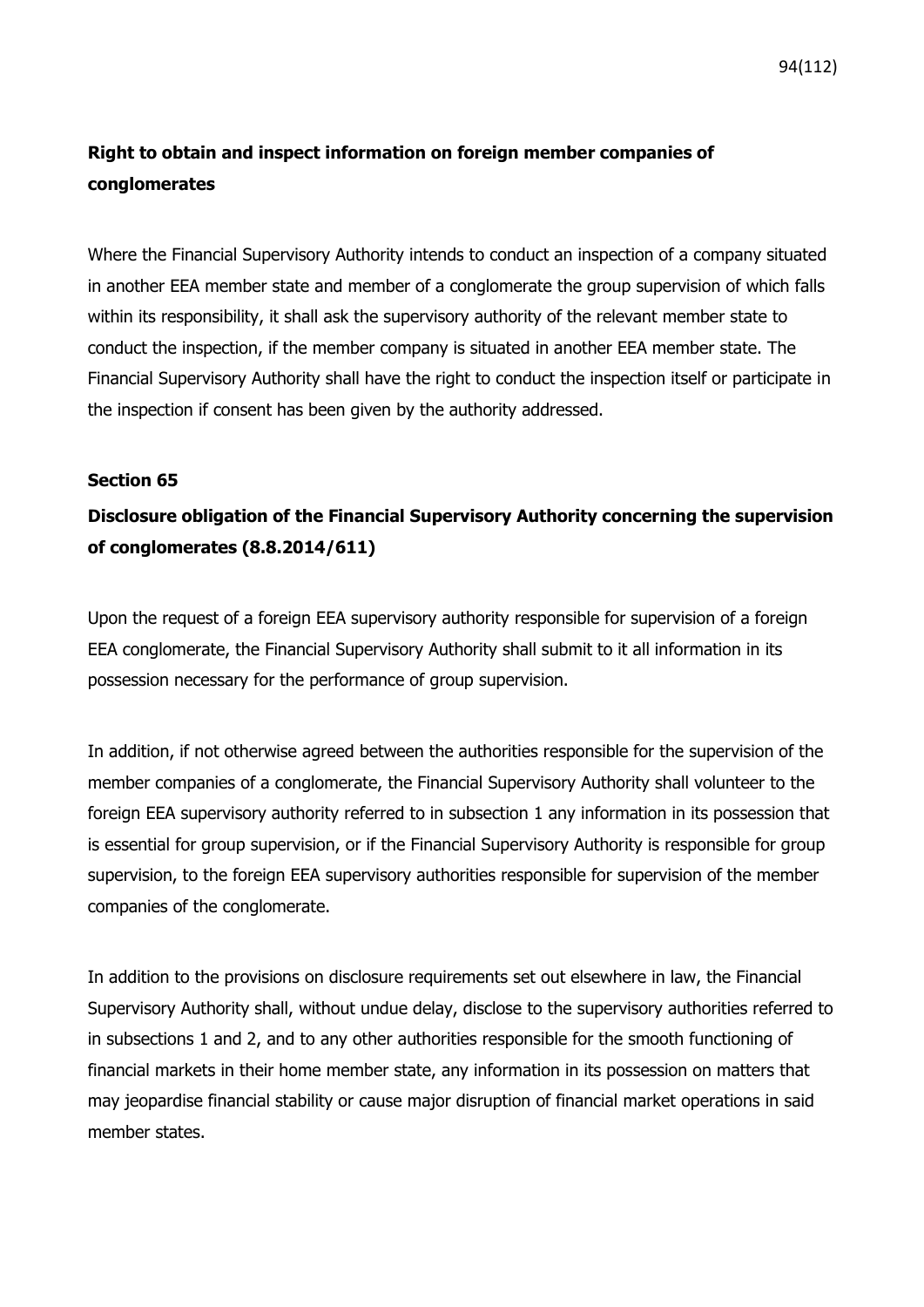**Right to obtain and inspect information on foreign member companies of conglomerates**

Where the Financial Supervisory Authority intends to conduct an inspection of a company situated in another EEA member state and member of a conglomerate the group supervision of which falls within its responsibility, it shall ask the supervisory authority of the relevant member state to conduct the inspection, if the member company is situated in another EEA member state. The Financial Supervisory Authority shall have the right to conduct the inspection itself or participate in the inspection if consent has been given by the authority addressed.

**Section 65**

**Disclosure obligation of the Financial Supervisory Authority concerning the supervision of conglomerates (8.8.2014/611)**

Upon the request of a foreign EEA supervisory authority responsible for supervision of a foreign EEA conglomerate, the Financial Supervisory Authority shall submit to it all information in its possession necessary for the performance of group supervision.

In addition, if not otherwise agreed between the authorities responsible for the supervision of the member companies of a conglomerate, the Financial Supervisory Authority shall volunteer to the foreign EEA supervisory authority referred to in subsection 1 any information in its possession that is essential for group supervision, or if the Financial Supervisory Authority is responsible for group supervision, to the foreign EEA supervisory authorities responsible for supervision of the member companies of the conglomerate.

In addition to the provisions on disclosure requirements set out elsewhere in law, the Financial Supervisory Authority shall, without undue delay, disclose to the supervisory authorities referred to in subsections 1 and 2, and to any other authorities responsible for the smooth functioning of financial markets in their home member state, any information in its possession on matters that may jeopardise financial stability or cause major disruption of financial market operations in said member states.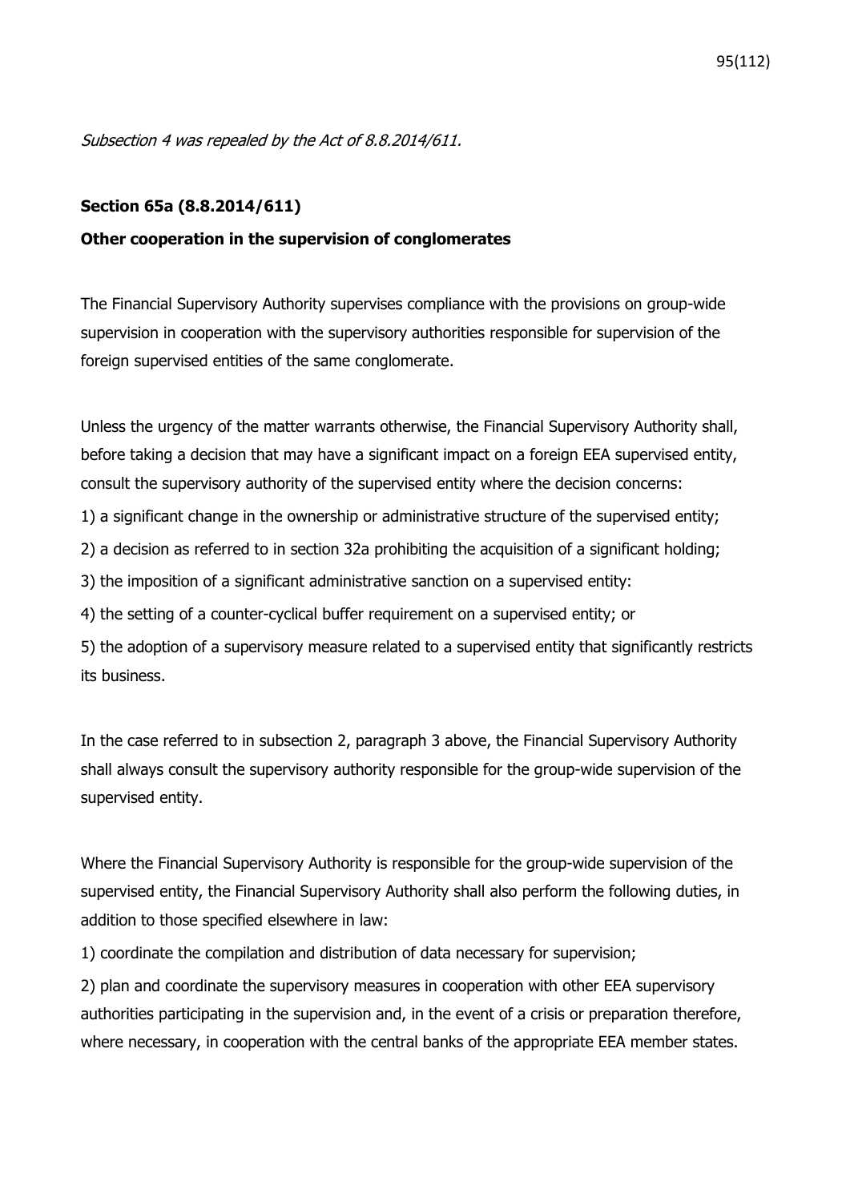*Subsection 4 was repealed by the Act of 8.8.2014/611.*

**Section 65a (8.8.2014/611)**

**Other cooperation in the supervision of conglomerates**

The Financial Supervisory Authority supervises compliance with the provisions on group-wide supervision in cooperation with the supervisory authorities responsible for supervision of the foreign supervised entities of the same conglomerate.

Unless the urgency of the matter warrants otherwise, the Financial Supervisory Authority shall, before taking a decision that may have a significant impact on a foreign EEA supervised entity, consult the supervisory authority of the supervised entity where the decision concerns:

1) a significant change in the ownership or administrative structure of the supervised entity;

2) a decision as referred to in section 32a prohibiting the acquisition of a significant holding;

3) the imposition of a significant administrative sanction on a supervised entity:

4) the setting of a counter-cyclical buffer requirement on a supervised entity; or

5) the adoption of a supervisory measure related to a supervised entity that significantly restricts its business.

In the case referred to in subsection 2, paragraph 3 above, the Financial Supervisory Authority shall always consult the supervisory authority responsible for the group-wide supervision of the supervised entity.

Where the Financial Supervisory Authority is responsible for the group-wide supervision of the supervised entity, the Financial Supervisory Authority shall also perform the following duties, in addition to those specified elsewhere in law:

1) coordinate the compilation and distribution of data necessary for supervision;

2) plan and coordinate the supervisory measures in cooperation with other EEA supervisory authorities participating in the supervision and, in the event of a crisis or preparation therefore, where necessary, in cooperation with the central banks of the appropriate EEA member states.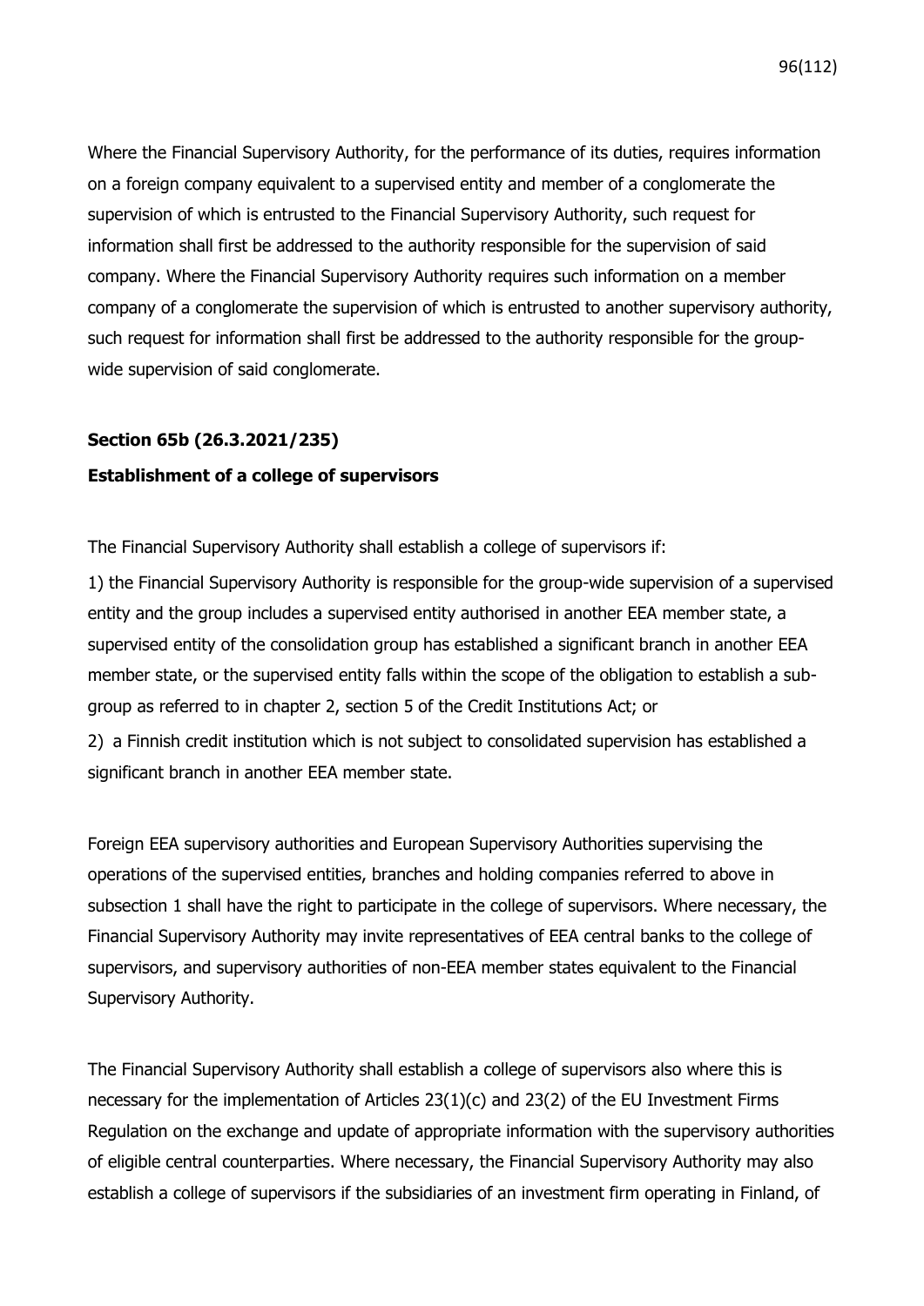Where the Financial Supervisory Authority, for the performance of its duties, requires information on a foreign company equivalent to a supervised entity and member of a conglomerate the supervision of which is entrusted to the Financial Supervisory Authority, such request for information shall first be addressed to the authority responsible for the supervision of said company. Where the Financial Supervisory Authority requires such information on a member company of a conglomerate the supervision of which is entrusted to another supervisory authority, such request for information shall first be addressed to the authority responsible for the group-wide supervision of said conglomerate.

**Section 65b (26.3.2021/235)**

**Establishment of a college of supervisors**

The Financial Supervisory Authority shall establish a college of supervisors if:

1) the Financial Supervisory Authority is responsible for the group-wide supervision of a supervised entity and the group includes a supervised entity authorised in another EEA member state, a supervised entity of the consolidation group has established a significant branch in another EEA member state, or the supervised entity falls within the scope of the obligation to establish a sub-group as referred to in chapter 2, section 5 of the Credit Institutions Act; or

2) a Finnish credit institution which is not subject to consolidated supervision has established a significant branch in another EEA member state.

Foreign EEA supervisory authorities and European Supervisory Authorities supervising the operations of the supervised entities, branches and holding companies referred to above in subsection 1 shall have the right to participate in the college of supervisors. Where necessary, the Financial Supervisory Authority may invite representatives of EEA central banks to the college of supervisors, and supervisory authorities of non-EEA member states equivalent to the Financial Supervisory Authority.

The Financial Supervisory Authority shall establish a college of supervisors also where this is necessary for the implementation of Articles 23(1)(c) and 23(2) of the EU Investment Firms Regulation on the exchange and update of appropriate information with the supervisory authorities of eligible central counterparties. Where necessary, the Financial Supervisory Authority may also establish a college of supervisors if the subsidiaries of an investment firm operating in Finland, of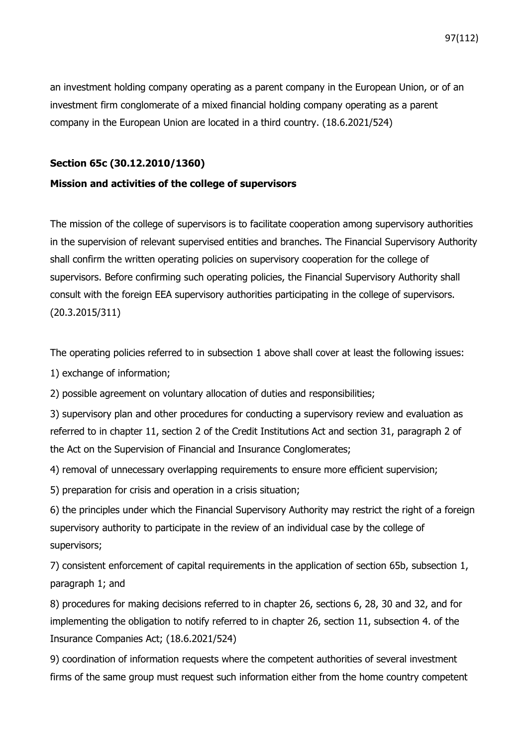an investment holding company operating as a parent company in the European Union, or of an investment firm conglomerate of a mixed financial holding company operating as a parent company in the European Union are located in a third country. (18.6.2021/524)

### Section 65c (30.12.2010/1360)

### Mission and activities of the college of supervisors

The mission of the college of supervisors is to facilitate cooperation among supervisory authorities in the supervision of relevant supervised entities and branches. The Financial Supervisory Authority shall confirm the written operating policies on supervisory cooperation for the college of supervisors. Before confirming such operating policies, the Financial Supervisory Authority shall consult with the foreign EEA supervisory authorities participating in the college of supervisors. (20.3.2015/311)

The operating policies referred to in subsection 1 above shall cover at least the following issues:

1) exchange of information;

2) possible agreement on voluntary allocation of duties and responsibilities;

3) supervisory plan and other procedures for conducting a supervisory review and evaluation as referred to in chapter 11, section 2 of the Credit Institutions Act and section 31, paragraph 2 of the Act on the Supervision of Financial and Insurance Conglomerates;

4) removal of unnecessary overlapping requirements to ensure more efficient supervision;

5) preparation for crisis and operation in a crisis situation;

6) the principles under which the Financial Supervisory Authority may restrict the right of a foreign supervisory authority to participate in the review of an individual case by the college of supervisors;

7) consistent enforcement of capital requirements in the application of section 65b, subsection 1, paragraph 1; and

8) procedures for making decisions referred to in chapter 26, sections 6, 28, 30 and 32, and for implementing the obligation to notify referred to in chapter 26, section 11, subsection 4. of the Insurance Companies Act; (18.6.2021/524)

9) coordination of information requests where the competent authorities of several investment firms of the same group must request such information either from the home country competent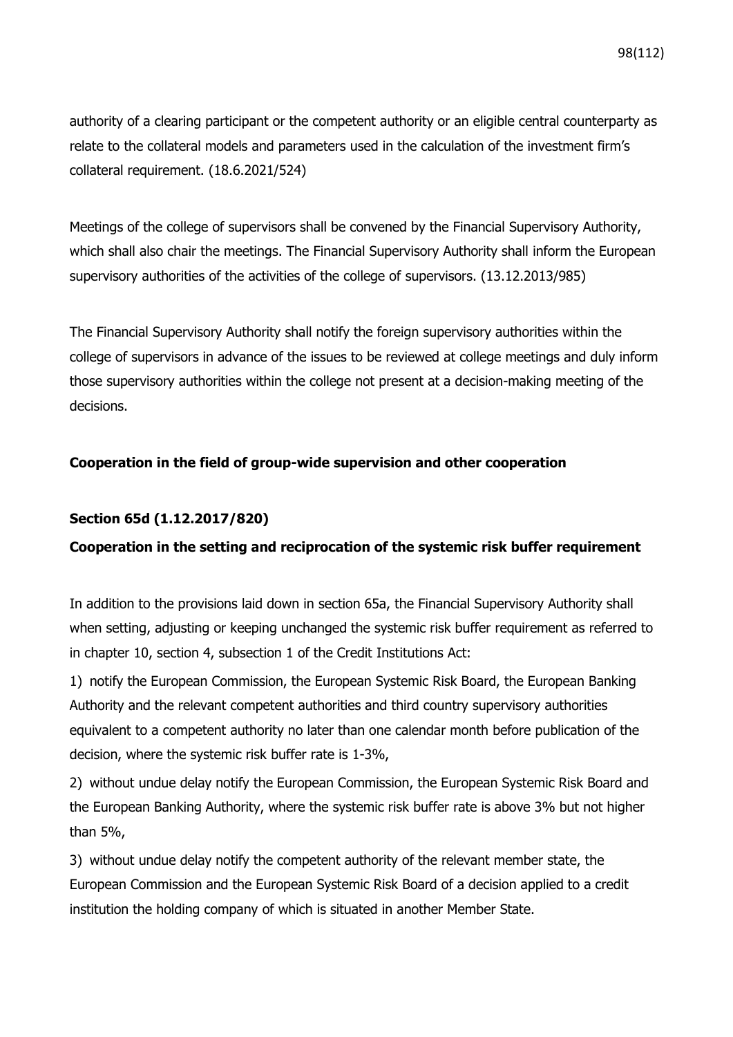authority of a clearing participant or the competent authority or an eligible central counterparty as relate to the collateral models and parameters used in the calculation of the investment firm's collateral requirement. (18.6.2021/524)

Meetings of the college of supervisors shall be convened by the Financial Supervisory Authority, which shall also chair the meetings. The Financial Supervisory Authority shall inform the European supervisory authorities of the activities of the college of supervisors. (13.12.2013/985)

The Financial Supervisory Authority shall notify the foreign supervisory authorities within the college of supervisors in advance of the issues to be reviewed at college meetings and duly inform those supervisory authorities within the college not present at a decision-making meeting of the decisions.

## Cooperation in the field of group-wide supervision and other cooperation

### Section 65d (1.12.2017/820)

### Cooperation in the setting and reciprocation of the systemic risk buffer requirement

In addition to the provisions laid down in section 65a, the Financial Supervisory Authority shall when setting, adjusting or keeping unchanged the systemic risk buffer requirement as referred to in chapter 10, section 4, subsection 1 of the Credit Institutions Act:

1) notify the European Commission, the European Systemic Risk Board, the European Banking Authority and the relevant competent authorities and third country supervisory authorities equivalent to a competent authority no later than one calendar month before publication of the decision, where the systemic risk buffer rate is 1-3%,

2) without undue delay notify the European Commission, the European Systemic Risk Board and the European Banking Authority, where the systemic risk buffer rate is above 3% but not higher than 5%,

3) without undue delay notify the competent authority of the relevant member state, the European Commission and the European Systemic Risk Board of a decision applied to a credit institution the holding company of which is situated in another Member State.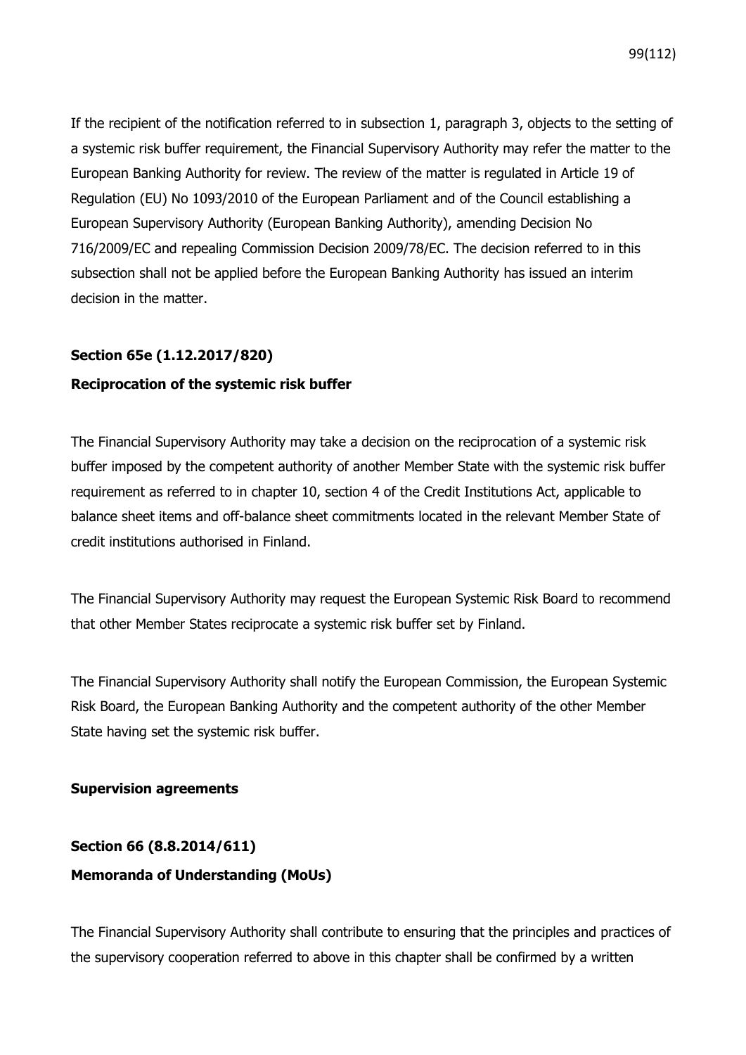If the recipient of the notification referred to in subsection 1, paragraph 3, objects to the setting of a systemic risk buffer requirement, the Financial Supervisory Authority may refer the matter to the European Banking Authority for review. The review of the matter is regulated in Article 19 of Regulation (EU) No 1093/2010 of the European Parliament and of the Council establishing a European Supervisory Authority (European Banking Authority), amending Decision No 716/2009/EC and repealing Commission Decision 2009/78/EC. The decision referred to in this subsection shall not be applied before the European Banking Authority has issued an interim decision in the matter.

**Section 65e (1.12.2017/820)**

**Reciprocation of the systemic risk buffer**

The Financial Supervisory Authority may take a decision on the reciprocation of a systemic risk buffer imposed by the competent authority of another Member State with the systemic risk buffer requirement as referred to in chapter 10, section 4 of the Credit Institutions Act, applicable to balance sheet items and off-balance sheet commitments located in the relevant Member State of credit institutions authorised in Finland.

The Financial Supervisory Authority may request the European Systemic Risk Board to recommend that other Member States reciprocate a systemic risk buffer set by Finland.

The Financial Supervisory Authority shall notify the European Commission, the European Systemic Risk Board, the European Banking Authority and the competent authority of the other Member State having set the systemic risk buffer.

**Supervision agreements**

**Section 66 (8.8.2014/611)**

**Memoranda of Understanding (MoUs)**

The Financial Supervisory Authority shall contribute to ensuring that the principles and practices of the supervisory cooperation referred to above in this chapter shall be confirmed by a written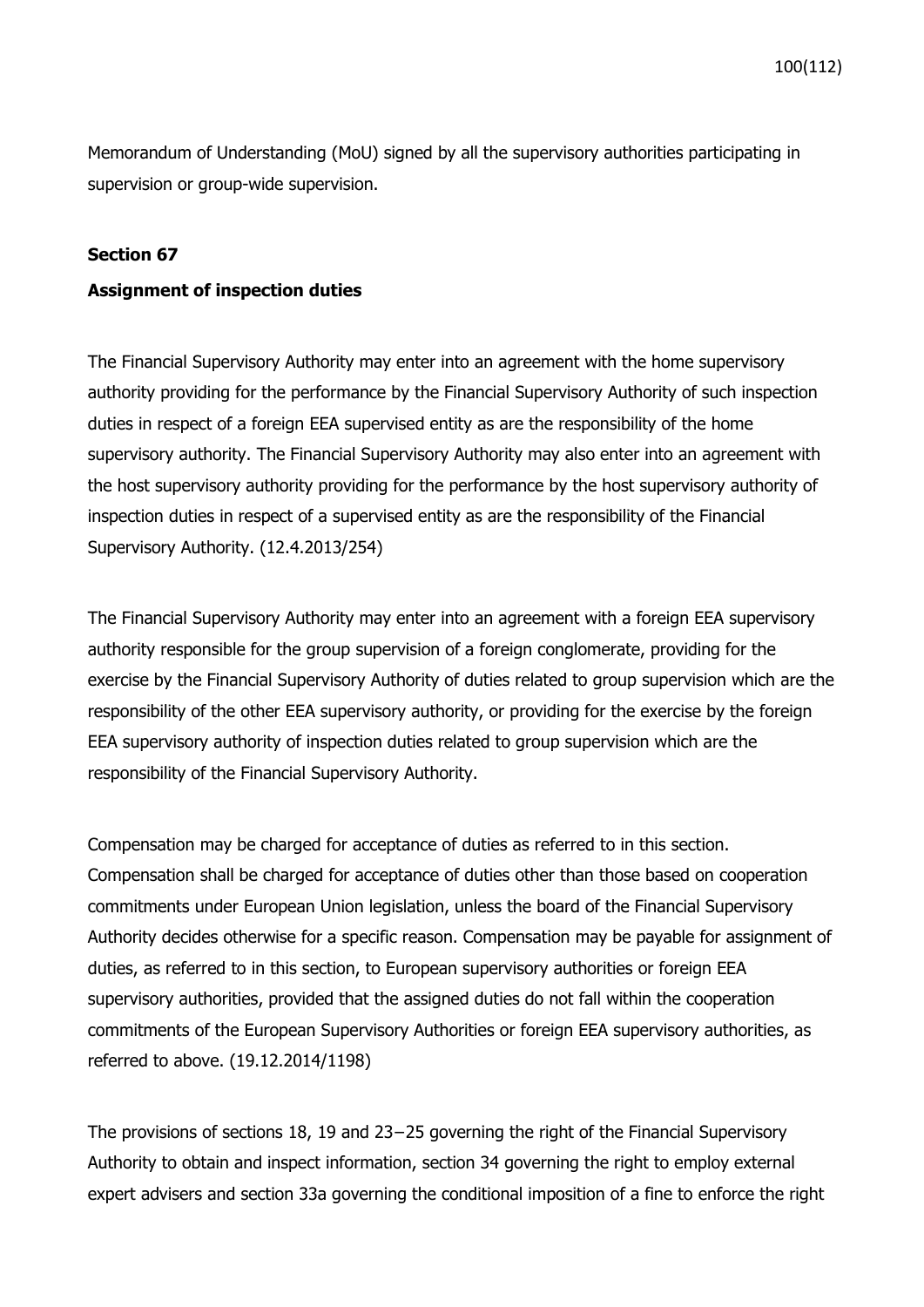Memorandum of Understanding (MoU) signed by all the supervisory authorities participating in supervision or group-wide supervision.

**Section 67**

**Assignment of inspection duties**

The Financial Supervisory Authority may enter into an agreement with the home supervisory authority providing for the performance by the Financial Supervisory Authority of such inspection duties in respect of a foreign EEA supervised entity as are the responsibility of the home supervisory authority. The Financial Supervisory Authority may also enter into an agreement with the host supervisory authority providing for the performance by the host supervisory authority of inspection duties in respect of a supervised entity as are the responsibility of the Financial Supervisory Authority. (12.4.2013/254)

The Financial Supervisory Authority may enter into an agreement with a foreign EEA supervisory authority responsible for the group supervision of a foreign conglomerate, providing for the exercise by the Financial Supervisory Authority of duties related to group supervision which are the responsibility of the other EEA supervisory authority, or providing for the exercise by the foreign EEA supervisory authority of inspection duties related to group supervision which are the responsibility of the Financial Supervisory Authority.

Compensation may be charged for acceptance of duties as referred to in this section. Compensation shall be charged for acceptance of duties other than those based on cooperation commitments under European Union legislation, unless the board of the Financial Supervisory Authority decides otherwise for a specific reason. Compensation may be payable for assignment of duties, as referred to in this section, to European supervisory authorities or foreign EEA supervisory authorities, provided that the assigned duties do not fall within the cooperation commitments of the European Supervisory Authorities or foreign EEA supervisory authorities, as referred to above. (19.12.2014/1198)

The provisions of sections 18, 19 and 23−25 governing the right of the Financial Supervisory Authority to obtain and inspect information, section 34 governing the right to employ external expert advisers and section 33a governing the conditional imposition of a fine to enforce the right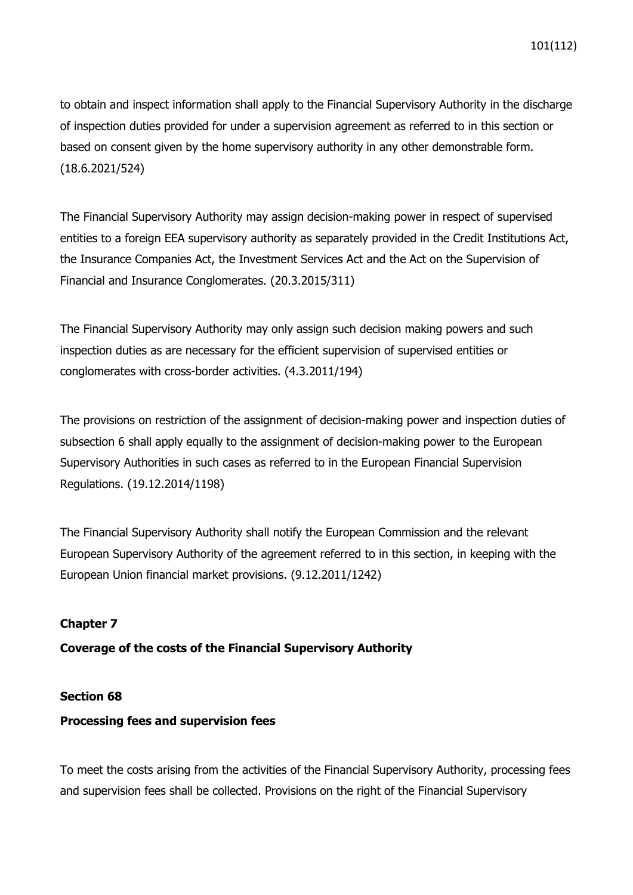to obtain and inspect information shall apply to the Financial Supervisory Authority in the discharge of inspection duties provided for under a supervision agreement as referred to in this section or based on consent given by the home supervisory authority in any other demonstrable form. (18.6.2021/524)

The Financial Supervisory Authority may assign decision-making power in respect of supervised entities to a foreign EEA supervisory authority as separately provided in the Credit Institutions Act, the Insurance Companies Act, the Investment Services Act and the Act on the Supervision of Financial and Insurance Conglomerates. (20.3.2015/311)

The Financial Supervisory Authority may only assign such decision making powers and such inspection duties as are necessary for the efficient supervision of supervised entities or conglomerates with cross-border activities. (4.3.2011/194)

The provisions on restriction of the assignment of decision-making power and inspection duties of subsection 6 shall apply equally to the assignment of decision-making power to the European Supervisory Authorities in such cases as referred to in the European Financial Supervision Regulations. (19.12.2014/1198)

The Financial Supervisory Authority shall notify the European Commission and the relevant European Supervisory Authority of the agreement referred to in this section, in keeping with the European Union financial market provisions. (9.12.2011/1242)

## Chapter 7

## Coverage of the costs of the Financial Supervisory Authority

### Section 68

### Processing fees and supervision fees

To meet the costs arising from the activities of the Financial Supervisory Authority, processing fees and supervision fees shall be collected. Provisions on the right of the Financial Supervisory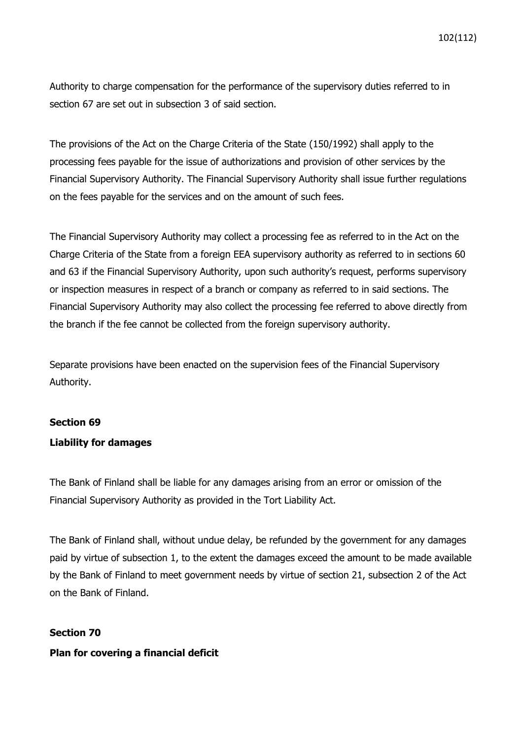Authority to charge compensation for the performance of the supervisory duties referred to in section 67 are set out in subsection 3 of said section.

The provisions of the Act on the Charge Criteria of the State (150/1992) shall apply to the processing fees payable for the issue of authorizations and provision of other services by the Financial Supervisory Authority. The Financial Supervisory Authority shall issue further regulations on the fees payable for the services and on the amount of such fees.

The Financial Supervisory Authority may collect a processing fee as referred to in the Act on the Charge Criteria of the State from a foreign EEA supervisory authority as referred to in sections 60 and 63 if the Financial Supervisory Authority, upon such authority's request, performs supervisory or inspection measures in respect of a branch or company as referred to in said sections. The Financial Supervisory Authority may also collect the processing fee referred to above directly from the branch if the fee cannot be collected from the foreign supervisory authority.

Separate provisions have been enacted on the supervision fees of the Financial Supervisory Authority.

**Section 69**

**Liability for damages**

The Bank of Finland shall be liable for any damages arising from an error or omission of the Financial Supervisory Authority as provided in the Tort Liability Act.

The Bank of Finland shall, without undue delay, be refunded by the government for any damages paid by virtue of subsection 1, to the extent the damages exceed the amount to be made available by the Bank of Finland to meet government needs by virtue of section 21, subsection 2 of the Act on the Bank of Finland.

**Section 70**

**Plan for covering a financial deficit**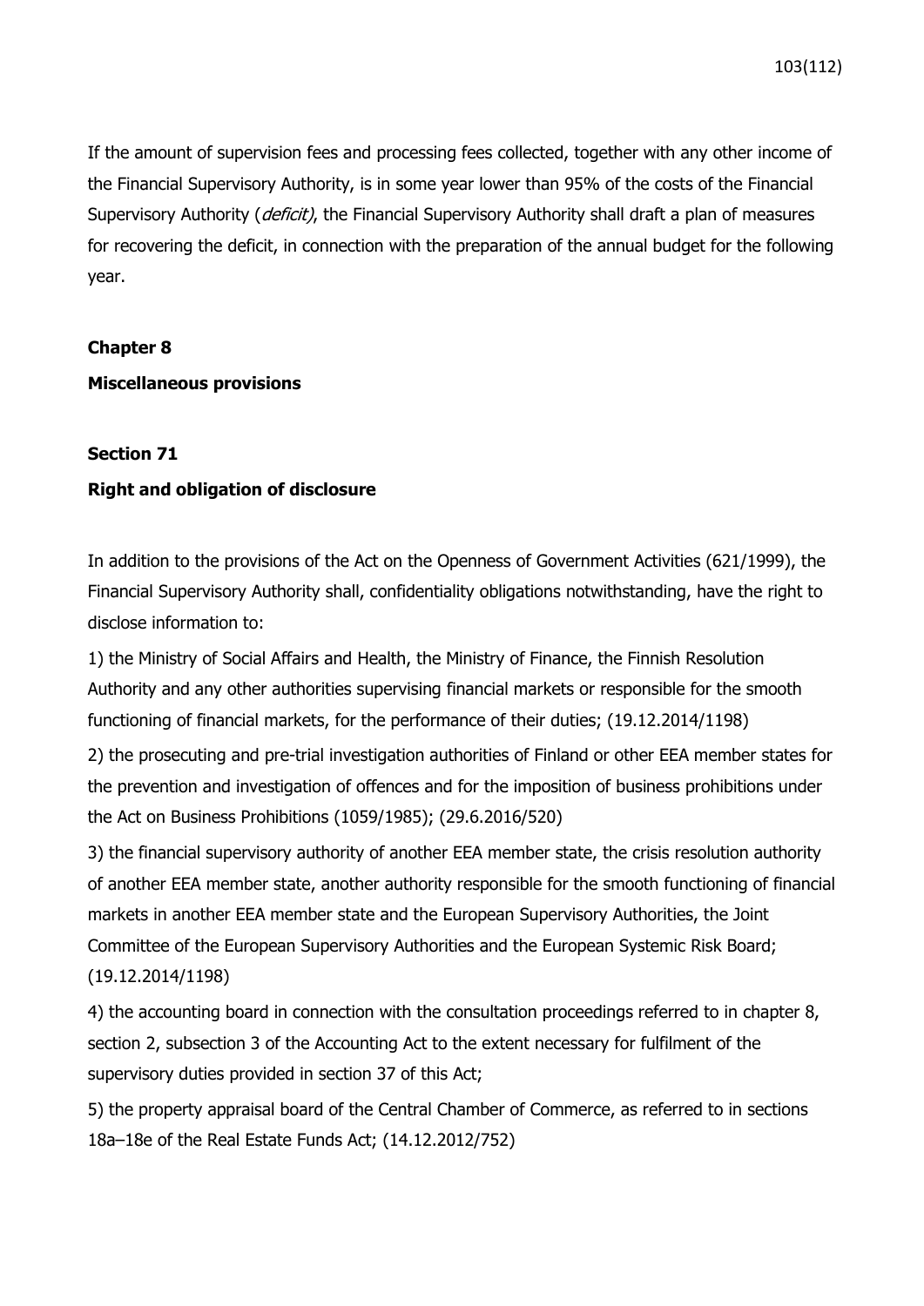If the amount of supervision fees and processing fees collected, together with any other income of the Financial Supervisory Authority, is in some year lower than 95% of the costs of the Financial Supervisory Authority (*deficit)*, the Financial Supervisory Authority shall draft a plan of measures for recovering the deficit, in connection with the preparation of the annual budget for the following year.

## Chapter 8

## Miscellaneous provisions

### Section 71

### Right and obligation of disclosure

In addition to the provisions of the Act on the Openness of Government Activities (621/1999), the Financial Supervisory Authority shall, confidentiality obligations notwithstanding, have the right to disclose information to:

1) the Ministry of Social Affairs and Health, the Ministry of Finance, the Finnish Resolution Authority and any other authorities supervising financial markets or responsible for the smooth functioning of financial markets, for the performance of their duties; (19.12.2014/1198)

2) the prosecuting and pre-trial investigation authorities of Finland or other EEA member states for the prevention and investigation of offences and for the imposition of business prohibitions under the Act on Business Prohibitions (1059/1985); (29.6.2016/520)

3) the financial supervisory authority of another EEA member state, the crisis resolution authority of another EEA member state, another authority responsible for the smooth functioning of financial markets in another EEA member state and the European Supervisory Authorities, the Joint Committee of the European Supervisory Authorities and the European Systemic Risk Board; (19.12.2014/1198)

4) the accounting board in connection with the consultation proceedings referred to in chapter 8, section 2, subsection 3 of the Accounting Act to the extent necessary for fulfilment of the supervisory duties provided in section 37 of this Act;

5) the property appraisal board of the Central Chamber of Commerce, as referred to in sections 18a–18e of the Real Estate Funds Act; (14.12.2012/752)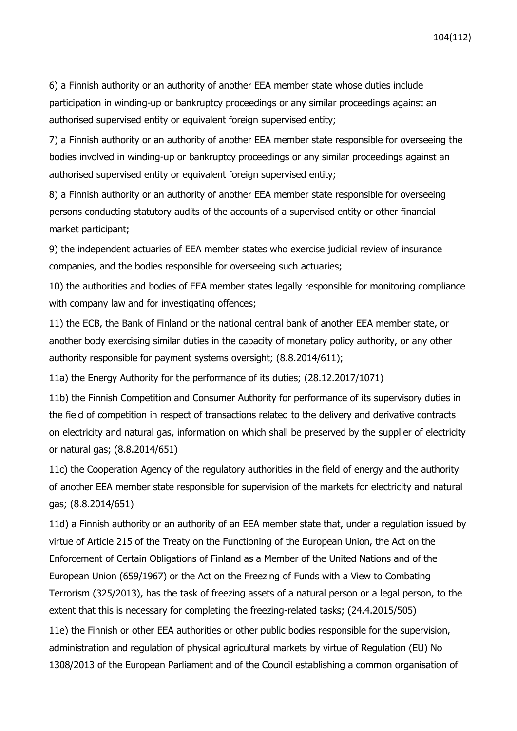6) a Finnish authority or an authority of another EEA member state whose duties include participation in winding-up or bankruptcy proceedings or any similar proceedings against an authorised supervised entity or equivalent foreign supervised entity;

7) a Finnish authority or an authority of another EEA member state responsible for overseeing the bodies involved in winding-up or bankruptcy proceedings or any similar proceedings against an authorised supervised entity or equivalent foreign supervised entity;

8) a Finnish authority or an authority of another EEA member state responsible for overseeing persons conducting statutory audits of the accounts of a supervised entity or other financial market participant;

9) the independent actuaries of EEA member states who exercise judicial review of insurance companies, and the bodies responsible for overseeing such actuaries;

10) the authorities and bodies of EEA member states legally responsible for monitoring compliance with company law and for investigating offences;

11) the ECB, the Bank of Finland or the national central bank of another EEA member state, or another body exercising similar duties in the capacity of monetary policy authority, or any other authority responsible for payment systems oversight; (8.8.2014/611);

11a) the Energy Authority for the performance of its duties; (28.12.2017/1071)

11b) the Finnish Competition and Consumer Authority for performance of its supervisory duties in the field of competition in respect of transactions related to the delivery and derivative contracts on electricity and natural gas, information on which shall be preserved by the supplier of electricity or natural gas; (8.8.2014/651)

11c) the Cooperation Agency of the regulatory authorities in the field of energy and the authority of another EEA member state responsible for supervision of the markets for electricity and natural gas; (8.8.2014/651)

11d) a Finnish authority or an authority of an EEA member state that, under a regulation issued by virtue of Article 215 of the Treaty on the Functioning of the European Union, the Act on the Enforcement of Certain Obligations of Finland as a Member of the United Nations and of the European Union (659/1967) or the Act on the Freezing of Funds with a View to Combating Terrorism (325/2013), has the task of freezing assets of a natural person or a legal person, to the extent that this is necessary for completing the freezing-related tasks; (24.4.2015/505)

11e) the Finnish or other EEA authorities or other public bodies responsible for the supervision, administration and regulation of physical agricultural markets by virtue of Regulation (EU) No 1308/2013 of the European Parliament and of the Council establishing a common organisation of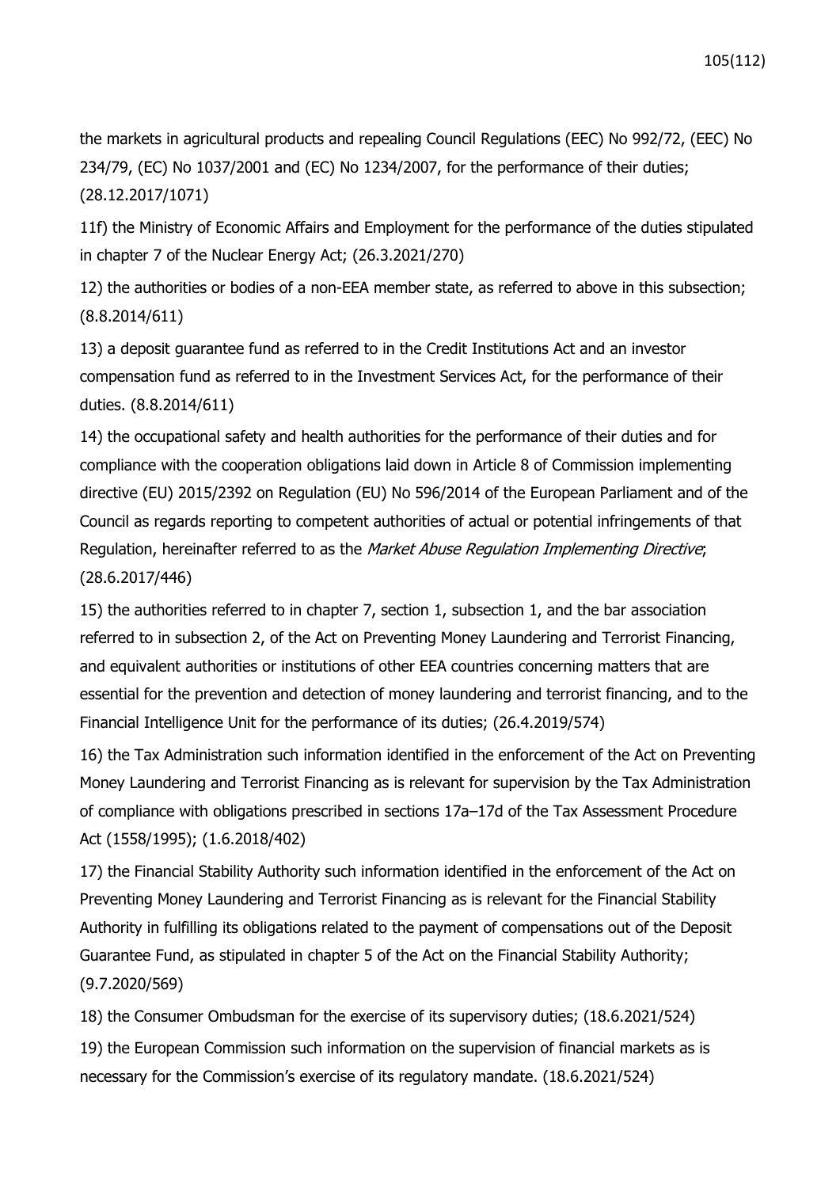the markets in agricultural products and repealing Council Regulations (EEC) No 992/72, (EEC) No 234/79, (EC) No 1037/2001 and (EC) No 1234/2007, for the performance of their duties; (28.12.2017/1071)

11f) the Ministry of Economic Affairs and Employment for the performance of the duties stipulated in chapter 7 of the Nuclear Energy Act; (26.3.2021/270)

12) the authorities or bodies of a non-EEA member state, as referred to above in this subsection; (8.8.2014/611)

13) a deposit guarantee fund as referred to in the Credit Institutions Act and an investor compensation fund as referred to in the Investment Services Act, for the performance of their duties. (8.8.2014/611)

14) the occupational safety and health authorities for the performance of their duties and for compliance with the cooperation obligations laid down in Article 8 of Commission implementing directive (EU) 2015/2392 on Regulation (EU) No 596/2014 of the European Parliament and of the Council as regards reporting to competent authorities of actual or potential infringements of that Regulation, hereinafter referred to as the *Market Abuse Regulation Implementing Directive*; (28.6.2017/446)

15) the authorities referred to in chapter 7, section 1, subsection 1, and the bar association referred to in subsection 2, of the Act on Preventing Money Laundering and Terrorist Financing, and equivalent authorities or institutions of other EEA countries concerning matters that are essential for the prevention and detection of money laundering and terrorist financing, and to the Financial Intelligence Unit for the performance of its duties; (26.4.2019/574)

16) the Tax Administration such information identified in the enforcement of the Act on Preventing Money Laundering and Terrorist Financing as is relevant for supervision by the Tax Administration of compliance with obligations prescribed in sections 17a–17d of the Tax Assessment Procedure Act (1558/1995); (1.6.2018/402)

17) the Financial Stability Authority such information identified in the enforcement of the Act on Preventing Money Laundering and Terrorist Financing as is relevant for the Financial Stability Authority in fulfilling its obligations related to the payment of compensations out of the Deposit Guarantee Fund, as stipulated in chapter 5 of the Act on the Financial Stability Authority; (9.7.2020/569)

18) the Consumer Ombudsman for the exercise of its supervisory duties; (18.6.2021/524)

19) the European Commission such information on the supervision of financial markets as is necessary for the Commission's exercise of its regulatory mandate. (18.6.2021/524)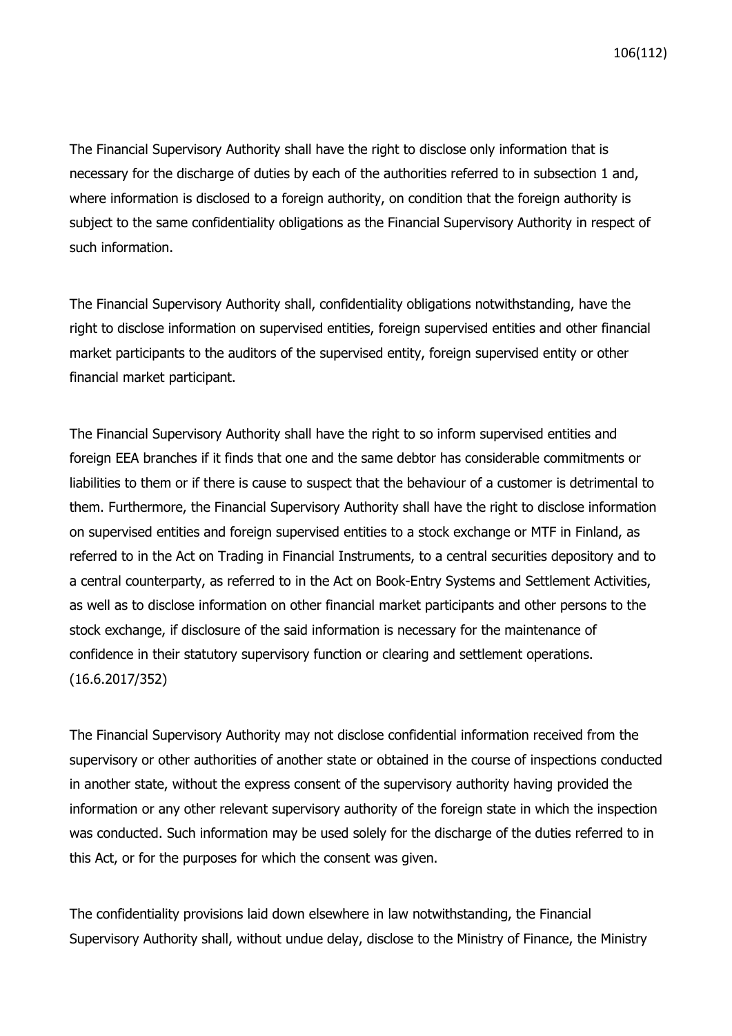The Financial Supervisory Authority shall have the right to disclose only information that is necessary for the discharge of duties by each of the authorities referred to in subsection 1 and, where information is disclosed to a foreign authority, on condition that the foreign authority is subject to the same confidentiality obligations as the Financial Supervisory Authority in respect of such information.

The Financial Supervisory Authority shall, confidentiality obligations notwithstanding, have the right to disclose information on supervised entities, foreign supervised entities and other financial market participants to the auditors of the supervised entity, foreign supervised entity or other financial market participant.

The Financial Supervisory Authority shall have the right to so inform supervised entities and foreign EEA branches if it finds that one and the same debtor has considerable commitments or liabilities to them or if there is cause to suspect that the behaviour of a customer is detrimental to them. Furthermore, the Financial Supervisory Authority shall have the right to disclose information on supervised entities and foreign supervised entities to a stock exchange or MTF in Finland, as referred to in the Act on Trading in Financial Instruments, to a central securities depository and to a central counterparty, as referred to in the Act on Book-Entry Systems and Settlement Activities, as well as to disclose information on other financial market participants and other persons to the stock exchange, if disclosure of the said information is necessary for the maintenance of confidence in their statutory supervisory function or clearing and settlement operations. (16.6.2017/352)

The Financial Supervisory Authority may not disclose confidential information received from the supervisory or other authorities of another state or obtained in the course of inspections conducted in another state, without the express consent of the supervisory authority having provided the information or any other relevant supervisory authority of the foreign state in which the inspection was conducted. Such information may be used solely for the discharge of the duties referred to in this Act, or for the purposes for which the consent was given.

The confidentiality provisions laid down elsewhere in law notwithstanding, the Financial Supervisory Authority shall, without undue delay, disclose to the Ministry of Finance, the Ministry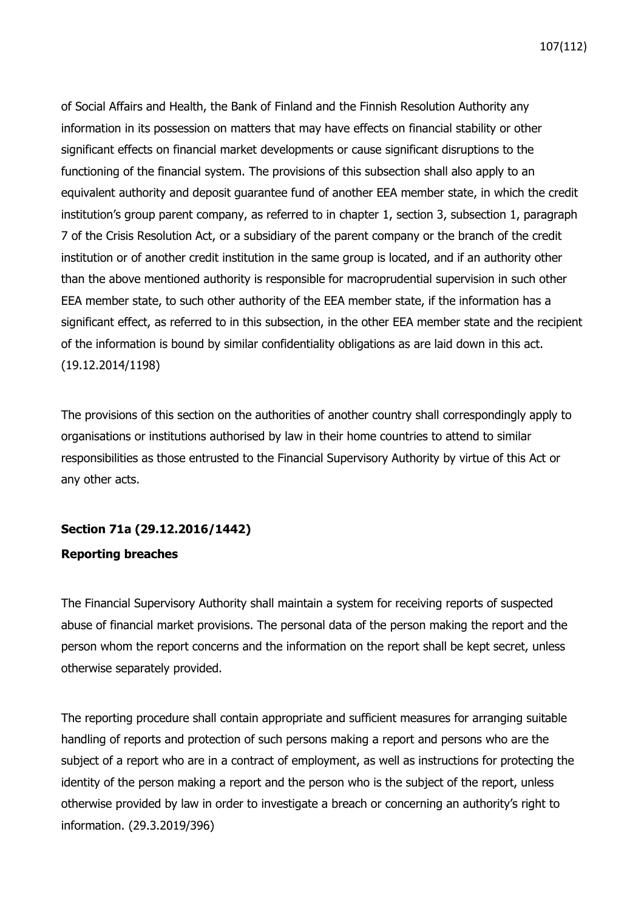of Social Affairs and Health, the Bank of Finland and the Finnish Resolution Authority any information in its possession on matters that may have effects on financial stability or other significant effects on financial market developments or cause significant disruptions to the functioning of the financial system. The provisions of this subsection shall also apply to an equivalent authority and deposit guarantee fund of another EEA member state, in which the credit institution's group parent company, as referred to in chapter 1, section 3, subsection 1, paragraph 7 of the Crisis Resolution Act, or a subsidiary of the parent company or the branch of the credit institution or of another credit institution in the same group is located, and if an authority other than the above mentioned authority is responsible for macroprudential supervision in such other EEA member state, to such other authority of the EEA member state, if the information has a significant effect, as referred to in this subsection, in the other EEA member state and the recipient of the information is bound by similar confidentiality obligations as are laid down in this act. (19.12.2014/1198)

The provisions of this section on the authorities of another country shall correspondingly apply to organisations or institutions authorised by law in their home countries to attend to similar responsibilities as those entrusted to the Financial Supervisory Authority by virtue of this Act or any other acts.

**Section 71a (29.12.2016/1442)**

**Reporting breaches**

The Financial Supervisory Authority shall maintain a system for receiving reports of suspected abuse of financial market provisions. The personal data of the person making the report and the person whom the report concerns and the information on the report shall be kept secret, unless otherwise separately provided.

The reporting procedure shall contain appropriate and sufficient measures for arranging suitable handling of reports and protection of such persons making a report and persons who are the subject of a report who are in a contract of employment, as well as instructions for protecting the identity of the person making a report and the person who is the subject of the report, unless otherwise provided by law in order to investigate a breach or concerning an authority's right to information. (29.3.2019/396)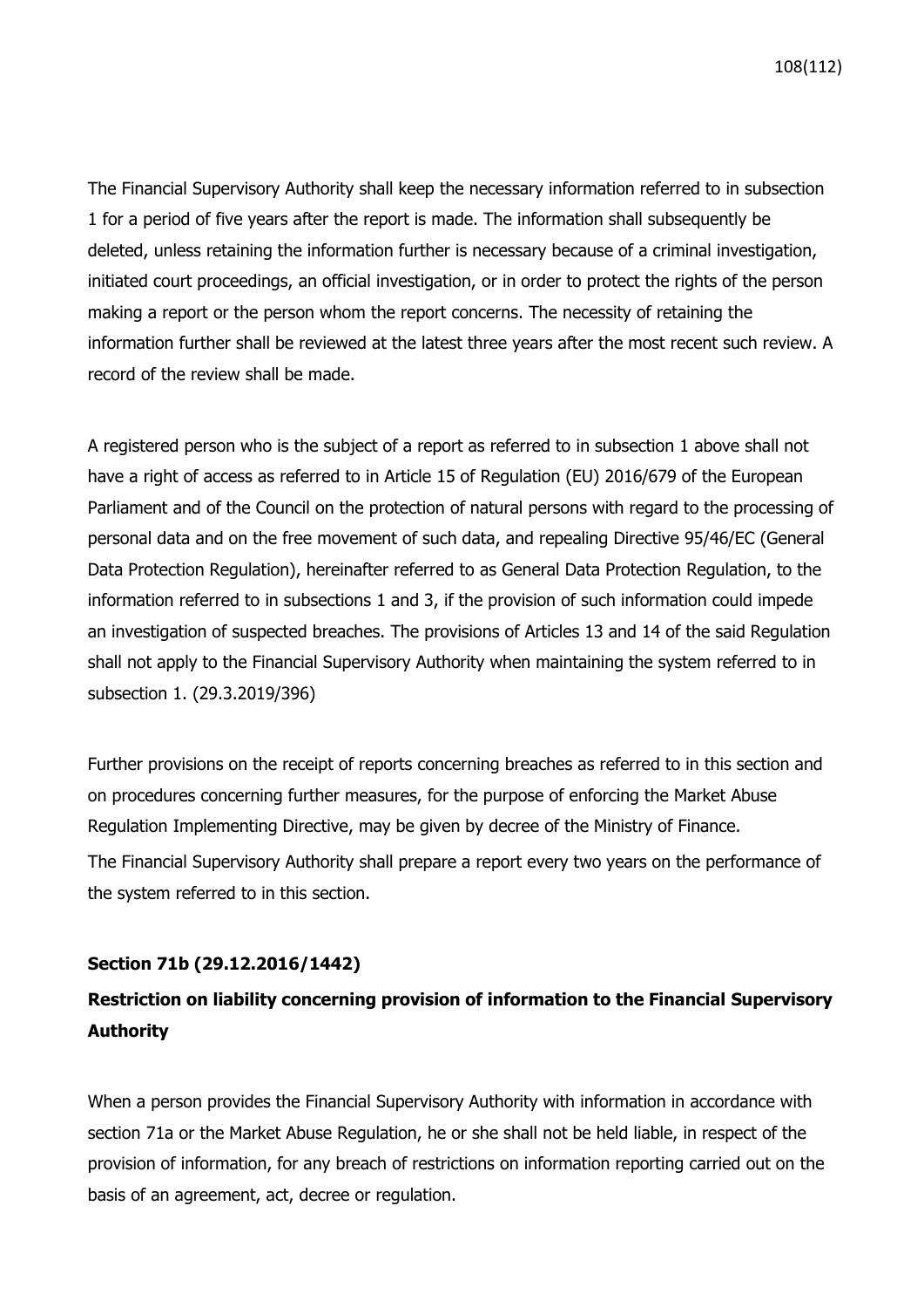The Financial Supervisory Authority shall keep the necessary information referred to in subsection 1 for a period of five years after the report is made. The information shall subsequently be deleted, unless retaining the information further is necessary because of a criminal investigation, initiated court proceedings, an official investigation, or in order to protect the rights of the person making a report or the person whom the report concerns. The necessity of retaining the information further shall be reviewed at the latest three years after the most recent such review. A record of the review shall be made.

A registered person who is the subject of a report as referred to in subsection 1 above shall not have a right of access as referred to in Article 15 of Regulation (EU) 2016/679 of the European Parliament and of the Council on the protection of natural persons with regard to the processing of personal data and on the free movement of such data, and repealing Directive 95/46/EC (General Data Protection Regulation), hereinafter referred to as General Data Protection Regulation, to the information referred to in subsections 1 and 3, if the provision of such information could impede an investigation of suspected breaches. The provisions of Articles 13 and 14 of the said Regulation shall not apply to the Financial Supervisory Authority when maintaining the system referred to in subsection 1. (29.3.2019/396)

Further provisions on the receipt of reports concerning breaches as referred to in this section and on procedures concerning further measures, for the purpose of enforcing the Market Abuse Regulation Implementing Directive, may be given by decree of the Ministry of Finance.

The Financial Supervisory Authority shall prepare a report every two years on the performance of the system referred to in this section.

**Section 71b (29.12.2016/1442)**

**Restriction on liability concerning provision of information to the Financial Supervisory Authority**

When a person provides the Financial Supervisory Authority with information in accordance with section 71a or the Market Abuse Regulation, he or she shall not be held liable, in respect of the provision of information, for any breach of restrictions on information reporting carried out on the basis of an agreement, act, decree or regulation.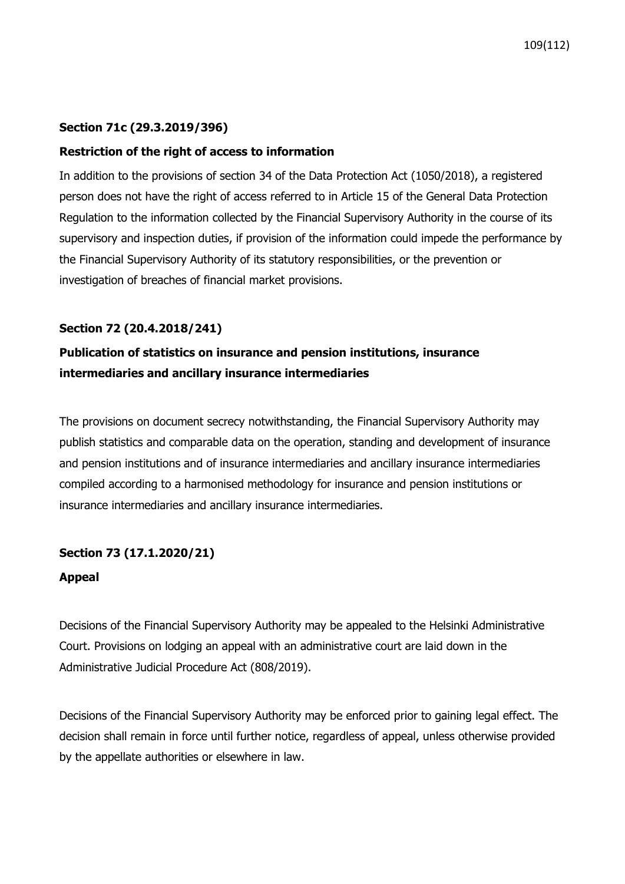**Section 71c (29.3.2019/396)**

**Restriction of the right of access to information**

In addition to the provisions of section 34 of the Data Protection Act (1050/2018), a registered person does not have the right of access referred to in Article 15 of the General Data Protection Regulation to the information collected by the Financial Supervisory Authority in the course of its supervisory and inspection duties, if provision of the information could impede the performance by the Financial Supervisory Authority of its statutory responsibilities, or the prevention or investigation of breaches of financial market provisions.

**Section 72 (20.4.2018/241)**

**Publication of statistics on insurance and pension institutions, insurance intermediaries and ancillary insurance intermediaries**

The provisions on document secrecy notwithstanding, the Financial Supervisory Authority may publish statistics and comparable data on the operation, standing and development of insurance and pension institutions and of insurance intermediaries and ancillary insurance intermediaries compiled according to a harmonised methodology for insurance and pension institutions or insurance intermediaries and ancillary insurance intermediaries.

**Section 73 (17.1.2020/21)**

**Appeal**

Decisions of the Financial Supervisory Authority may be appealed to the Helsinki Administrative Court. Provisions on lodging an appeal with an administrative court are laid down in the Administrative Judicial Procedure Act (808/2019).

Decisions of the Financial Supervisory Authority may be enforced prior to gaining legal effect. The decision shall remain in force until further notice, regardless of appeal, unless otherwise provided by the appellate authorities or elsewhere in law.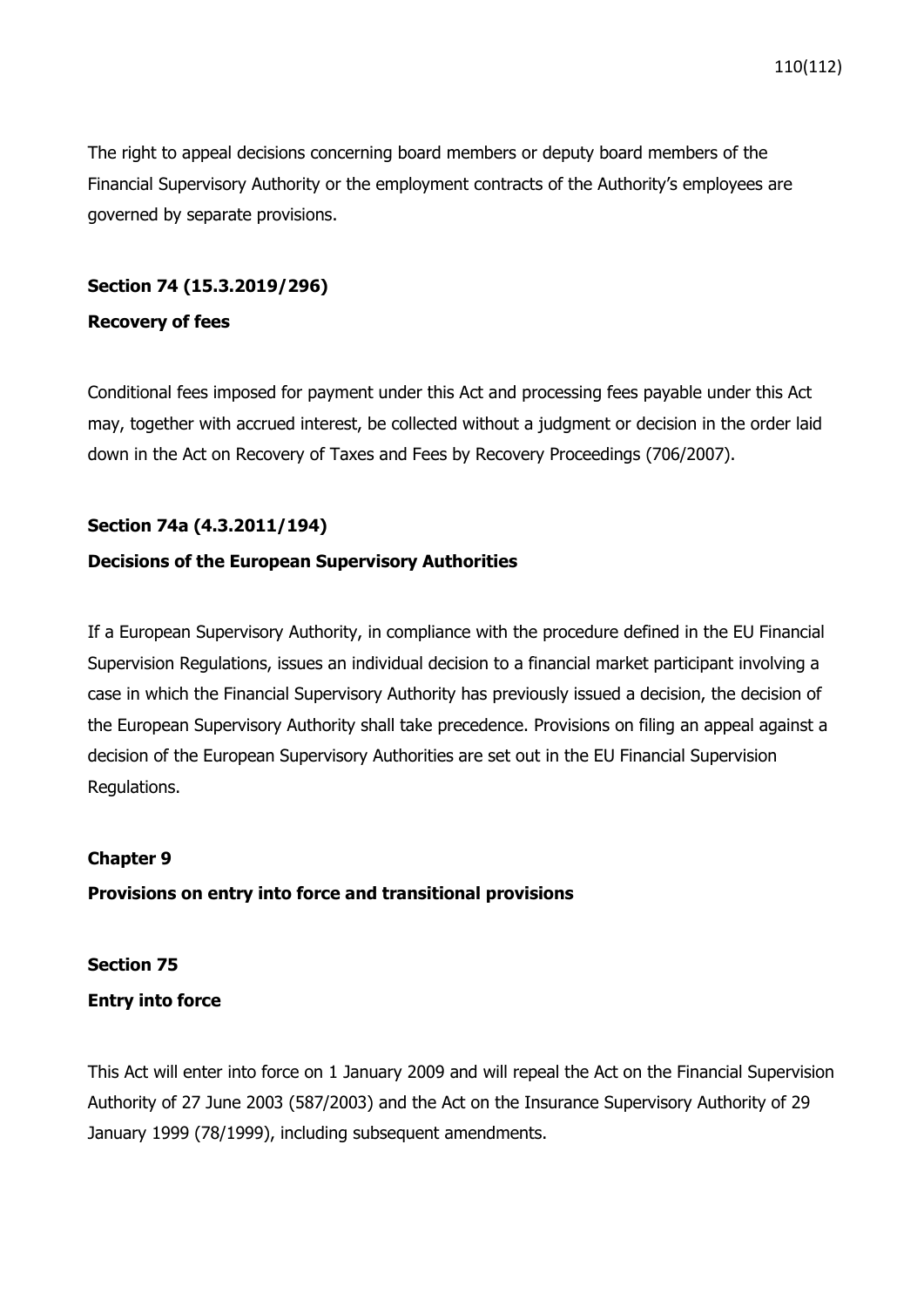The right to appeal decisions concerning board members or deputy board members of the Financial Supervisory Authority or the employment contracts of the Authority's employees are governed by separate provisions.

**Section 74 (15.3.2019/296)**

**Recovery of fees**

Conditional fees imposed for payment under this Act and processing fees payable under this Act may, together with accrued interest, be collected without a judgment or decision in the order laid down in the Act on Recovery of Taxes and Fees by Recovery Proceedings (706/2007).

**Section 74a (4.3.2011/194)**

**Decisions of the European Supervisory Authorities**

If a European Supervisory Authority, in compliance with the procedure defined in the EU Financial Supervision Regulations, issues an individual decision to a financial market participant involving a case in which the Financial Supervisory Authority has previously issued a decision, the decision of the European Supervisory Authority shall take precedence. Provisions on filing an appeal against a decision of the European Supervisory Authorities are set out in the EU Financial Supervision Regulations.

## Chapter 9

## Provisions on entry into force and transitional provisions

**Section 75**

**Entry into force**

This Act will enter into force on 1 January 2009 and will repeal the Act on the Financial Supervision Authority of 27 June 2003 (587/2003) and the Act on the Insurance Supervisory Authority of 29 January 1999 (78/1999), including subsequent amendments.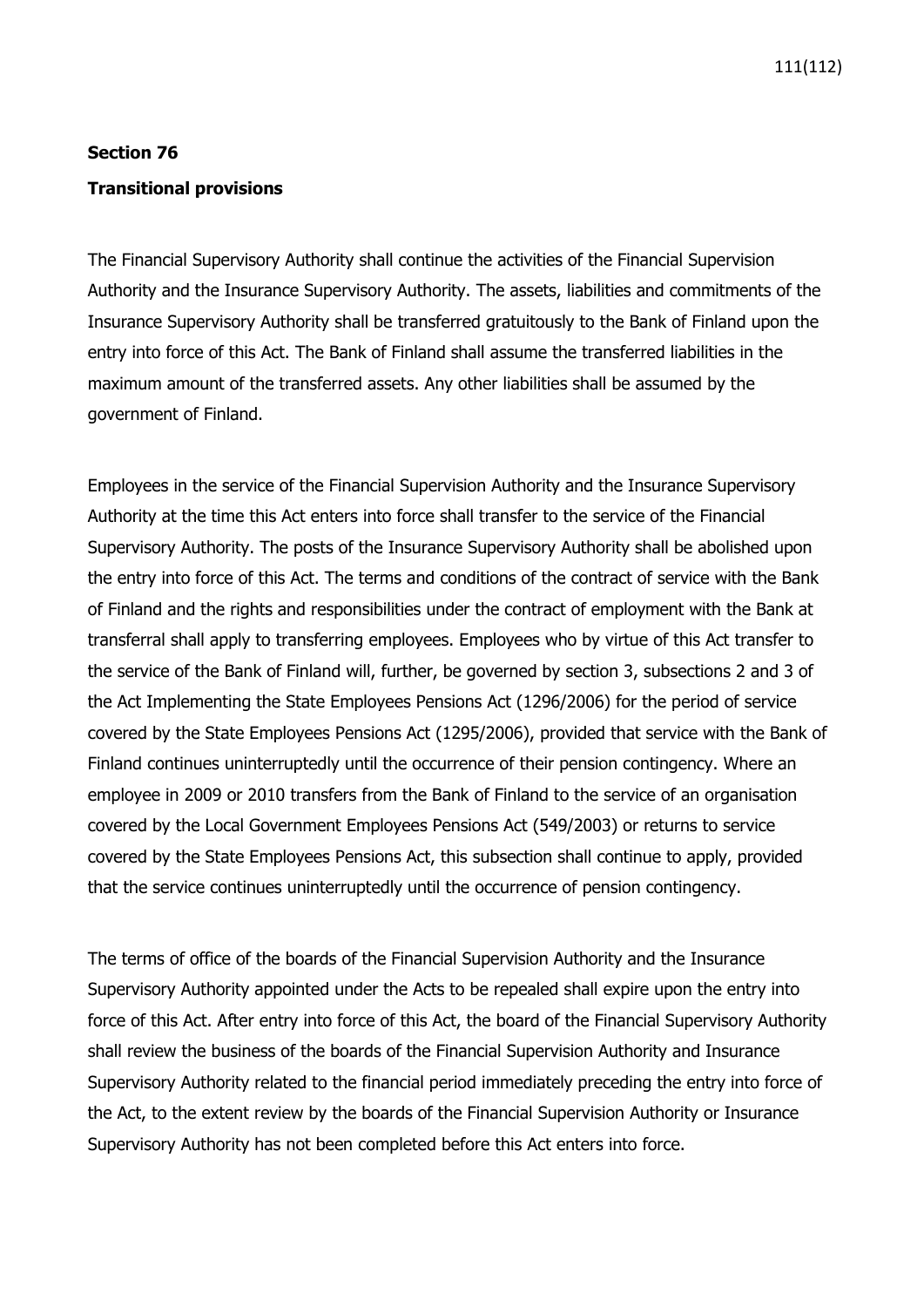**Section 76**

**Transitional provisions**

The Financial Supervisory Authority shall continue the activities of the Financial Supervision Authority and the Insurance Supervisory Authority. The assets, liabilities and commitments of the Insurance Supervisory Authority shall be transferred gratuitously to the Bank of Finland upon the entry into force of this Act. The Bank of Finland shall assume the transferred liabilities in the maximum amount of the transferred assets. Any other liabilities shall be assumed by the government of Finland.

Employees in the service of the Financial Supervision Authority and the Insurance Supervisory Authority at the time this Act enters into force shall transfer to the service of the Financial Supervisory Authority. The posts of the Insurance Supervisory Authority shall be abolished upon the entry into force of this Act. The terms and conditions of the contract of service with the Bank of Finland and the rights and responsibilities under the contract of employment with the Bank at transferral shall apply to transferring employees. Employees who by virtue of this Act transfer to the service of the Bank of Finland will, further, be governed by section 3, subsections 2 and 3 of the Act Implementing the State Employees Pensions Act (1296/2006) for the period of service covered by the State Employees Pensions Act (1295/2006), provided that service with the Bank of Finland continues uninterruptedly until the occurrence of their pension contingency. Where an employee in 2009 or 2010 transfers from the Bank of Finland to the service of an organisation covered by the Local Government Employees Pensions Act (549/2003) or returns to service covered by the State Employees Pensions Act, this subsection shall continue to apply, provided that the service continues uninterruptedly until the occurrence of pension contingency.

The terms of office of the boards of the Financial Supervision Authority and the Insurance Supervisory Authority appointed under the Acts to be repealed shall expire upon the entry into force of this Act. After entry into force of this Act, the board of the Financial Supervisory Authority shall review the business of the boards of the Financial Supervision Authority and Insurance Supervisory Authority related to the financial period immediately preceding the entry into force of the Act, to the extent review by the boards of the Financial Supervision Authority or Insurance Supervisory Authority has not been completed before this Act enters into force.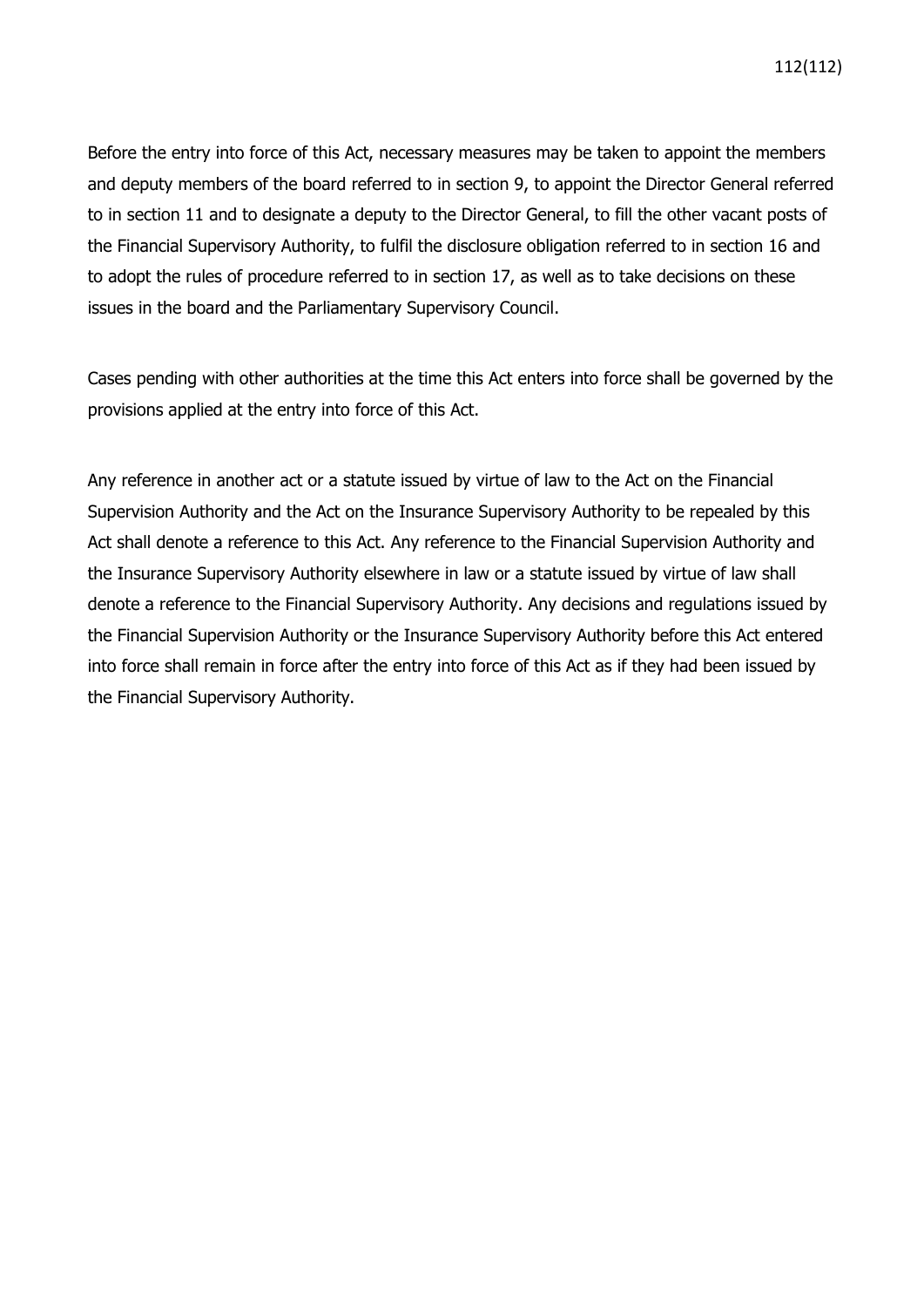Before the entry into force of this Act, necessary measures may be taken to appoint the members and deputy members of the board referred to in section 9, to appoint the Director General referred to in section 11 and to designate a deputy to the Director General, to fill the other vacant posts of the Financial Supervisory Authority, to fulfil the disclosure obligation referred to in section 16 and to adopt the rules of procedure referred to in section 17, as well as to take decisions on these issues in the board and the Parliamentary Supervisory Council.

Cases pending with other authorities at the time this Act enters into force shall be governed by the provisions applied at the entry into force of this Act.

Any reference in another act or a statute issued by virtue of law to the Act on the Financial Supervision Authority and the Act on the Insurance Supervisory Authority to be repealed by this Act shall denote a reference to this Act. Any reference to the Financial Supervision Authority and the Insurance Supervisory Authority elsewhere in law or a statute issued by virtue of law shall denote a reference to the Financial Supervisory Authority. Any decisions and regulations issued by the Financial Supervision Authority or the Insurance Supervisory Authority before this Act entered into force shall remain in force after the entry into force of this Act as if they had been issued by the Financial Supervisory Authority.